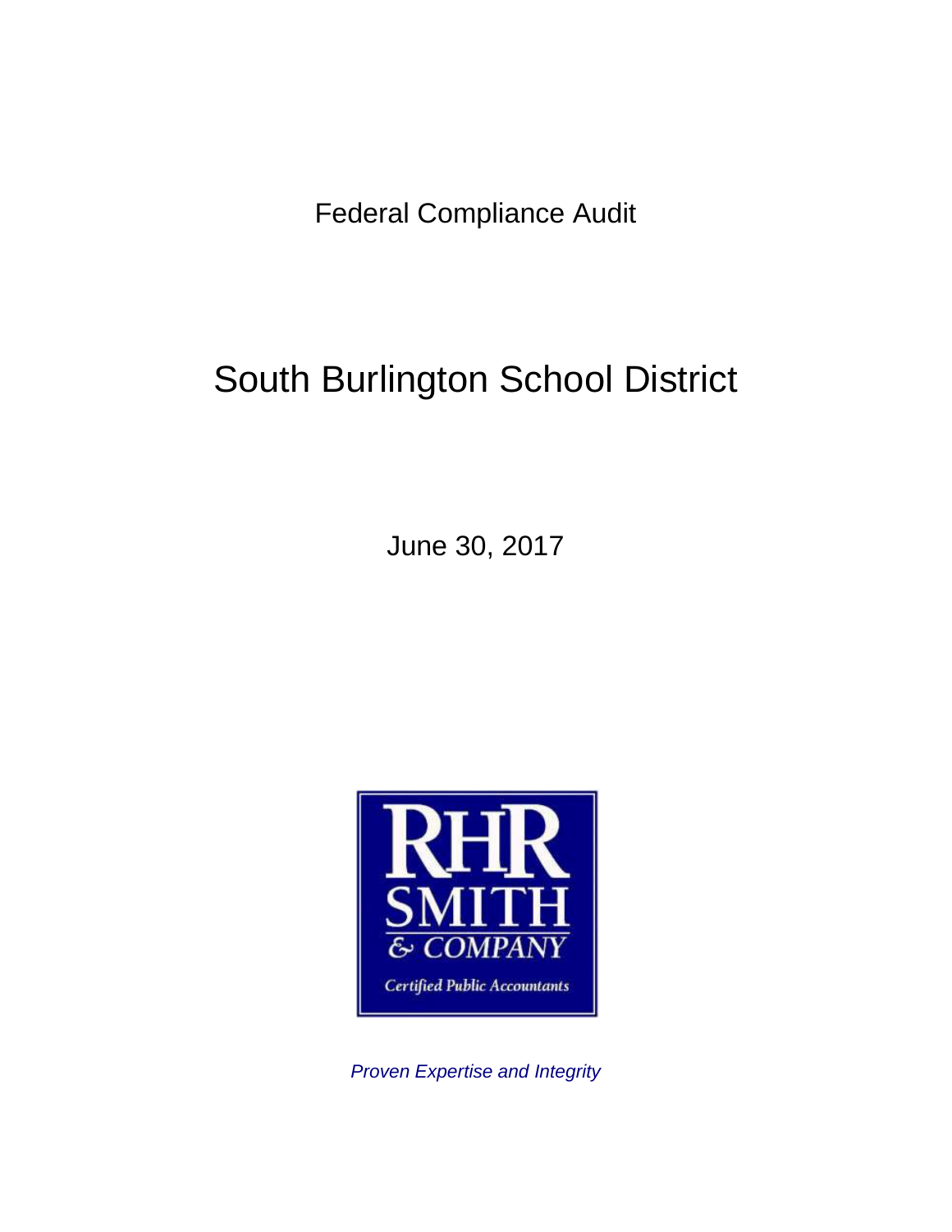Federal Compliance Audit

# South Burlington School District

June 30, 2017

RHR SMITH & COMPANY

Certified Public Accountants

*Proven Expertise and Integrity*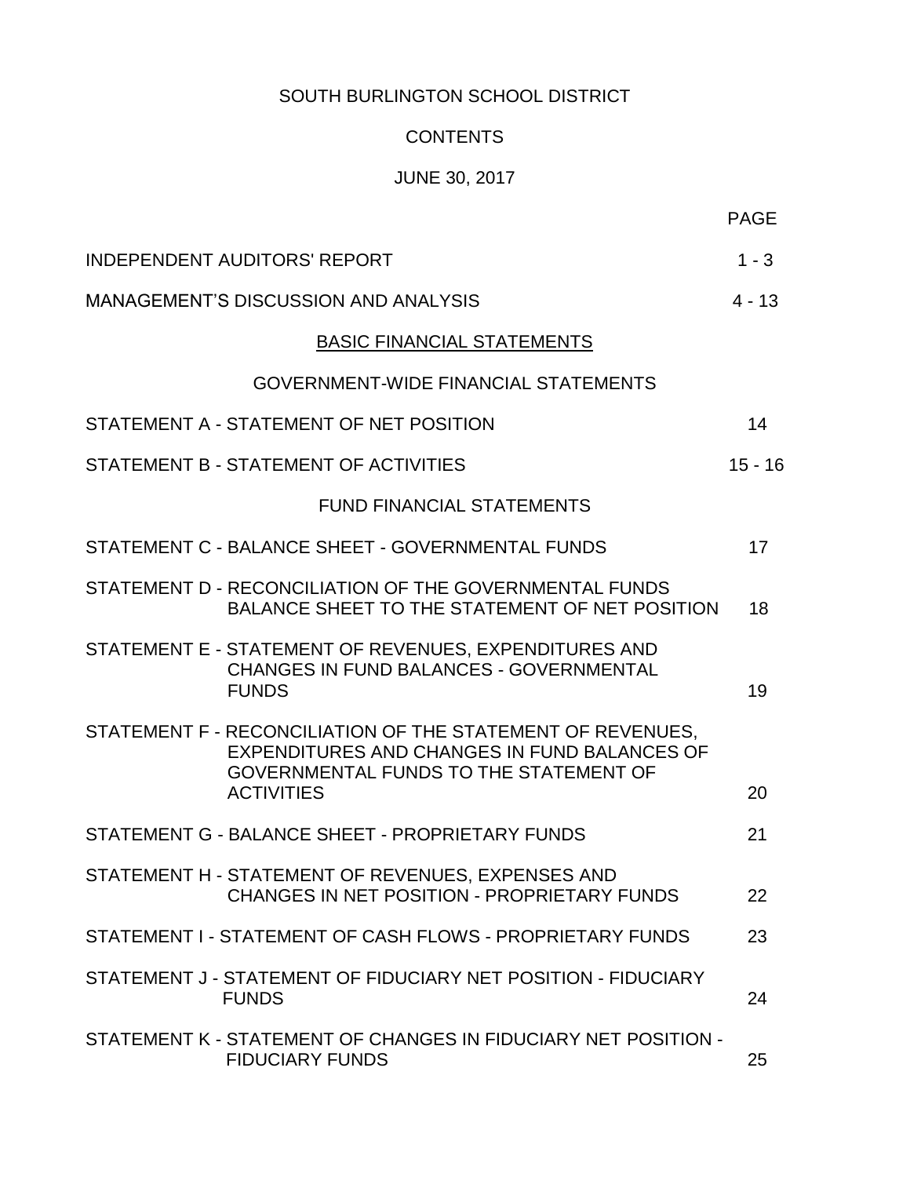# SOUTH BURLINGTON SCHOOL DISTRICT

## CONTENTS

### JUNE 30, 2017

| | PAGE |
|---|---|
| INDEPENDENT AUDITORS' REPORT | 1 - 3 |
| MANAGEMENT'S DISCUSSION AND ANALYSIS | 4 - 13 |
| **BASIC FINANCIAL STATEMENTS** | |
| GOVERNMENT-WIDE FINANCIAL STATEMENTS | |
| STATEMENT A - STATEMENT OF NET POSITION | 14 |
| STATEMENT B - STATEMENT OF ACTIVITIES | 15 - 16 |
| FUND FINANCIAL STATEMENTS | |
| STATEMENT C - BALANCE SHEET - GOVERNMENTAL FUNDS | 17 |
| STATEMENT D - RECONCILIATION OF THE GOVERNMENTAL FUNDS BALANCE SHEET TO THE STATEMENT OF NET POSITION | 18 |
| STATEMENT E - STATEMENT OF REVENUES, EXPENDITURES AND CHANGES IN FUND BALANCES - GOVERNMENTAL FUNDS | 19 |
| STATEMENT F - RECONCILIATION OF THE STATEMENT OF REVENUES, EXPENDITURES AND CHANGES IN FUND BALANCES OF GOVERNMENTAL FUNDS TO THE STATEMENT OF ACTIVITIES | 20 |
| STATEMENT G - BALANCE SHEET - PROPRIETARY FUNDS | 21 |
| STATEMENT H - STATEMENT OF REVENUES, EXPENSES AND CHANGES IN NET POSITION - PROPRIETARY FUNDS | 22 |
| STATEMENT I - STATEMENT OF CASH FLOWS - PROPRIETARY FUNDS | 23 |
| STATEMENT J - STATEMENT OF FIDUCIARY NET POSITION - FIDUCIARY FUNDS | 24 |
| STATEMENT K - STATEMENT OF CHANGES IN FIDUCIARY NET POSITION - FIDUCIARY FUNDS | 25 |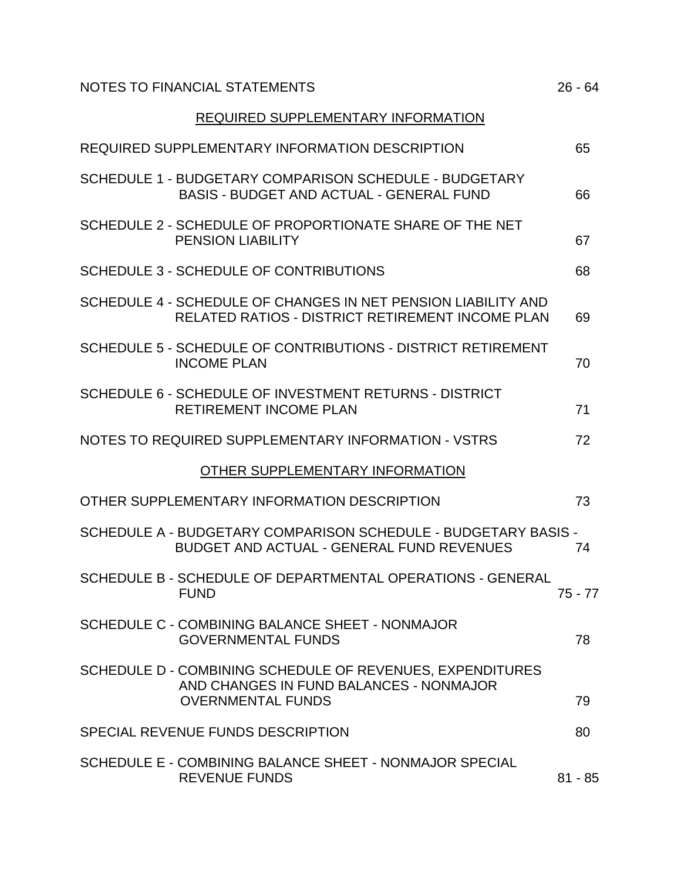| | |
|---|---|
| NOTES TO FINANCIAL STATEMENTS | 26 - 64 |

## REQUIRED SUPPLEMENTARY INFORMATION

| | |
|---|---|
| REQUIRED SUPPLEMENTARY INFORMATION DESCRIPTION | 65 |
| SCHEDULE 1 - BUDGETARY COMPARISON SCHEDULE - BUDGETARY BASIS - BUDGET AND ACTUAL - GENERAL FUND | 66 |
| SCHEDULE 2 - SCHEDULE OF PROPORTIONATE SHARE OF THE NET PENSION LIABILITY | 67 |
| SCHEDULE 3 - SCHEDULE OF CONTRIBUTIONS | 68 |
| SCHEDULE 4 - SCHEDULE OF CHANGES IN NET PENSION LIABILITY AND RELATED RATIOS - DISTRICT RETIREMENT INCOME PLAN | 69 |
| SCHEDULE 5 - SCHEDULE OF CONTRIBUTIONS - DISTRICT RETIREMENT INCOME PLAN | 70 |
| SCHEDULE 6 - SCHEDULE OF INVESTMENT RETURNS - DISTRICT RETIREMENT INCOME PLAN | 71 |
| NOTES TO REQUIRED SUPPLEMENTARY INFORMATION - VSTRS | 72 |

## OTHER SUPPLEMENTARY INFORMATION

| | |
|---|---|
| OTHER SUPPLEMENTARY INFORMATION DESCRIPTION | 73 |
| SCHEDULE A - BUDGETARY COMPARISON SCHEDULE - BUDGETARY BASIS - BUDGET AND ACTUAL - GENERAL FUND REVENUES | 74 |
| SCHEDULE B - SCHEDULE OF DEPARTMENTAL OPERATIONS - GENERAL FUND | 75 - 77 |
| SCHEDULE C - COMBINING BALANCE SHEET - NONMAJOR GOVERNMENTAL FUNDS | 78 |
| SCHEDULE D - COMBINING SCHEDULE OF REVENUES, EXPENDITURES AND CHANGES IN FUND BALANCES - NONMAJOR OVERNMENTAL FUNDS | 79 |
| SPECIAL REVENUE FUNDS DESCRIPTION | 80 |
| SCHEDULE E - COMBINING BALANCE SHEET - NONMAJOR SPECIAL REVENUE FUNDS | 81 - 85 |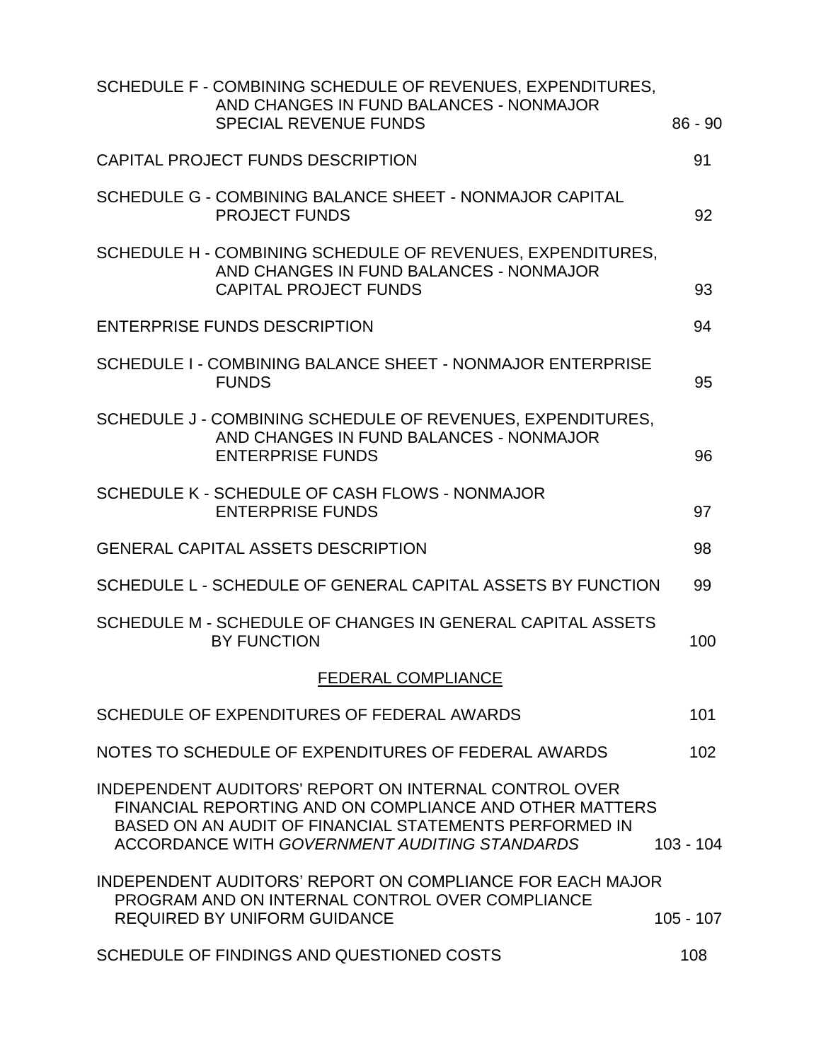| | |
|---|---|
| SCHEDULE F - COMBINING SCHEDULE OF REVENUES, EXPENDITURES, AND CHANGES IN FUND BALANCES - NONMAJOR SPECIAL REVENUE FUNDS | 86 - 90 |
| CAPITAL PROJECT FUNDS DESCRIPTION | 91 |
| SCHEDULE G - COMBINING BALANCE SHEET - NONMAJOR CAPITAL PROJECT FUNDS | 92 |
| SCHEDULE H - COMBINING SCHEDULE OF REVENUES, EXPENDITURES, AND CHANGES IN FUND BALANCES - NONMAJOR CAPITAL PROJECT FUNDS | 93 |
| ENTERPRISE FUNDS DESCRIPTION | 94 |
| SCHEDULE I - COMBINING BALANCE SHEET - NONMAJOR ENTERPRISE FUNDS | 95 |
| SCHEDULE J - COMBINING SCHEDULE OF REVENUES, EXPENDITURES, AND CHANGES IN FUND BALANCES - NONMAJOR ENTERPRISE FUNDS | 96 |
| SCHEDULE K - SCHEDULE OF CASH FLOWS - NONMAJOR ENTERPRISE FUNDS | 97 |
| GENERAL CAPITAL ASSETS DESCRIPTION | 98 |
| SCHEDULE L - SCHEDULE OF GENERAL CAPITAL ASSETS BY FUNCTION | 99 |
| SCHEDULE M - SCHEDULE OF CHANGES IN GENERAL CAPITAL ASSETS BY FUNCTION | 100 |

## FEDERAL COMPLIANCE

| | |
|---|---|
| SCHEDULE OF EXPENDITURES OF FEDERAL AWARDS | 101 |
| NOTES TO SCHEDULE OF EXPENDITURES OF FEDERAL AWARDS | 102 |
| INDEPENDENT AUDITORS' REPORT ON INTERNAL CONTROL OVER FINANCIAL REPORTING AND ON COMPLIANCE AND OTHER MATTERS BASED ON AN AUDIT OF FINANCIAL STATEMENTS PERFORMED IN ACCORDANCE WITH *GOVERNMENT AUDITING STANDARDS* | 103 - 104 |
| INDEPENDENT AUDITORS' REPORT ON COMPLIANCE FOR EACH MAJOR PROGRAM AND ON INTERNAL CONTROL OVER COMPLIANCE REQUIRED BY UNIFORM GUIDANCE | 105 - 107 |
| SCHEDULE OF FINDINGS AND QUESTIONED COSTS | 108 |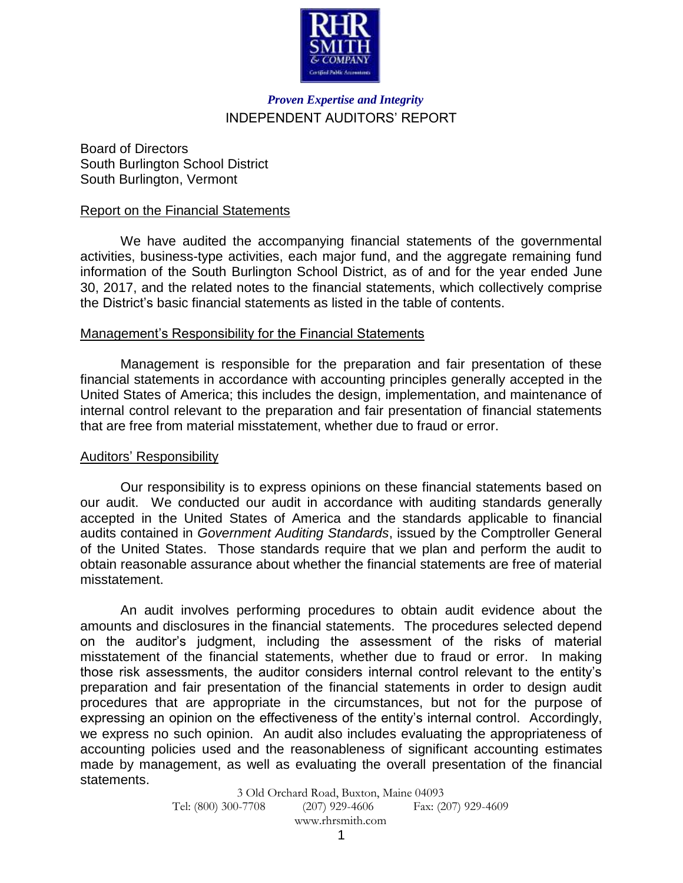*Proven Expertise and Integrity*

# INDEPENDENT AUDITORS' REPORT

Board of Directors
South Burlington School District
South Burlington, Vermont

## Report on the Financial Statements

We have audited the accompanying financial statements of the governmental activities, business-type activities, each major fund, and the aggregate remaining fund information of the South Burlington School District, as of and for the year ended June 30, 2017, and the related notes to the financial statements, which collectively comprise the District's basic financial statements as listed in the table of contents.

## Management's Responsibility for the Financial Statements

Management is responsible for the preparation and fair presentation of these financial statements in accordance with accounting principles generally accepted in the United States of America; this includes the design, implementation, and maintenance of internal control relevant to the preparation and fair presentation of financial statements that are free from material misstatement, whether due to fraud or error.

## Auditors' Responsibility

Our responsibility is to express opinions on these financial statements based on our audit. We conducted our audit in accordance with auditing standards generally accepted in the United States of America and the standards applicable to financial audits contained in *Government Auditing Standards*, issued by the Comptroller General of the United States. Those standards require that we plan and perform the audit to obtain reasonable assurance about whether the financial statements are free of material misstatement.

An audit involves performing procedures to obtain audit evidence about the amounts and disclosures in the financial statements. The procedures selected depend on the auditor's judgment, including the assessment of the risks of material misstatement of the financial statements, whether due to fraud or error. In making those risk assessments, the auditor considers internal control relevant to the entity's preparation and fair presentation of the financial statements in order to design audit procedures that are appropriate in the circumstances, but not for the purpose of expressing an opinion on the effectiveness of the entity's internal control. Accordingly, we express no such opinion. An audit also includes evaluating the appropriateness of accounting policies used and the reasonableness of significant accounting estimates made by management, as well as evaluating the overall presentation of the financial statements.

3 Old Orchard Road, Buxton, Maine 04093
Tel: (800) 300-7708 (207) 929-4606 Fax: (207) 929-4609
www.rhrsmith.com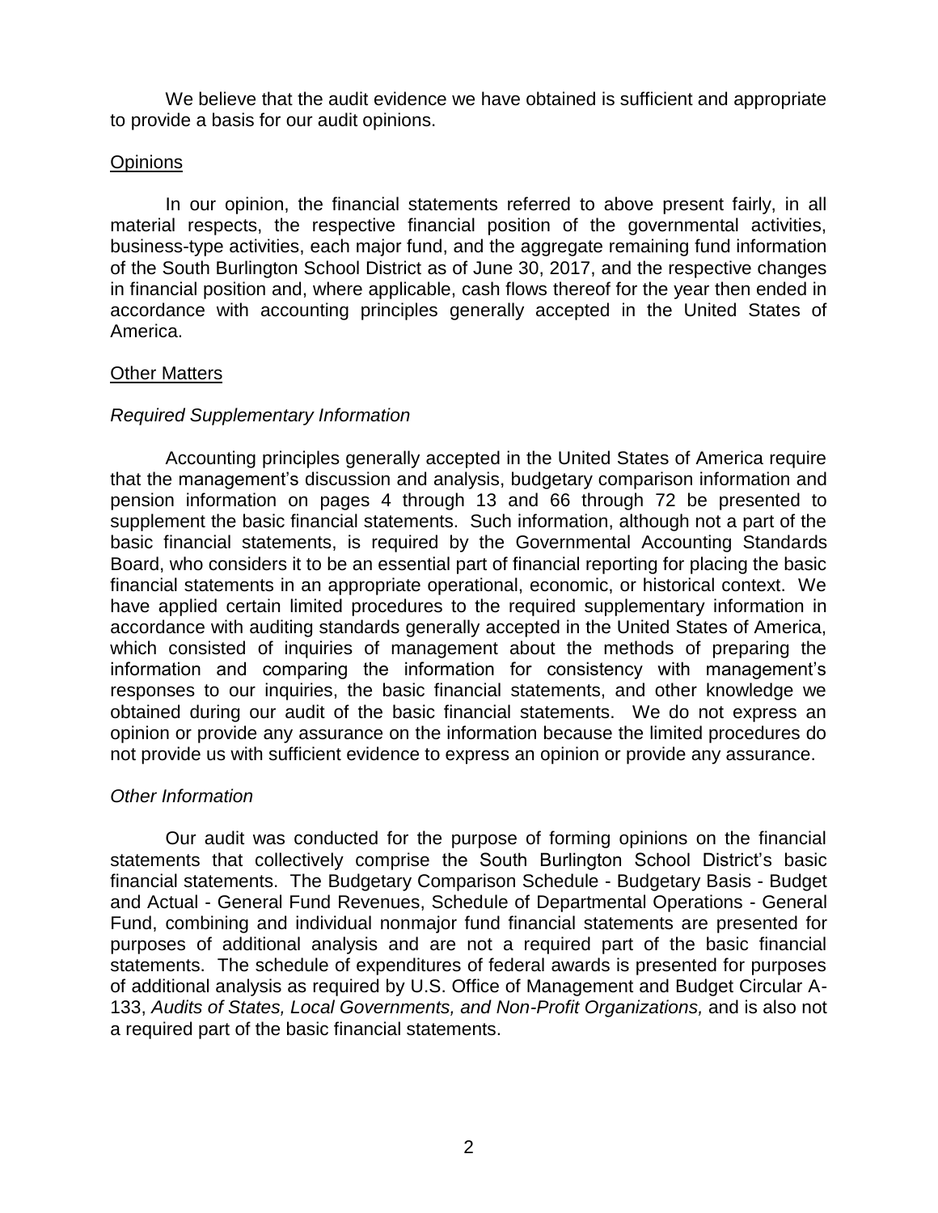We believe that the audit evidence we have obtained is sufficient and appropriate to provide a basis for our audit opinions.

## Opinions

In our opinion, the financial statements referred to above present fairly, in all material respects, the respective financial position of the governmental activities, business-type activities, each major fund, and the aggregate remaining fund information of the South Burlington School District as of June 30, 2017, and the respective changes in financial position and, where applicable, cash flows thereof for the year then ended in accordance with accounting principles generally accepted in the United States of America.

## Other Matters

### *Required Supplementary Information*

Accounting principles generally accepted in the United States of America require that the management's discussion and analysis, budgetary comparison information and pension information on pages 4 through 13 and 66 through 72 be presented to supplement the basic financial statements. Such information, although not a part of the basic financial statements, is required by the Governmental Accounting Standards Board, who considers it to be an essential part of financial reporting for placing the basic financial statements in an appropriate operational, economic, or historical context. We have applied certain limited procedures to the required supplementary information in accordance with auditing standards generally accepted in the United States of America, which consisted of inquiries of management about the methods of preparing the information and comparing the information for consistency with management's responses to our inquiries, the basic financial statements, and other knowledge we obtained during our audit of the basic financial statements. We do not express an opinion or provide any assurance on the information because the limited procedures do not provide us with sufficient evidence to express an opinion or provide any assurance.

### *Other Information*

Our audit was conducted for the purpose of forming opinions on the financial statements that collectively comprise the South Burlington School District's basic financial statements. The Budgetary Comparison Schedule - Budgetary Basis - Budget and Actual - General Fund Revenues, Schedule of Departmental Operations - General Fund, combining and individual nonmajor fund financial statements are presented for purposes of additional analysis and are not a required part of the basic financial statements. The schedule of expenditures of federal awards is presented for purposes of additional analysis as required by U.S. Office of Management and Budget Circular A-133, *Audits of States, Local Governments, and Non-Profit Organizations,* and is also not a required part of the basic financial statements.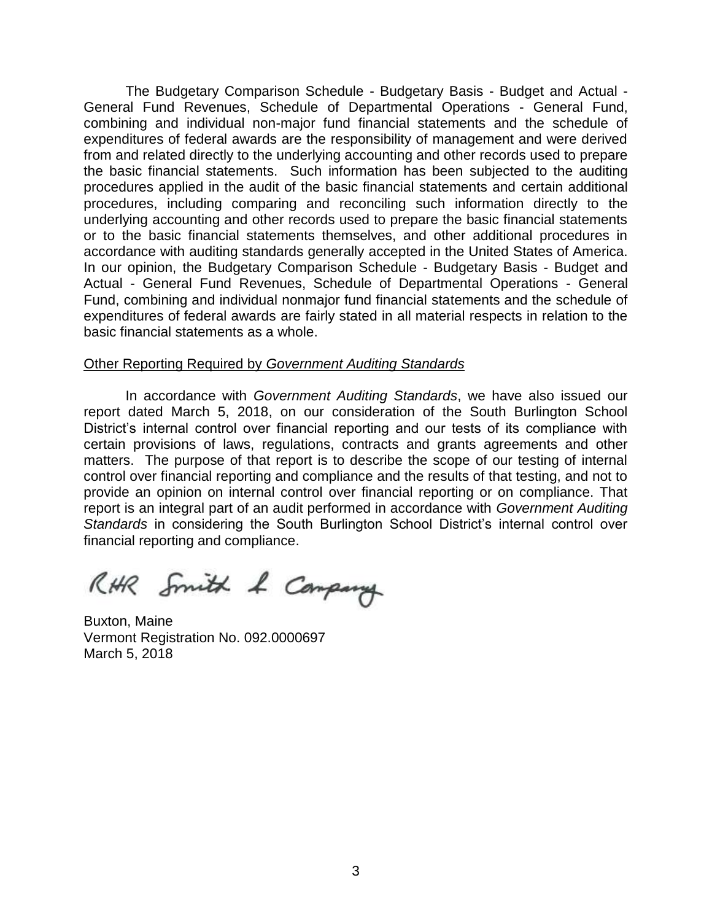The Budgetary Comparison Schedule - Budgetary Basis - Budget and Actual - General Fund Revenues, Schedule of Departmental Operations - General Fund, combining and individual non-major fund financial statements and the schedule of expenditures of federal awards are the responsibility of management and were derived from and related directly to the underlying accounting and other records used to prepare the basic financial statements. Such information has been subjected to the auditing procedures applied in the audit of the basic financial statements and certain additional procedures, including comparing and reconciling such information directly to the underlying accounting and other records used to prepare the basic financial statements or to the basic financial statements themselves, and other additional procedures in accordance with auditing standards generally accepted in the United States of America. In our opinion, the Budgetary Comparison Schedule - Budgetary Basis - Budget and Actual - General Fund Revenues, Schedule of Departmental Operations - General Fund, combining and individual nonmajor fund financial statements and the schedule of expenditures of federal awards are fairly stated in all material respects in relation to the basic financial statements as a whole.

Other Reporting Required by *Government Auditing Standards*

In accordance with *Government Auditing Standards*, we have also issued our report dated March 5, 2018, on our consideration of the South Burlington School District's internal control over financial reporting and our tests of its compliance with certain provisions of laws, regulations, contracts and grants agreements and other matters. The purpose of that report is to describe the scope of our testing of internal control over financial reporting and compliance and the results of that testing, and not to provide an opinion on internal control over financial reporting or on compliance. That report is an integral part of an audit performed in accordance with *Government Auditing Standards* in considering the South Burlington School District's internal control over financial reporting and compliance.

RHR Smith & Company

Buxton, Maine
Vermont Registration No. 092.0000697
March 5, 2018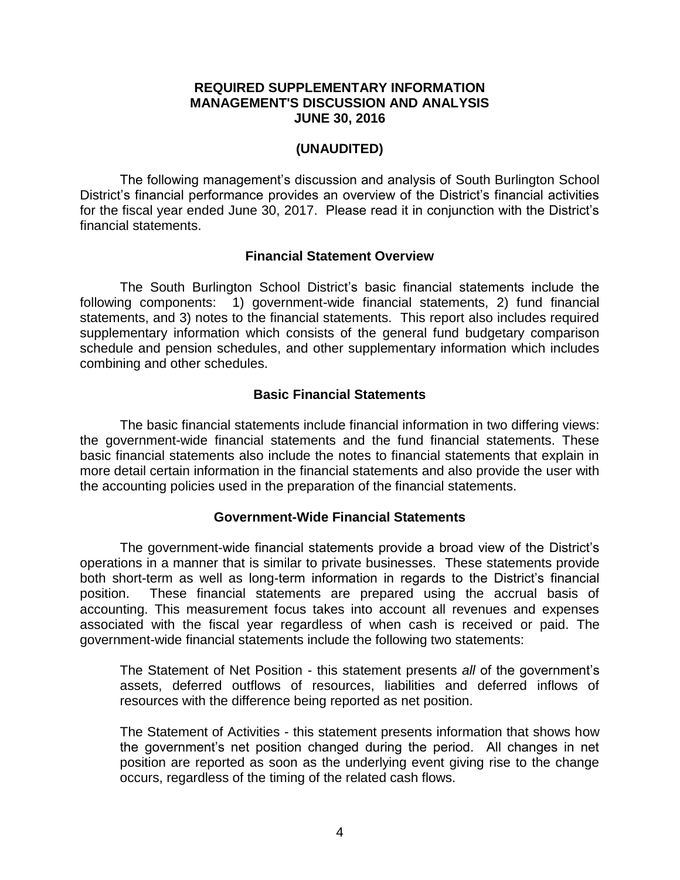# REQUIRED SUPPLEMENTARY INFORMATION
# MANAGEMENT'S DISCUSSION AND ANALYSIS
# JUNE 30, 2016

## (UNAUDITED)

The following management's discussion and analysis of South Burlington School District's financial performance provides an overview of the District's financial activities for the fiscal year ended June 30, 2017. Please read it in conjunction with the District's financial statements.

### Financial Statement Overview

The South Burlington School District's basic financial statements include the following components: 1) government-wide financial statements, 2) fund financial statements, and 3) notes to the financial statements. This report also includes required supplementary information which consists of the general fund budgetary comparison schedule and pension schedules, and other supplementary information which includes combining and other schedules.

### Basic Financial Statements

The basic financial statements include financial information in two differing views: the government-wide financial statements and the fund financial statements. These basic financial statements also include the notes to financial statements that explain in more detail certain information in the financial statements and also provide the user with the accounting policies used in the preparation of the financial statements.

### Government-Wide Financial Statements

The government-wide financial statements provide a broad view of the District's operations in a manner that is similar to private businesses. These statements provide both short-term as well as long-term information in regards to the District's financial position. These financial statements are prepared using the accrual basis of accounting. This measurement focus takes into account all revenues and expenses associated with the fiscal year regardless of when cash is received or paid. The government-wide financial statements include the following two statements:

The Statement of Net Position - this statement presents *all* of the government's assets, deferred outflows of resources, liabilities and deferred inflows of resources with the difference being reported as net position.

The Statement of Activities - this statement presents information that shows how the government's net position changed during the period. All changes in net position are reported as soon as the underlying event giving rise to the change occurs, regardless of the timing of the related cash flows.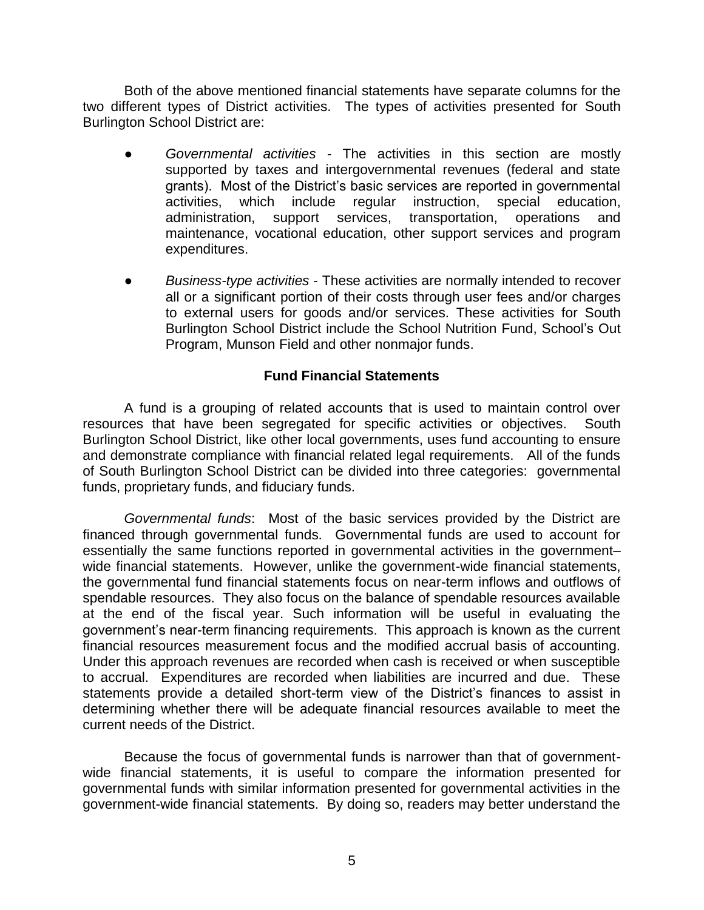Both of the above mentioned financial statements have separate columns for the two different types of District activities. The types of activities presented for South Burlington School District are:

- *Governmental activities* - The activities in this section are mostly supported by taxes and intergovernmental revenues (federal and state grants). Most of the District's basic services are reported in governmental activities, which include regular instruction, special education, administration, support services, transportation, operations and maintenance, vocational education, other support services and program expenditures.

- *Business-type activities* - These activities are normally intended to recover all or a significant portion of their costs through user fees and/or charges to external users for goods and/or services. These activities for South Burlington School District include the School Nutrition Fund, School's Out Program, Munson Field and other nonmajor funds.

**Fund Financial Statements**

A fund is a grouping of related accounts that is used to maintain control over resources that have been segregated for specific activities or objectives. South Burlington School District, like other local governments, uses fund accounting to ensure and demonstrate compliance with financial related legal requirements. All of the funds of South Burlington School District can be divided into three categories: governmental funds, proprietary funds, and fiduciary funds.

*Governmental funds*: Most of the basic services provided by the District are financed through governmental funds. Governmental funds are used to account for essentially the same functions reported in governmental activities in the government–wide financial statements. However, unlike the government-wide financial statements, the governmental fund financial statements focus on near-term inflows and outflows of spendable resources. They also focus on the balance of spendable resources available at the end of the fiscal year. Such information will be useful in evaluating the government's near-term financing requirements. This approach is known as the current financial resources measurement focus and the modified accrual basis of accounting. Under this approach revenues are recorded when cash is received or when susceptible to accrual. Expenditures are recorded when liabilities are incurred and due. These statements provide a detailed short-term view of the District's finances to assist in determining whether there will be adequate financial resources available to meet the current needs of the District.

Because the focus of governmental funds is narrower than that of government-wide financial statements, it is useful to compare the information presented for governmental funds with similar information presented for governmental activities in the government-wide financial statements. By doing so, readers may better understand the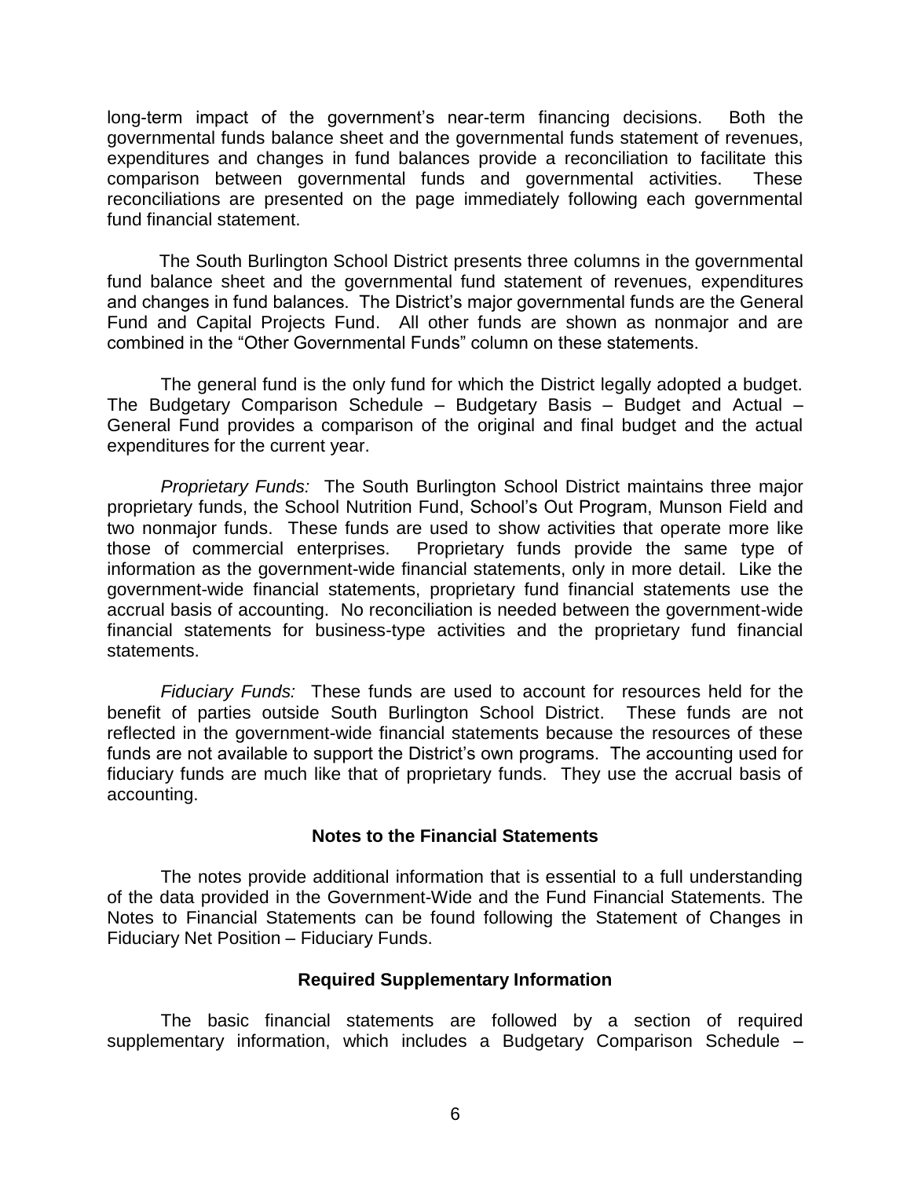long-term impact of the government's near-term financing decisions. Both the governmental funds balance sheet and the governmental funds statement of revenues, expenditures and changes in fund balances provide a reconciliation to facilitate this comparison between governmental funds and governmental activities. These reconciliations are presented on the page immediately following each governmental fund financial statement.

The South Burlington School District presents three columns in the governmental fund balance sheet and the governmental fund statement of revenues, expenditures and changes in fund balances. The District's major governmental funds are the General Fund and Capital Projects Fund. All other funds are shown as nonmajor and are combined in the "Other Governmental Funds" column on these statements.

The general fund is the only fund for which the District legally adopted a budget. The Budgetary Comparison Schedule – Budgetary Basis – Budget and Actual – General Fund provides a comparison of the original and final budget and the actual expenditures for the current year.

*Proprietary Funds:* The South Burlington School District maintains three major proprietary funds, the School Nutrition Fund, School's Out Program, Munson Field and two nonmajor funds. These funds are used to show activities that operate more like those of commercial enterprises. Proprietary funds provide the same type of information as the government-wide financial statements, only in more detail. Like the government-wide financial statements, proprietary fund financial statements use the accrual basis of accounting. No reconciliation is needed between the government-wide financial statements for business-type activities and the proprietary fund financial statements.

*Fiduciary Funds:* These funds are used to account for resources held for the benefit of parties outside South Burlington School District. These funds are not reflected in the government-wide financial statements because the resources of these funds are not available to support the District's own programs. The accounting used for fiduciary funds are much like that of proprietary funds. They use the accrual basis of accounting.

**Notes to the Financial Statements**

The notes provide additional information that is essential to a full understanding of the data provided in the Government-Wide and the Fund Financial Statements. The Notes to Financial Statements can be found following the Statement of Changes in Fiduciary Net Position – Fiduciary Funds.

**Required Supplementary Information**

The basic financial statements are followed by a section of required supplementary information, which includes a Budgetary Comparison Schedule –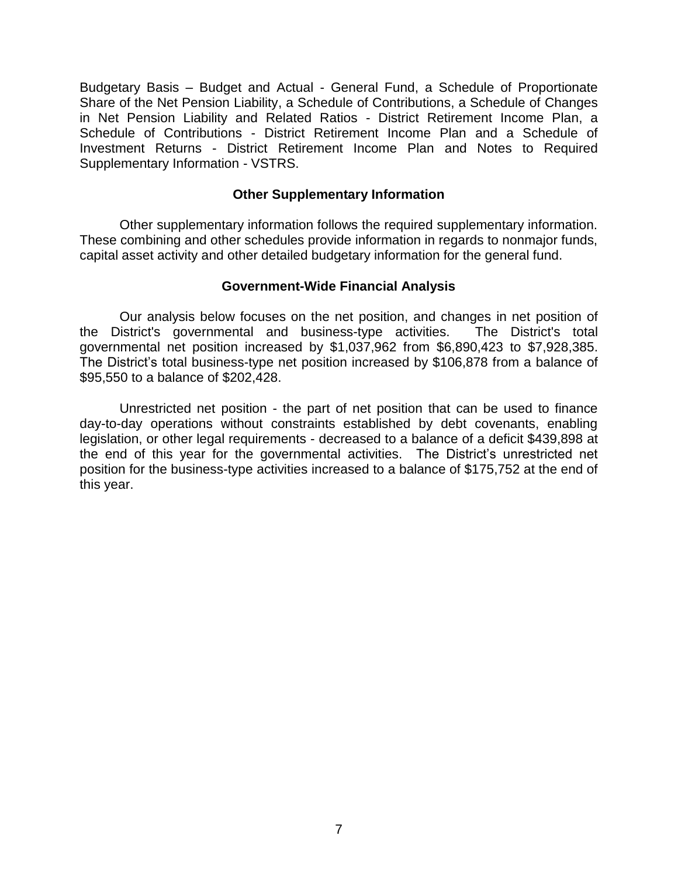Budgetary Basis – Budget and Actual - General Fund, a Schedule of Proportionate Share of the Net Pension Liability, a Schedule of Contributions, a Schedule of Changes in Net Pension Liability and Related Ratios - District Retirement Income Plan, a Schedule of Contributions - District Retirement Income Plan and a Schedule of Investment Returns - District Retirement Income Plan and Notes to Required Supplementary Information - VSTRS.

### Other Supplementary Information

Other supplementary information follows the required supplementary information. These combining and other schedules provide information in regards to nonmajor funds, capital asset activity and other detailed budgetary information for the general fund.

### Government-Wide Financial Analysis

Our analysis below focuses on the net position, and changes in net position of the District's governmental and business-type activities. The District's total governmental net position increased by $1,037,962 from $6,890,423 to $7,928,385. The District's total business-type net position increased by $106,878 from a balance of $95,550 to a balance of $202,428.

Unrestricted net position - the part of net position that can be used to finance day-to-day operations without constraints established by debt covenants, enabling legislation, or other legal requirements - decreased to a balance of a deficit $439,898 at the end of this year for the governmental activities. The District's unrestricted net position for the business-type activities increased to a balance of $175,752 at the end of this year.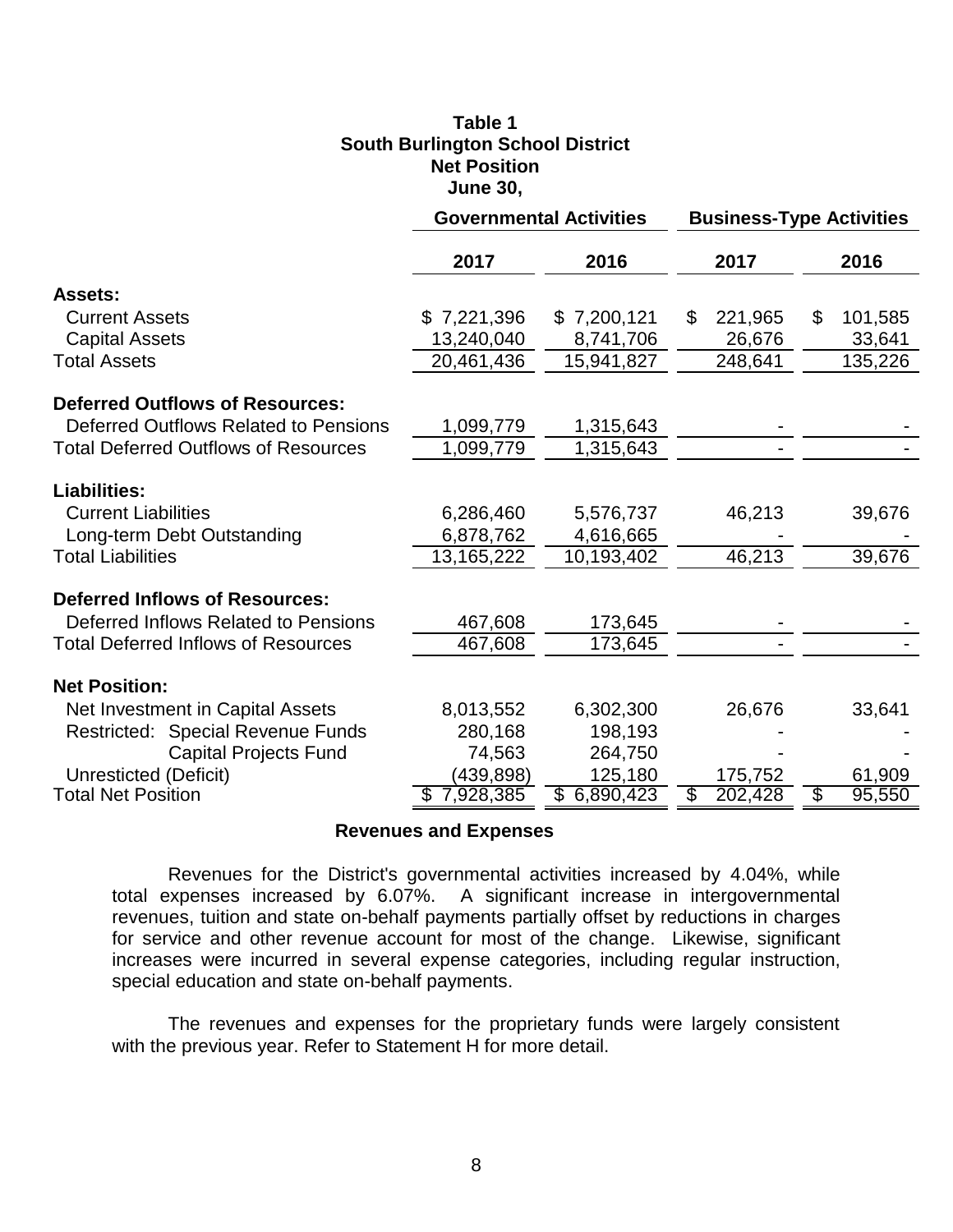**Table 1**
**South Burlington School District**
**Net Position**
**June 30,**

| | Governmental Activities | | Business-Type Activities | |
|---|---|---|---|---|
| | **2017** | **2016** | **2017** | **2016** |
| **Assets:** | | | | |
| Current Assets | $ 7,221,396 | $ 7,200,121 | $ 221,965 | $ 101,585 |
| Capital Assets | 13,240,040 | 8,741,706 | 26,676 | 33,641 |
| Total Assets | 20,461,436 | 15,941,827 | 248,641 | 135,226 |
| **Deferred Outflows of Resources:** | | | | |
| Deferred Outflows Related to Pensions | 1,099,779 | 1,315,643 | - | - |
| Total Deferred Outflows of Resources | 1,099,779 | 1,315,643 | - | - |
| **Liabilities:** | | | | |
| Current Liabilities | 6,286,460 | 5,576,737 | 46,213 | 39,676 |
| Long-term Debt Outstanding | 6,878,762 | 4,616,665 | - | - |
| Total Liabilities | 13,165,222 | 10,193,402 | 46,213 | 39,676 |
| **Deferred Inflows of Resources:** | | | | |
| Deferred Inflows Related to Pensions | 467,608 | 173,645 | - | - |
| Total Deferred Inflows of Resources | 467,608 | 173,645 | - | - |
| **Net Position:** | | | | |
| Net Investment in Capital Assets | 8,013,552 | 6,302,300 | 26,676 | 33,641 |
| Restricted: Special Revenue Funds | 280,168 | 198,193 | - | - |
| Capital Projects Fund | 74,563 | 264,750 | - | - |
| Unresticted (Deficit) | (439,898) | 125,180 | 175,752 | 61,909 |
| Total Net Position | $ 7,928,385 | $ 6,890,423 | $ 202,428 | $ 95,550 |

**Revenues and Expenses**

Revenues for the District's governmental activities increased by 4.04%, while total expenses increased by 6.07%. A significant increase in intergovernmental revenues, tuition and state on-behalf payments partially offset by reductions in charges for service and other revenue account for most of the change. Likewise, significant increases were incurred in several expense categories, including regular instruction, special education and state on-behalf payments.

The revenues and expenses for the proprietary funds were largely consistent with the previous year. Refer to Statement H for more detail.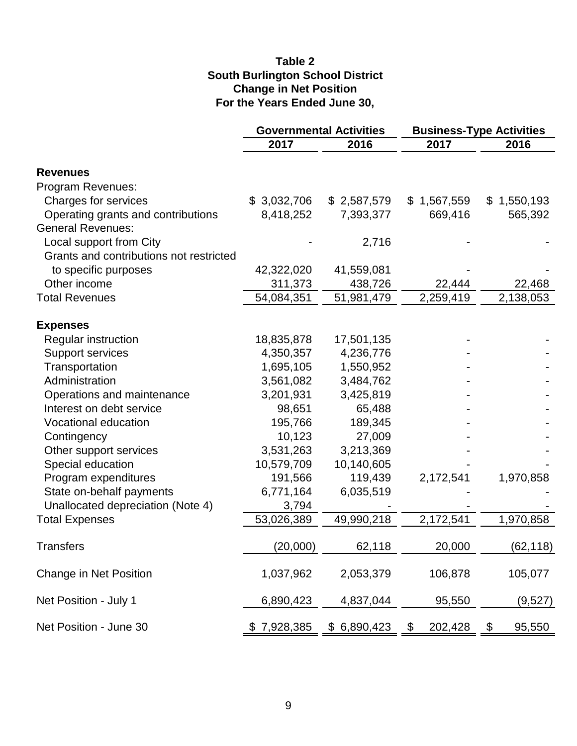**Table 2**
**South Burlington School District**
**Change in Net Position**
**For the Years Ended June 30,**

| | Governmental Activities | | Business-Type Activities | |
|---|---|---|---|---|
| | 2017 | 2016 | 2017 | 2016 |
| **Revenues** | | | | |
| Program Revenues: | | | | |
| Charges for services | $ 3,032,706 | $ 2,587,579 | $ 1,567,559 | $ 1,550,193 |
| Operating grants and contributions | 8,418,252 | 7,393,377 | 669,416 | 565,392 |
| General Revenues: | | | | |
| Local support from City | - | 2,716 | - | - |
| Grants and contributions not restricted to specific purposes | 42,322,020 | 41,559,081 | - | - |
| Other income | 311,373 | 438,726 | 22,444 | 22,468 |
| Total Revenues | 54,084,351 | 51,981,479 | 2,259,419 | 2,138,053 |
| **Expenses** | | | | |
| Regular instruction | 18,835,878 | 17,501,135 | - | - |
| Support services | 4,350,357 | 4,236,776 | - | - |
| Transportation | 1,695,105 | 1,550,952 | - | - |
| Administration | 3,561,082 | 3,484,762 | - | - |
| Operations and maintenance | 3,201,931 | 3,425,819 | - | - |
| Interest on debt service | 98,651 | 65,488 | - | - |
| Vocational education | 195,766 | 189,345 | - | - |
| Contingency | 10,123 | 27,009 | - | - |
| Other support services | 3,531,263 | 3,213,369 | - | - |
| Special education | 10,579,709 | 10,140,605 | - | - |
| Program expenditures | 191,566 | 119,439 | 2,172,541 | 1,970,858 |
| State on-behalf payments | 6,771,164 | 6,035,519 | - | - |
| Unallocated depreciation (Note 4) | 3,794 | - | - | - |
| Total Expenses | 53,026,389 | 49,990,218 | 2,172,541 | 1,970,858 |
| Transfers | (20,000) | 62,118 | 20,000 | (62,118) |
| Change in Net Position | 1,037,962 | 2,053,379 | 106,878 | 105,077 |
| Net Position - July 1 | 6,890,423 | 4,837,044 | 95,550 | (9,527) |
| Net Position - June 30 | $ 7,928,385 | $ 6,890,423 | $ 202,428 | $ 95,550 |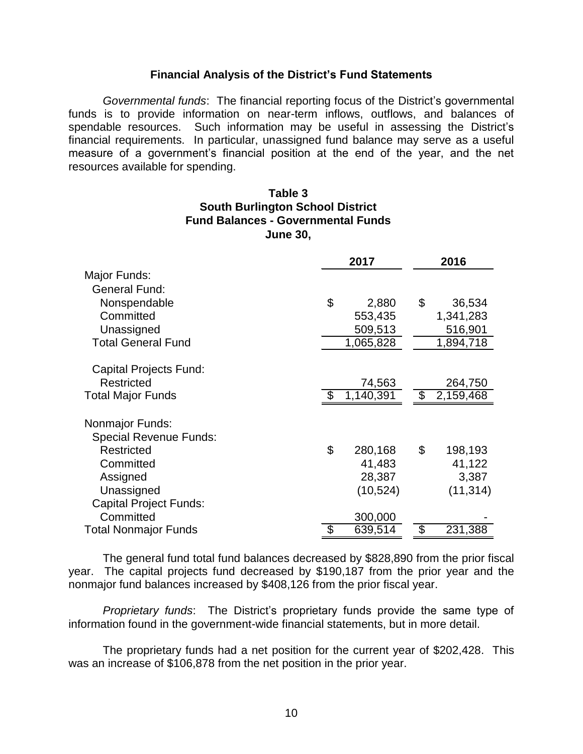## Financial Analysis of the District's Fund Statements

*Governmental funds*: The financial reporting focus of the District's governmental funds is to provide information on near-term inflows, outflows, and balances of spendable resources. Such information may be useful in assessing the District's financial requirements. In particular, unassigned fund balance may serve as a useful measure of a government's financial position at the end of the year, and the net resources available for spending.

**Table 3**
**South Burlington School District**
**Fund Balances - Governmental Funds**
**June 30,**

| | 2017 | 2016 |
|---|---|---|
| Major Funds: | | |
| General Fund: | | |
| Nonspendable | $ 2,880 | $ 36,534 |
| Committed | 553,435 | 1,341,283 |
| Unassigned | 509,513 | 516,901 |
| Total General Fund | 1,065,828 | 1,894,718 |
| Capital Projects Fund: | | |
| Restricted | 74,563 | 264,750 |
| Total Major Funds | $ 1,140,391 | $ 2,159,468 |
| Nonmajor Funds: | | |
| Special Revenue Funds: | | |
| Restricted | $ 280,168 | $ 198,193 |
| Committed | 41,483 | 41,122 |
| Assigned | 28,387 | 3,387 |
| Unassigned | (10,524) | (11,314) |
| Capital Project Funds: | | |
| Committed | 300,000 | - |
| Total Nonmajor Funds | $ 639,514 | $ 231,388 |

The general fund total fund balances decreased by $828,890 from the prior fiscal year. The capital projects fund decreased by $190,187 from the prior year and the nonmajor fund balances increased by $408,126 from the prior fiscal year.

*Proprietary funds*: The District's proprietary funds provide the same type of information found in the government-wide financial statements, but in more detail.

The proprietary funds had a net position for the current year of $202,428. This was an increase of $106,878 from the net position in the prior year.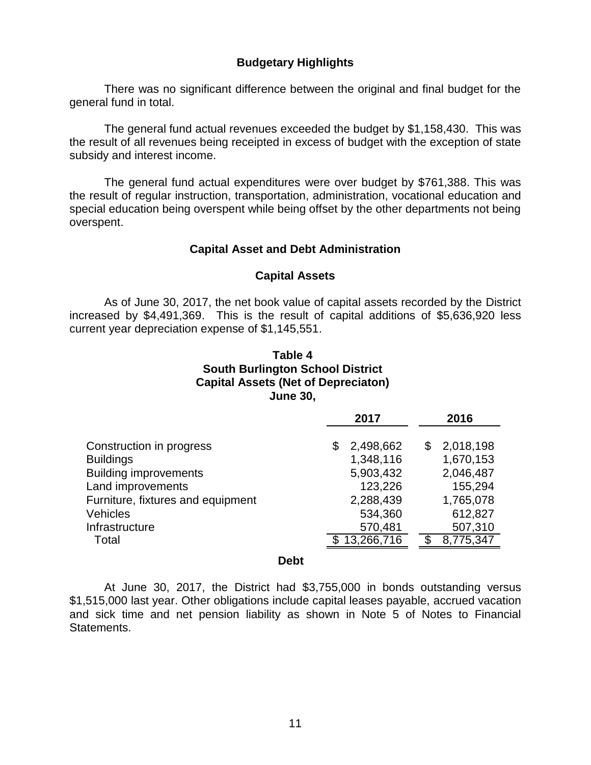## Budgetary Highlights

There was no significant difference between the original and final budget for the general fund in total.

The general fund actual revenues exceeded the budget by $1,158,430. This was the result of all revenues being receipted in excess of budget with the exception of state subsidy and interest income.

The general fund actual expenditures were over budget by $761,388. This was the result of regular instruction, transportation, administration, vocational education and special education being overspent while being offset by the other departments not being overspent.

## Capital Asset and Debt Administration

### Capital Assets

As of June 30, 2017, the net book value of capital assets recorded by the District increased by $4,491,369. This is the result of capital additions of $5,636,920 less current year depreciation expense of $1,145,551.

**Table 4**
**South Burlington School District**
**Capital Assets (Net of Depreciaton)**
**June 30,**

| | 2017 | 2016 |
|---|---|---|
| Construction in progress | $ 2,498,662 | $ 2,018,198 |
| Buildings | 1,348,116 | 1,670,153 |
| Building improvements | 5,903,432 | 2,046,487 |
| Land improvements | 123,226 | 155,294 |
| Furniture, fixtures and equipment | 2,288,439 | 1,765,078 |
| Vehicles | 534,360 | 612,827 |
| Infrastructure | 570,481 | 507,310 |
| Total | $ 13,266,716 | $ 8,775,347 |

### Debt

At June 30, 2017, the District had $3,755,000 in bonds outstanding versus $1,515,000 last year. Other obligations include capital leases payable, accrued vacation and sick time and net pension liability as shown in Note 5 of Notes to Financial Statements.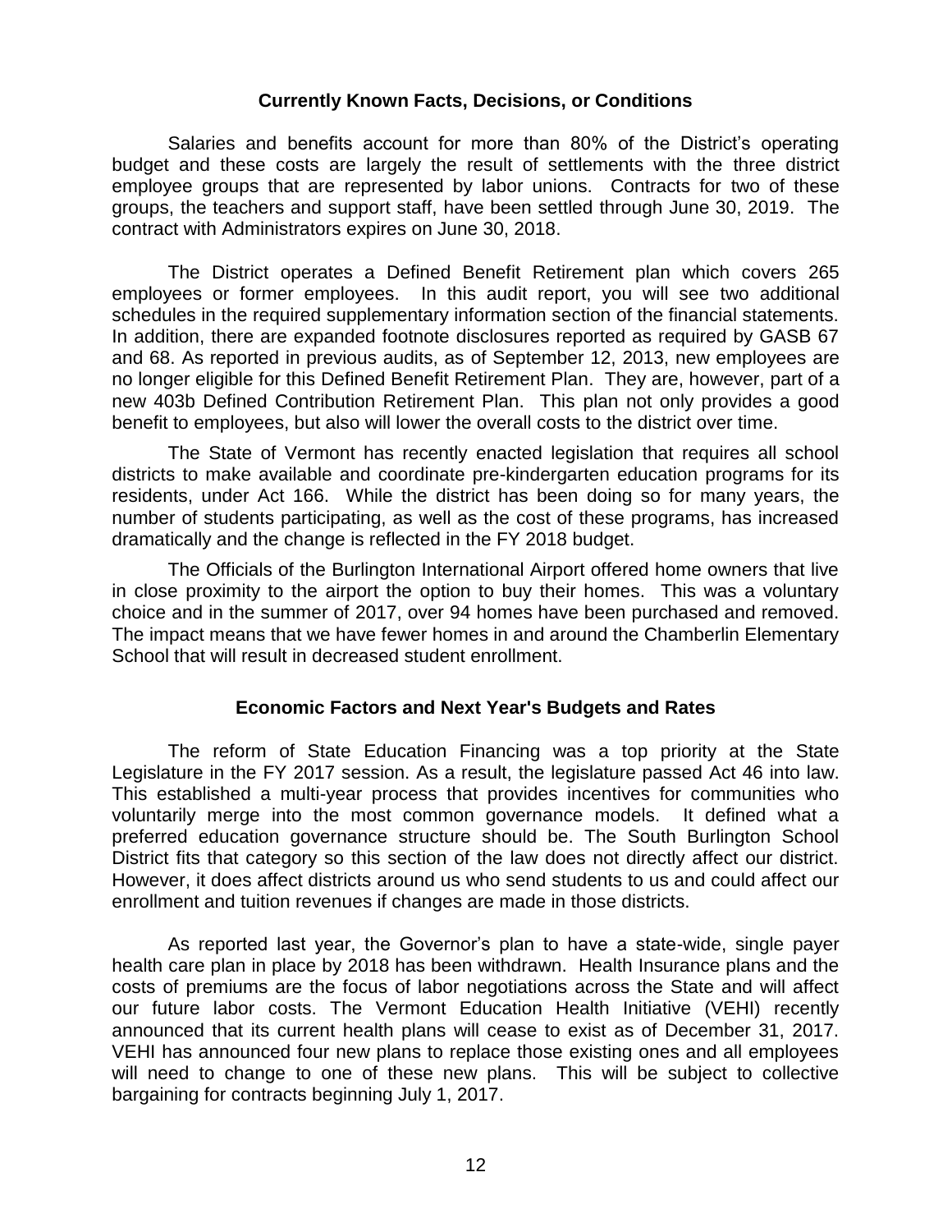## Currently Known Facts, Decisions, or Conditions

Salaries and benefits account for more than 80% of the District's operating budget and these costs are largely the result of settlements with the three district employee groups that are represented by labor unions. Contracts for two of these groups, the teachers and support staff, have been settled through June 30, 2019. The contract with Administrators expires on June 30, 2018.

The District operates a Defined Benefit Retirement plan which covers 265 employees or former employees. In this audit report, you will see two additional schedules in the required supplementary information section of the financial statements. In addition, there are expanded footnote disclosures reported as required by GASB 67 and 68. As reported in previous audits, as of September 12, 2013, new employees are no longer eligible for this Defined Benefit Retirement Plan. They are, however, part of a new 403b Defined Contribution Retirement Plan. This plan not only provides a good benefit to employees, but also will lower the overall costs to the district over time.

The State of Vermont has recently enacted legislation that requires all school districts to make available and coordinate pre-kindergarten education programs for its residents, under Act 166. While the district has been doing so for many years, the number of students participating, as well as the cost of these programs, has increased dramatically and the change is reflected in the FY 2018 budget.

The Officials of the Burlington International Airport offered home owners that live in close proximity to the airport the option to buy their homes. This was a voluntary choice and in the summer of 2017, over 94 homes have been purchased and removed. The impact means that we have fewer homes in and around the Chamberlin Elementary School that will result in decreased student enrollment.

## Economic Factors and Next Year's Budgets and Rates

The reform of State Education Financing was a top priority at the State Legislature in the FY 2017 session. As a result, the legislature passed Act 46 into law. This established a multi-year process that provides incentives for communities who voluntarily merge into the most common governance models. It defined what a preferred education governance structure should be. The South Burlington School District fits that category so this section of the law does not directly affect our district. However, it does affect districts around us who send students to us and could affect our enrollment and tuition revenues if changes are made in those districts.

As reported last year, the Governor's plan to have a state-wide, single payer health care plan in place by 2018 has been withdrawn. Health Insurance plans and the costs of premiums are the focus of labor negotiations across the State and will affect our future labor costs. The Vermont Education Health Initiative (VEHI) recently announced that its current health plans will cease to exist as of December 31, 2017. VEHI has announced four new plans to replace those existing ones and all employees will need to change to one of these new plans. This will be subject to collective bargaining for contracts beginning July 1, 2017.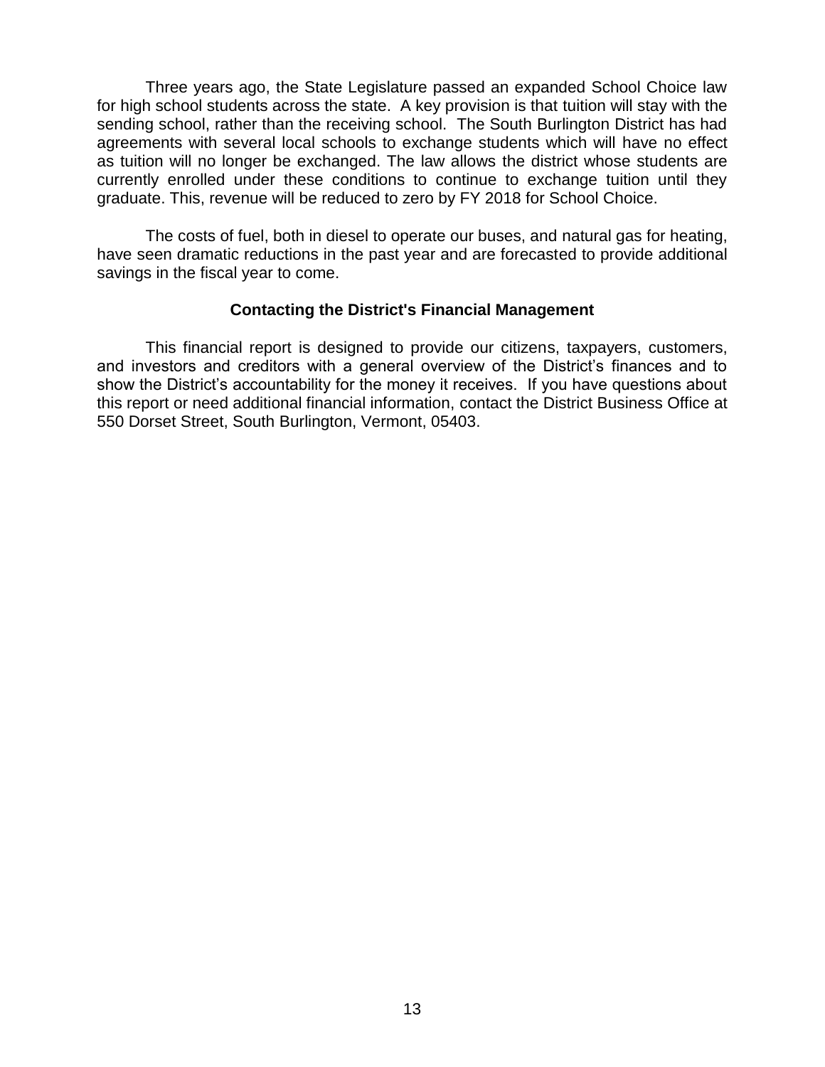Three years ago, the State Legislature passed an expanded School Choice law for high school students across the state. A key provision is that tuition will stay with the sending school, rather than the receiving school. The South Burlington District has had agreements with several local schools to exchange students which will have no effect as tuition will no longer be exchanged. The law allows the district whose students are currently enrolled under these conditions to continue to exchange tuition until they graduate. This, revenue will be reduced to zero by FY 2018 for School Choice.

The costs of fuel, both in diesel to operate our buses, and natural gas for heating, have seen dramatic reductions in the past year and are forecasted to provide additional savings in the fiscal year to come.

### Contacting the District's Financial Management

This financial report is designed to provide our citizens, taxpayers, customers, and investors and creditors with a general overview of the District's finances and to show the District's accountability for the money it receives. If you have questions about this report or need additional financial information, contact the District Business Office at 550 Dorset Street, South Burlington, Vermont, 05403.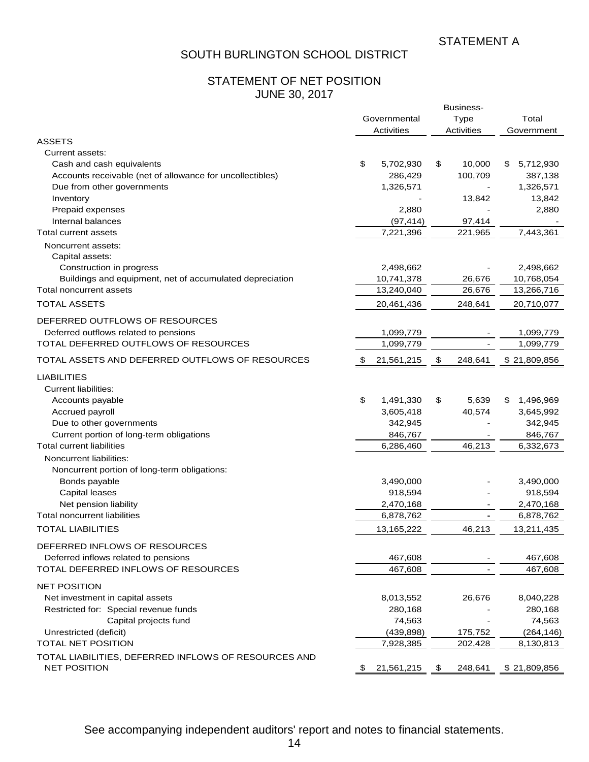STATEMENT A

# SOUTH BURLINGTON SCHOOL DISTRICT

## STATEMENT OF NET POSITION
## JUNE 30, 2017

| | Governmental Activities | Business-Type Activities | Total Government |
|---|---|---|---|
| **ASSETS** | | | |
| Current assets: | | | |
| Cash and cash equivalents | $ 5,702,930 | $ 10,000 | $ 5,712,930 |
| Accounts receivable (net of allowance for uncollectibles) | 286,429 | 100,709 | 387,138 |
| Due from other governments | 1,326,571 | - | 1,326,571 |
| Inventory | - | 13,842 | 13,842 |
| Prepaid expenses | 2,880 | - | 2,880 |
| Internal balances | (97,414) | 97,414 | - |
| Total current assets | 7,221,396 | 221,965 | 7,443,361 |
| Noncurrent assets: | | | |
| Capital assets: | | | |
| Construction in progress | 2,498,662 | - | 2,498,662 |
| Buildings and equipment, net of accumulated depreciation | 10,741,378 | 26,676 | 10,768,054 |
| Total noncurrent assets | 13,240,040 | 26,676 | 13,266,716 |
| TOTAL ASSETS | 20,461,436 | 248,641 | 20,710,077 |
| **DEFERRED OUTFLOWS OF RESOURCES** | | | |
| Deferred outflows related to pensions | 1,099,779 | - | 1,099,779 |
| TOTAL DEFERRED OUTFLOWS OF RESOURCES | 1,099,779 | - | 1,099,779 |
| TOTAL ASSETS AND DEFERRED OUTFLOWS OF RESOURCES | $ 21,561,215 | $ 248,641 | $ 21,809,856 |
| **LIABILITIES** | | | |
| Current liabilities: | | | |
| Accounts payable | $ 1,491,330 | $ 5,639 | $ 1,496,969 |
| Accrued payroll | 3,605,418 | 40,574 | 3,645,992 |
| Due to other governments | 342,945 | - | 342,945 |
| Current portion of long-term obligations | 846,767 | - | 846,767 |
| Total current liabilities | 6,286,460 | 46,213 | 6,332,673 |
| Noncurrent liabilities: | | | |
| Noncurrent portion of long-term obligations: | | | |
| Bonds payable | 3,490,000 | - | 3,490,000 |
| Capital leases | 918,594 | - | 918,594 |
| Net pension liability | 2,470,168 | - | 2,470,168 |
| Total noncurrent liabilities | 6,878,762 | - | 6,878,762 |
| TOTAL LIABILITIES | 13,165,222 | 46,213 | 13,211,435 |
| **DEFERRED INFLOWS OF RESOURCES** | | | |
| Deferred inflows related to pensions | 467,608 | - | 467,608 |
| TOTAL DEFERRED INFLOWS OF RESOURCES | 467,608 | - | 467,608 |
| **NET POSITION** | | | |
| Net investment in capital assets | 8,013,552 | 26,676 | 8,040,228 |
| Restricted for: Special revenue funds | 280,168 | - | 280,168 |
| Capital projects fund | 74,563 | - | 74,563 |
| Unrestricted (deficit) | (439,898) | 175,752 | (264,146) |
| TOTAL NET POSITION | 7,928,385 | 202,428 | 8,130,813 |
| TOTAL LIABILITIES, DEFERRED INFLOWS OF RESOURCES AND NET POSITION | $ 21,561,215 | $ 248,641 | $ 21,809,856 |

See accompanying independent auditors' report and notes to financial statements.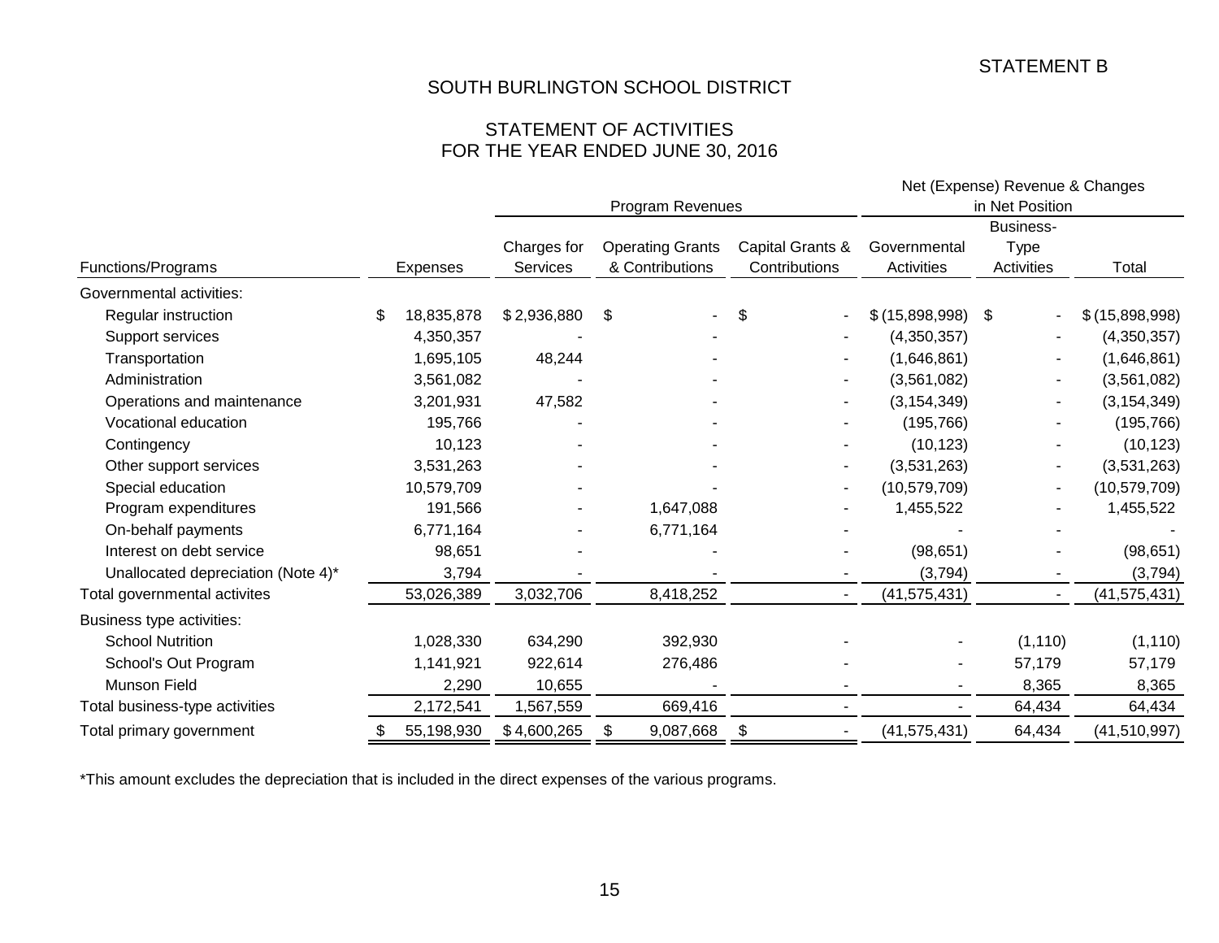STATEMENT B

# SOUTH BURLINGTON SCHOOL DISTRICT

## STATEMENT OF ACTIVITIES
## FOR THE YEAR ENDED JUNE 30, 2016

| | | Program Revenues | | | Net (Expense) Revenue & Changes in Net Position | | |
|---|---|---|---|---|---|---|---|
| Functions/Programs | Expenses | Charges for Services | Operating Grants & Contributions | Capital Grants & Contributions | Governmental Activities | Business-Type Activities | Total |
| Governmental activities: | | | | | | | |
| Regular instruction | $ 18,835,878 | $ 2,936,880 | $ - | $ - | $ (15,898,998) | $ - | $ (15,898,998) |
| Support services | 4,350,357 | - | - | - | (4,350,357) | - | (4,350,357) |
| Transportation | 1,695,105 | 48,244 | - | - | (1,646,861) | - | (1,646,861) |
| Administration | 3,561,082 | - | - | - | (3,561,082) | - | (3,561,082) |
| Operations and maintenance | 3,201,931 | 47,582 | - | - | (3,154,349) | - | (3,154,349) |
| Vocational education | 195,766 | - | - | - | (195,766) | - | (195,766) |
| Contingency | 10,123 | - | - | - | (10,123) | - | (10,123) |
| Other support services | 3,531,263 | - | - | - | (3,531,263) | - | (3,531,263) |
| Special education | 10,579,709 | - | - | - | (10,579,709) | - | (10,579,709) |
| Program expenditures | 191,566 | - | 1,647,088 | - | 1,455,522 | - | 1,455,522 |
| On-behalf payments | 6,771,164 | - | 6,771,164 | - | - | - | - |
| Interest on debt service | 98,651 | - | - | - | (98,651) | - | (98,651) |
| Unallocated depreciation (Note 4)* | 3,794 | - | - | - | (3,794) | - | (3,794) |
| Total governmental activites | 53,026,389 | 3,032,706 | 8,418,252 | - | (41,575,431) | - | (41,575,431) |
| Business type activities: | | | | | | | |
| School Nutrition | 1,028,330 | 634,290 | 392,930 | - | - | (1,110) | (1,110) |
| School's Out Program | 1,141,921 | 922,614 | 276,486 | - | - | 57,179 | 57,179 |
| Munson Field | 2,290 | 10,655 | - | - | - | 8,365 | 8,365 |
| Total business-type activities | 2,172,541 | 1,567,559 | 669,416 | - | - | 64,434 | 64,434 |
| Total primary government | $ 55,198,930 | $ 4,600,265 | $ 9,087,668 | $ - | (41,575,431) | 64,434 | (41,510,997) |

*This amount excludes the depreciation that is included in the direct expenses of the various programs.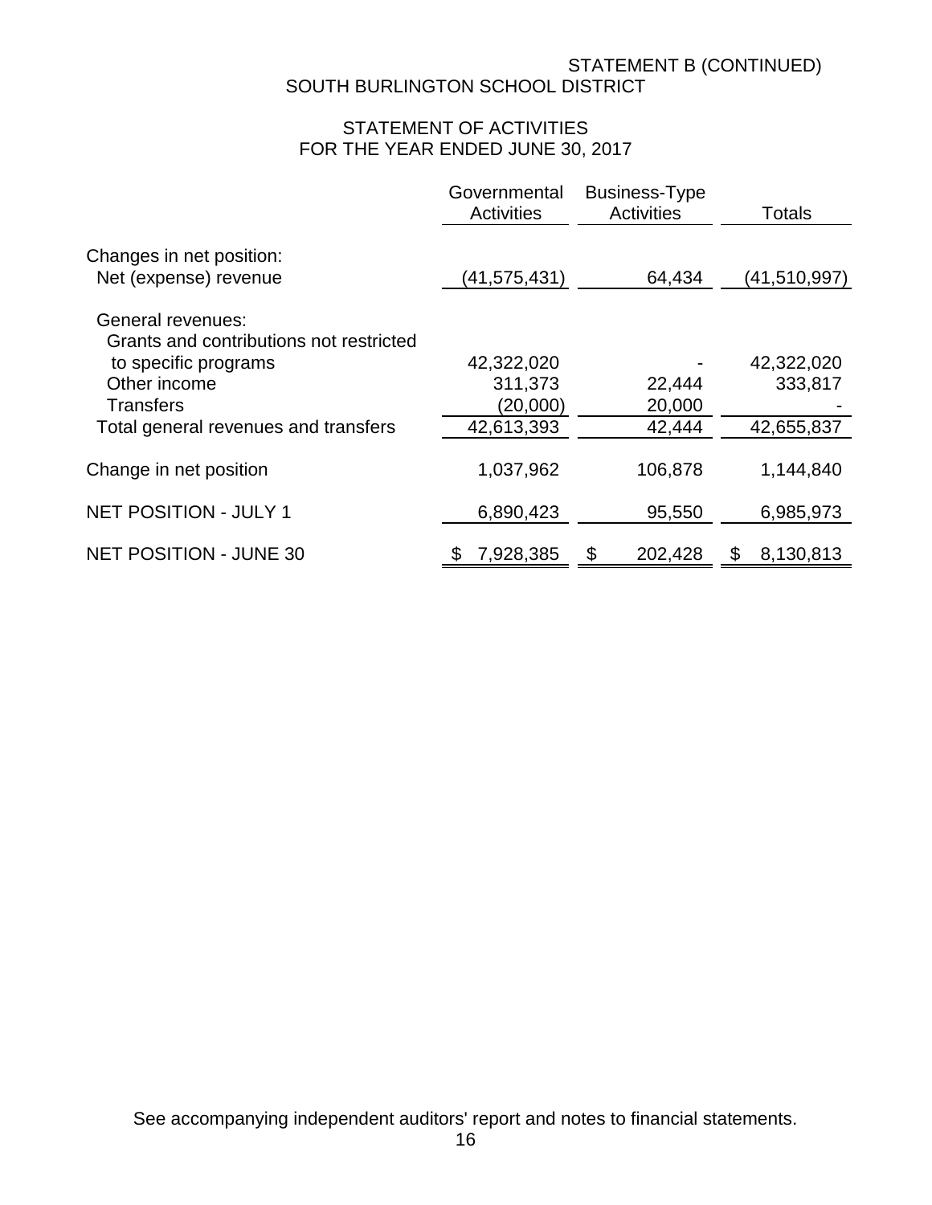STATEMENT B (CONTINUED)

# SOUTH BURLINGTON SCHOOL DISTRICT

## STATEMENT OF ACTIVITIES
## FOR THE YEAR ENDED JUNE 30, 2017

| | Governmental Activities | Business-Type Activities | Totals |
|---|---|---|---|
| Changes in net position: | | | |
| Net (expense) revenue | (41,575,431) | 64,434 | (41,510,997) |
| General revenues: | | | |
| Grants and contributions not restricted to specific programs | 42,322,020 | - | 42,322,020 |
| Other income | 311,373 | 22,444 | 333,817 |
| Transfers | (20,000) | 20,000 | - |
| Total general revenues and transfers | 42,613,393 | 42,444 | 42,655,837 |
| Change in net position | 1,037,962 | 106,878 | 1,144,840 |
| NET POSITION - JULY 1 | 6,890,423 | 95,550 | 6,985,973 |
| NET POSITION - JUNE 30 | $ 7,928,385 | $ 202,428 | $ 8,130,813 |

See accompanying independent auditors' report and notes to financial statements.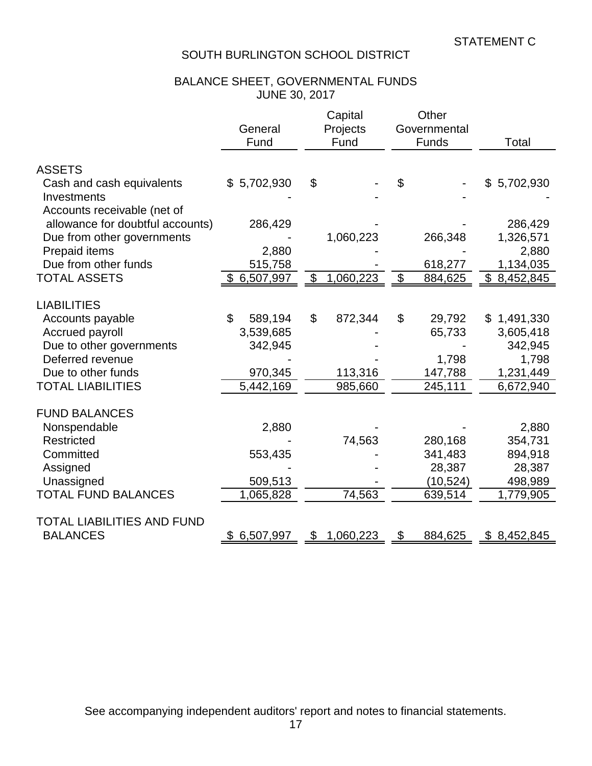STATEMENT C

# SOUTH BURLINGTON SCHOOL DISTRICT

## BALANCE SHEET, GOVERNMENTAL FUNDS
## JUNE 30, 2017

| | General Fund | Capital Projects Fund | Other Governmental Funds | Total |
|---|---|---|---|---|
| **ASSETS** | | | | |
| Cash and cash equivalents | $ 5,702,930 | $ - | $ - | $ 5,702,930 |
| Investments | - | - | - | - |
| Accounts receivable (net of allowance for doubtful accounts) | 286,429 | - | - | 286,429 |
| Due from other governments | - | 1,060,223 | 266,348 | 1,326,571 |
| Prepaid items | 2,880 | - | - | 2,880 |
| Due from other funds | 515,758 | - | 618,277 | 1,134,035 |
| TOTAL ASSETS | $ 6,507,997 | $ 1,060,223 | $ 884,625 | $ 8,452,845 |
| **LIABILITIES** | | | | |
| Accounts payable | $ 589,194 | $ 872,344 | $ 29,792 | $ 1,491,330 |
| Accrued payroll | 3,539,685 | - | 65,733 | 3,605,418 |
| Due to other governments | 342,945 | - | - | 342,945 |
| Deferred revenue | - | - | 1,798 | 1,798 |
| Due to other funds | 970,345 | 113,316 | 147,788 | 1,231,449 |
| TOTAL LIABILITIES | 5,442,169 | 985,660 | 245,111 | 6,672,940 |
| **FUND BALANCES** | | | | |
| Nonspendable | 2,880 | - | - | 2,880 |
| Restricted | - | 74,563 | 280,168 | 354,731 |
| Committed | 553,435 | - | 341,483 | 894,918 |
| Assigned | - | - | 28,387 | 28,387 |
| Unassigned | 509,513 | - | (10,524) | 498,989 |
| TOTAL FUND BALANCES | 1,065,828 | 74,563 | 639,514 | 1,779,905 |
| TOTAL LIABILITIES AND FUND BALANCES | $ 6,507,997 | $ 1,060,223 | $ 884,625 | $ 8,452,845 |

See accompanying independent auditors' report and notes to financial statements.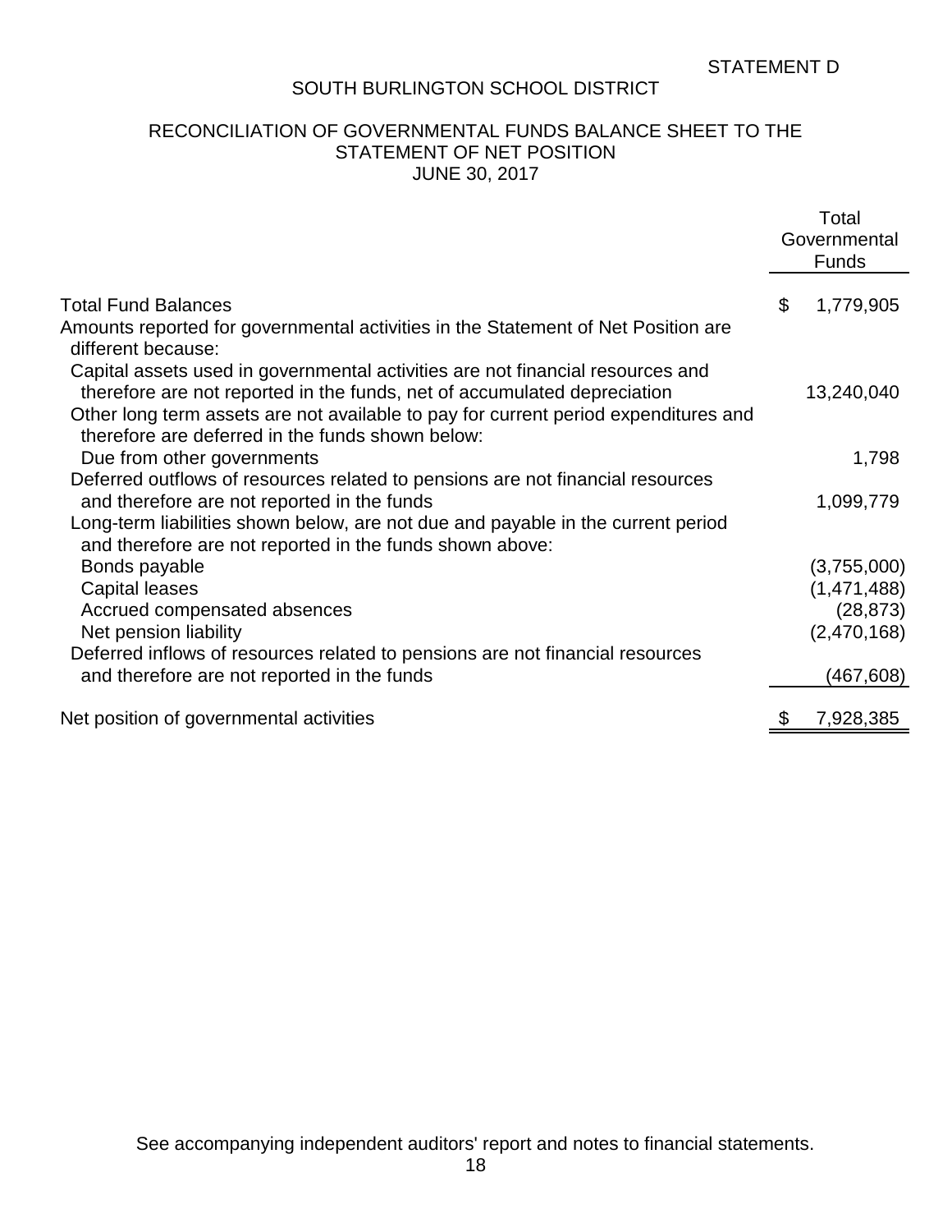STATEMENT D

# SOUTH BURLINGTON SCHOOL DISTRICT

## RECONCILIATION OF GOVERNMENTAL FUNDS BALANCE SHEET TO THE STATEMENT OF NET POSITION
## JUNE 30, 2017

| | Total Governmental Funds |
|---|---|
| Total Fund Balances | $ 1,779,905 |
| Amounts reported for governmental activities in the Statement of Net Position are different because: | |
| Capital assets used in governmental activities are not financial resources and therefore are not reported in the funds, net of accumulated depreciation | 13,240,040 |
| Other long term assets are not available to pay for current period expenditures and therefore are deferred in the funds shown below: | |
| Due from other governments | 1,798 |
| Deferred outflows of resources related to pensions are not financial resources and therefore are not reported in the funds | 1,099,779 |
| Long-term liabilities shown below, are not due and payable in the current period and therefore are not reported in the funds shown above: | |
| Bonds payable | (3,755,000) |
| Capital leases | (1,471,488) |
| Accrued compensated absences | (28,873) |
| Net pension liability | (2,470,168) |
| Deferred inflows of resources related to pensions are not financial resources and therefore are not reported in the funds | (467,608) |
| Net position of governmental activities | $ 7,928,385 |

See accompanying independent auditors' report and notes to financial statements.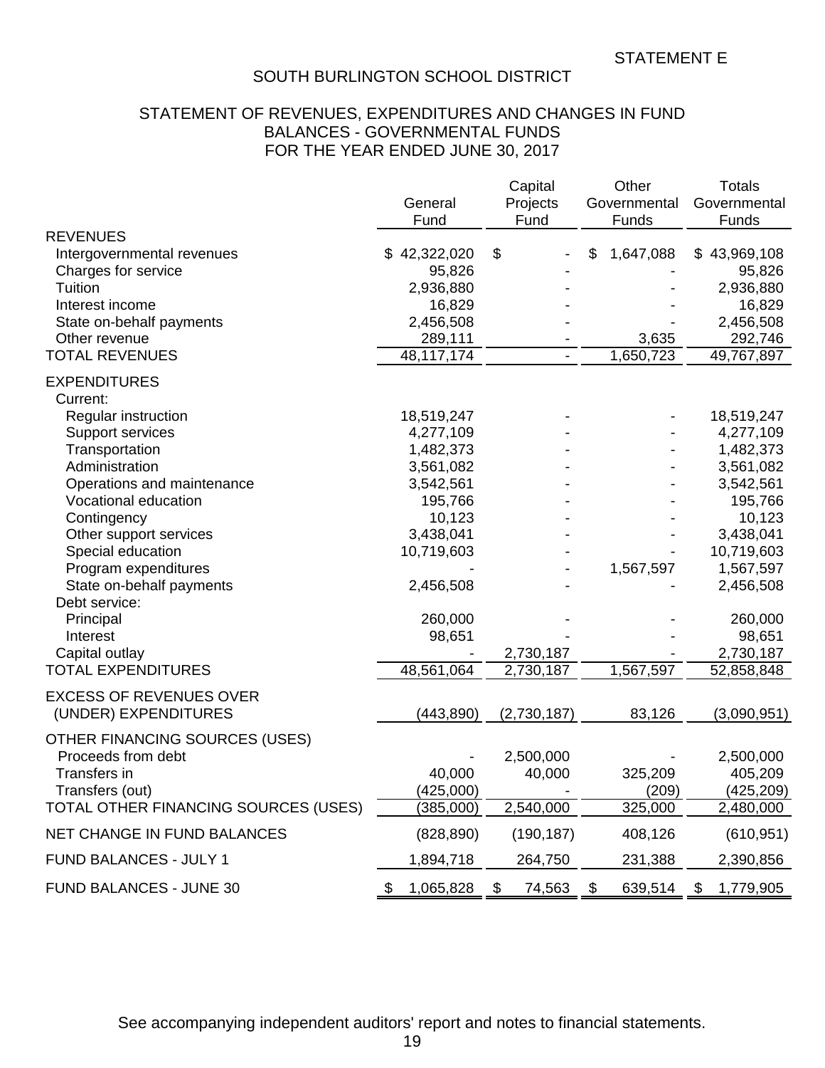STATEMENT E

# SOUTH BURLINGTON SCHOOL DISTRICT

## STATEMENT OF REVENUES, EXPENDITURES AND CHANGES IN FUND BALANCES - GOVERNMENTAL FUNDS
## FOR THE YEAR ENDED JUNE 30, 2017

| | General Fund | Capital Projects Fund | Other Governmental Funds | Totals Governmental Funds |
|---|---|---|---|---|
| **REVENUES** | | | | |
| Intergovernmental revenues | $ 42,322,020 | $ - | $ 1,647,088 | $ 43,969,108 |
| Charges for service | 95,826 | - | - | 95,826 |
| Tuition | 2,936,880 | - | - | 2,936,880 |
| Interest income | 16,829 | - | - | 16,829 |
| State on-behalf payments | 2,456,508 | - | - | 2,456,508 |
| Other revenue | 289,111 | - | 3,635 | 292,746 |
| TOTAL REVENUES | 48,117,174 | - | 1,650,723 | 49,767,897 |
| **EXPENDITURES** | | | | |
| Current: | | | | |
| Regular instruction | 18,519,247 | - | - | 18,519,247 |
| Support services | 4,277,109 | - | - | 4,277,109 |
| Transportation | 1,482,373 | - | - | 1,482,373 |
| Administration | 3,561,082 | - | - | 3,561,082 |
| Operations and maintenance | 3,542,561 | - | - | 3,542,561 |
| Vocational education | 195,766 | - | - | 195,766 |
| Contingency | 10,123 | - | - | 10,123 |
| Other support services | 3,438,041 | - | - | 3,438,041 |
| Special education | 10,719,603 | - | - | 10,719,603 |
| Program expenditures | - | - | 1,567,597 | 1,567,597 |
| State on-behalf payments | 2,456,508 | - | - | 2,456,508 |
| Debt service: | | | | |
| Principal | 260,000 | - | - | 260,000 |
| Interest | 98,651 | - | - | 98,651 |
| Capital outlay | - | 2,730,187 | - | 2,730,187 |
| TOTAL EXPENDITURES | 48,561,064 | 2,730,187 | 1,567,597 | 52,858,848 |
| EXCESS OF REVENUES OVER (UNDER) EXPENDITURES | (443,890) | (2,730,187) | 83,126 | (3,090,951) |
| **OTHER FINANCING SOURCES (USES)** | | | | |
| Proceeds from debt | - | 2,500,000 | - | 2,500,000 |
| Transfers in | 40,000 | 40,000 | 325,209 | 405,209 |
| Transfers (out) | (425,000) | - | (209) | (425,209) |
| TOTAL OTHER FINANCING SOURCES (USES) | (385,000) | 2,540,000 | 325,000 | 2,480,000 |
| NET CHANGE IN FUND BALANCES | (828,890) | (190,187) | 408,126 | (610,951) |
| FUND BALANCES - JULY 1 | 1,894,718 | 264,750 | 231,388 | 2,390,856 |
| FUND BALANCES - JUNE 30 | $ 1,065,828 | $ 74,563 | $ 639,514 | $ 1,779,905 |

See accompanying independent auditors' report and notes to financial statements.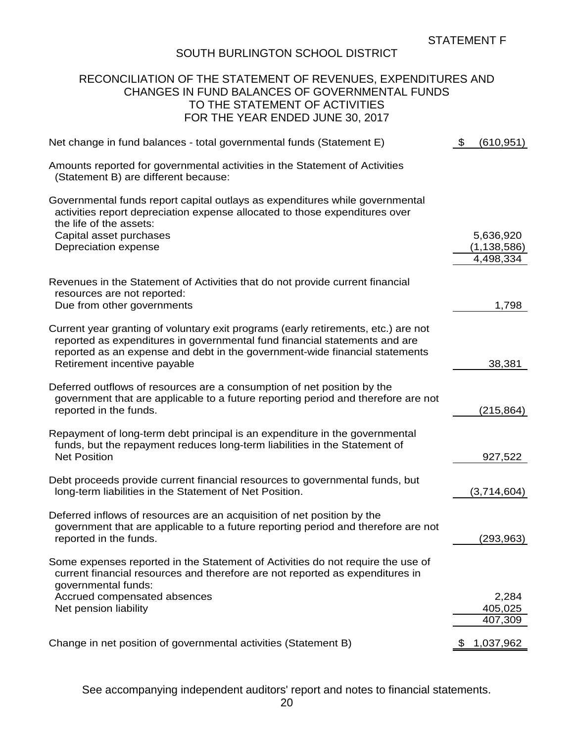STATEMENT F

# SOUTH BURLINGTON SCHOOL DISTRICT

## RECONCILIATION OF THE STATEMENT OF REVENUES, EXPENDITURES AND CHANGES IN FUND BALANCES OF GOVERNMENTAL FUNDS TO THE STATEMENT OF ACTIVITIES FOR THE YEAR ENDED JUNE 30, 2017

| | |
|---|---|
| Net change in fund balances - total governmental funds (Statement E) | $ (610,951) |
| Amounts reported for governmental activities in the Statement of Activities (Statement B) are different because: | |
| Governmental funds report capital outlays as expenditures while governmental activities report depreciation expense allocated to those expenditures over the life of the assets: | |
| Capital asset purchases | 5,636,920 |
| Depreciation expense | (1,138,586) |
| | 4,498,334 |
| Revenues in the Statement of Activities that do not provide current financial resources are not reported: | |
| Due from other governments | 1,798 |
| Current year granting of voluntary exit programs (early retirements, etc.) are not reported as expenditures in governmental fund financial statements and are reported as an expense and debt in the government-wide financial statements | |
| Retirement incentive payable | 38,381 |
| Deferred outflows of resources are a consumption of net position by the government that are applicable to a future reporting period and therefore are not reported in the funds. | (215,864) |
| Repayment of long-term debt principal is an expenditure in the governmental funds, but the repayment reduces long-term liabilities in the Statement of Net Position | 927,522 |
| Debt proceeds provide current financial resources to governmental funds, but long-term liabilities in the Statement of Net Position. | (3,714,604) |
| Deferred inflows of resources are an acquisition of net position by the government that are applicable to a future reporting period and therefore are not reported in the funds. | (293,963) |
| Some expenses reported in the Statement of Activities do not require the use of current financial resources and therefore are not reported as expenditures in governmental funds: | |
| Accrued compensated absences | 2,284 |
| Net pension liability | 405,025 |
| | 407,309 |
| Change in net position of governmental activities (Statement B) | $ 1,037,962 |

See accompanying independent auditors' report and notes to financial statements.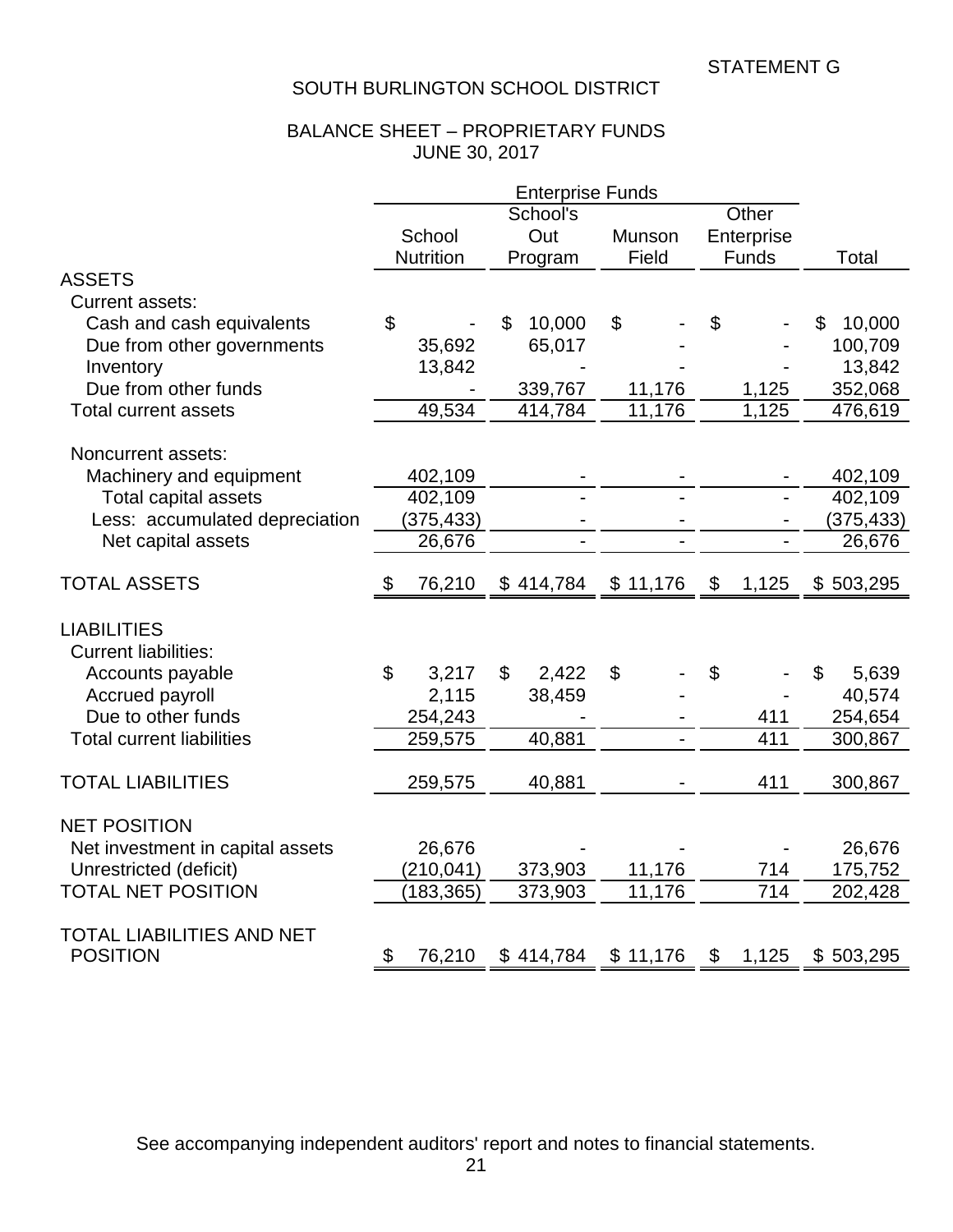STATEMENT G

# SOUTH BURLINGTON SCHOOL DISTRICT

## BALANCE SHEET – PROPRIETARY FUNDS
## JUNE 30, 2017

| | Enterprise Funds | | | | |
|---|---|---|---|---|---|
| | School Nutrition | School's Out Program | Munson Field | Other Enterprise Funds | Total |
| **ASSETS** | | | | | |
| Current assets: | | | | | |
| Cash and cash equivalents | $ - | $ 10,000 | $ - | $ - | $ 10,000 |
| Due from other governments | 35,692 | 65,017 | - | - | 100,709 |
| Inventory | 13,842 | - | - | - | 13,842 |
| Due from other funds | - | 339,767 | 11,176 | 1,125 | 352,068 |
| Total current assets | 49,534 | 414,784 | 11,176 | 1,125 | 476,619 |
| Noncurrent assets: | | | | | |
| Machinery and equipment | 402,109 | - | - | - | 402,109 |
| Total capital assets | 402,109 | - | - | - | 402,109 |
| Less: accumulated depreciation | (375,433) | - | - | - | (375,433) |
| Net capital assets | 26,676 | - | - | - | 26,676 |
| **TOTAL ASSETS** | $ 76,210 | $ 414,784 | $ 11,176 | $ 1,125 | $ 503,295 |
| **LIABILITIES** | | | | | |
| Current liabilities: | | | | | |
| Accounts payable | $ 3,217 | $ 2,422 | $ - | $ - | $ 5,639 |
| Accrued payroll | 2,115 | 38,459 | - | - | 40,574 |
| Due to other funds | 254,243 | - | - | 411 | 254,654 |
| Total current liabilities | 259,575 | 40,881 | - | 411 | 300,867 |
| **TOTAL LIABILITIES** | 259,575 | 40,881 | - | 411 | 300,867 |
| **NET POSITION** | | | | | |
| Net investment in capital assets | 26,676 | - | - | - | 26,676 |
| Unrestricted (deficit) | (210,041) | 373,903 | 11,176 | 714 | 175,752 |
| **TOTAL NET POSITION** | (183,365) | 373,903 | 11,176 | 714 | 202,428 |
| **TOTAL LIABILITIES AND NET POSITION** | $ 76,210 | $ 414,784 | $ 11,176 | $ 1,125 | $ 503,295 |

See accompanying independent auditors' report and notes to financial statements.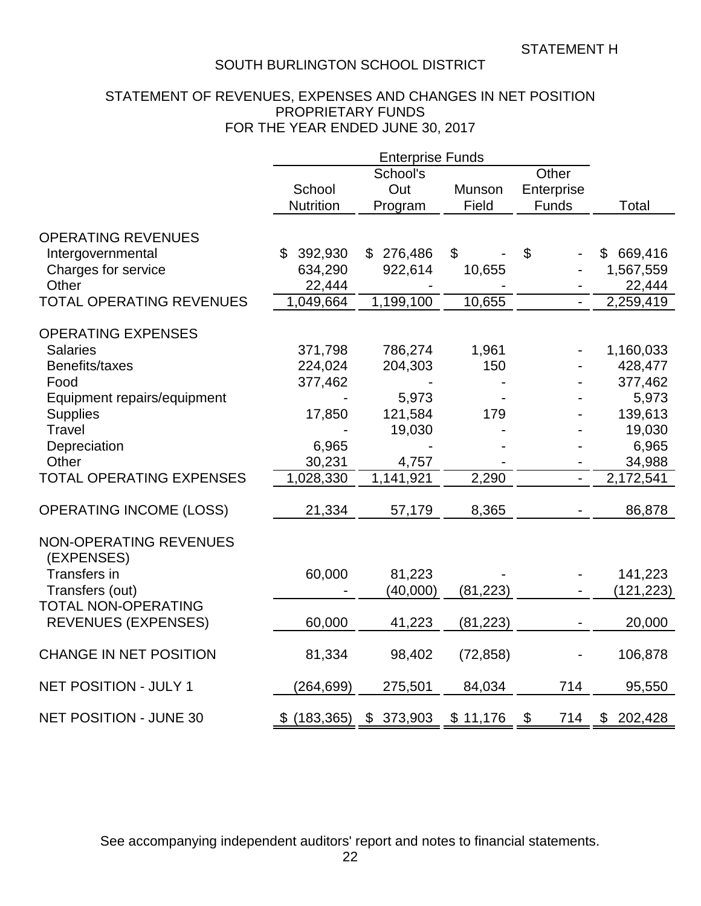STATEMENT H

# SOUTH BURLINGTON SCHOOL DISTRICT

## STATEMENT OF REVENUES, EXPENSES AND CHANGES IN NET POSITION
## PROPRIETARY FUNDS
## FOR THE YEAR ENDED JUNE 30, 2017

| | Enterprise Funds | | | | |
|---|---|---|---|---|---|
| | School Nutrition | School's Out Program | Munson Field | Other Enterprise Funds | Total |
| **OPERATING REVENUES** | | | | | |
| Intergovernmental | $ 392,930 | $ 276,486 | $ - | $ - | $ 669,416 |
| Charges for service | 634,290 | 922,614 | 10,655 | - | 1,567,559 |
| Other | 22,444 | - | - | - | 22,444 |
| TOTAL OPERATING REVENUES | 1,049,664 | 1,199,100 | 10,655 | - | 2,259,419 |
| **OPERATING EXPENSES** | | | | | |
| Salaries | 371,798 | 786,274 | 1,961 | - | 1,160,033 |
| Benefits/taxes | 224,024 | 204,303 | 150 | - | 428,477 |
| Food | 377,462 | - | - | - | 377,462 |
| Equipment repairs/equipment | - | 5,973 | - | - | 5,973 |
| Supplies | 17,850 | 121,584 | 179 | - | 139,613 |
| Travel | - | 19,030 | - | - | 19,030 |
| Depreciation | 6,965 | - | - | - | 6,965 |
| Other | 30,231 | 4,757 | - | - | 34,988 |
| TOTAL OPERATING EXPENSES | 1,028,330 | 1,141,921 | 2,290 | - | 2,172,541 |
| OPERATING INCOME (LOSS) | 21,334 | 57,179 | 8,365 | - | 86,878 |
| **NON-OPERATING REVENUES (EXPENSES)** | | | | | |
| Transfers in | 60,000 | 81,223 | - | - | 141,223 |
| Transfers (out) | - | (40,000) | (81,223) | - | (121,223) |
| TOTAL NON-OPERATING REVENUES (EXPENSES) | 60,000 | 41,223 | (81,223) | - | 20,000 |
| CHANGE IN NET POSITION | 81,334 | 98,402 | (72,858) | - | 106,878 |
| NET POSITION - JULY 1 | (264,699) | 275,501 | 84,034 | 714 | 95,550 |
| NET POSITION - JUNE 30 | $ (183,365) | $ 373,903 | $ 11,176 | $ 714 | $ 202,428 |

See accompanying independent auditors' report and notes to financial statements.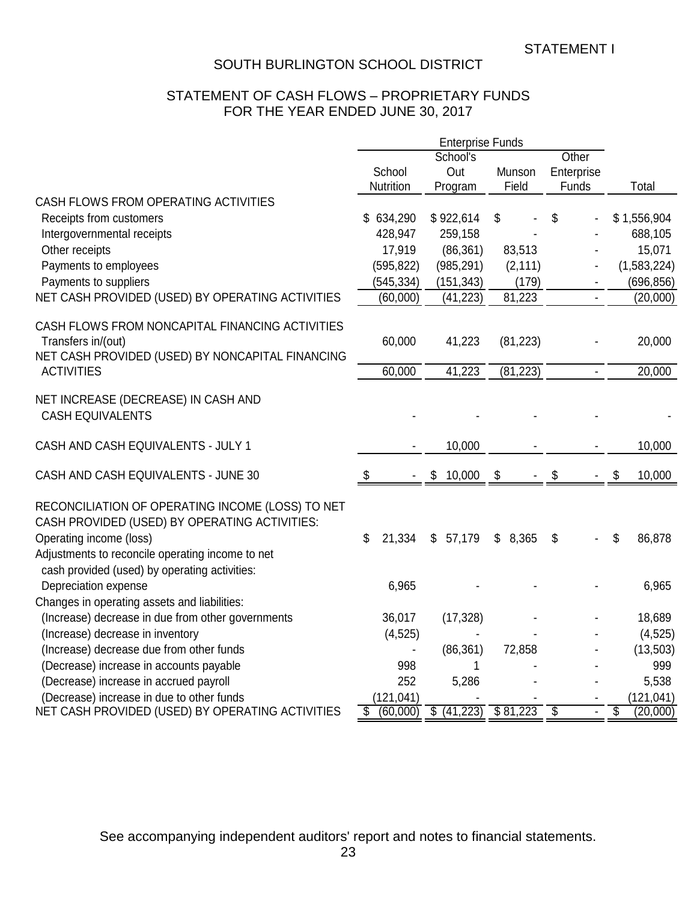STATEMENT I

# SOUTH BURLINGTON SCHOOL DISTRICT

## STATEMENT OF CASH FLOWS – PROPRIETARY FUNDS
## FOR THE YEAR ENDED JUNE 30, 2017

| | Enterprise Funds | | | | |
|---|---|---|---|---|---|
| | School Nutrition | School's Out Program | Munson Field | Other Enterprise Funds | Total |
| CASH FLOWS FROM OPERATING ACTIVITIES | | | | | |
| Receipts from customers | $ 634,290 | $ 922,614 | $ - | $ - | $ 1,556,904 |
| Intergovernmental receipts | 428,947 | 259,158 | - | - | 688,105 |
| Other receipts | 17,919 | (86,361) | 83,513 | - | 15,071 |
| Payments to employees | (595,822) | (985,291) | (2,111) | - | (1,583,224) |
| Payments to suppliers | (545,334) | (151,343) | (179) | - | (696,856) |
| NET CASH PROVIDED (USED) BY OPERATING ACTIVITIES | (60,000) | (41,223) | 81,223 | - | (20,000) |
| CASH FLOWS FROM NONCAPITAL FINANCING ACTIVITIES | | | | | |
| Transfers in/(out) | 60,000 | 41,223 | (81,223) | - | 20,000 |
| NET CASH PROVIDED (USED) BY NONCAPITAL FINANCING ACTIVITIES | 60,000 | 41,223 | (81,223) | - | 20,000 |
| NET INCREASE (DECREASE) IN CASH AND CASH EQUIVALENTS | - | - | - | - | - |
| CASH AND CASH EQUIVALENTS - JULY 1 | - | 10,000 | - | - | 10,000 |
| CASH AND CASH EQUIVALENTS - JUNE 30 | $ - | $ 10,000 | $ - | $ - | $ 10,000 |
| RECONCILIATION OF OPERATING INCOME (LOSS) TO NET CASH PROVIDED (USED) BY OPERATING ACTIVITIES: | | | | | |
| Operating income (loss) | $ 21,334 | $ 57,179 | $ 8,365 | $ - | $ 86,878 |
| Adjustments to reconcile operating income to net cash provided (used) by operating activities: | | | | | |
| Depreciation expense | 6,965 | - | - | - | 6,965 |
| Changes in operating assets and liabilities: | | | | | |
| (Increase) decrease in due from other governments | 36,017 | (17,328) | - | - | 18,689 |
| (Increase) decrease in inventory | (4,525) | - | - | - | (4,525) |
| (Increase) decrease due from other funds | - | (86,361) | 72,858 | - | (13,503) |
| (Decrease) increase in accounts payable | 998 | 1 | - | - | 999 |
| (Decrease) increase in accrued payroll | 252 | 5,286 | - | - | 5,538 |
| (Decrease) increase in due to other funds | (121,041) | - | - | - | (121,041) |
| NET CASH PROVIDED (USED) BY OPERATING ACTIVITIES | $ (60,000) | $ (41,223) | $ 81,223 | $ - | $ (20,000) |

See accompanying independent auditors' report and notes to financial statements.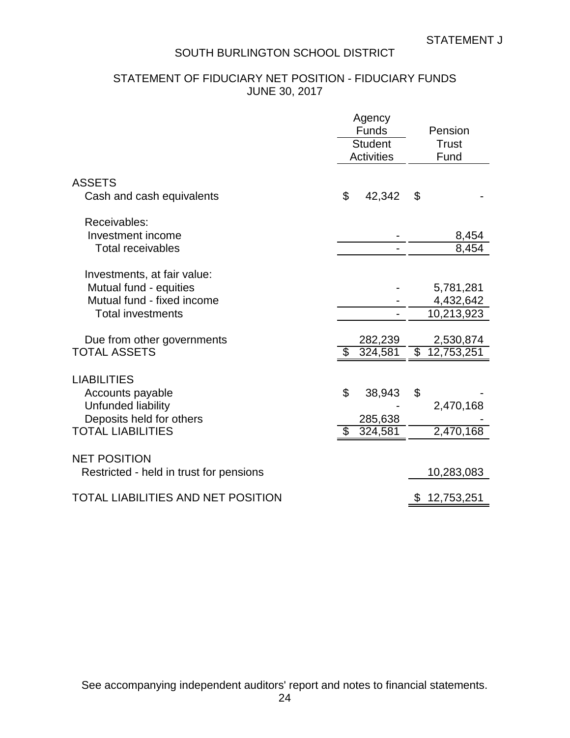STATEMENT J

# SOUTH BURLINGTON SCHOOL DISTRICT

## STATEMENT OF FIDUCIARY NET POSITION - FIDUCIARY FUNDS
## JUNE 30, 2017

| | Agency Funds Student Activities | Pension Trust Fund |
|---|---|---|
| **ASSETS** | | |
| Cash and cash equivalents | $ 42,342 | $ - |
| Receivables: | | |
| Investment income | - | 8,454 |
| Total receivables | - | 8,454 |
| Investments, at fair value: | | |
| Mutual fund - equities | - | 5,781,281 |
| Mutual fund - fixed income | - | 4,432,642 |
| Total investments | - | 10,213,923 |
| Due from other governments | 282,239 | 2,530,874 |
| **TOTAL ASSETS** | $ 324,581 | $ 12,753,251 |
| **LIABILITIES** | | |
| Accounts payable | $ 38,943 | $ - |
| Unfunded liability | - | 2,470,168 |
| Deposits held for others | 285,638 | - |
| **TOTAL LIABILITIES** | $ 324,581 | 2,470,168 |
| **NET POSITION** | | |
| Restricted - held in trust for pensions | | 10,283,083 |
| **TOTAL LIABILITIES AND NET POSITION** | | $ 12,753,251 |

See accompanying independent auditors' report and notes to financial statements.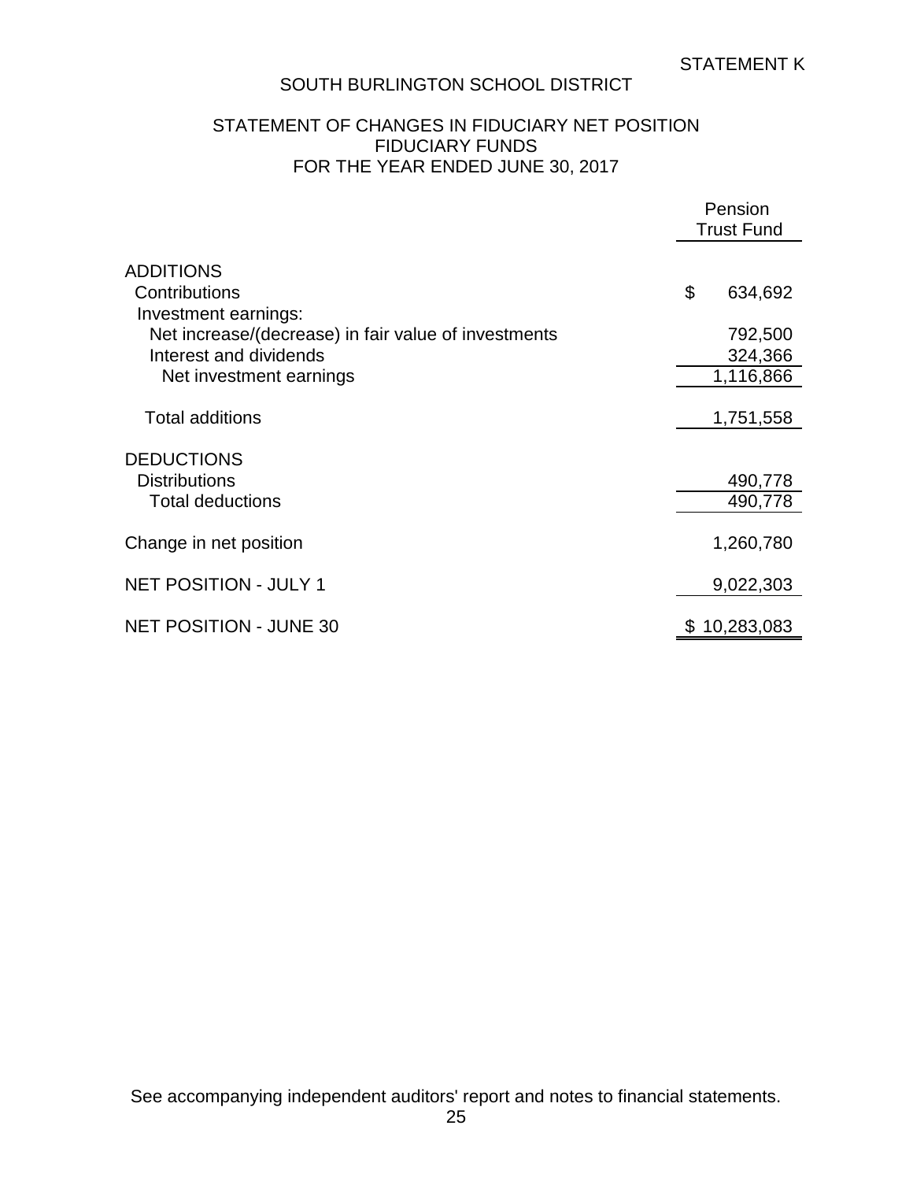STATEMENT K

# SOUTH BURLINGTON SCHOOL DISTRICT

## STATEMENT OF CHANGES IN FIDUCIARY NET POSITION
## FIDUCIARY FUNDS
## FOR THE YEAR ENDED JUNE 30, 2017

| | Pension Trust Fund |
|---|---|
| **ADDITIONS** | |
| Contributions | $ 634,692 |
| Investment earnings: | |
| Net increase/(decrease) in fair value of investments | 792,500 |
| Interest and dividends | 324,366 |
| Net investment earnings | 1,116,866 |
| Total additions | 1,751,558 |
| **DEDUCTIONS** | |
| Distributions | 490,778 |
| Total deductions | 490,778 |
| Change in net position | 1,260,780 |
| NET POSITION - JULY 1 | 9,022,303 |
| NET POSITION - JUNE 30 | $ 10,283,083 |

See accompanying independent auditors' report and notes to financial statements.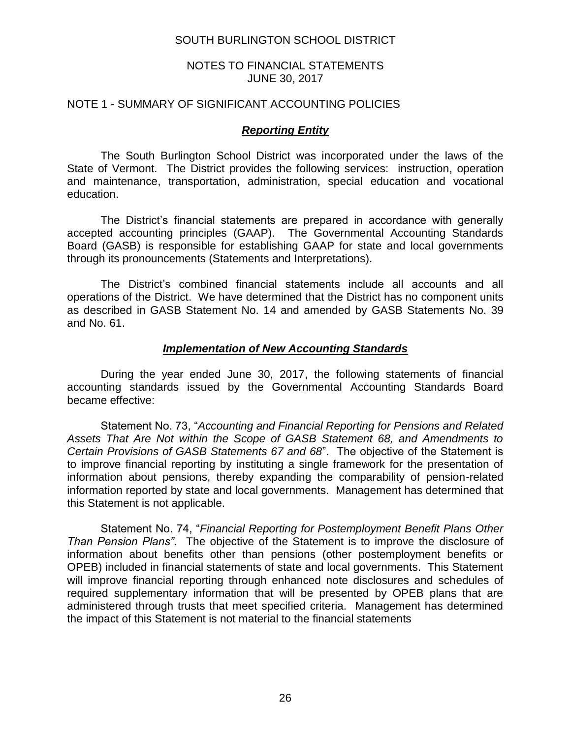# SOUTH BURLINGTON SCHOOL DISTRICT

## NOTES TO FINANCIAL STATEMENTS
## JUNE 30, 2017

## NOTE 1 - SUMMARY OF SIGNIFICANT ACCOUNTING POLICIES

### ***Reporting Entity***

The South Burlington School District was incorporated under the laws of the State of Vermont. The District provides the following services: instruction, operation and maintenance, transportation, administration, special education and vocational education.

The District's financial statements are prepared in accordance with generally accepted accounting principles (GAAP). The Governmental Accounting Standards Board (GASB) is responsible for establishing GAAP for state and local governments through its pronouncements (Statements and Interpretations).

The District's combined financial statements include all accounts and all operations of the District. We have determined that the District has no component units as described in GASB Statement No. 14 and amended by GASB Statements No. 39 and No. 61.

### ***Implementation of New Accounting Standards***

During the year ended June 30, 2017, the following statements of financial accounting standards issued by the Governmental Accounting Standards Board became effective:

Statement No. 73, "*Accounting and Financial Reporting for Pensions and Related Assets That Are Not within the Scope of GASB Statement 68, and Amendments to Certain Provisions of GASB Statements 67 and 68*". The objective of the Statement is to improve financial reporting by instituting a single framework for the presentation of information about pensions, thereby expanding the comparability of pension-related information reported by state and local governments. Management has determined that this Statement is not applicable.

Statement No. 74, "*Financial Reporting for Postemployment Benefit Plans Other Than Pension Plans"*. The objective of the Statement is to improve the disclosure of information about benefits other than pensions (other postemployment benefits or OPEB) included in financial statements of state and local governments. This Statement will improve financial reporting through enhanced note disclosures and schedules of required supplementary information that will be presented by OPEB plans that are administered through trusts that meet specified criteria. Management has determined the impact of this Statement is not material to the financial statements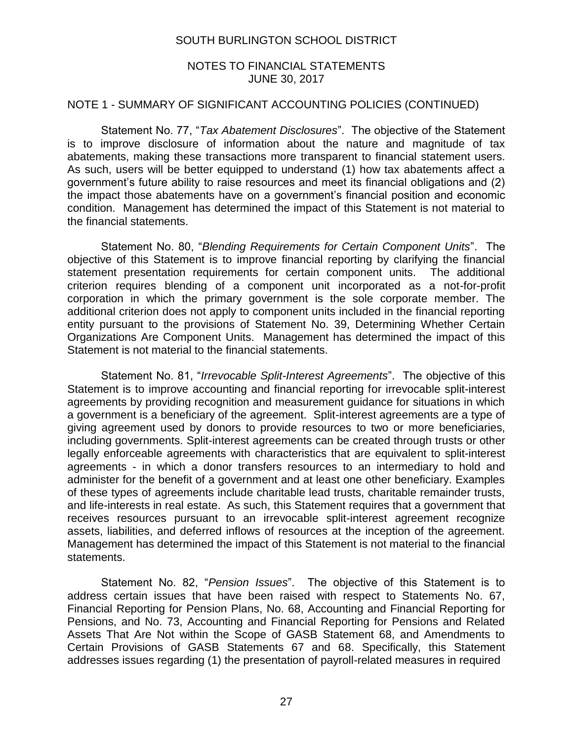NOTE 1 - SUMMARY OF SIGNIFICANT ACCOUNTING POLICIES (CONTINUED)

Statement No. 77, "*Tax Abatement Disclosures*". The objective of the Statement is to improve disclosure of information about the nature and magnitude of tax abatements, making these transactions more transparent to financial statement users. As such, users will be better equipped to understand (1) how tax abatements affect a government's future ability to raise resources and meet its financial obligations and (2) the impact those abatements have on a government's financial position and economic condition. Management has determined the impact of this Statement is not material to the financial statements.

Statement No. 80, "*Blending Requirements for Certain Component Units*". The objective of this Statement is to improve financial reporting by clarifying the financial statement presentation requirements for certain component units. The additional criterion requires blending of a component unit incorporated as a not-for-profit corporation in which the primary government is the sole corporate member. The additional criterion does not apply to component units included in the financial reporting entity pursuant to the provisions of Statement No. 39, Determining Whether Certain Organizations Are Component Units. Management has determined the impact of this Statement is not material to the financial statements.

Statement No. 81, "*Irrevocable Split-Interest Agreements*". The objective of this Statement is to improve accounting and financial reporting for irrevocable split-interest agreements by providing recognition and measurement guidance for situations in which a government is a beneficiary of the agreement. Split-interest agreements are a type of giving agreement used by donors to provide resources to two or more beneficiaries, including governments. Split-interest agreements can be created through trusts or other legally enforceable agreements with characteristics that are equivalent to split-interest agreements - in which a donor transfers resources to an intermediary to hold and administer for the benefit of a government and at least one other beneficiary. Examples of these types of agreements include charitable lead trusts, charitable remainder trusts, and life-interests in real estate. As such, this Statement requires that a government that receives resources pursuant to an irrevocable split-interest agreement recognize assets, liabilities, and deferred inflows of resources at the inception of the agreement. Management has determined the impact of this Statement is not material to the financial statements.

Statement No. 82, "*Pension Issues*". The objective of this Statement is to address certain issues that have been raised with respect to Statements No. 67, Financial Reporting for Pension Plans, No. 68, Accounting and Financial Reporting for Pensions, and No. 73, Accounting and Financial Reporting for Pensions and Related Assets That Are Not within the Scope of GASB Statement 68, and Amendments to Certain Provisions of GASB Statements 67 and 68. Specifically, this Statement addresses issues regarding (1) the presentation of payroll-related measures in required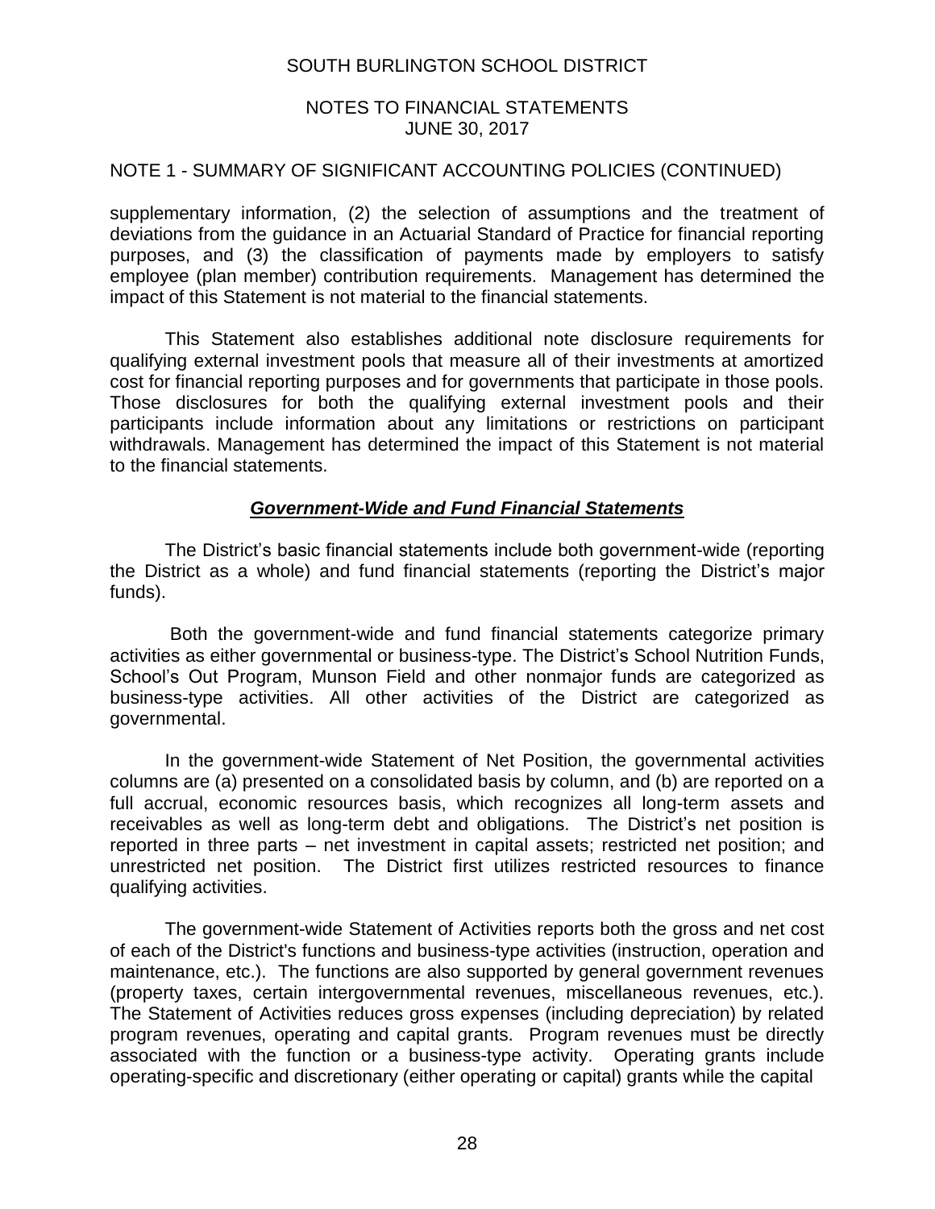## NOTE 1 - SUMMARY OF SIGNIFICANT ACCOUNTING POLICIES (CONTINUED)

supplementary information, (2) the selection of assumptions and the treatment of deviations from the guidance in an Actuarial Standard of Practice for financial reporting purposes, and (3) the classification of payments made by employers to satisfy employee (plan member) contribution requirements. Management has determined the impact of this Statement is not material to the financial statements.

This Statement also establishes additional note disclosure requirements for qualifying external investment pools that measure all of their investments at amortized cost for financial reporting purposes and for governments that participate in those pools. Those disclosures for both the qualifying external investment pools and their participants include information about any limitations or restrictions on participant withdrawals. Management has determined the impact of this Statement is not material to the financial statements.

### ***Government-Wide and Fund Financial Statements***

The District's basic financial statements include both government-wide (reporting the District as a whole) and fund financial statements (reporting the District's major funds).

Both the government-wide and fund financial statements categorize primary activities as either governmental or business-type. The District's School Nutrition Funds, School's Out Program, Munson Field and other nonmajor funds are categorized as business-type activities. All other activities of the District are categorized as governmental.

In the government-wide Statement of Net Position, the governmental activities columns are (a) presented on a consolidated basis by column, and (b) are reported on a full accrual, economic resources basis, which recognizes all long-term assets and receivables as well as long-term debt and obligations. The District's net position is reported in three parts – net investment in capital assets; restricted net position; and unrestricted net position. The District first utilizes restricted resources to finance qualifying activities.

The government-wide Statement of Activities reports both the gross and net cost of each of the District's functions and business-type activities (instruction, operation and maintenance, etc.). The functions are also supported by general government revenues (property taxes, certain intergovernmental revenues, miscellaneous revenues, etc.). The Statement of Activities reduces gross expenses (including depreciation) by related program revenues, operating and capital grants. Program revenues must be directly associated with the function or a business-type activity. Operating grants include operating-specific and discretionary (either operating or capital) grants while the capital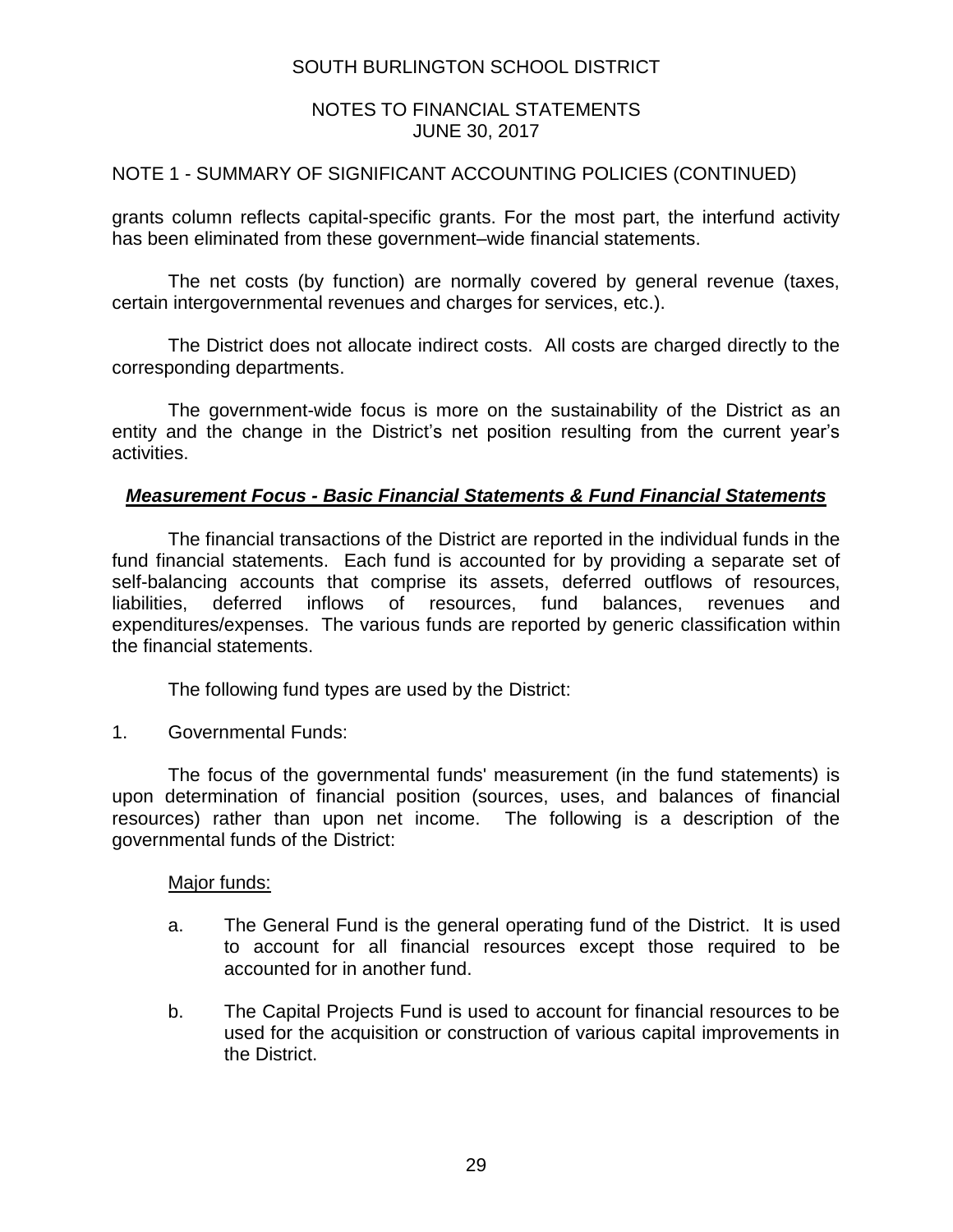## NOTE 1 - SUMMARY OF SIGNIFICANT ACCOUNTING POLICIES (CONTINUED)

grants column reflects capital-specific grants. For the most part, the interfund activity has been eliminated from these government–wide financial statements.

The net costs (by function) are normally covered by general revenue (taxes, certain intergovernmental revenues and charges for services, etc.).

The District does not allocate indirect costs. All costs are charged directly to the corresponding departments.

The government-wide focus is more on the sustainability of the District as an entity and the change in the District's net position resulting from the current year's activities.

### ***Measurement Focus - Basic Financial Statements & Fund Financial Statements***

The financial transactions of the District are reported in the individual funds in the fund financial statements. Each fund is accounted for by providing a separate set of self-balancing accounts that comprise its assets, deferred outflows of resources, liabilities, deferred inflows of resources, fund balances, revenues and expenditures/expenses. The various funds are reported by generic classification within the financial statements.

The following fund types are used by the District:

1. Governmental Funds:

The focus of the governmental funds' measurement (in the fund statements) is upon determination of financial position (sources, uses, and balances of financial resources) rather than upon net income. The following is a description of the governmental funds of the District:

Major funds:

a. The General Fund is the general operating fund of the District. It is used to account for all financial resources except those required to be accounted for in another fund.

b. The Capital Projects Fund is used to account for financial resources to be used for the acquisition or construction of various capital improvements in the District.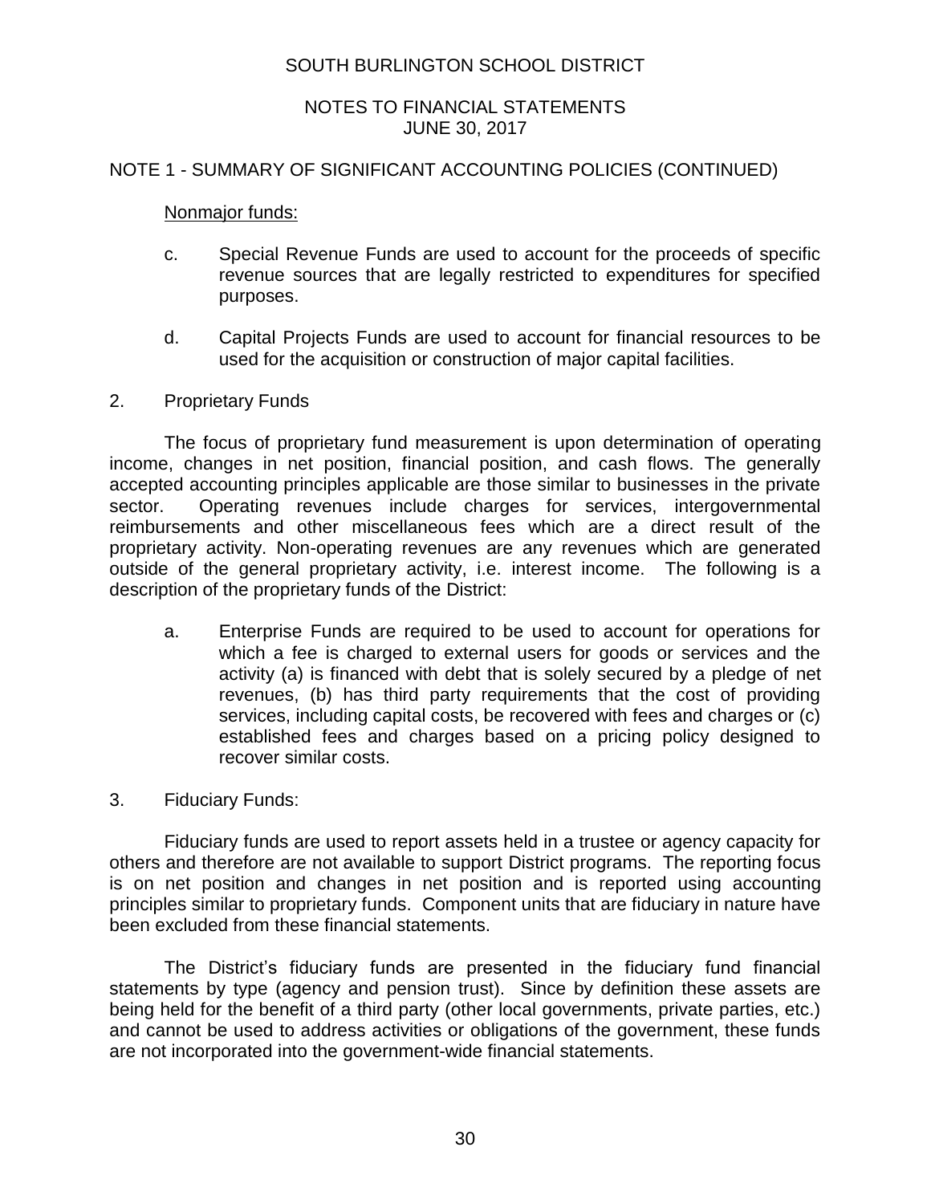## NOTE 1 - SUMMARY OF SIGNIFICANT ACCOUNTING POLICIES (CONTINUED)

Nonmajor funds:

c. Special Revenue Funds are used to account for the proceeds of specific revenue sources that are legally restricted to expenditures for specified purposes.

d. Capital Projects Funds are used to account for financial resources to be used for the acquisition or construction of major capital facilities.

2. Proprietary Funds

The focus of proprietary fund measurement is upon determination of operating income, changes in net position, financial position, and cash flows. The generally accepted accounting principles applicable are those similar to businesses in the private sector. Operating revenues include charges for services, intergovernmental reimbursements and other miscellaneous fees which are a direct result of the proprietary activity. Non-operating revenues are any revenues which are generated outside of the general proprietary activity, i.e. interest income. The following is a description of the proprietary funds of the District:

a. Enterprise Funds are required to be used to account for operations for which a fee is charged to external users for goods or services and the activity (a) is financed with debt that is solely secured by a pledge of net revenues, (b) has third party requirements that the cost of providing services, including capital costs, be recovered with fees and charges or (c) established fees and charges based on a pricing policy designed to recover similar costs.

3. Fiduciary Funds:

Fiduciary funds are used to report assets held in a trustee or agency capacity for others and therefore are not available to support District programs. The reporting focus is on net position and changes in net position and is reported using accounting principles similar to proprietary funds. Component units that are fiduciary in nature have been excluded from these financial statements.

The District's fiduciary funds are presented in the fiduciary fund financial statements by type (agency and pension trust). Since by definition these assets are being held for the benefit of a third party (other local governments, private parties, etc.) and cannot be used to address activities or obligations of the government, these funds are not incorporated into the government-wide financial statements.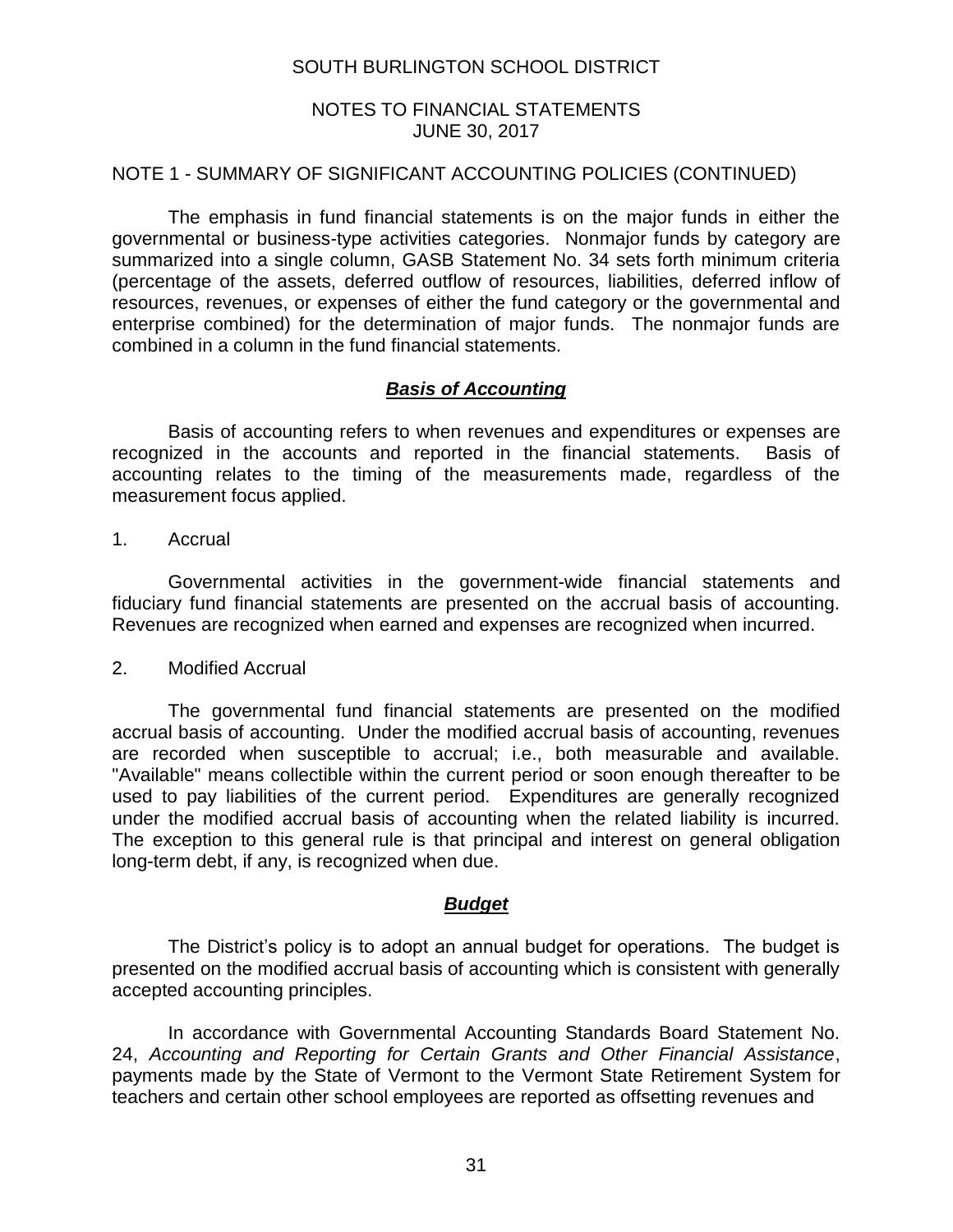NOTE 1 - SUMMARY OF SIGNIFICANT ACCOUNTING POLICIES (CONTINUED)

The emphasis in fund financial statements is on the major funds in either the governmental or business-type activities categories. Nonmajor funds by category are summarized into a single column, GASB Statement No. 34 sets forth minimum criteria (percentage of the assets, deferred outflow of resources, liabilities, deferred inflow of resources, revenues, or expenses of either the fund category or the governmental and enterprise combined) for the determination of major funds. The nonmajor funds are combined in a column in the fund financial statements.

## ***Basis of Accounting***

Basis of accounting refers to when revenues and expenditures or expenses are recognized in the accounts and reported in the financial statements. Basis of accounting relates to the timing of the measurements made, regardless of the measurement focus applied.

1. Accrual

Governmental activities in the government-wide financial statements and fiduciary fund financial statements are presented on the accrual basis of accounting. Revenues are recognized when earned and expenses are recognized when incurred.

2. Modified Accrual

The governmental fund financial statements are presented on the modified accrual basis of accounting. Under the modified accrual basis of accounting, revenues are recorded when susceptible to accrual; i.e., both measurable and available. "Available" means collectible within the current period or soon enough thereafter to be used to pay liabilities of the current period. Expenditures are generally recognized under the modified accrual basis of accounting when the related liability is incurred. The exception to this general rule is that principal and interest on general obligation long-term debt, if any, is recognized when due.

## ***Budget***

The District's policy is to adopt an annual budget for operations. The budget is presented on the modified accrual basis of accounting which is consistent with generally accepted accounting principles.

In accordance with Governmental Accounting Standards Board Statement No. 24, *Accounting and Reporting for Certain Grants and Other Financial Assistance*, payments made by the State of Vermont to the Vermont State Retirement System for teachers and certain other school employees are reported as offsetting revenues and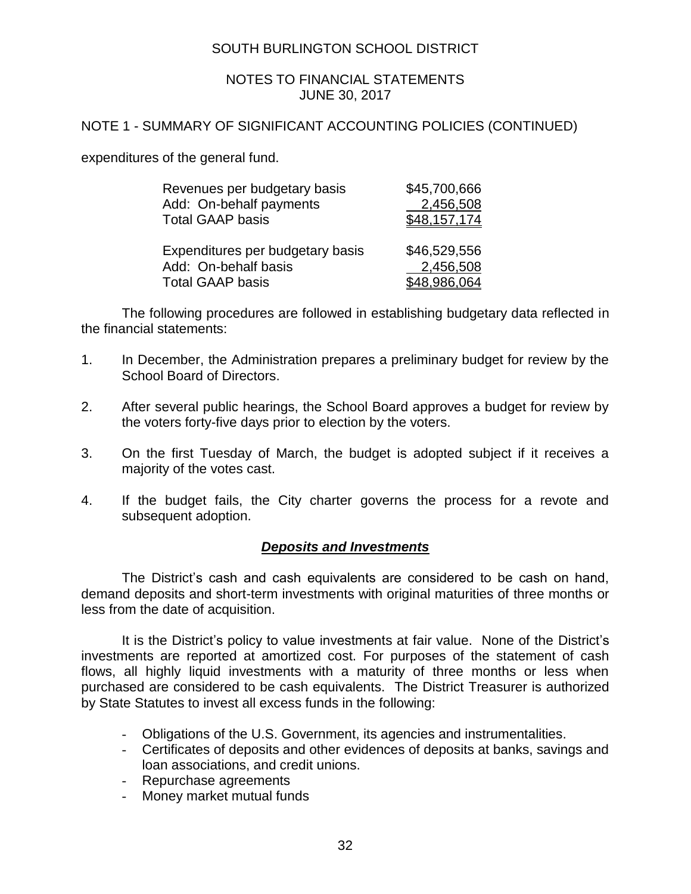# SOUTH BURLINGTON SCHOOL DISTRICT

## NOTES TO FINANCIAL STATEMENTS
## JUNE 30, 2017

## NOTE 1 - SUMMARY OF SIGNIFICANT ACCOUNTING POLICIES (CONTINUED)

expenditures of the general fund.

| | |
|---|---|
| Revenues per budgetary basis | $45,700,666 |
| Add: On-behalf payments | 2,456,508 |
| Total GAAP basis | $48,157,174 |
| | |
| Expenditures per budgetary basis | $46,529,556 |
| Add: On-behalf basis | 2,456,508 |
| Total GAAP basis | $48,986,064 |

The following procedures are followed in establishing budgetary data reflected in the financial statements:

1. In December, the Administration prepares a preliminary budget for review by the School Board of Directors.

2. After several public hearings, the School Board approves a budget for review by the voters forty-five days prior to election by the voters.

3. On the first Tuesday of March, the budget is adopted subject if it receives a majority of the votes cast.

4. If the budget fails, the City charter governs the process for a revote and subsequent adoption.

### ***Deposits and Investments***

The District's cash and cash equivalents are considered to be cash on hand, demand deposits and short-term investments with original maturities of three months or less from the date of acquisition.

It is the District's policy to value investments at fair value. None of the District's investments are reported at amortized cost. For purposes of the statement of cash flows, all highly liquid investments with a maturity of three months or less when purchased are considered to be cash equivalents. The District Treasurer is authorized by State Statutes to invest all excess funds in the following:

- Obligations of the U.S. Government, its agencies and instrumentalities.
- Certificates of deposits and other evidences of deposits at banks, savings and loan associations, and credit unions.
- Repurchase agreements
- Money market mutual funds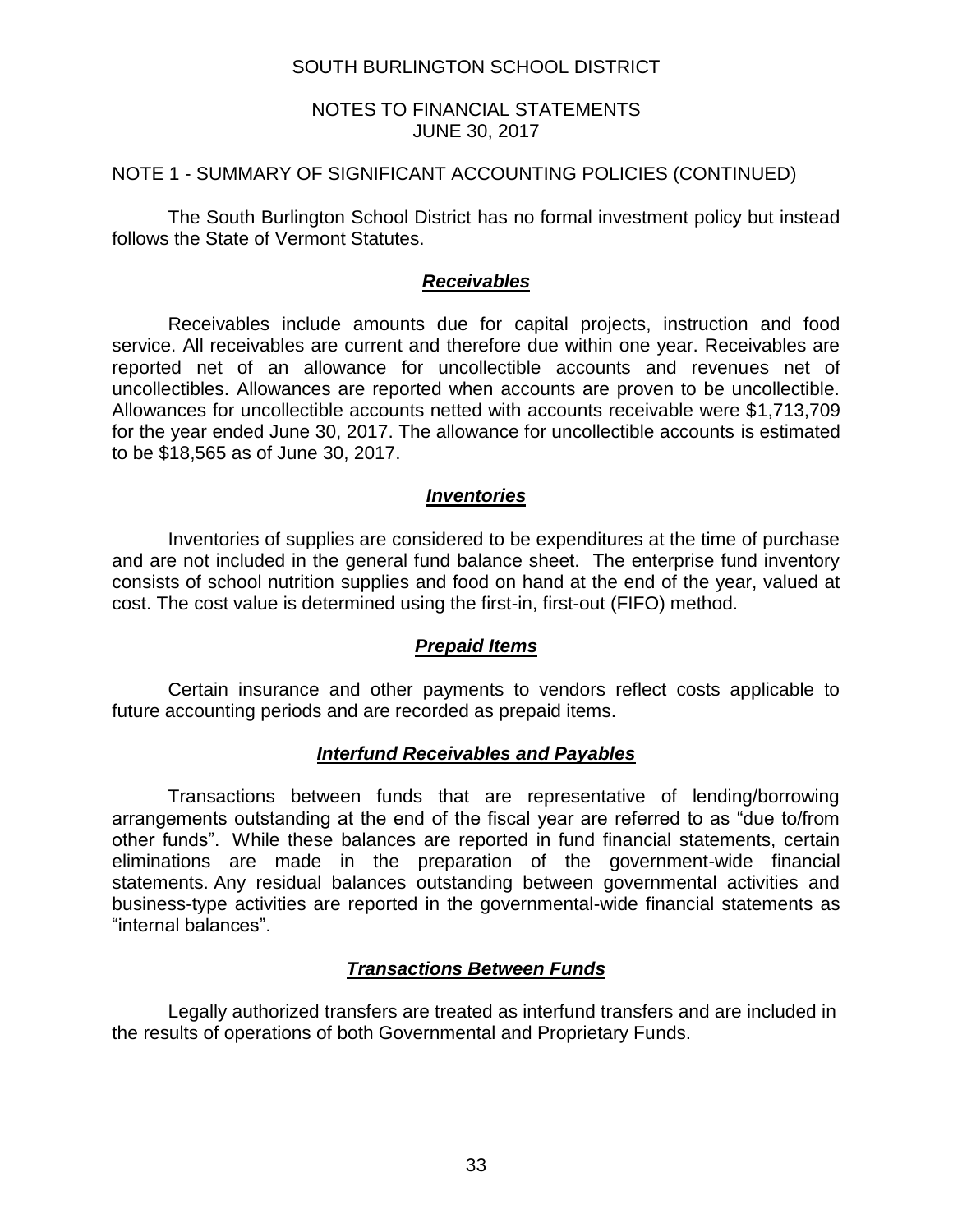NOTE 1 - SUMMARY OF SIGNIFICANT ACCOUNTING POLICIES (CONTINUED)

The South Burlington School District has no formal investment policy but instead follows the State of Vermont Statutes.

## ***Receivables***

Receivables include amounts due for capital projects, instruction and food service. All receivables are current and therefore due within one year. Receivables are reported net of an allowance for uncollectible accounts and revenues net of uncollectibles. Allowances are reported when accounts are proven to be uncollectible. Allowances for uncollectible accounts netted with accounts receivable were $1,713,709 for the year ended June 30, 2017. The allowance for uncollectible accounts is estimated to be $18,565 as of June 30, 2017.

## ***Inventories***

Inventories of supplies are considered to be expenditures at the time of purchase and are not included in the general fund balance sheet. The enterprise fund inventory consists of school nutrition supplies and food on hand at the end of the year, valued at cost. The cost value is determined using the first-in, first-out (FIFO) method.

## ***Prepaid Items***

Certain insurance and other payments to vendors reflect costs applicable to future accounting periods and are recorded as prepaid items.

## ***Interfund Receivables and Payables***

Transactions between funds that are representative of lending/borrowing arrangements outstanding at the end of the fiscal year are referred to as "due to/from other funds". While these balances are reported in fund financial statements, certain eliminations are made in the preparation of the government-wide financial statements. Any residual balances outstanding between governmental activities and business-type activities are reported in the governmental-wide financial statements as "internal balances".

## ***Transactions Between Funds***

Legally authorized transfers are treated as interfund transfers and are included in the results of operations of both Governmental and Proprietary Funds.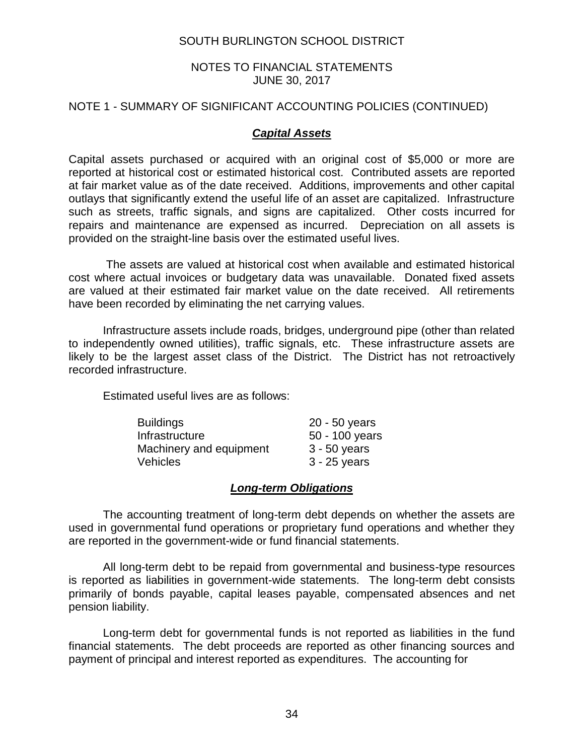SOUTH BURLINGTON SCHOOL DISTRICT

NOTES TO FINANCIAL STATEMENTS
JUNE 30, 2017

NOTE 1 - SUMMARY OF SIGNIFICANT ACCOUNTING POLICIES (CONTINUED)

### ***Capital Assets***

Capital assets purchased or acquired with an original cost of $5,000 or more are reported at historical cost or estimated historical cost. Contributed assets are reported at fair market value as of the date received. Additions, improvements and other capital outlays that significantly extend the useful life of an asset are capitalized. Infrastructure such as streets, traffic signals, and signs are capitalized. Other costs incurred for repairs and maintenance are expensed as incurred. Depreciation on all assets is provided on the straight-line basis over the estimated useful lives.

The assets are valued at historical cost when available and estimated historical cost where actual invoices or budgetary data was unavailable. Donated fixed assets are valued at their estimated fair market value on the date received. All retirements have been recorded by eliminating the net carrying values.

Infrastructure assets include roads, bridges, underground pipe (other than related to independently owned utilities), traffic signals, etc. These infrastructure assets are likely to be the largest asset class of the District. The District has not retroactively recorded infrastructure.

Estimated useful lives are as follows:

| | |
|---|---|
| Buildings | 20 - 50 years |
| Infrastructure | 50 - 100 years |
| Machinery and equipment | 3 - 50 years |
| Vehicles | 3 - 25 years |

### ***Long-term Obligations***

The accounting treatment of long-term debt depends on whether the assets are used in governmental fund operations or proprietary fund operations and whether they are reported in the government-wide or fund financial statements.

All long-term debt to be repaid from governmental and business-type resources is reported as liabilities in government-wide statements. The long-term debt consists primarily of bonds payable, capital leases payable, compensated absences and net pension liability.

Long-term debt for governmental funds is not reported as liabilities in the fund financial statements. The debt proceeds are reported as other financing sources and payment of principal and interest reported as expenditures. The accounting for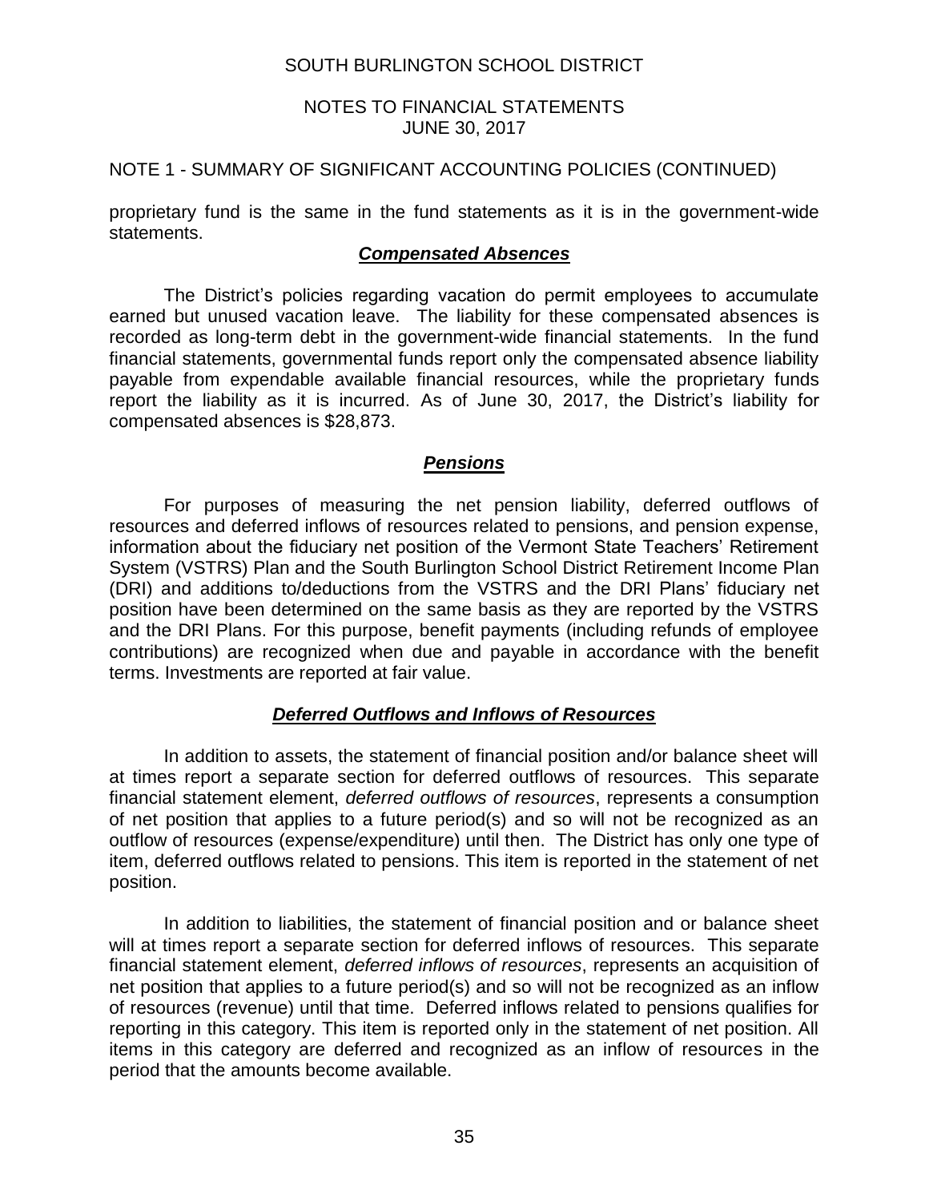NOTE 1 - SUMMARY OF SIGNIFICANT ACCOUNTING POLICIES (CONTINUED)

proprietary fund is the same in the fund statements as it is in the government-wide statements.

***Compensated Absences***

The District's policies regarding vacation do permit employees to accumulate earned but unused vacation leave. The liability for these compensated absences is recorded as long-term debt in the government-wide financial statements. In the fund financial statements, governmental funds report only the compensated absence liability payable from expendable available financial resources, while the proprietary funds report the liability as it is incurred. As of June 30, 2017, the District's liability for compensated absences is $28,873.

***Pensions***

For purposes of measuring the net pension liability, deferred outflows of resources and deferred inflows of resources related to pensions, and pension expense, information about the fiduciary net position of the Vermont State Teachers' Retirement System (VSTRS) Plan and the South Burlington School District Retirement Income Plan (DRI) and additions to/deductions from the VSTRS and the DRI Plans' fiduciary net position have been determined on the same basis as they are reported by the VSTRS and the DRI Plans. For this purpose, benefit payments (including refunds of employee contributions) are recognized when due and payable in accordance with the benefit terms. Investments are reported at fair value.

***Deferred Outflows and Inflows of Resources***

In addition to assets, the statement of financial position and/or balance sheet will at times report a separate section for deferred outflows of resources. This separate financial statement element, *deferred outflows of resources*, represents a consumption of net position that applies to a future period(s) and so will not be recognized as an outflow of resources (expense/expenditure) until then. The District has only one type of item, deferred outflows related to pensions. This item is reported in the statement of net position.

In addition to liabilities, the statement of financial position and or balance sheet will at times report a separate section for deferred inflows of resources. This separate financial statement element, *deferred inflows of resources*, represents an acquisition of net position that applies to a future period(s) and so will not be recognized as an inflow of resources (revenue) until that time. Deferred inflows related to pensions qualifies for reporting in this category. This item is reported only in the statement of net position. All items in this category are deferred and recognized as an inflow of resources in the period that the amounts become available.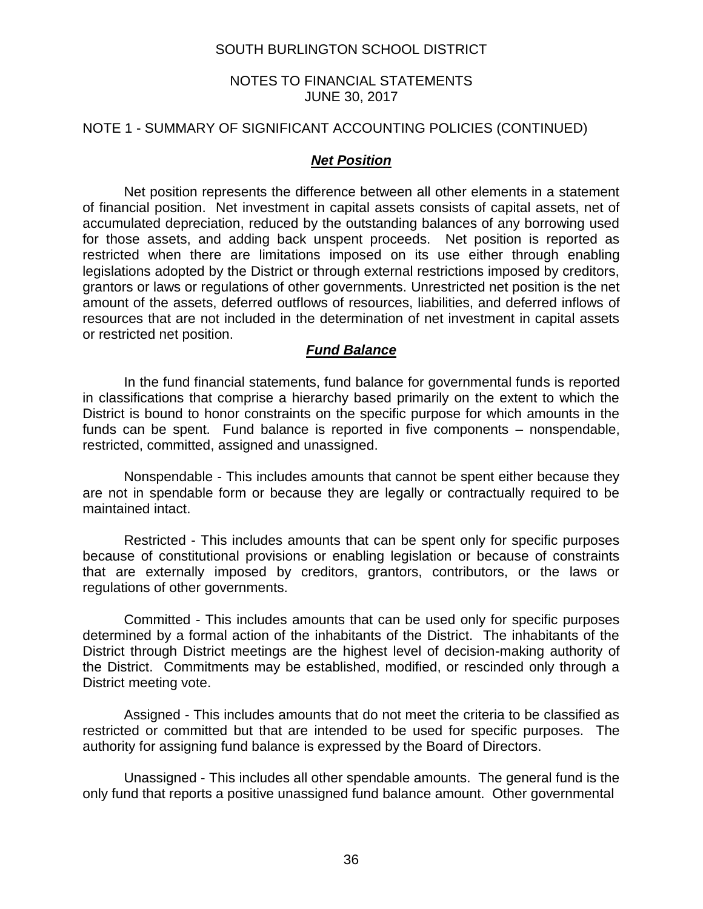## NOTE 1 - SUMMARY OF SIGNIFICANT ACCOUNTING POLICIES (CONTINUED)

### ***Net Position***

Net position represents the difference between all other elements in a statement of financial position. Net investment in capital assets consists of capital assets, net of accumulated depreciation, reduced by the outstanding balances of any borrowing used for those assets, and adding back unspent proceeds. Net position is reported as restricted when there are limitations imposed on its use either through enabling legislations adopted by the District or through external restrictions imposed by creditors, grantors or laws or regulations of other governments. Unrestricted net position is the net amount of the assets, deferred outflows of resources, liabilities, and deferred inflows of resources that are not included in the determination of net investment in capital assets or restricted net position.

### ***Fund Balance***

In the fund financial statements, fund balance for governmental funds is reported in classifications that comprise a hierarchy based primarily on the extent to which the District is bound to honor constraints on the specific purpose for which amounts in the funds can be spent. Fund balance is reported in five components – nonspendable, restricted, committed, assigned and unassigned.

Nonspendable - This includes amounts that cannot be spent either because they are not in spendable form or because they are legally or contractually required to be maintained intact.

Restricted - This includes amounts that can be spent only for specific purposes because of constitutional provisions or enabling legislation or because of constraints that are externally imposed by creditors, grantors, contributors, or the laws or regulations of other governments.

Committed - This includes amounts that can be used only for specific purposes determined by a formal action of the inhabitants of the District. The inhabitants of the District through District meetings are the highest level of decision-making authority of the District. Commitments may be established, modified, or rescinded only through a District meeting vote.

Assigned - This includes amounts that do not meet the criteria to be classified as restricted or committed but that are intended to be used for specific purposes. The authority for assigning fund balance is expressed by the Board of Directors.

Unassigned - This includes all other spendable amounts. The general fund is the only fund that reports a positive unassigned fund balance amount. Other governmental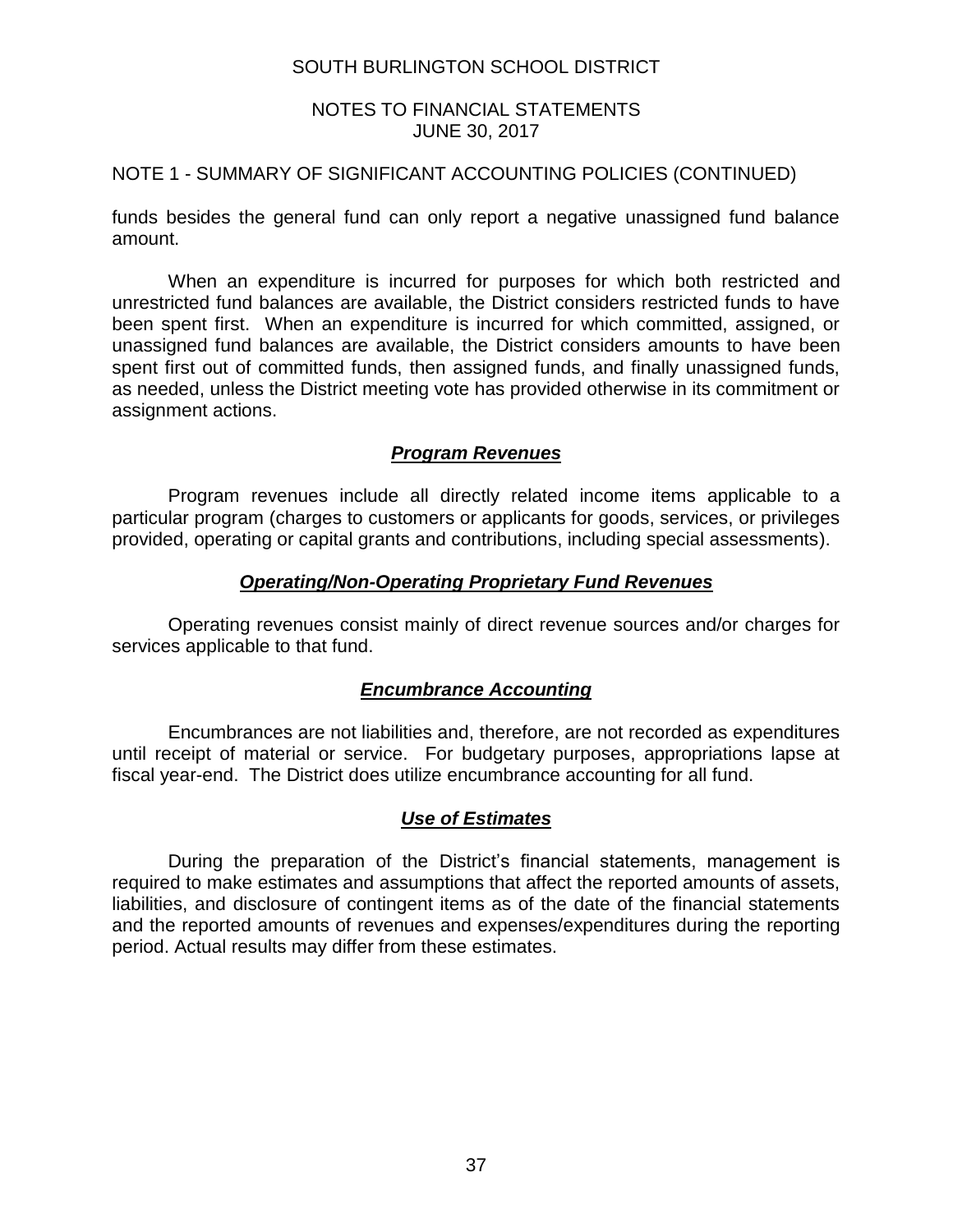NOTE 1 - SUMMARY OF SIGNIFICANT ACCOUNTING POLICIES (CONTINUED)

funds besides the general fund can only report a negative unassigned fund balance amount.

When an expenditure is incurred for purposes for which both restricted and unrestricted fund balances are available, the District considers restricted funds to have been spent first. When an expenditure is incurred for which committed, assigned, or unassigned fund balances are available, the District considers amounts to have been spent first out of committed funds, then assigned funds, and finally unassigned funds, as needed, unless the District meeting vote has provided otherwise in its commitment or assignment actions.

### ***Program Revenues***

Program revenues include all directly related income items applicable to a particular program (charges to customers or applicants for goods, services, or privileges provided, operating or capital grants and contributions, including special assessments).

### ***Operating/Non-Operating Proprietary Fund Revenues***

Operating revenues consist mainly of direct revenue sources and/or charges for services applicable to that fund.

### ***Encumbrance Accounting***

Encumbrances are not liabilities and, therefore, are not recorded as expenditures until receipt of material or service. For budgetary purposes, appropriations lapse at fiscal year-end. The District does utilize encumbrance accounting for all fund.

### ***Use of Estimates***

During the preparation of the District's financial statements, management is required to make estimates and assumptions that affect the reported amounts of assets, liabilities, and disclosure of contingent items as of the date of the financial statements and the reported amounts of revenues and expenses/expenditures during the reporting period. Actual results may differ from these estimates.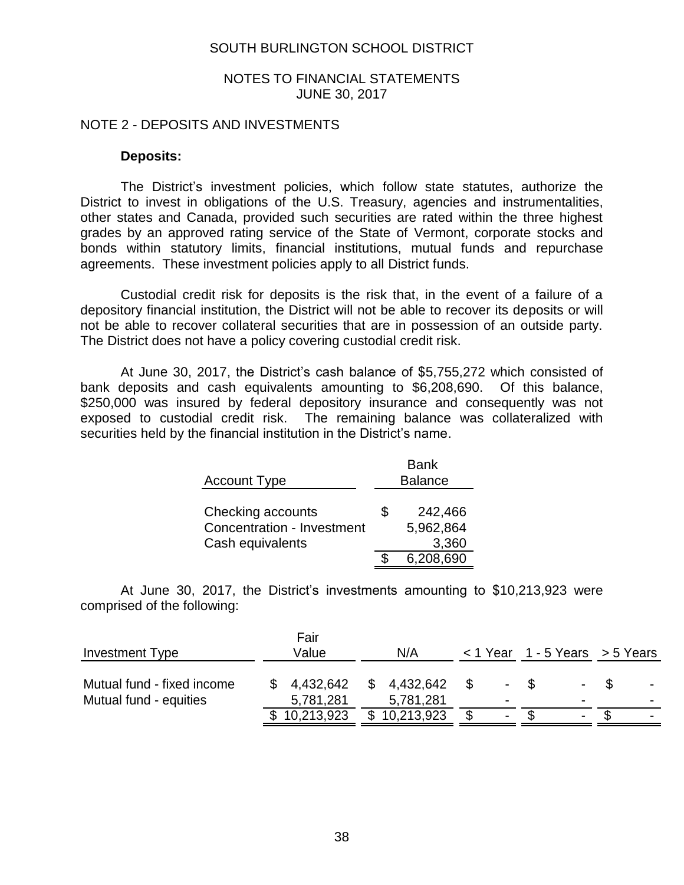SOUTH BURLINGTON SCHOOL DISTRICT

NOTES TO FINANCIAL STATEMENTS
JUNE 30, 2017

## NOTE 2 - DEPOSITS AND INVESTMENTS

**Deposits:**

The District's investment policies, which follow state statutes, authorize the District to invest in obligations of the U.S. Treasury, agencies and instrumentalities, other states and Canada, provided such securities are rated within the three highest grades by an approved rating service of the State of Vermont, corporate stocks and bonds within statutory limits, financial institutions, mutual funds and repurchase agreements. These investment policies apply to all District funds.

Custodial credit risk for deposits is the risk that, in the event of a failure of a depository financial institution, the District will not be able to recover its deposits or will not be able to recover collateral securities that are in possession of an outside party. The District does not have a policy covering custodial credit risk.

At June 30, 2017, the District's cash balance of $5,755,272 which consisted of bank deposits and cash equivalents amounting to $6,208,690. Of this balance, $250,000 was insured by federal depository insurance and consequently was not exposed to custodial credit risk. The remaining balance was collateralized with securities held by the financial institution in the District's name.

| Account Type | Bank Balance |
|---|---|
| Checking accounts | $ 242,466 |
| Concentration - Investment | 5,962,864 |
| Cash equivalents | 3,360 |
| | $ 6,208,690 |

At June 30, 2017, the District's investments amounting to $10,213,923 were comprised of the following:

| Investment Type | Fair Value | N/A | < 1 Year | 1 - 5 Years | > 5 Years |
|---|---|---|---|---|---|
| Mutual fund - fixed income | $ 4,432,642 | $ 4,432,642 | $ - | $ - | $ - |
| Mutual fund - equities | 5,781,281 | 5,781,281 | - | - | - |
| | $ 10,213,923 | $ 10,213,923 | $ - | $ - | $ - |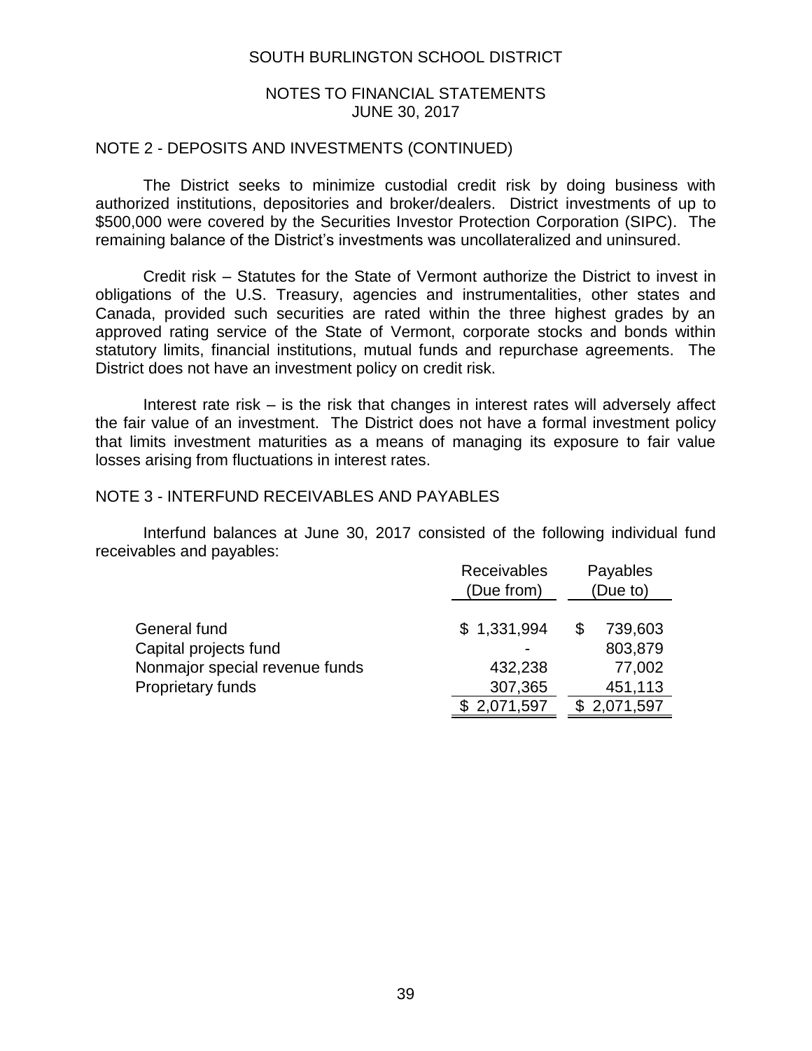NOTE 2 - DEPOSITS AND INVESTMENTS (CONTINUED)

The District seeks to minimize custodial credit risk by doing business with authorized institutions, depositories and broker/dealers. District investments of up to $500,000 were covered by the Securities Investor Protection Corporation (SIPC). The remaining balance of the District's investments was uncollateralized and uninsured.

Credit risk – Statutes for the State of Vermont authorize the District to invest in obligations of the U.S. Treasury, agencies and instrumentalities, other states and Canada, provided such securities are rated within the three highest grades by an approved rating service of the State of Vermont, corporate stocks and bonds within statutory limits, financial institutions, mutual funds and repurchase agreements. The District does not have an investment policy on credit risk.

Interest rate risk – is the risk that changes in interest rates will adversely affect the fair value of an investment. The District does not have a formal investment policy that limits investment maturities as a means of managing its exposure to fair value losses arising from fluctuations in interest rates.

NOTE 3 - INTERFUND RECEIVABLES AND PAYABLES

Interfund balances at June 30, 2017 consisted of the following individual fund receivables and payables:

| | Receivables (Due from) | Payables (Due to) |
|---|---|---|
| General fund | $ 1,331,994 | $ 739,603 |
| Capital projects fund | - | 803,879 |
| Nonmajor special revenue funds | 432,238 | 77,002 |
| Proprietary funds | 307,365 | 451,113 |
| | $ 2,071,597 | $ 2,071,597 |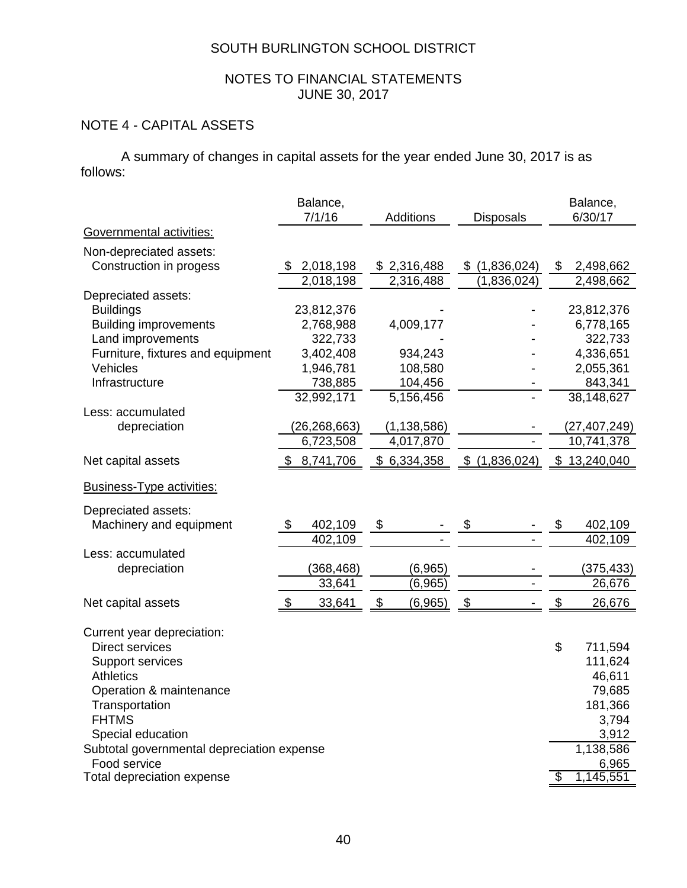SOUTH BURLINGTON SCHOOL DISTRICT

NOTES TO FINANCIAL STATEMENTS
JUNE 30, 2017

## NOTE 4 - CAPITAL ASSETS

A summary of changes in capital assets for the year ended June 30, 2017 is as follows:

| | Balance, 7/1/16 | Additions | Disposals | Balance, 6/30/17 |
|---|---|---|---|---|
| Governmental activities: | | | | |
| Non-depreciated assets: | | | | |
| Construction in progess | $ 2,018,198 | $ 2,316,488 | $ (1,836,024) | $ 2,498,662 |
| | 2,018,198 | 2,316,488 | (1,836,024) | 2,498,662 |
| Depreciated assets: | | | | |
| Buildings | 23,812,376 | - | - | 23,812,376 |
| Building improvements | 2,768,988 | 4,009,177 | - | 6,778,165 |
| Land improvements | 322,733 | - | - | 322,733 |
| Furniture, fixtures and equipment | 3,402,408 | 934,243 | - | 4,336,651 |
| Vehicles | 1,946,781 | 108,580 | - | 2,055,361 |
| Infrastructure | 738,885 | 104,456 | - | 843,341 |
| | 32,992,171 | 5,156,456 | - | 38,148,627 |
| Less: accumulated depreciation | (26,268,663) | (1,138,586) | - | (27,407,249) |
| | 6,723,508 | 4,017,870 | - | 10,741,378 |
| Net capital assets | $ 8,741,706 | $ 6,334,358 | $ (1,836,024) | $ 13,240,040 |
| Business-Type activities: | | | | |
| Depreciated assets: | | | | |
| Machinery and equipment | $ 402,109 | $ - | $ - | $ 402,109 |
| | 402,109 | - | - | 402,109 |
| Less: accumulated depreciation | (368,468) | (6,965) | - | (375,433) |
| | 33,641 | (6,965) | - | 26,676 |
| Net capital assets | $ 33,641 | $ (6,965) | $ - | $ 26,676 |

| Current year depreciation: | |
|---|---|
| Direct services | $ 711,594 |
| Support services | 111,624 |
| Athletics | 46,611 |
| Operation & maintenance | 79,685 |
| Transportation | 181,366 |
| FHTMS | 3,794 |
| Special education | 3,912 |
| Subtotal governmental depreciation expense | 1,138,586 |
| Food service | 6,965 |
| Total depreciation expense | $ 1,145,551 |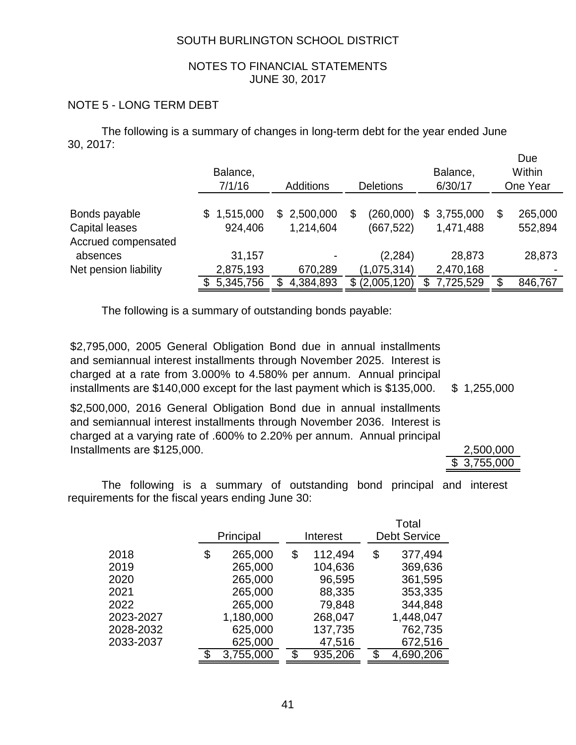SOUTH BURLINGTON SCHOOL DISTRICT

NOTES TO FINANCIAL STATEMENTS
JUNE 30, 2017

## NOTE 5 - LONG TERM DEBT

The following is a summary of changes in long-term debt for the year ended June 30, 2017:

| | Balance, 7/1/16 | Additions | Deletions | Balance, 6/30/17 | Due Within One Year |
|---|---|---|---|---|---|
| Bonds payable | $ 1,515,000 | $ 2,500,000 | $ (260,000) | $ 3,755,000 | $ 265,000 |
| Capital leases | 924,406 | 1,214,604 | (667,522) | 1,471,488 | 552,894 |
| Accrued compensated absences | 31,157 | - | (2,284) | 28,873 | 28,873 |
| Net pension liability | 2,875,193 | 670,289 | (1,075,314) | 2,470,168 | - |
| | $ 5,345,756 | $ 4,384,893 | $ (2,005,120) | $ 7,725,529 | $ 846,767 |

The following is a summary of outstanding bonds payable:

| | |
|---|---|
| $2,795,000, 2005 General Obligation Bond due in annual installments and semiannual interest installments through November 2025. Interest is charged at a rate from 3.000% to 4.580% per annum. Annual principal installments are $140,000 except for the last payment which is $135,000. | $ 1,255,000 |
| $2,500,000, 2016 General Obligation Bond due in annual installments and semiannual interest installments through November 2036. Interest is charged at a varying rate of .600% to 2.20% per annum. Annual principal Installments are $125,000. | 2,500,000 |
| | $ 3,755,000 |

The following is a summary of outstanding bond principal and interest requirements for the fiscal years ending June 30:

| | Principal | Interest | Total Debt Service |
|---|---|---|---|
| 2018 | $ 265,000 | $ 112,494 | $ 377,494 |
| 2019 | 265,000 | 104,636 | 369,636 |
| 2020 | 265,000 | 96,595 | 361,595 |
| 2021 | 265,000 | 88,335 | 353,335 |
| 2022 | 265,000 | 79,848 | 344,848 |
| 2023-2027 | 1,180,000 | 268,047 | 1,448,047 |
| 2028-2032 | 625,000 | 137,735 | 762,735 |
| 2033-2037 | 625,000 | 47,516 | 672,516 |
| | $ 3,755,000 | $ 935,206 | $ 4,690,206 |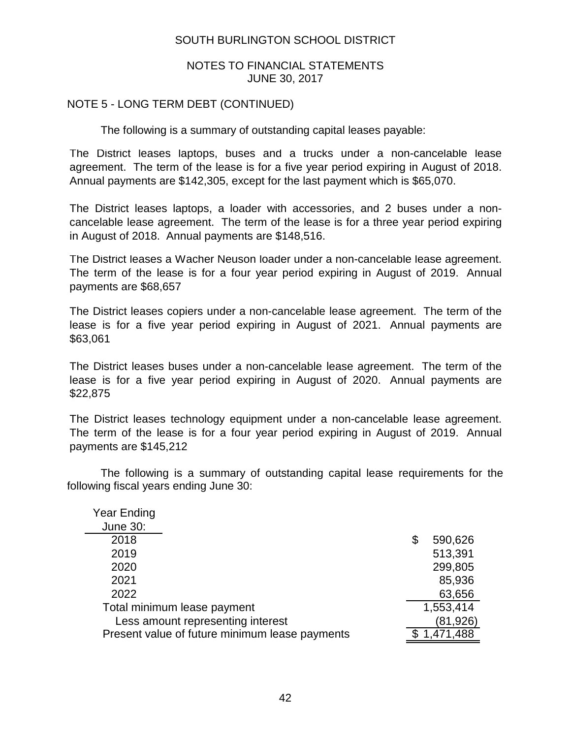SOUTH BURLINGTON SCHOOL DISTRICT

NOTES TO FINANCIAL STATEMENTS
JUNE 30, 2017

## NOTE 5 - LONG TERM DEBT (CONTINUED)

The following is a summary of outstanding capital leases payable:

The District leases laptops, buses and a trucks under a non-cancelable lease agreement. The term of the lease is for a five year period expiring in August of 2018. Annual payments are $142,305, except for the last payment which is $65,070.

The District leases laptops, a loader with accessories, and 2 buses under a non-cancelable lease agreement. The term of the lease is for a three year period expiring in August of 2018. Annual payments are $148,516.

The District leases a Wacher Neuson loader under a non-cancelable lease agreement. The term of the lease is for a four year period expiring in August of 2019. Annual payments are $68,657

The District leases copiers under a non-cancelable lease agreement. The term of the lease is for a five year period expiring in August of 2021. Annual payments are $63,061

The District leases buses under a non-cancelable lease agreement. The term of the lease is for a five year period expiring in August of 2020. Annual payments are $22,875

The District leases technology equipment under a non-cancelable lease agreement. The term of the lease is for a four year period expiring in August of 2019. Annual payments are $145,212

The following is a summary of outstanding capital lease requirements for the following fiscal years ending June 30:

| Year Ending June 30: | |
|---|---|
| 2018 | $ 590,626 |
| 2019 | 513,391 |
| 2020 | 299,805 |
| 2021 | 85,936 |
| 2022 | 63,656 |
| Total minimum lease payment | 1,553,414 |
| Less amount representing interest | (81,926) |
| Present value of future minimum lease payments | $ 1,471,488 |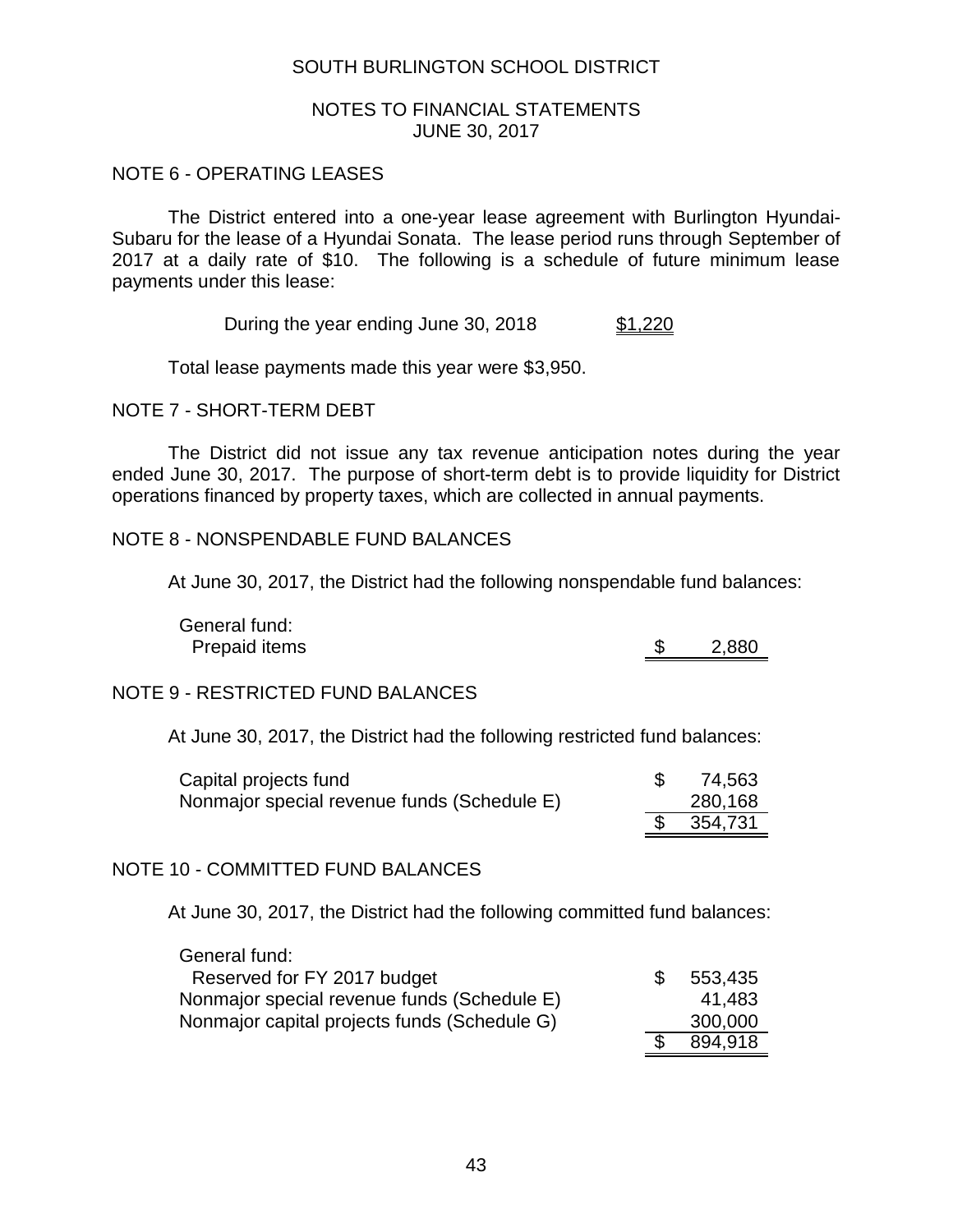SOUTH BURLINGTON SCHOOL DISTRICT

NOTES TO FINANCIAL STATEMENTS
JUNE 30, 2017

## NOTE 6 - OPERATING LEASES

The District entered into a one-year lease agreement with Burlington Hyundai-Subaru for the lease of a Hyundai Sonata. The lease period runs through September of 2017 at a daily rate of $10. The following is a schedule of future minimum lease payments under this lease:

| | |
|---|---|
| During the year ending June 30, 2018 | $1,220 |

Total lease payments made this year were $3,950.

## NOTE 7 - SHORT-TERM DEBT

The District did not issue any tax revenue anticipation notes during the year ended June 30, 2017. The purpose of short-term debt is to provide liquidity for District operations financed by property taxes, which are collected in annual payments.

## NOTE 8 - NONSPENDABLE FUND BALANCES

At June 30, 2017, the District had the following nonspendable fund balances:

| | |
|---|---|
| General fund: | |
| Prepaid items | $ 2,880 |

## NOTE 9 - RESTRICTED FUND BALANCES

At June 30, 2017, the District had the following restricted fund balances:

| | |
|---|---|
| Capital projects fund | $ 74,563 |
| Nonmajor special revenue funds (Schedule E) | 280,168 |
| | $ 354,731 |

## NOTE 10 - COMMITTED FUND BALANCES

At June 30, 2017, the District had the following committed fund balances:

| | |
|---|---|
| General fund: | |
| Reserved for FY 2017 budget | $ 553,435 |
| Nonmajor special revenue funds (Schedule E) | 41,483 |
| Nonmajor capital projects funds (Schedule G) | 300,000 |
| | $ 894,918 |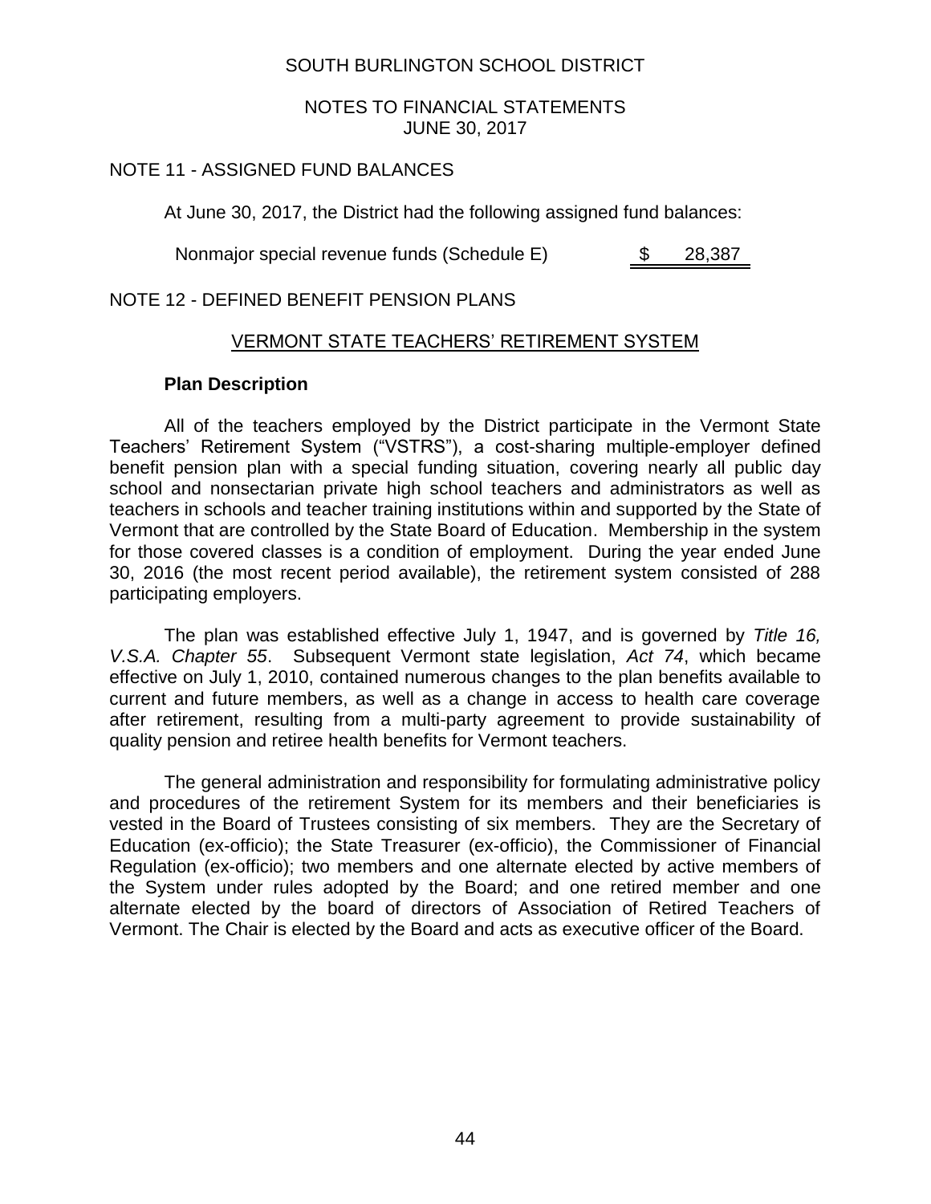SOUTH BURLINGTON SCHOOL DISTRICT

NOTES TO FINANCIAL STATEMENTS
JUNE 30, 2017

## NOTE 11 - ASSIGNED FUND BALANCES

At June 30, 2017, the District had the following assigned fund balances:

| | |
|---|---|
| Nonmajor special revenue funds (Schedule E) | $ 28,387 |

## NOTE 12 - DEFINED BENEFIT PENSION PLANS

### VERMONT STATE TEACHERS' RETIREMENT SYSTEM

**Plan Description**

All of the teachers employed by the District participate in the Vermont State Teachers' Retirement System ("VSTRS"), a cost-sharing multiple-employer defined benefit pension plan with a special funding situation, covering nearly all public day school and nonsectarian private high school teachers and administrators as well as teachers in schools and teacher training institutions within and supported by the State of Vermont that are controlled by the State Board of Education. Membership in the system for those covered classes is a condition of employment. During the year ended June 30, 2016 (the most recent period available), the retirement system consisted of 288 participating employers.

The plan was established effective July 1, 1947, and is governed by *Title 16, V.S.A. Chapter 55*. Subsequent Vermont state legislation, *Act 74*, which became effective on July 1, 2010, contained numerous changes to the plan benefits available to current and future members, as well as a change in access to health care coverage after retirement, resulting from a multi-party agreement to provide sustainability of quality pension and retiree health benefits for Vermont teachers.

The general administration and responsibility for formulating administrative policy and procedures of the retirement System for its members and their beneficiaries is vested in the Board of Trustees consisting of six members. They are the Secretary of Education (ex-officio); the State Treasurer (ex-officio), the Commissioner of Financial Regulation (ex-officio); two members and one alternate elected by active members of the System under rules adopted by the Board; and one retired member and one alternate elected by the board of directors of Association of Retired Teachers of Vermont. The Chair is elected by the Board and acts as executive officer of the Board.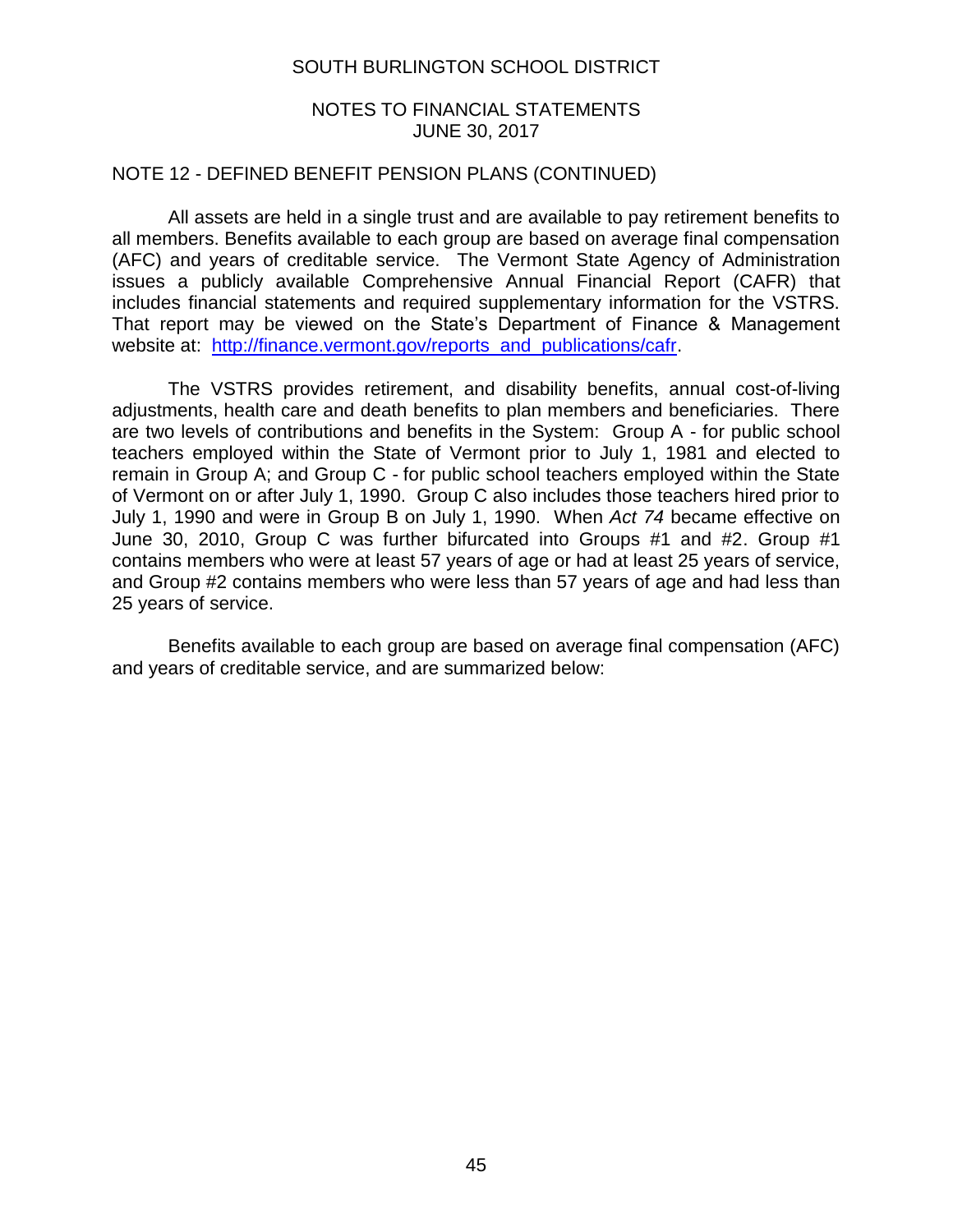## NOTE 12 - DEFINED BENEFIT PENSION PLANS (CONTINUED)

All assets are held in a single trust and are available to pay retirement benefits to all members. Benefits available to each group are based on average final compensation (AFC) and years of creditable service. The Vermont State Agency of Administration issues a publicly available Comprehensive Annual Financial Report (CAFR) that includes financial statements and required supplementary information for the VSTRS. That report may be viewed on the State's Department of Finance & Management website at: [http://finance.vermont.gov/reports_and_publications/cafr](http://finance.vermont.gov/reports_and_publications/cafr).

The VSTRS provides retirement, and disability benefits, annual cost-of-living adjustments, health care and death benefits to plan members and beneficiaries. There are two levels of contributions and benefits in the System: Group A - for public school teachers employed within the State of Vermont prior to July 1, 1981 and elected to remain in Group A; and Group C - for public school teachers employed within the State of Vermont on or after July 1, 1990. Group C also includes those teachers hired prior to July 1, 1990 and were in Group B on July 1, 1990. When *Act 74* became effective on June 30, 2010, Group C was further bifurcated into Groups #1 and #2. Group #1 contains members who were at least 57 years of age or had at least 25 years of service, and Group #2 contains members who were less than 57 years of age and had less than 25 years of service.

Benefits available to each group are based on average final compensation (AFC) and years of creditable service, and are summarized below: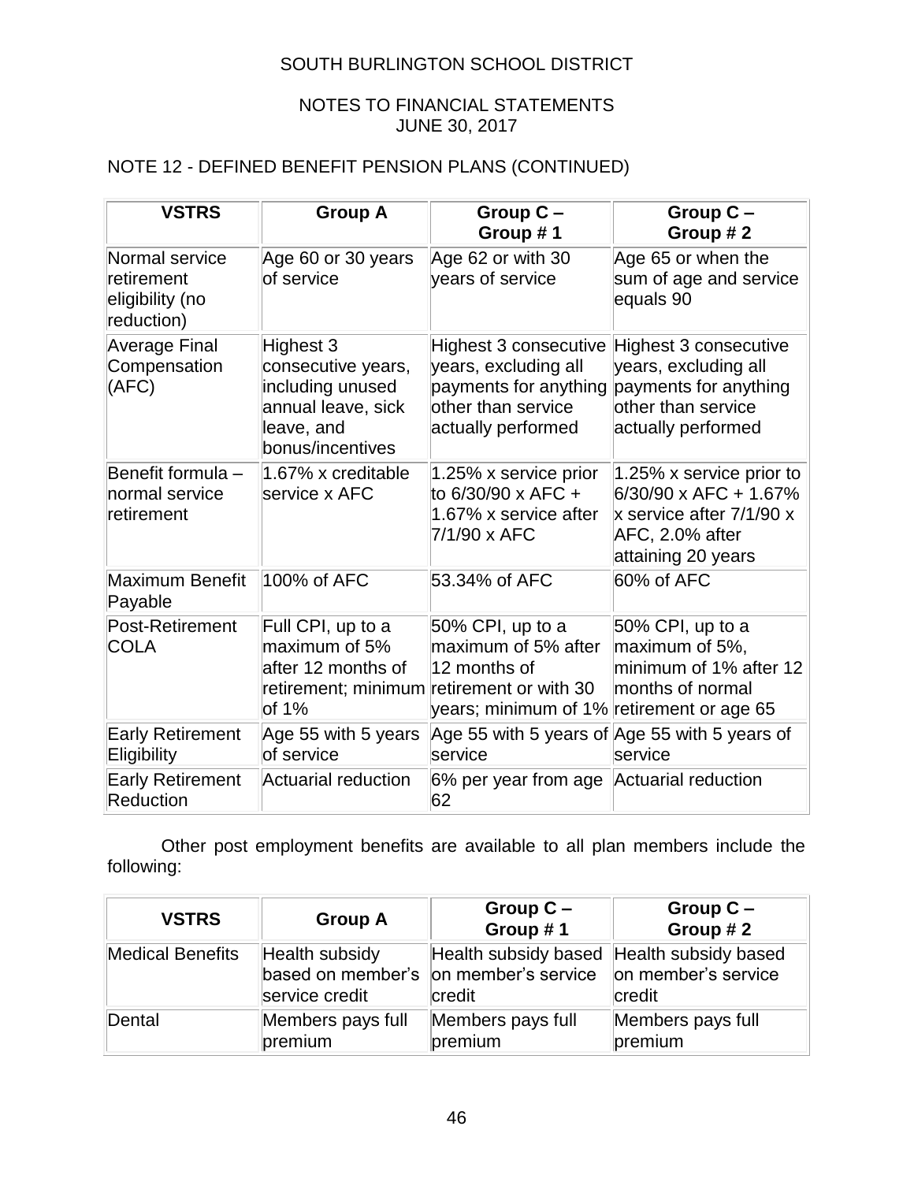SOUTH BURLINGTON SCHOOL DISTRICT

NOTES TO FINANCIAL STATEMENTS
JUNE 30, 2017

NOTE 12 - DEFINED BENEFIT PENSION PLANS (CONTINUED)

| VSTRS | Group A | Group C – Group # 1 | Group C – Group # 2 |
|---|---|---|---|
| Normal service retirement eligibility (no reduction) | Age 60 or 30 years of service | Age 62 or with 30 years of service | Age 65 or when the sum of age and service equals 90 |
| Average Final Compensation (AFC) | Highest 3 consecutive years, including unused annual leave, sick leave, and bonus/incentives | Highest 3 consecutive years, excluding all payments for anything other than service actually performed | Highest 3 consecutive years, excluding all payments for anything other than service actually performed |
| Benefit formula – normal service retirement | 1.67% x creditable service x AFC | 1.25% x service prior to 6/30/90 x AFC + 1.67% x service after 7/1/90 x AFC | 1.25% x service prior to 6/30/90 x AFC + 1.67% x service after 7/1/90 x AFC, 2.0% after attaining 20 years |
| Maximum Benefit Payable | 100% of AFC | 53.34% of AFC | 60% of AFC |
| Post-Retirement COLA | Full CPI, up to a maximum of 5% after 12 months of retirement; minimum of 1% | 50% CPI, up to a maximum of 5% after 12 months of retirement or with 30 years; minimum of 1% | 50% CPI, up to a maximum of 5%, minimum of 1% after 12 months of normal retirement or age 65 |
| Early Retirement Eligibility | Age 55 with 5 years of service | Age 55 with 5 years of service | Age 55 with 5 years of service |
| Early Retirement Reduction | Actuarial reduction | 6% per year from age 62 | Actuarial reduction |

Other post employment benefits are available to all plan members include the following:

| VSTRS | Group A | Group C – Group # 1 | Group C – Group # 2 |
|---|---|---|---|
| Medical Benefits | Health subsidy based on member's service credit | Health subsidy based on member's service credit | Health subsidy based on member's service credit |
| Dental | Members pays full premium | Members pays full premium | Members pays full premium |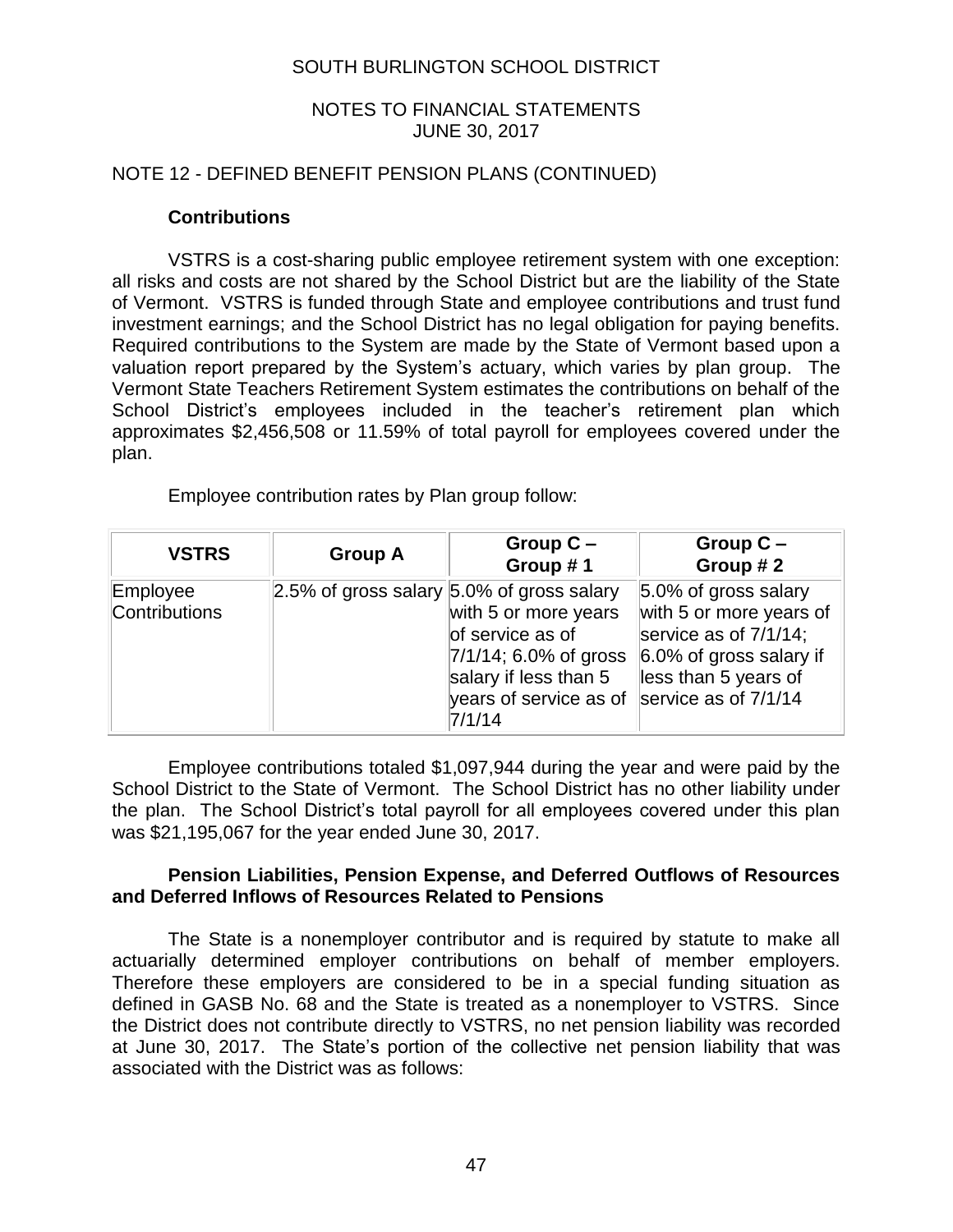SOUTH BURLINGTON SCHOOL DISTRICT

NOTES TO FINANCIAL STATEMENTS
JUNE 30, 2017

NOTE 12 - DEFINED BENEFIT PENSION PLANS (CONTINUED)

**Contributions**

VSTRS is a cost-sharing public employee retirement system with one exception: all risks and costs are not shared by the School District but are the liability of the State of Vermont. VSTRS is funded through State and employee contributions and trust fund investment earnings; and the School District has no legal obligation for paying benefits. Required contributions to the System are made by the State of Vermont based upon a valuation report prepared by the System's actuary, which varies by plan group. The Vermont State Teachers Retirement System estimates the contributions on behalf of the School District's employees included in the teacher's retirement plan which approximates $2,456,508 or 11.59% of total payroll for employees covered under the plan.

Employee contribution rates by Plan group follow:

| VSTRS | Group A | Group C – Group # 1 | Group C – Group # 2 |
|---|---|---|---|
| Employee Contributions | 2.5% of gross salary | 5.0% of gross salary with 5 or more years of service as of 7/1/14; 6.0% of gross salary if less than 5 years of service as of 7/1/14 | 5.0% of gross salary with 5 or more years of service as of 7/1/14; 6.0% of gross salary if less than 5 years of service as of 7/1/14 |

Employee contributions totaled $1,097,944 during the year and were paid by the School District to the State of Vermont. The School District has no other liability under the plan. The School District's total payroll for all employees covered under this plan was $21,195,067 for the year ended June 30, 2017.

**Pension Liabilities, Pension Expense, and Deferred Outflows of Resources and Deferred Inflows of Resources Related to Pensions**

The State is a nonemployer contributor and is required by statute to make all actuarially determined employer contributions on behalf of member employers. Therefore these employers are considered to be in a special funding situation as defined in GASB No. 68 and the State is treated as a nonemployer to VSTRS. Since the District does not contribute directly to VSTRS, no net pension liability was recorded at June 30, 2017. The State's portion of the collective net pension liability that was associated with the District was as follows: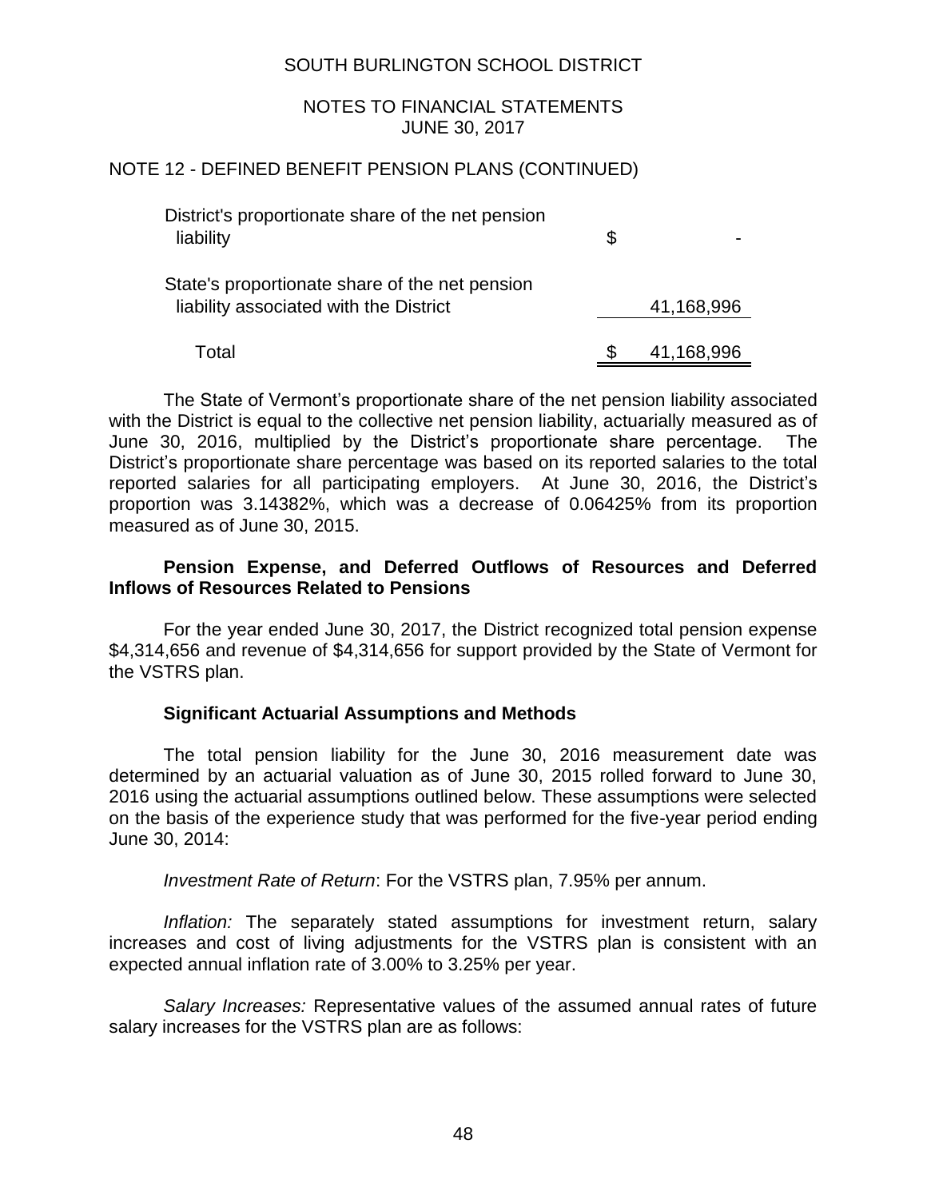SOUTH BURLINGTON SCHOOL DISTRICT

NOTES TO FINANCIAL STATEMENTS
JUNE 30, 2017

## NOTE 12 - DEFINED BENEFIT PENSION PLANS (CONTINUED)

| | |
|---|---|
| District's proportionate share of the net pension liability | $ - |
| State's proportionate share of the net pension liability associated with the District | 41,168,996 |
| Total | $ 41,168,996 |

The State of Vermont's proportionate share of the net pension liability associated with the District is equal to the collective net pension liability, actuarially measured as of June 30, 2016, multiplied by the District's proportionate share percentage. The District's proportionate share percentage was based on its reported salaries to the total reported salaries for all participating employers. At June 30, 2016, the District's proportion was 3.14382%, which was a decrease of 0.06425% from its proportion measured as of June 30, 2015.

**Pension Expense, and Deferred Outflows of Resources and Deferred Inflows of Resources Related to Pensions**

For the year ended June 30, 2017, the District recognized total pension expense $4,314,656 and revenue of $4,314,656 for support provided by the State of Vermont for the VSTRS plan.

**Significant Actuarial Assumptions and Methods**

The total pension liability for the June 30, 2016 measurement date was determined by an actuarial valuation as of June 30, 2015 rolled forward to June 30, 2016 using the actuarial assumptions outlined below. These assumptions were selected on the basis of the experience study that was performed for the five-year period ending June 30, 2014:

*Investment Rate of Return*: For the VSTRS plan, 7.95% per annum.

*Inflation:* The separately stated assumptions for investment return, salary increases and cost of living adjustments for the VSTRS plan is consistent with an expected annual inflation rate of 3.00% to 3.25% per year.

*Salary Increases:* Representative values of the assumed annual rates of future salary increases for the VSTRS plan are as follows: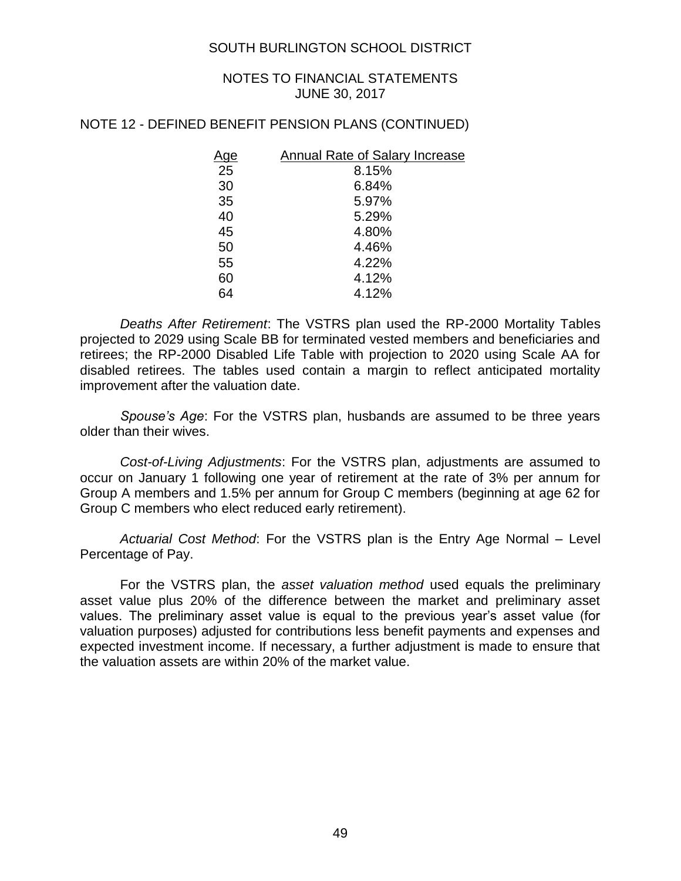SOUTH BURLINGTON SCHOOL DISTRICT

NOTES TO FINANCIAL STATEMENTS
JUNE 30, 2017

## NOTE 12 - DEFINED BENEFIT PENSION PLANS (CONTINUED)

| Age | Annual Rate of Salary Increase |
|---|---|
| 25 | 8.15% |
| 30 | 6.84% |
| 35 | 5.97% |
| 40 | 5.29% |
| 45 | 4.80% |
| 50 | 4.46% |
| 55 | 4.22% |
| 60 | 4.12% |
| 64 | 4.12% |

*Deaths After Retirement*: The VSTRS plan used the RP-2000 Mortality Tables projected to 2029 using Scale BB for terminated vested members and beneficiaries and retirees; the RP-2000 Disabled Life Table with projection to 2020 using Scale AA for disabled retirees. The tables used contain a margin to reflect anticipated mortality improvement after the valuation date.

*Spouse's Age*: For the VSTRS plan, husbands are assumed to be three years older than their wives.

*Cost-of-Living Adjustments*: For the VSTRS plan, adjustments are assumed to occur on January 1 following one year of retirement at the rate of 3% per annum for Group A members and 1.5% per annum for Group C members (beginning at age 62 for Group C members who elect reduced early retirement).

*Actuarial Cost Method*: For the VSTRS plan is the Entry Age Normal – Level Percentage of Pay.

For the VSTRS plan, the *asset valuation method* used equals the preliminary asset value plus 20% of the difference between the market and preliminary asset values. The preliminary asset value is equal to the previous year's asset value (for valuation purposes) adjusted for contributions less benefit payments and expenses and expected investment income. If necessary, a further adjustment is made to ensure that the valuation assets are within 20% of the market value.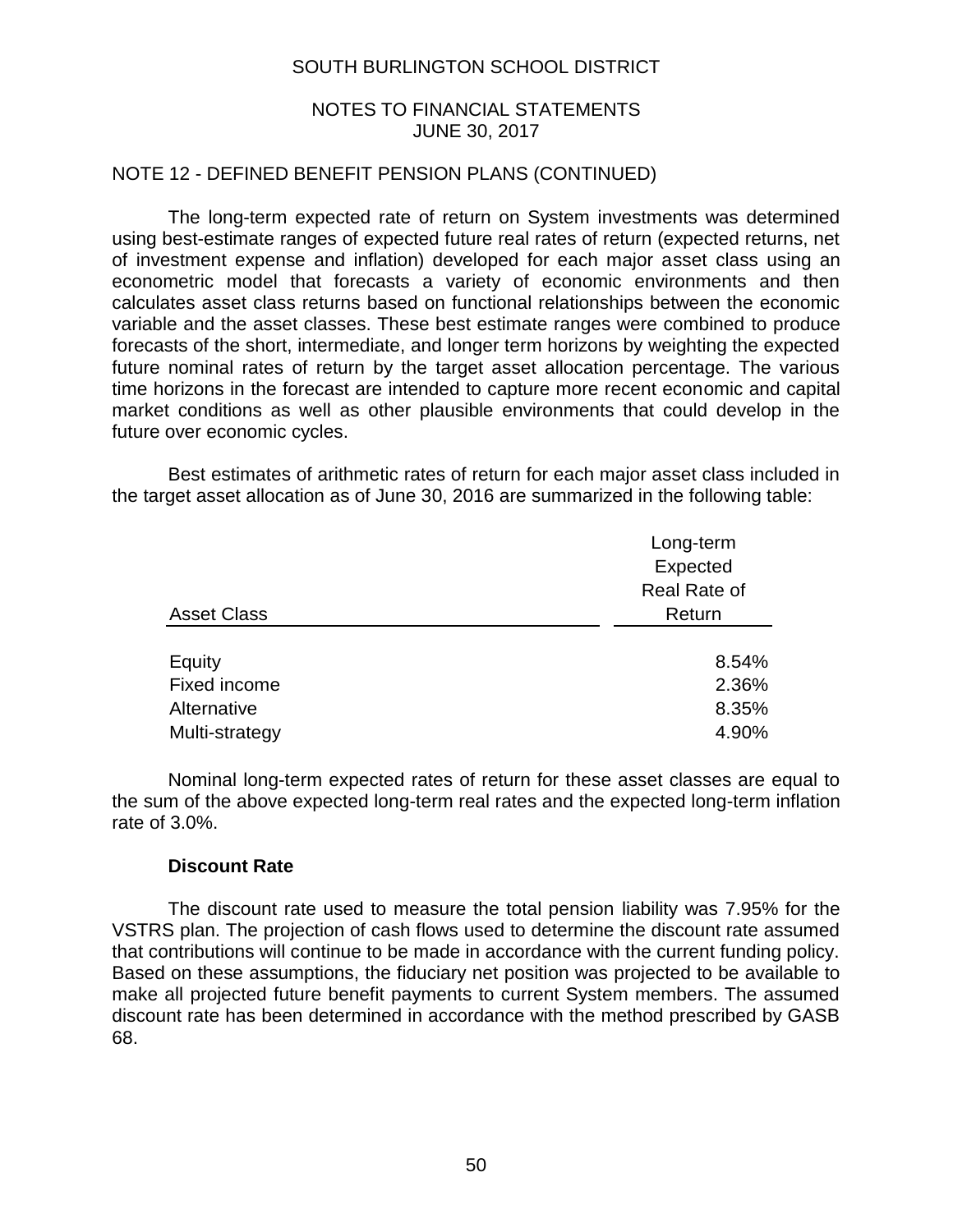## NOTE 12 - DEFINED BENEFIT PENSION PLANS (CONTINUED)

The long-term expected rate of return on System investments was determined using best-estimate ranges of expected future real rates of return (expected returns, net of investment expense and inflation) developed for each major asset class using an econometric model that forecasts a variety of economic environments and then calculates asset class returns based on functional relationships between the economic variable and the asset classes. These best estimate ranges were combined to produce forecasts of the short, intermediate, and longer term horizons by weighting the expected future nominal rates of return by the target asset allocation percentage. The various time horizons in the forecast are intended to capture more recent economic and capital market conditions as well as other plausible environments that could develop in the future over economic cycles.

Best estimates of arithmetic rates of return for each major asset class included in the target asset allocation as of June 30, 2016 are summarized in the following table:

| Asset Class | Long-term Expected Real Rate of Return |
|---|---|
| Equity | 8.54% |
| Fixed income | 2.36% |
| Alternative | 8.35% |
| Multi-strategy | 4.90% |

Nominal long-term expected rates of return for these asset classes are equal to the sum of the above expected long-term real rates and the expected long-term inflation rate of 3.0%.

### Discount Rate

The discount rate used to measure the total pension liability was 7.95% for the VSTRS plan. The projection of cash flows used to determine the discount rate assumed that contributions will continue to be made in accordance with the current funding policy. Based on these assumptions, the fiduciary net position was projected to be available to make all projected future benefit payments to current System members. The assumed discount rate has been determined in accordance with the method prescribed by GASB 68.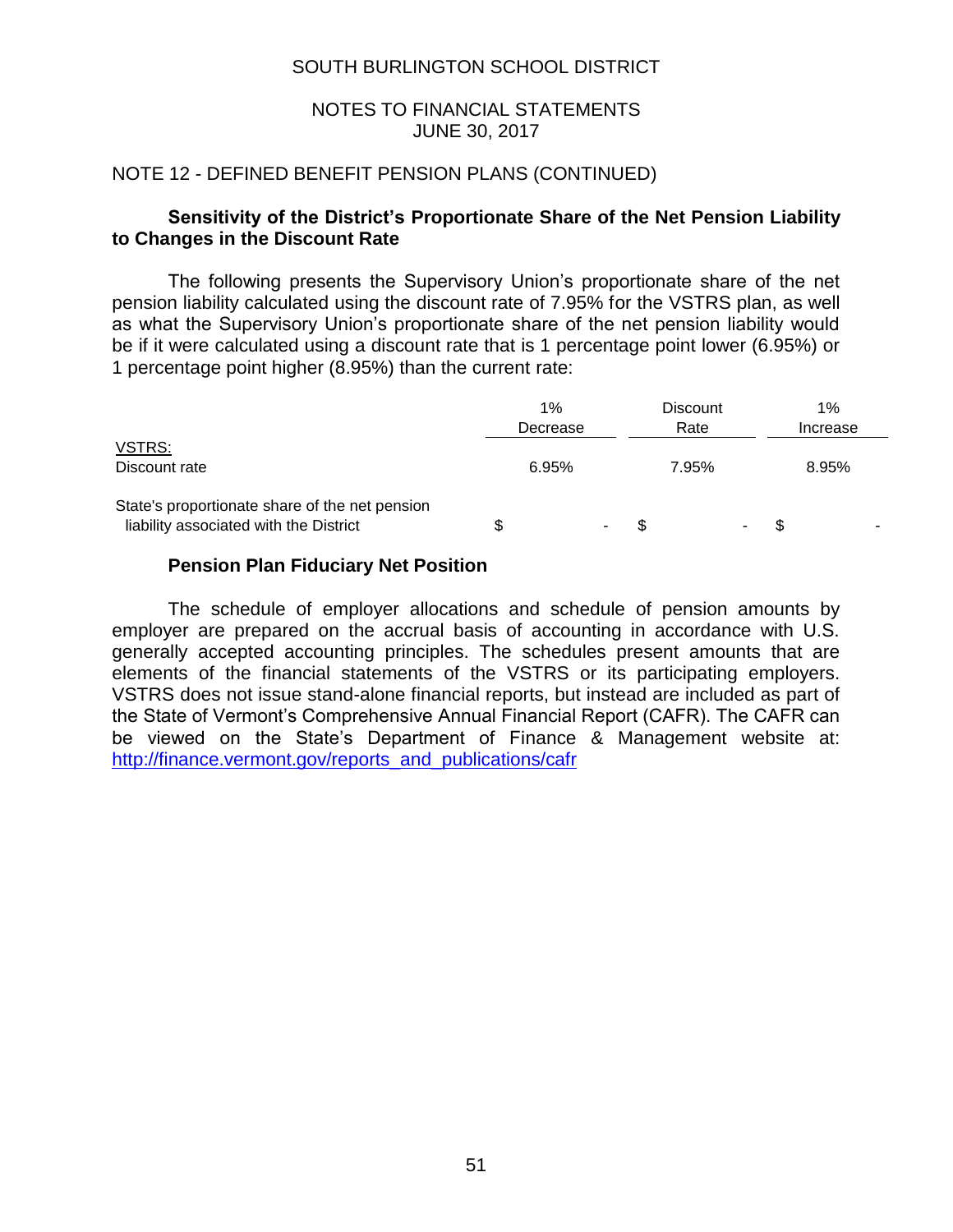SOUTH BURLINGTON SCHOOL DISTRICT

NOTES TO FINANCIAL STATEMENTS
JUNE 30, 2017

NOTE 12 - DEFINED BENEFIT PENSION PLANS (CONTINUED)

**Sensitivity of the District's Proportionate Share of the Net Pension Liability to Changes in the Discount Rate**

The following presents the Supervisory Union's proportionate share of the net pension liability calculated using the discount rate of 7.95% for the VSTRS plan, as well as what the Supervisory Union's proportionate share of the net pension liability would be if it were calculated using a discount rate that is 1 percentage point lower (6.95%) or 1 percentage point higher (8.95%) than the current rate:

| | 1% Decrease | Discount Rate | 1% Increase |
|---|---|---|---|
| VSTRS: | | | |
| Discount rate | 6.95% | 7.95% | 8.95% |
| State's proportionate share of the net pension liability associated with the District | $ - | $ - | $ - |

**Pension Plan Fiduciary Net Position**

The schedule of employer allocations and schedule of pension amounts by employer are prepared on the accrual basis of accounting in accordance with U.S. generally accepted accounting principles. The schedules present amounts that are elements of the financial statements of the VSTRS or its participating employers. VSTRS does not issue stand-alone financial reports, but instead are included as part of the State of Vermont's Comprehensive Annual Financial Report (CAFR). The CAFR can be viewed on the State's Department of Finance & Management website at: http://finance.vermont.gov/reports_and_publications/cafr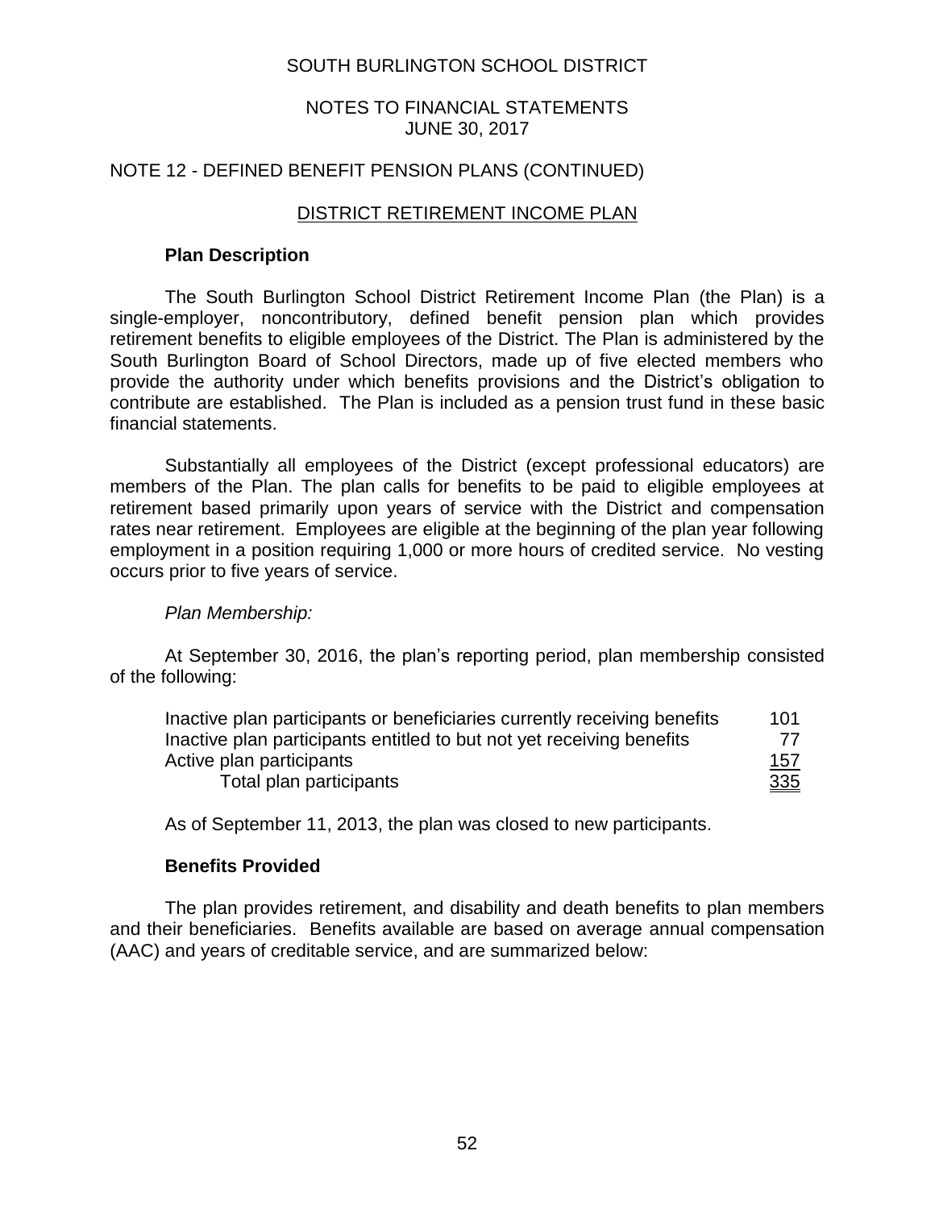SOUTH BURLINGTON SCHOOL DISTRICT

NOTES TO FINANCIAL STATEMENTS
JUNE 30, 2017

NOTE 12 - DEFINED BENEFIT PENSION PLANS (CONTINUED)

## DISTRICT RETIREMENT INCOME PLAN

### Plan Description

The South Burlington School District Retirement Income Plan (the Plan) is a single-employer, noncontributory, defined benefit pension plan which provides retirement benefits to eligible employees of the District. The Plan is administered by the South Burlington Board of School Directors, made up of five elected members who provide the authority under which benefits provisions and the District's obligation to contribute are established. The Plan is included as a pension trust fund in these basic financial statements.

Substantially all employees of the District (except professional educators) are members of the Plan. The plan calls for benefits to be paid to eligible employees at retirement based primarily upon years of service with the District and compensation rates near retirement. Employees are eligible at the beginning of the plan year following employment in a position requiring 1,000 or more hours of credited service. No vesting occurs prior to five years of service.

*Plan Membership:*

At September 30, 2016, the plan's reporting period, plan membership consisted of the following:

| | |
|---|---|
| Inactive plan participants or beneficiaries currently receiving benefits | 101 |
| Inactive plan participants entitled to but not yet receiving benefits | 77 |
| Active plan participants | 157 |
| Total plan participants | 335 |

As of September 11, 2013, the plan was closed to new participants.

### Benefits Provided

The plan provides retirement, and disability and death benefits to plan members and their beneficiaries. Benefits available are based on average annual compensation (AAC) and years of creditable service, and are summarized below: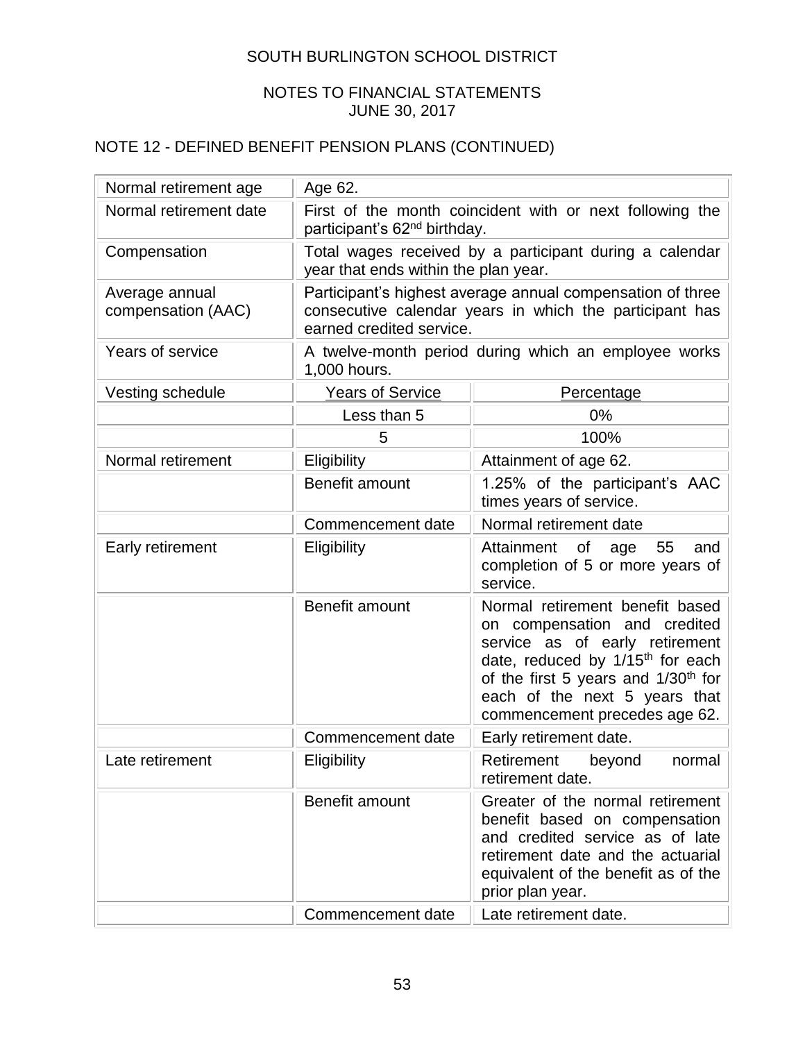SOUTH BURLINGTON SCHOOL DISTRICT

NOTES TO FINANCIAL STATEMENTS
JUNE 30, 2017

## NOTE 12 - DEFINED BENEFIT PENSION PLANS (CONTINUED)

| | | |
|---|---|---|
| Normal retirement age | Age 62. | |
| Normal retirement date | First of the month coincident with or next following the participant's 62nd birthday. | |
| Compensation | Total wages received by a participant during a calendar year that ends within the plan year. | |
| Average annual compensation (AAC) | Participant's highest average annual compensation of three consecutive calendar years in which the participant has earned credited service. | |
| Years of service | A twelve-month period during which an employee works 1,000 hours. | |
| Vesting schedule | Years of Service | Percentage |
| | Less than 5 | 0% |
| | 5 | 100% |
| Normal retirement | Eligibility | Attainment of age 62. |
| | Benefit amount | 1.25% of the participant's AAC times years of service. |
| | Commencement date | Normal retirement date |
| Early retirement | Eligibility | Attainment of age 55 and completion of 5 or more years of service. |
| | Benefit amount | Normal retirement benefit based on compensation and credited service as of early retirement date, reduced by 1/15th for each of the first 5 years and 1/30th for each of the next 5 years that commencement precedes age 62. |
| | Commencement date | Early retirement date. |
| Late retirement | Eligibility | Retirement beyond normal retirement date. |
| | Benefit amount | Greater of the normal retirement benefit based on compensation and credited service as of late retirement date and the actuarial equivalent of the benefit as of the prior plan year. |
| | Commencement date | Late retirement date. |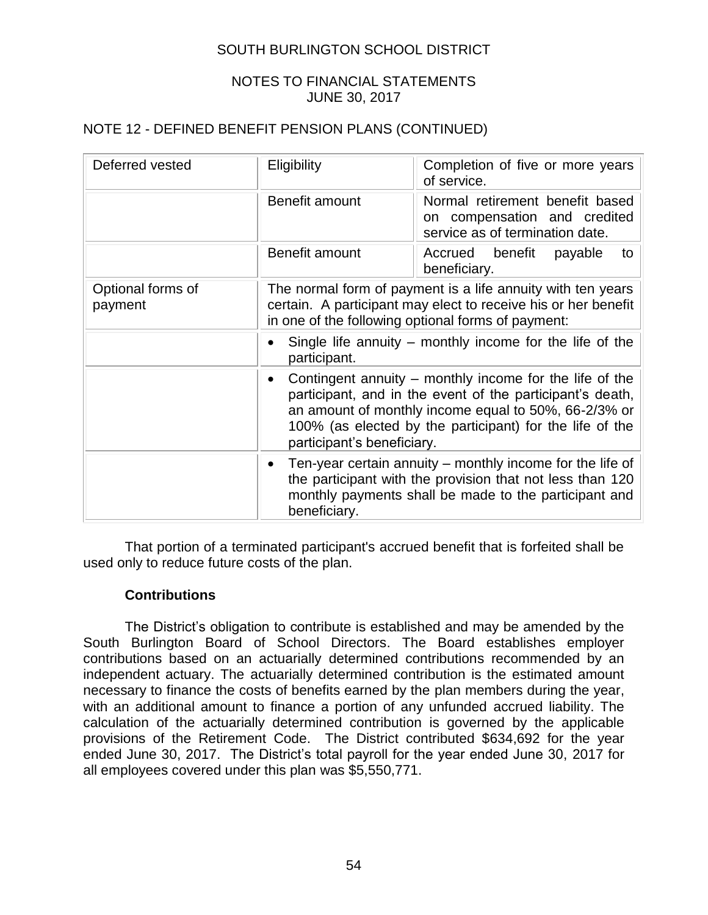# SOUTH BURLINGTON SCHOOL DISTRICT

## NOTES TO FINANCIAL STATEMENTS
## JUNE 30, 2017

### NOTE 12 - DEFINED BENEFIT PENSION PLANS (CONTINUED)

| | | |
|---|---|---|
| Deferred vested | Eligibility | Completion of five or more years of service. |
| | Benefit amount | Normal retirement benefit based on compensation and credited service as of termination date. |
| | Benefit amount | Accrued benefit payable to beneficiary. |
| Optional forms of payment | The normal form of payment is a life annuity with ten years certain. A participant may elect to receive his or her benefit in one of the following optional forms of payment: | |
| | • Single life annuity – monthly income for the life of the participant. | |
| | • Contingent annuity – monthly income for the life of the participant, and in the event of the participant's death, an amount of monthly income equal to 50%, 66-2/3% or 100% (as elected by the participant) for the life of the participant's beneficiary. | |
| | • Ten-year certain annuity – monthly income for the life of the participant with the provision that not less than 120 monthly payments shall be made to the participant and beneficiary. | |

That portion of a terminated participant's accrued benefit that is forfeited shall be used only to reduce future costs of the plan.

**Contributions**

The District's obligation to contribute is established and may be amended by the South Burlington Board of School Directors. The Board establishes employer contributions based on an actuarially determined contributions recommended by an independent actuary. The actuarially determined contribution is the estimated amount necessary to finance the costs of benefits earned by the plan members during the year, with an additional amount to finance a portion of any unfunded accrued liability. The calculation of the actuarially determined contribution is governed by the applicable provisions of the Retirement Code. The District contributed $634,692 for the year ended June 30, 2017. The District's total payroll for the year ended June 30, 2017 for all employees covered under this plan was $5,550,771.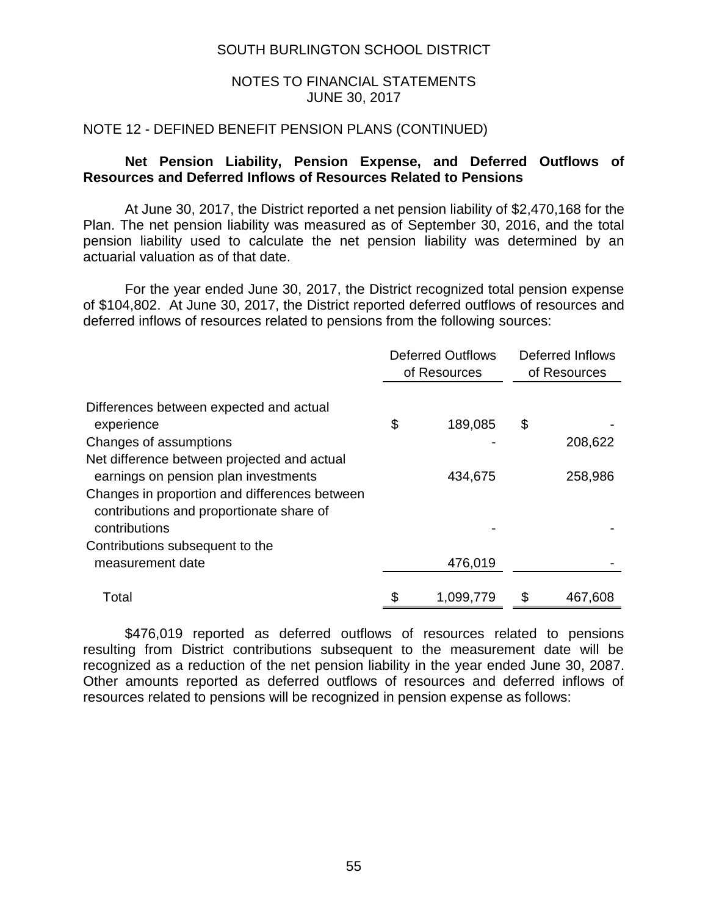SOUTH BURLINGTON SCHOOL DISTRICT

NOTES TO FINANCIAL STATEMENTS
JUNE 30, 2017

NOTE 12 - DEFINED BENEFIT PENSION PLANS (CONTINUED)

**Net Pension Liability, Pension Expense, and Deferred Outflows of Resources and Deferred Inflows of Resources Related to Pensions**

At June 30, 2017, the District reported a net pension liability of $2,470,168 for the Plan. The net pension liability was measured as of September 30, 2016, and the total pension liability used to calculate the net pension liability was determined by an actuarial valuation as of that date.

For the year ended June 30, 2017, the District recognized total pension expense of $104,802. At June 30, 2017, the District reported deferred outflows of resources and deferred inflows of resources related to pensions from the following sources:

| | Deferred Outflows of Resources | Deferred Inflows of Resources |
|---|---|---|
| Differences between expected and actual experience | $ 189,085 | $ - |
| Changes of assumptions | - | 208,622 |
| Net difference between projected and actual earnings on pension plan investments | 434,675 | 258,986 |
| Changes in proportion and differences between contributions and proportionate share of contributions | - | - |
| Contributions subsequent to the measurement date | 476,019 | - |
| Total | $ 1,099,779 | $ 467,608 |

$476,019 reported as deferred outflows of resources related to pensions resulting from District contributions subsequent to the measurement date will be recognized as a reduction of the net pension liability in the year ended June 30, 2087. Other amounts reported as deferred outflows of resources and deferred inflows of resources related to pensions will be recognized in pension expense as follows: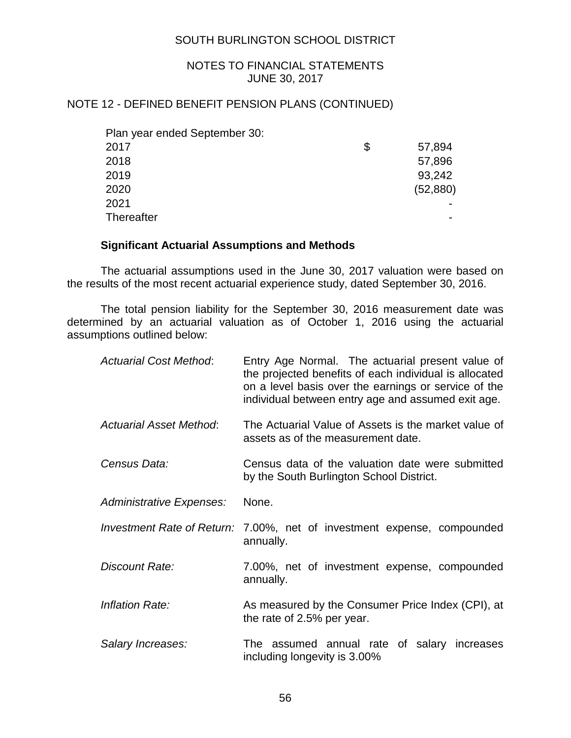## NOTE 12 - DEFINED BENEFIT PENSION PLANS (CONTINUED)

| Plan year ended September 30: | |
|---|---|
| 2017 | $ 57,894 |
| 2018 | 57,896 |
| 2019 | 93,242 |
| 2020 | (52,880) |
| 2021 | - |
| Thereafter | - |

### Significant Actuarial Assumptions and Methods

The actuarial assumptions used in the June 30, 2017 valuation were based on the results of the most recent actuarial experience study, dated September 30, 2016.

The total pension liability for the September 30, 2016 measurement date was determined by an actuarial valuation as of October 1, 2016 using the actuarial assumptions outlined below:

*Actuarial Cost Method*: Entry Age Normal. The actuarial present value of the projected benefits of each individual is allocated on a level basis over the earnings or service of the individual between entry age and assumed exit age.

*Actuarial Asset Method*: The Actuarial Value of Assets is the market value of assets as of the measurement date.

*Census Data:* Census data of the valuation date were submitted by the South Burlington School District.

*Administrative Expenses:* None.

*Investment Rate of Return:* 7.00%, net of investment expense, compounded annually.

*Discount Rate:* 7.00%, net of investment expense, compounded annually.

*Inflation Rate:* As measured by the Consumer Price Index (CPI), at the rate of 2.5% per year.

*Salary Increases:* The assumed annual rate of salary increases including longevity is 3.00%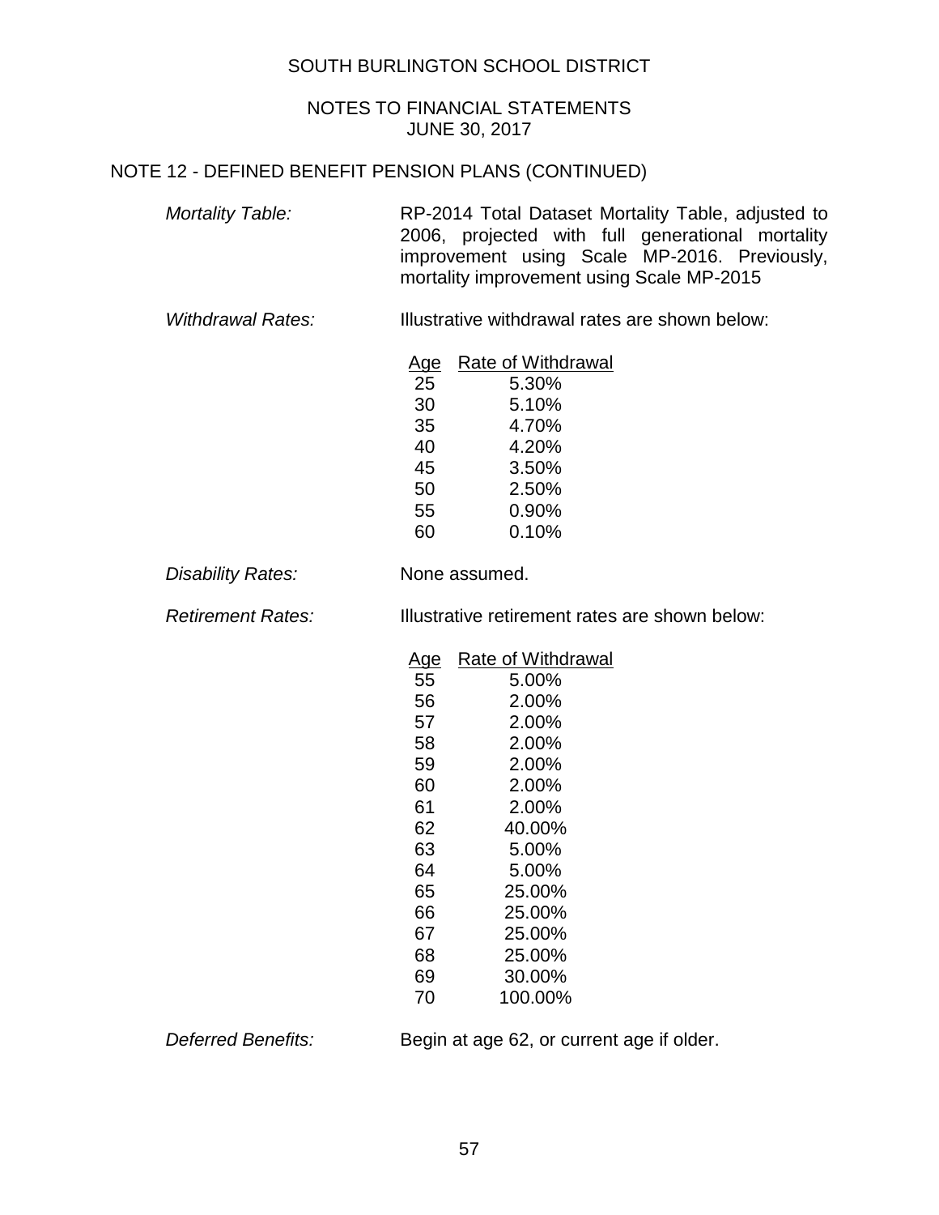SOUTH BURLINGTON SCHOOL DISTRICT

NOTES TO FINANCIAL STATEMENTS
JUNE 30, 2017

## NOTE 12 - DEFINED BENEFIT PENSION PLANS (CONTINUED)

*Mortality Table:* RP-2014 Total Dataset Mortality Table, adjusted to 2006, projected with full generational mortality improvement using Scale MP-2016. Previously, mortality improvement using Scale MP-2015

*Withdrawal Rates:* Illustrative withdrawal rates are shown below:

| Age | Rate of Withdrawal |
|---|---|
| 25 | 5.30% |
| 30 | 5.10% |
| 35 | 4.70% |
| 40 | 4.20% |
| 45 | 3.50% |
| 50 | 2.50% |
| 55 | 0.90% |
| 60 | 0.10% |

*Disability Rates:* None assumed.

*Retirement Rates:* Illustrative retirement rates are shown below:

| Age | Rate of Withdrawal |
|---|---|
| 55 | 5.00% |
| 56 | 2.00% |
| 57 | 2.00% |
| 58 | 2.00% |
| 59 | 2.00% |
| 60 | 2.00% |
| 61 | 2.00% |
| 62 | 40.00% |
| 63 | 5.00% |
| 64 | 5.00% |
| 65 | 25.00% |
| 66 | 25.00% |
| 67 | 25.00% |
| 68 | 25.00% |
| 69 | 30.00% |
| 70 | 100.00% |

*Deferred Benefits:* Begin at age 62, or current age if older.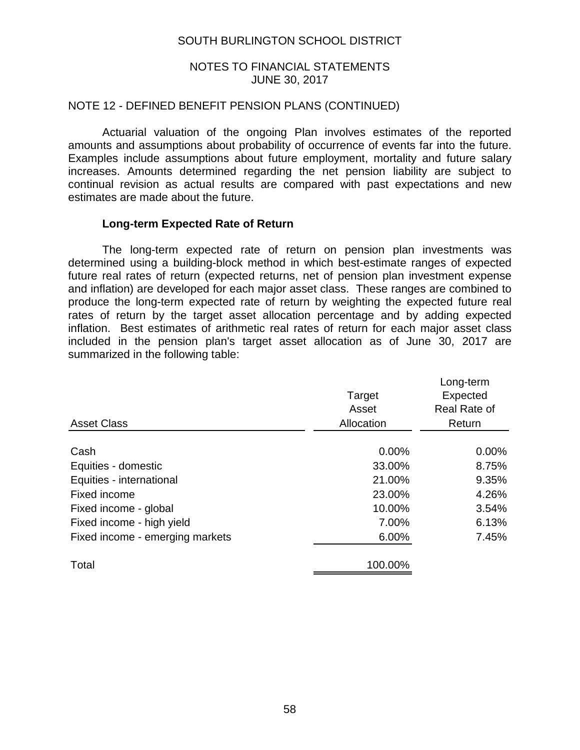## NOTE 12 - DEFINED BENEFIT PENSION PLANS (CONTINUED)

Actuarial valuation of the ongoing Plan involves estimates of the reported amounts and assumptions about probability of occurrence of events far into the future. Examples include assumptions about future employment, mortality and future salary increases. Amounts determined regarding the net pension liability are subject to continual revision as actual results are compared with past expectations and new estimates are made about the future.

### Long-term Expected Rate of Return

The long-term expected rate of return on pension plan investments was determined using a building-block method in which best-estimate ranges of expected future real rates of return (expected returns, net of pension plan investment expense and inflation) are developed for each major asset class. These ranges are combined to produce the long-term expected rate of return by weighting the expected future real rates of return by the target asset allocation percentage and by adding expected inflation. Best estimates of arithmetic real rates of return for each major asset class included in the pension plan's target asset allocation as of June 30, 2017 are summarized in the following table:

| Asset Class | Target Asset Allocation | Long-term Expected Real Rate of Return |
|---|---|---|
| Cash | 0.00% | 0.00% |
| Equities - domestic | 33.00% | 8.75% |
| Equities - international | 21.00% | 9.35% |
| Fixed income | 23.00% | 4.26% |
| Fixed income - global | 10.00% | 3.54% |
| Fixed income - high yield | 7.00% | 6.13% |
| Fixed income - emerging markets | 6.00% | 7.45% |
| Total | 100.00% | |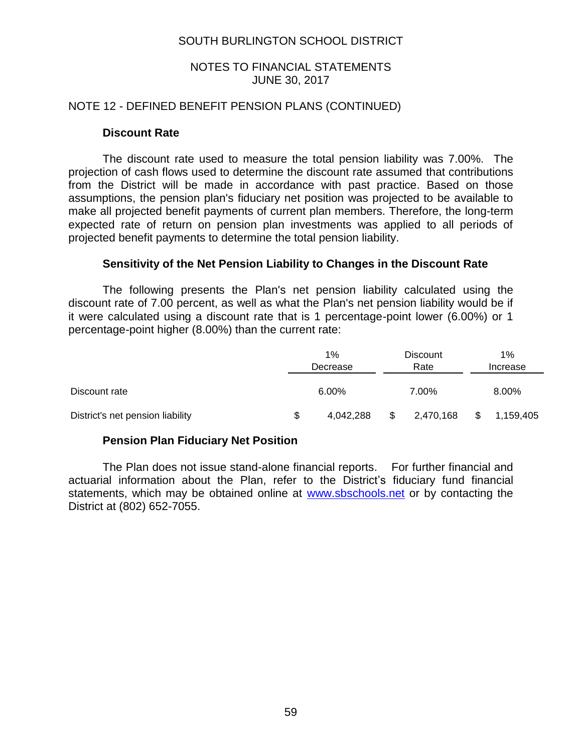## NOTE 12 - DEFINED BENEFIT PENSION PLANS (CONTINUED)

### Discount Rate

The discount rate used to measure the total pension liability was 7.00%. The projection of cash flows used to determine the discount rate assumed that contributions from the District will be made in accordance with past practice. Based on those assumptions, the pension plan's fiduciary net position was projected to be available to make all projected benefit payments of current plan members. Therefore, the long-term expected rate of return on pension plan investments was applied to all periods of projected benefit payments to determine the total pension liability.

### Sensitivity of the Net Pension Liability to Changes in the Discount Rate

The following presents the Plan's net pension liability calculated using the discount rate of 7.00 percent, as well as what the Plan's net pension liability would be if it were calculated using a discount rate that is 1 percentage-point lower (6.00%) or 1 percentage-point higher (8.00%) than the current rate:

| | 1% Decrease | Discount Rate | 1% Increase |
|---|---|---|---|
| Discount rate | 6.00% | 7.00% | 8.00% |
| District's net pension liability | $ 4,042,288 | $ 2,470,168 | $ 1,159,405 |

### Pension Plan Fiduciary Net Position

The Plan does not issue stand-alone financial reports. For further financial and actuarial information about the Plan, refer to the District's fiduciary fund financial statements, which may be obtained online at www.sbschools.net or by contacting the District at (802) 652-7055.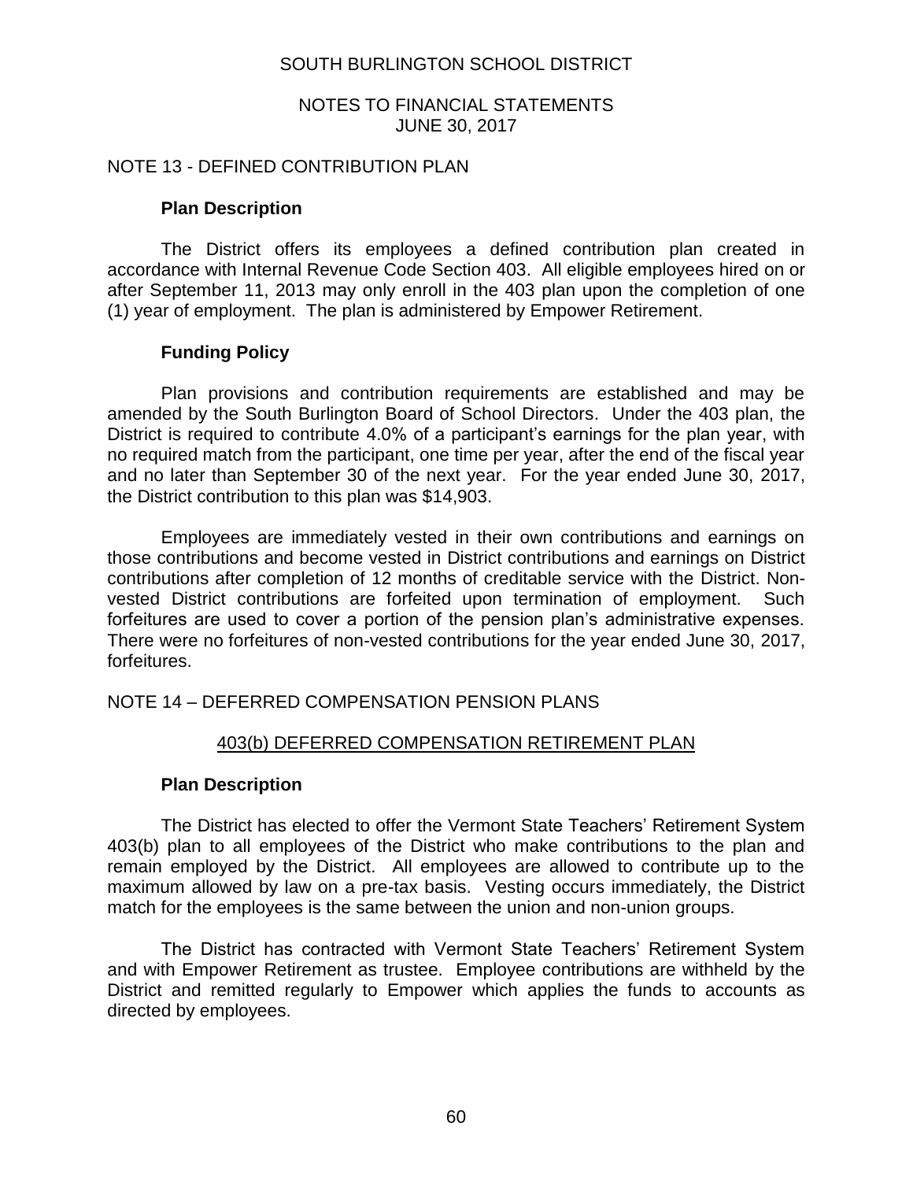## NOTE 13 - DEFINED CONTRIBUTION PLAN

### Plan Description

The District offers its employees a defined contribution plan created in accordance with Internal Revenue Code Section 403. All eligible employees hired on or after September 11, 2013 may only enroll in the 403 plan upon the completion of one (1) year of employment. The plan is administered by Empower Retirement.

### Funding Policy

Plan provisions and contribution requirements are established and may be amended by the South Burlington Board of School Directors. Under the 403 plan, the District is required to contribute 4.0% of a participant's earnings for the plan year, with no required match from the participant, one time per year, after the end of the fiscal year and no later than September 30 of the next year. For the year ended June 30, 2017, the District contribution to this plan was $14,903.

Employees are immediately vested in their own contributions and earnings on those contributions and become vested in District contributions and earnings on District contributions after completion of 12 months of creditable service with the District. Non-vested District contributions are forfeited upon termination of employment. Such forfeitures are used to cover a portion of the pension plan's administrative expenses. There were no forfeitures of non-vested contributions for the year ended June 30, 2017, forfeitures.

## NOTE 14 – DEFERRED COMPENSATION PENSION PLANS

### 403(b) DEFERRED COMPENSATION RETIREMENT PLAN

### Plan Description

The District has elected to offer the Vermont State Teachers' Retirement System 403(b) plan to all employees of the District who make contributions to the plan and remain employed by the District. All employees are allowed to contribute up to the maximum allowed by law on a pre-tax basis. Vesting occurs immediately, the District match for the employees is the same between the union and non-union groups.

The District has contracted with Vermont State Teachers' Retirement System and with Empower Retirement as trustee. Employee contributions are withheld by the District and remitted regularly to Empower which applies the funds to accounts as directed by employees.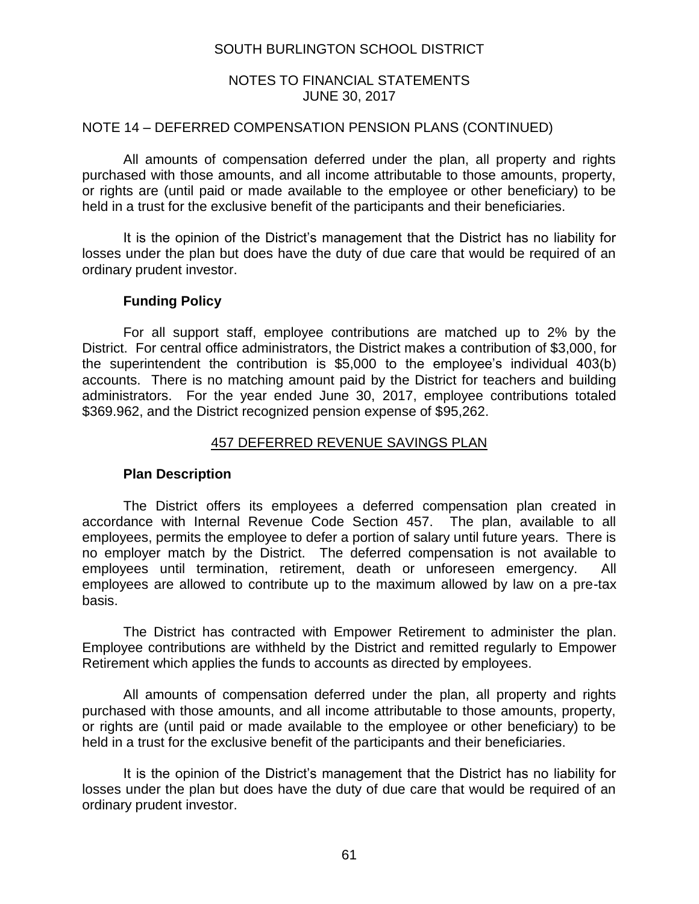## NOTE 14 – DEFERRED COMPENSATION PENSION PLANS (CONTINUED)

All amounts of compensation deferred under the plan, all property and rights purchased with those amounts, and all income attributable to those amounts, property, or rights are (until paid or made available to the employee or other beneficiary) to be held in a trust for the exclusive benefit of the participants and their beneficiaries.

It is the opinion of the District's management that the District has no liability for losses under the plan but does have the duty of due care that would be required of an ordinary prudent investor.

### Funding Policy

For all support staff, employee contributions are matched up to 2% by the District. For central office administrators, the District makes a contribution of $3,000, for the superintendent the contribution is $5,000 to the employee's individual 403(b) accounts. There is no matching amount paid by the District for teachers and building administrators. For the year ended June 30, 2017, employee contributions totaled $369.962, and the District recognized pension expense of $95,262.

## 457 DEFERRED REVENUE SAVINGS PLAN

### Plan Description

The District offers its employees a deferred compensation plan created in accordance with Internal Revenue Code Section 457. The plan, available to all employees, permits the employee to defer a portion of salary until future years. There is no employer match by the District. The deferred compensation is not available to employees until termination, retirement, death or unforeseen emergency. All employees are allowed to contribute up to the maximum allowed by law on a pre-tax basis.

The District has contracted with Empower Retirement to administer the plan. Employee contributions are withheld by the District and remitted regularly to Empower Retirement which applies the funds to accounts as directed by employees.

All amounts of compensation deferred under the plan, all property and rights purchased with those amounts, and all income attributable to those amounts, property, or rights are (until paid or made available to the employee or other beneficiary) to be held in a trust for the exclusive benefit of the participants and their beneficiaries.

It is the opinion of the District's management that the District has no liability for losses under the plan but does have the duty of due care that would be required of an ordinary prudent investor.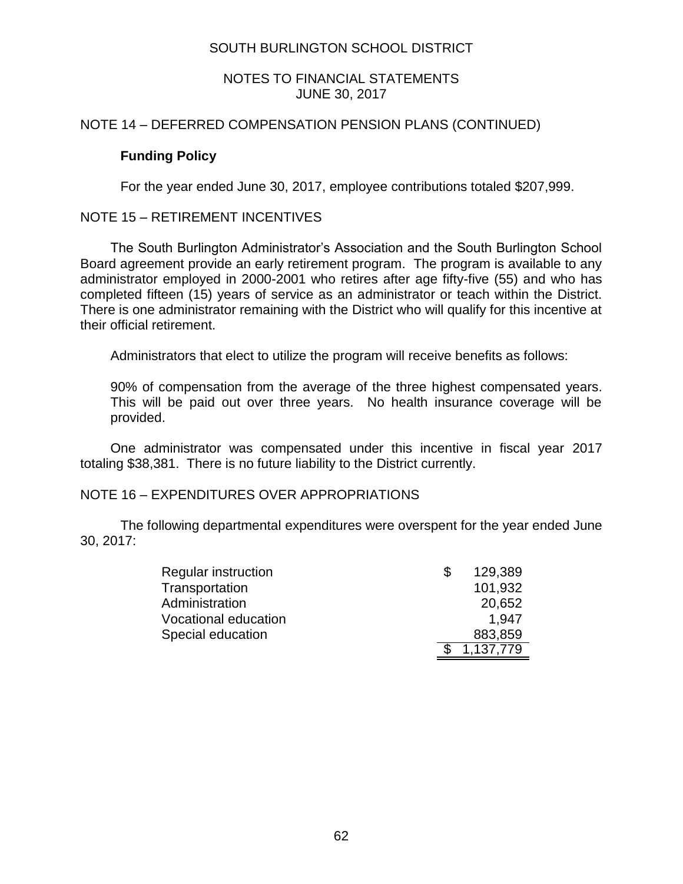SOUTH BURLINGTON SCHOOL DISTRICT

NOTES TO FINANCIAL STATEMENTS
JUNE 30, 2017

## NOTE 14 – DEFERRED COMPENSATION PENSION PLANS (CONTINUED)

### Funding Policy

For the year ended June 30, 2017, employee contributions totaled $207,999.

## NOTE 15 – RETIREMENT INCENTIVES

The South Burlington Administrator's Association and the South Burlington School Board agreement provide an early retirement program. The program is available to any administrator employed in 2000-2001 who retires after age fifty-five (55) and who has completed fifteen (15) years of service as an administrator or teach within the District. There is one administrator remaining with the District who will qualify for this incentive at their official retirement.

Administrators that elect to utilize the program will receive benefits as follows:

90% of compensation from the average of the three highest compensated years. This will be paid out over three years. No health insurance coverage will be provided.

One administrator was compensated under this incentive in fiscal year 2017 totaling $38,381. There is no future liability to the District currently.

## NOTE 16 – EXPENDITURES OVER APPROPRIATIONS

The following departmental expenditures were overspent for the year ended June 30, 2017:

| | |
|---|---|
| Regular instruction | $ 129,389 |
| Transportation | 101,932 |
| Administration | 20,652 |
| Vocational education | 1,947 |
| Special education | 883,859 |
| | $ 1,137,779 |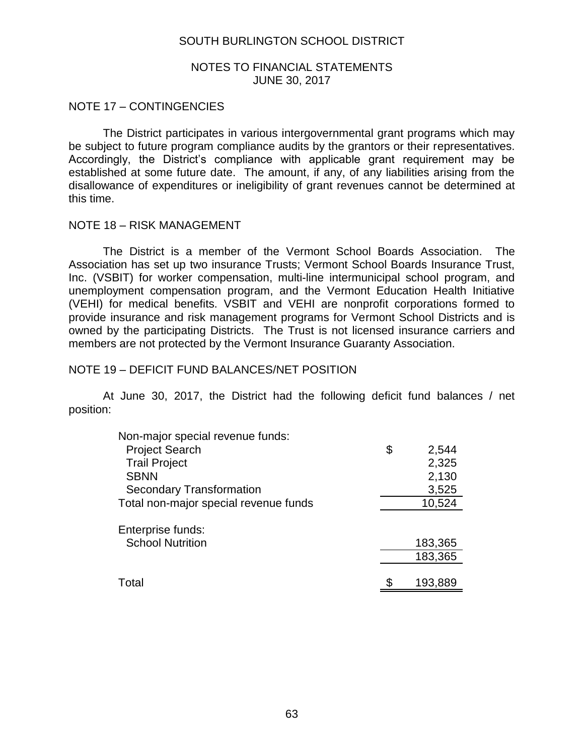## NOTE 17 – CONTINGENCIES

The District participates in various intergovernmental grant programs which may be subject to future program compliance audits by the grantors or their representatives. Accordingly, the District's compliance with applicable grant requirement may be established at some future date. The amount, if any, of any liabilities arising from the disallowance of expenditures or ineligibility of grant revenues cannot be determined at this time.

## NOTE 18 – RISK MANAGEMENT

The District is a member of the Vermont School Boards Association. The Association has set up two insurance Trusts; Vermont School Boards Insurance Trust, Inc. (VSBIT) for worker compensation, multi-line intermunicipal school program, and unemployment compensation program, and the Vermont Education Health Initiative (VEHI) for medical benefits. VSBIT and VEHI are nonprofit corporations formed to provide insurance and risk management programs for Vermont School Districts and is owned by the participating Districts. The Trust is not licensed insurance carriers and members are not protected by the Vermont Insurance Guaranty Association.

## NOTE 19 – DEFICIT FUND BALANCES/NET POSITION

At June 30, 2017, the District had the following deficit fund balances / net position:

| | |
|---|---|
| Non-major special revenue funds: | |
| Project Search | $ 2,544 |
| Trail Project | 2,325 |
| SBNN | 2,130 |
| Secondary Transformation | 3,525 |
| Total non-major special revenue funds | 10,524 |
| | |
| Enterprise funds: | |
| School Nutrition | 183,365 |
| | 183,365 |
| | |
| Total | $ 193,889 |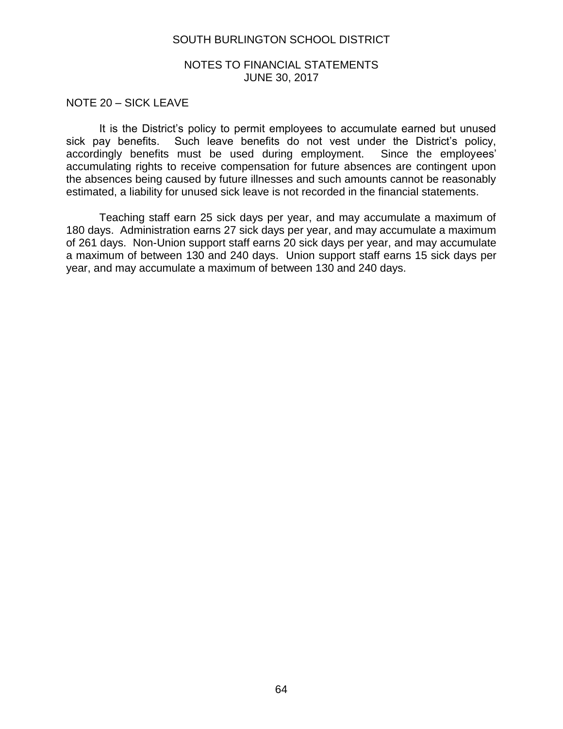## NOTE 20 – SICK LEAVE

It is the District's policy to permit employees to accumulate earned but unused sick pay benefits. Such leave benefits do not vest under the District's policy, accordingly benefits must be used during employment. Since the employees' accumulating rights to receive compensation for future absences are contingent upon the absences being caused by future illnesses and such amounts cannot be reasonably estimated, a liability for unused sick leave is not recorded in the financial statements.

Teaching staff earn 25 sick days per year, and may accumulate a maximum of 180 days. Administration earns 27 sick days per year, and may accumulate a maximum of 261 days. Non-Union support staff earns 20 sick days per year, and may accumulate a maximum of between 130 and 240 days. Union support staff earns 15 sick days per year, and may accumulate a maximum of between 130 and 240 days.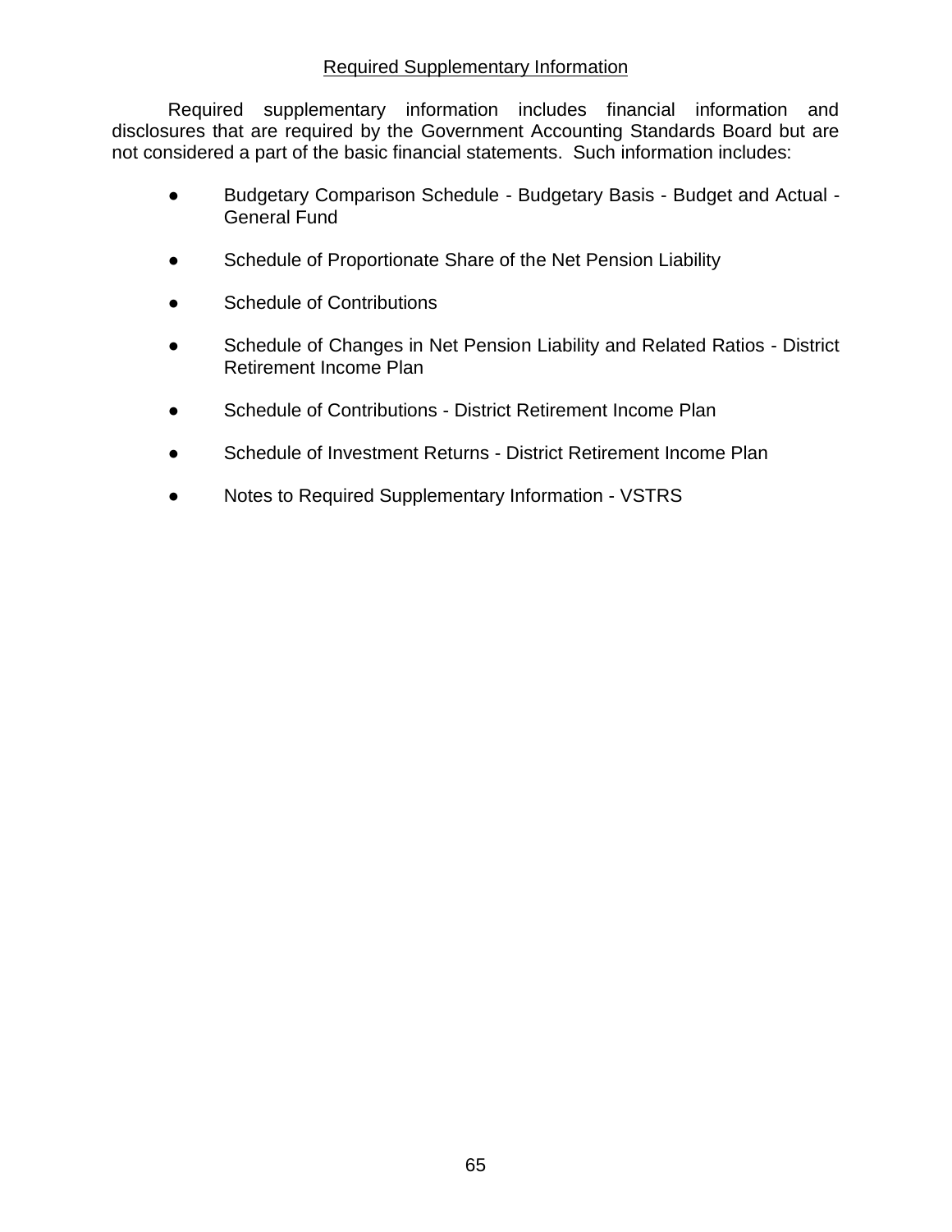## Required Supplementary Information

Required supplementary information includes financial information and disclosures that are required by the Government Accounting Standards Board but are not considered a part of the basic financial statements. Such information includes:

- Budgetary Comparison Schedule - Budgetary Basis - Budget and Actual - General Fund
- Schedule of Proportionate Share of the Net Pension Liability
- Schedule of Contributions
- Schedule of Changes in Net Pension Liability and Related Ratios - District Retirement Income Plan
- Schedule of Contributions - District Retirement Income Plan
- Schedule of Investment Returns - District Retirement Income Plan
- Notes to Required Supplementary Information - VSTRS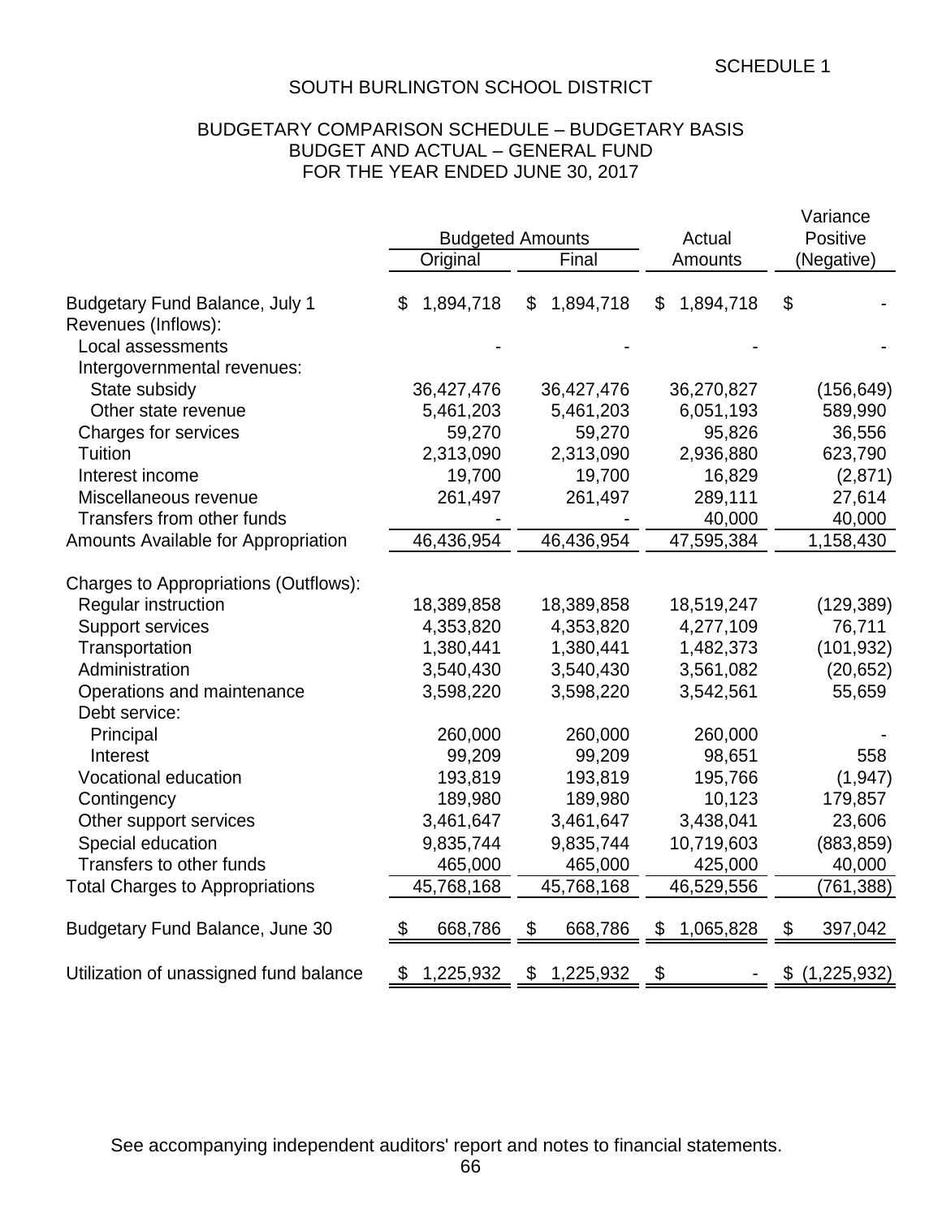SCHEDULE 1

# SOUTH BURLINGTON SCHOOL DISTRICT

## BUDGETARY COMPARISON SCHEDULE – BUDGETARY BASIS
## BUDGET AND ACTUAL – GENERAL FUND
## FOR THE YEAR ENDED JUNE 30, 2017

| | Budgeted Amounts | | Actual | Variance Positive |
|---|---|---|---|---|
| | Original | Final | Amounts | (Negative) |
| Budgetary Fund Balance, July 1 | $ 1,894,718 | $ 1,894,718 | $ 1,894,718 | $ - |
| Revenues (Inflows): | | | | |
| Local assessments | - | - | - | - |
| Intergovernmental revenues: | | | | |
| State subsidy | 36,427,476 | 36,427,476 | 36,270,827 | (156,649) |
| Other state revenue | 5,461,203 | 5,461,203 | 6,051,193 | 589,990 |
| Charges for services | 59,270 | 59,270 | 95,826 | 36,556 |
| Tuition | 2,313,090 | 2,313,090 | 2,936,880 | 623,790 |
| Interest income | 19,700 | 19,700 | 16,829 | (2,871) |
| Miscellaneous revenue | 261,497 | 261,497 | 289,111 | 27,614 |
| Transfers from other funds | - | - | 40,000 | 40,000 |
| Amounts Available for Appropriation | 46,436,954 | 46,436,954 | 47,595,384 | 1,158,430 |
| Charges to Appropriations (Outflows): | | | | |
| Regular instruction | 18,389,858 | 18,389,858 | 18,519,247 | (129,389) |
| Support services | 4,353,820 | 4,353,820 | 4,277,109 | 76,711 |
| Transportation | 1,380,441 | 1,380,441 | 1,482,373 | (101,932) |
| Administration | 3,540,430 | 3,540,430 | 3,561,082 | (20,652) |
| Operations and maintenance | 3,598,220 | 3,598,220 | 3,542,561 | 55,659 |
| Debt service: | | | | |
| Principal | 260,000 | 260,000 | 260,000 | - |
| Interest | 99,209 | 99,209 | 98,651 | 558 |
| Vocational education | 193,819 | 193,819 | 195,766 | (1,947) |
| Contingency | 189,980 | 189,980 | 10,123 | 179,857 |
| Other support services | 3,461,647 | 3,461,647 | 3,438,041 | 23,606 |
| Special education | 9,835,744 | 9,835,744 | 10,719,603 | (883,859) |
| Transfers to other funds | 465,000 | 465,000 | 425,000 | 40,000 |
| Total Charges to Appropriations | 45,768,168 | 45,768,168 | 46,529,556 | (761,388) |
| Budgetary Fund Balance, June 30 | $ 668,786 | $ 668,786 | $ 1,065,828 | $ 397,042 |
| Utilization of unassigned fund balance | $ 1,225,932 | $ 1,225,932 | $ - | $ (1,225,932) |

See accompanying independent auditors' report and notes to financial statements.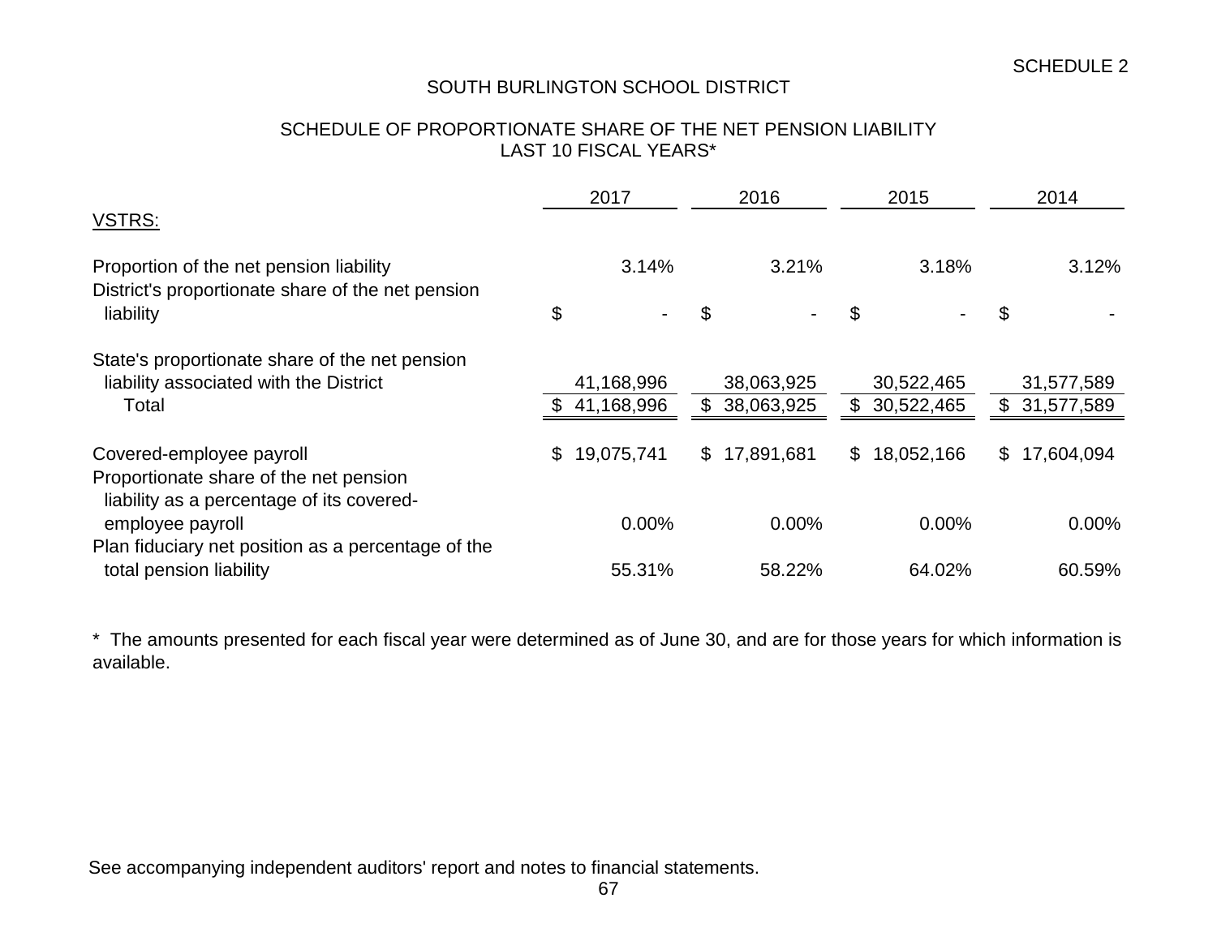SCHEDULE 2

# SOUTH BURLINGTON SCHOOL DISTRICT

## SCHEDULE OF PROPORTIONATE SHARE OF THE NET PENSION LIABILITY LAST 10 FISCAL YEARS*

| | 2017 | 2016 | 2015 | 2014 |
|---|---|---|---|---|
| VSTRS: | | | | |
| Proportion of the net pension liability | 3.14% | 3.21% | 3.18% | 3.12% |
| District's proportionate share of the net pension liability | $ - | $ - | $ - | $ - |
| State's proportionate share of the net pension liability associated with the District | 41,168,996 | 38,063,925 | 30,522,465 | 31,577,589 |
| Total | $ 41,168,996 | $ 38,063,925 | $ 30,522,465 | $ 31,577,589 |
| Covered-employee payroll | $ 19,075,741 | $ 17,891,681 | $ 18,052,166 | $ 17,604,094 |
| Proportionate share of the net pension liability as a percentage of its covered-employee payroll | 0.00% | 0.00% | 0.00% | 0.00% |
| Plan fiduciary net position as a percentage of the total pension liability | 55.31% | 58.22% | 64.02% | 60.59% |

* The amounts presented for each fiscal year were determined as of June 30, and are for those years for which information is available.

See accompanying independent auditors' report and notes to financial statements.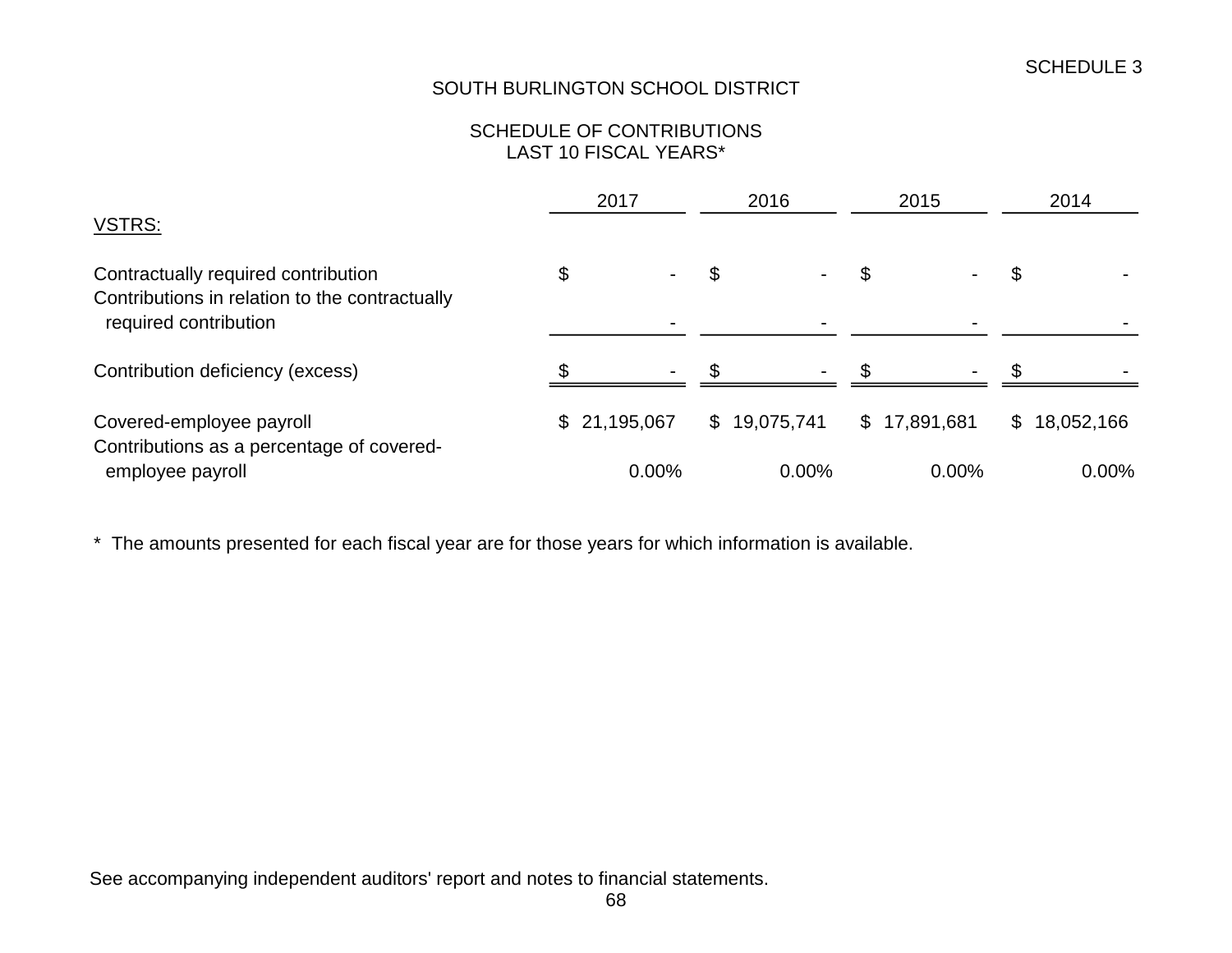SCHEDULE 3

# SOUTH BURLINGTON SCHOOL DISTRICT

## SCHEDULE OF CONTRIBUTIONS
## LAST 10 FISCAL YEARS*

| | 2017 | 2016 | 2015 | 2014 |
|---|---|---|---|---|
| VSTRS: | | | | |
| Contractually required contribution | $ - | $ - | $ - | $ - |
| Contributions in relation to the contractually required contribution | - | - | - | - |
| Contribution deficiency (excess) | $ - | $ - | $ - | $ - |
| Covered-employee payroll | $ 21,195,067 | $ 19,075,741 | $ 17,891,681 | $ 18,052,166 |
| Contributions as a percentage of covered-employee payroll | 0.00% | 0.00% | 0.00% | 0.00% |

* The amounts presented for each fiscal year are for those years for which information is available.

See accompanying independent auditors' report and notes to financial statements.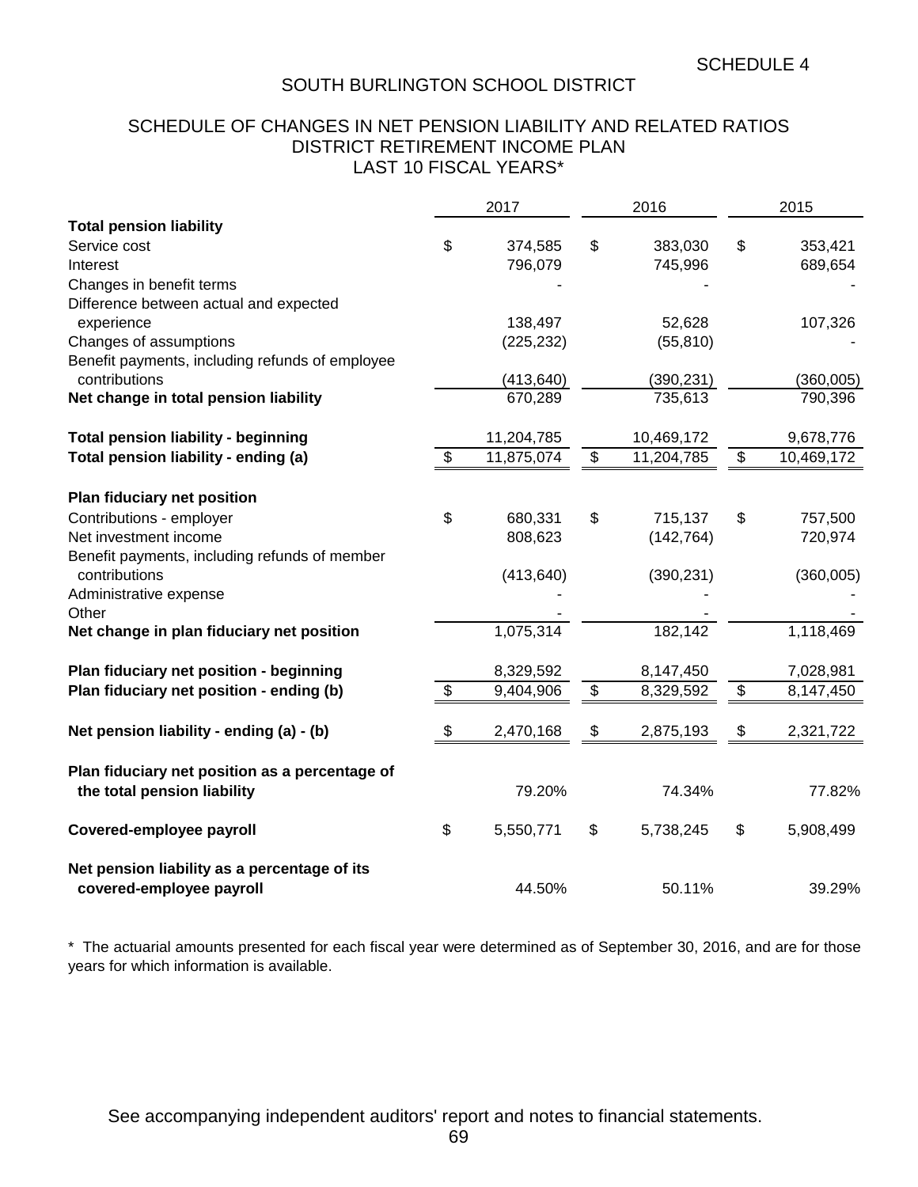SCHEDULE 4

# SOUTH BURLINGTON SCHOOL DISTRICT

## SCHEDULE OF CHANGES IN NET PENSION LIABILITY AND RELATED RATIOS
## DISTRICT RETIREMENT INCOME PLAN
## LAST 10 FISCAL YEARS*

| | 2017 | 2016 | 2015 |
|---|---|---|---|
| **Total pension liability** | | | |
| Service cost | $ 374,585 | $ 383,030 | $ 353,421 |
| Interest | 796,079 | 745,996 | 689,654 |
| Changes in benefit terms | - | - | - |
| Difference between actual and expected experience | 138,497 | 52,628 | 107,326 |
| Changes of assumptions | (225,232) | (55,810) | - |
| Benefit payments, including refunds of employee contributions | (413,640) | (390,231) | (360,005) |
| **Net change in total pension liability** | 670,289 | 735,613 | 790,396 |
| **Total pension liability - beginning** | 11,204,785 | 10,469,172 | 9,678,776 |
| **Total pension liability - ending (a)** | $ 11,875,074 | $ 11,204,785 | $ 10,469,172 |
| **Plan fiduciary net position** | | | |
| Contributions - employer | $ 680,331 | $ 715,137 | $ 757,500 |
| Net investment income | 808,623 | (142,764) | 720,974 |
| Benefit payments, including refunds of member contributions | (413,640) | (390,231) | (360,005) |
| Administrative expense | - | - | - |
| Other | - | - | - |
| **Net change in plan fiduciary net position** | 1,075,314 | 182,142 | 1,118,469 |
| **Plan fiduciary net position - beginning** | 8,329,592 | 8,147,450 | 7,028,981 |
| **Plan fiduciary net position - ending (b)** | $ 9,404,906 | $ 8,329,592 | $ 8,147,450 |
| **Net pension liability - ending (a) - (b)** | $ 2,470,168 | $ 2,875,193 | $ 2,321,722 |
| **Plan fiduciary net position as a percentage of the total pension liability** | 79.20% | 74.34% | 77.82% |
| **Covered-employee payroll** | $ 5,550,771 | $ 5,738,245 | $ 5,908,499 |
| **Net pension liability as a percentage of its covered-employee payroll** | 44.50% | 50.11% | 39.29% |

\* The actuarial amounts presented for each fiscal year were determined as of September 30, 2016, and are for those years for which information is available.

See accompanying independent auditors' report and notes to financial statements.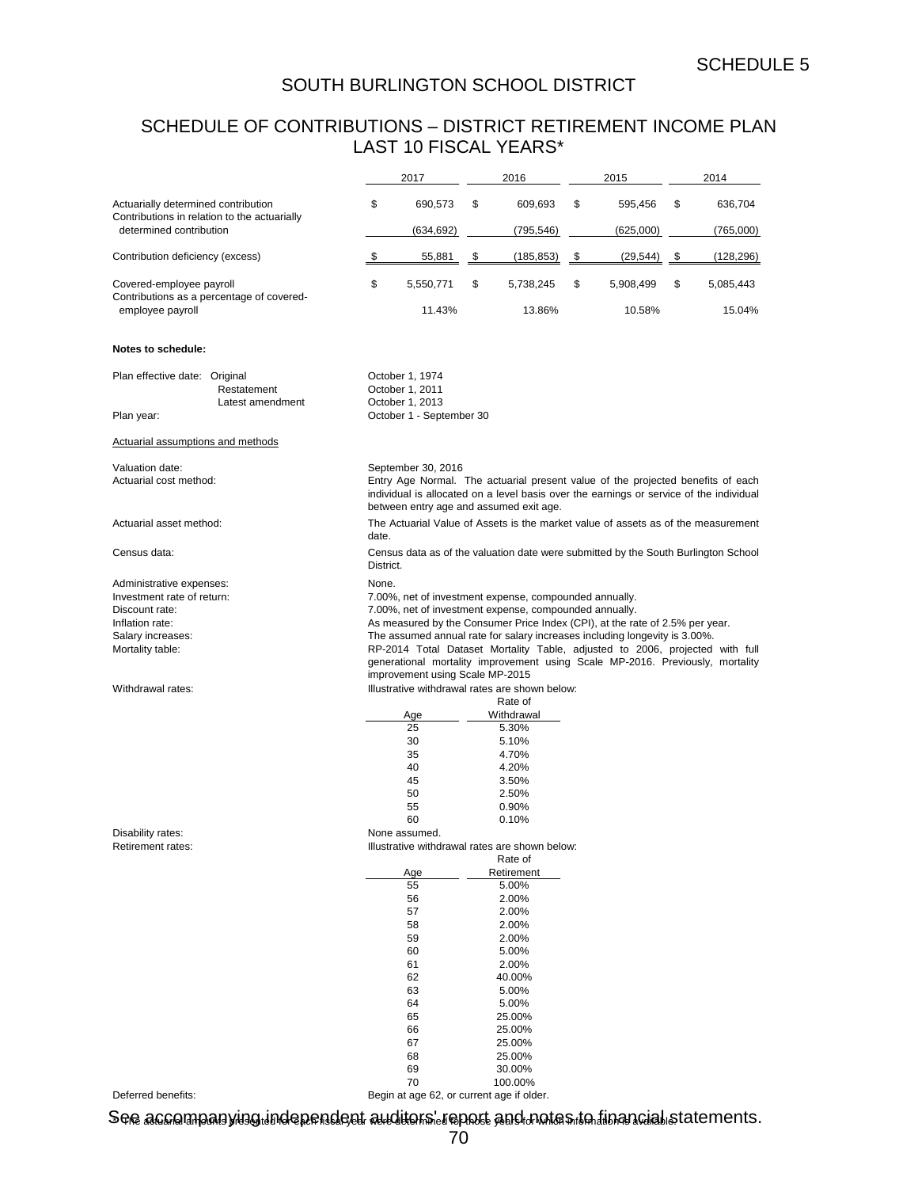SCHEDULE 5

# SOUTH BURLINGTON SCHOOL DISTRICT

## SCHEDULE OF CONTRIBUTIONS – DISTRICT RETIREMENT INCOME PLAN LAST 10 FISCAL YEARS*

| | 2017 | 2016 | 2015 | 2014 |
|---|---|---|---|---|
| Actuarially determined contribution | $ 690,573 | $ 609,693 | $ 595,456 | $ 636,704 |
| Contributions in relation to the actuarially determined contribution | (634,692) | (795,546) | (625,000) | (765,000) |
| Contribution deficiency (excess) | $ 55,881 | $ (185,853) | $ (29,544) | $ (128,296) |
| Covered-employee payroll | $ 5,550,771 | $ 5,738,245 | $ 5,908,499 | $ 5,085,443 |
| Contributions as a percentage of covered-employee payroll | 11.43% | 13.86% | 10.58% | 15.04% |

**Notes to schedule:**

| | |
|---|---|
| Plan effective date: Original | October 1, 1974 |
| Restatement | October 1, 2011 |
| Latest amendment | October 1, 2013 |
| Plan year: | October 1 - September 30 |

Actuarial assumptions and methods

| | |
|---|---|
| Valuation date: | September 30, 2016 |
| Actuarial cost method: | Entry Age Normal. The actuarial present value of the projected benefits of each individual is allocated on a level basis over the earnings or service of the individual between entry age and assumed exit age. |
| Actuarial asset method: | The Actuarial Value of Assets is the market value of assets as of the measurement date. |
| Census data: | Census data as of the valuation date were submitted by the South Burlington School District. |
| Administrative expenses: | None. |
| Investment rate of return: | 7.00%, net of investment expense, compounded annually. |
| Discount rate: | 7.00%, net of investment expense, compounded annually. |
| Inflation rate: | As measured by the Consumer Price Index (CPI), at the rate of 2.5% per year. |
| Salary increases: | The assumed annual rate for salary increases including longevity is 3.00%. |
| Mortality table: | RP-2014 Total Dataset Mortality Table, adjusted to 2006, projected with full generational mortality improvement using Scale MP-2016. Previously, mortality improvement using Scale MP-2015 |
| Withdrawal rates: | Illustrative withdrawal rates are shown below: |

| Age | Rate of Withdrawal |
|---|---|
| 25 | 5.30% |
| 30 | 5.10% |
| 35 | 4.70% |
| 40 | 4.20% |
| 45 | 3.50% |
| 50 | 2.50% |
| 55 | 0.90% |
| 60 | 0.10% |

Disability rates: None assumed.

Retirement rates: Illustrative withdrawal rates are shown below:

| Age | Rate of Retirement |
|---|---|
| 55 | 5.00% |
| 56 | 2.00% |
| 57 | 2.00% |
| 58 | 2.00% |
| 59 | 2.00% |
| 60 | 5.00% |
| 61 | 2.00% |
| 62 | 40.00% |
| 63 | 5.00% |
| 64 | 5.00% |
| 65 | 25.00% |
| 66 | 25.00% |
| 67 | 25.00% |
| 68 | 25.00% |
| 69 | 30.00% |
| 70 | 100.00% |

Deferred benefits: Begin at age 62, or current age if older.

\* The actuarial amounts presented for each fiscal year were determined for those years for which information is available.

See accompanying independent auditors' report and notes to financial statements.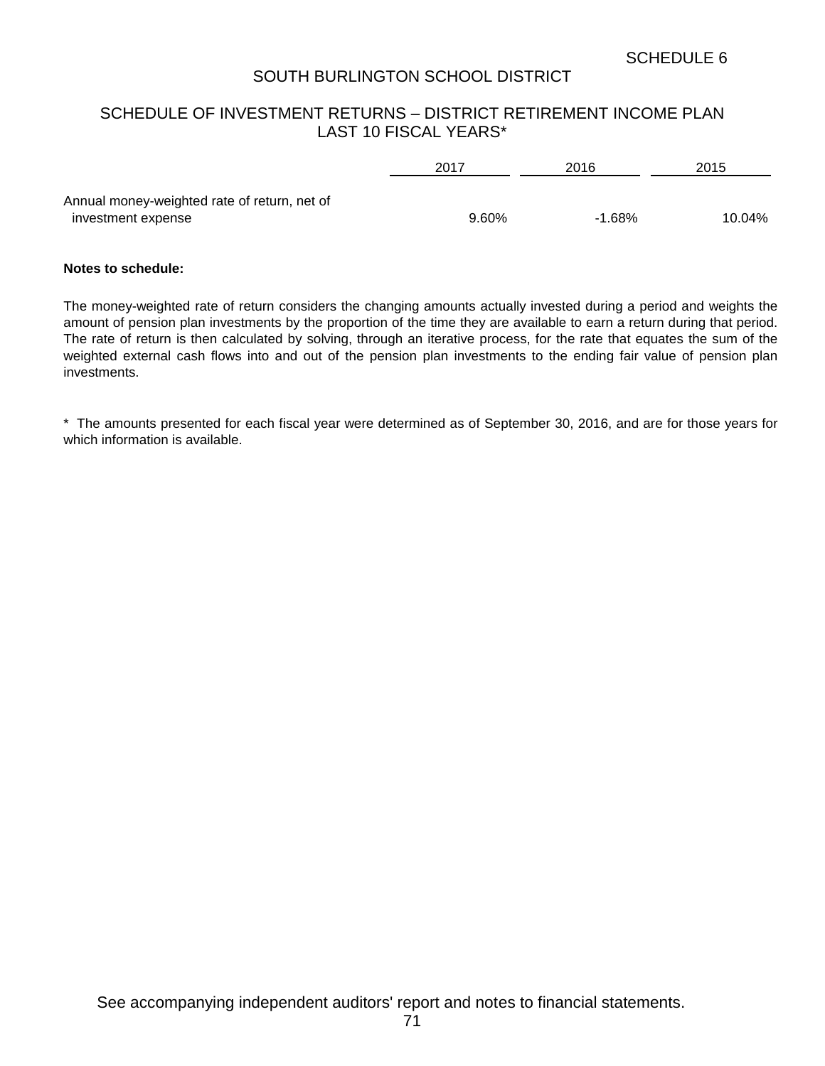SCHEDULE 6

# SOUTH BURLINGTON SCHOOL DISTRICT

## SCHEDULE OF INVESTMENT RETURNS – DISTRICT RETIREMENT INCOME PLAN LAST 10 FISCAL YEARS*

| | 2017 | 2016 | 2015 |
|---|---|---|---|
| Annual money-weighted rate of return, net of investment expense | 9.60% | -1.68% | 10.04% |

**Notes to schedule:**

The money-weighted rate of return considers the changing amounts actually invested during a period and weights the amount of pension plan investments by the proportion of the time they are available to earn a return during that period. The rate of return is then calculated by solving, through an iterative process, for the rate that equates the sum of the weighted external cash flows into and out of the pension plan investments to the ending fair value of pension plan investments.

* The amounts presented for each fiscal year were determined as of September 30, 2016, and are for those years for which information is available.

See accompanying independent auditors' report and notes to financial statements.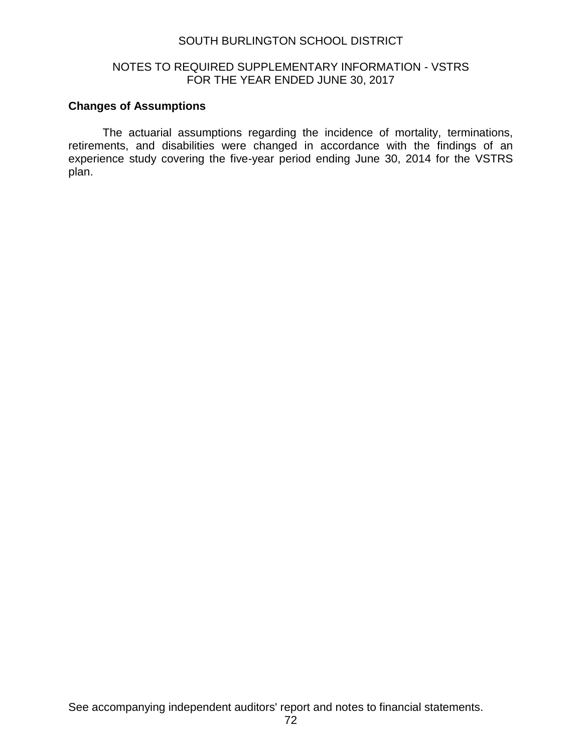SOUTH BURLINGTON SCHOOL DISTRICT

NOTES TO REQUIRED SUPPLEMENTARY INFORMATION - VSTRS
FOR THE YEAR ENDED JUNE 30, 2017

**Changes of Assumptions**

The actuarial assumptions regarding the incidence of mortality, terminations, retirements, and disabilities were changed in accordance with the findings of an experience study covering the five-year period ending June 30, 2014 for the VSTRS plan.

See accompanying independent auditors' report and notes to financial statements.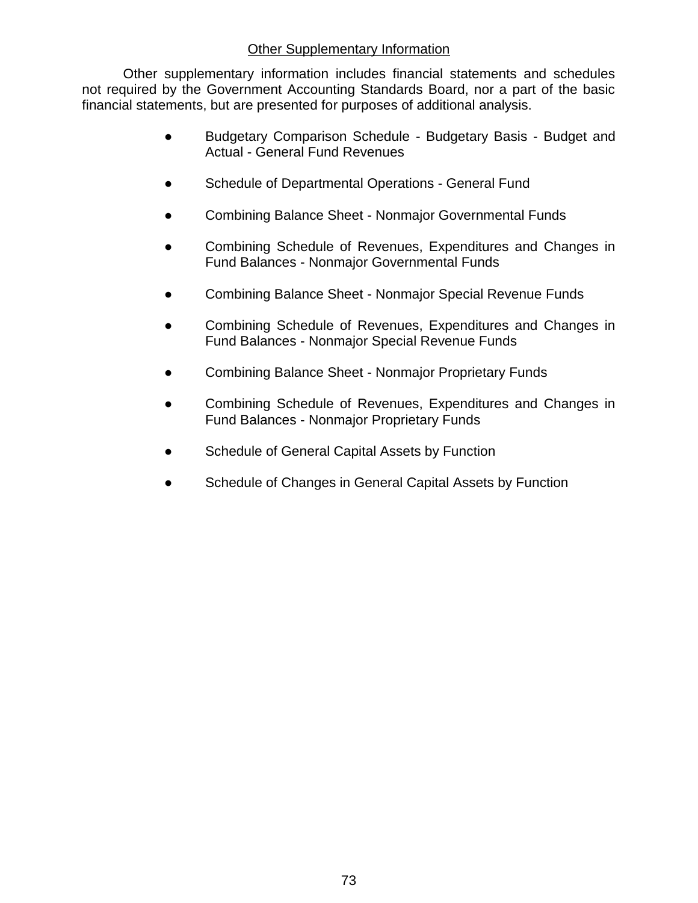## Other Supplementary Information

Other supplementary information includes financial statements and schedules not required by the Government Accounting Standards Board, nor a part of the basic financial statements, but are presented for purposes of additional analysis.

- Budgetary Comparison Schedule - Budgetary Basis - Budget and Actual - General Fund Revenues
- Schedule of Departmental Operations - General Fund
- Combining Balance Sheet - Nonmajor Governmental Funds
- Combining Schedule of Revenues, Expenditures and Changes in Fund Balances - Nonmajor Governmental Funds
- Combining Balance Sheet - Nonmajor Special Revenue Funds
- Combining Schedule of Revenues, Expenditures and Changes in Fund Balances - Nonmajor Special Revenue Funds
- Combining Balance Sheet - Nonmajor Proprietary Funds
- Combining Schedule of Revenues, Expenditures and Changes in Fund Balances - Nonmajor Proprietary Funds
- Schedule of General Capital Assets by Function
- Schedule of Changes in General Capital Assets by Function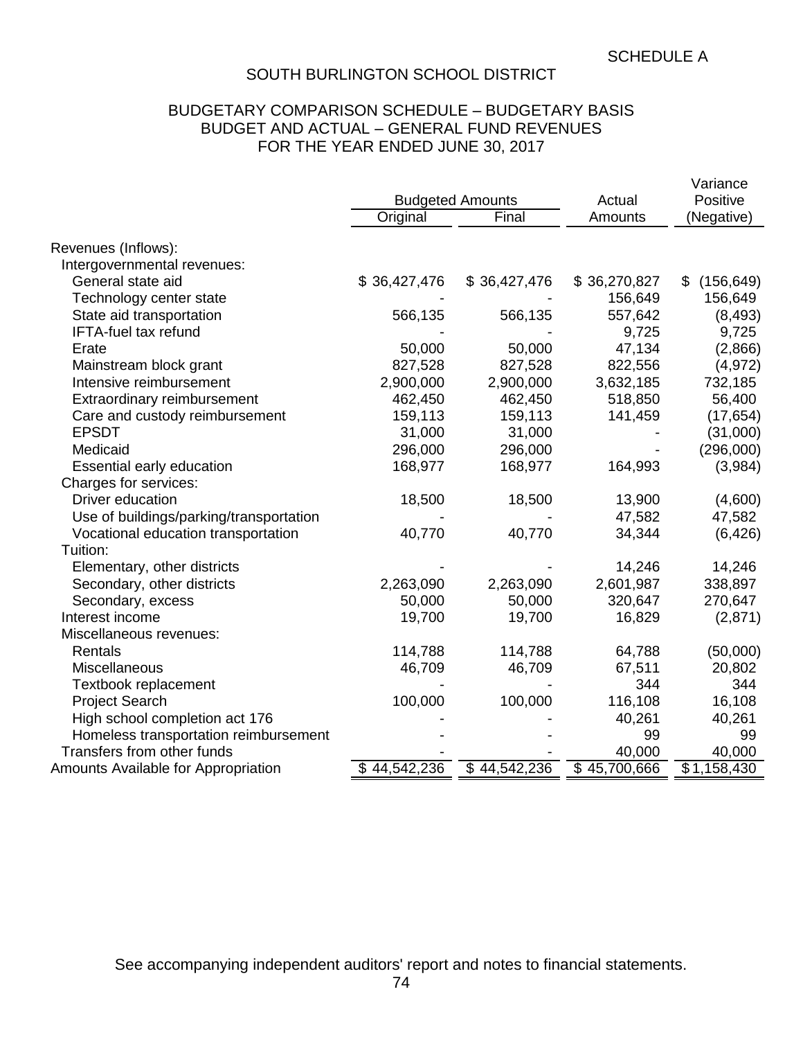SCHEDULE A

# SOUTH BURLINGTON SCHOOL DISTRICT

## BUDGETARY COMPARISON SCHEDULE – BUDGETARY BASIS
## BUDGET AND ACTUAL – GENERAL FUND REVENUES
## FOR THE YEAR ENDED JUNE 30, 2017

| | Budgeted Amounts | | Actual | Variance Positive |
|---|---|---|---|---|
| | Original | Final | Amounts | (Negative) |
| Revenues (Inflows): | | | | |
| Intergovernmental revenues: | | | | |
| General state aid | $ 36,427,476 | $ 36,427,476 | $ 36,270,827 | $ (156,649) |
| Technology center state | - | - | 156,649 | 156,649 |
| State aid transportation | 566,135 | 566,135 | 557,642 | (8,493) |
| IFTA-fuel tax refund | - | - | 9,725 | 9,725 |
| Erate | 50,000 | 50,000 | 47,134 | (2,866) |
| Mainstream block grant | 827,528 | 827,528 | 822,556 | (4,972) |
| Intensive reimbursement | 2,900,000 | 2,900,000 | 3,632,185 | 732,185 |
| Extraordinary reimbursement | 462,450 | 462,450 | 518,850 | 56,400 |
| Care and custody reimbursement | 159,113 | 159,113 | 141,459 | (17,654) |
| EPSDT | 31,000 | 31,000 | - | (31,000) |
| Medicaid | 296,000 | 296,000 | - | (296,000) |
| Essential early education | 168,977 | 168,977 | 164,993 | (3,984) |
| Charges for services: | | | | |
| Driver education | 18,500 | 18,500 | 13,900 | (4,600) |
| Use of buildings/parking/transportation | - | - | 47,582 | 47,582 |
| Vocational education transportation | 40,770 | 40,770 | 34,344 | (6,426) |
| Tuition: | | | | |
| Elementary, other districts | - | - | 14,246 | 14,246 |
| Secondary, other districts | 2,263,090 | 2,263,090 | 2,601,987 | 338,897 |
| Secondary, excess | 50,000 | 50,000 | 320,647 | 270,647 |
| Interest income | 19,700 | 19,700 | 16,829 | (2,871) |
| Miscellaneous revenues: | | | | |
| Rentals | 114,788 | 114,788 | 64,788 | (50,000) |
| Miscellaneous | 46,709 | 46,709 | 67,511 | 20,802 |
| Textbook replacement | - | - | 344 | 344 |
| Project Search | 100,000 | 100,000 | 116,108 | 16,108 |
| High school completion act 176 | - | - | 40,261 | 40,261 |
| Homeless transportation reimbursement | - | - | 99 | 99 |
| Transfers from other funds | - | - | 40,000 | 40,000 |
| Amounts Available for Appropriation | $ 44,542,236 | $ 44,542,236 | $ 45,700,666 | $ 1,158,430 |

See accompanying independent auditors' report and notes to financial statements.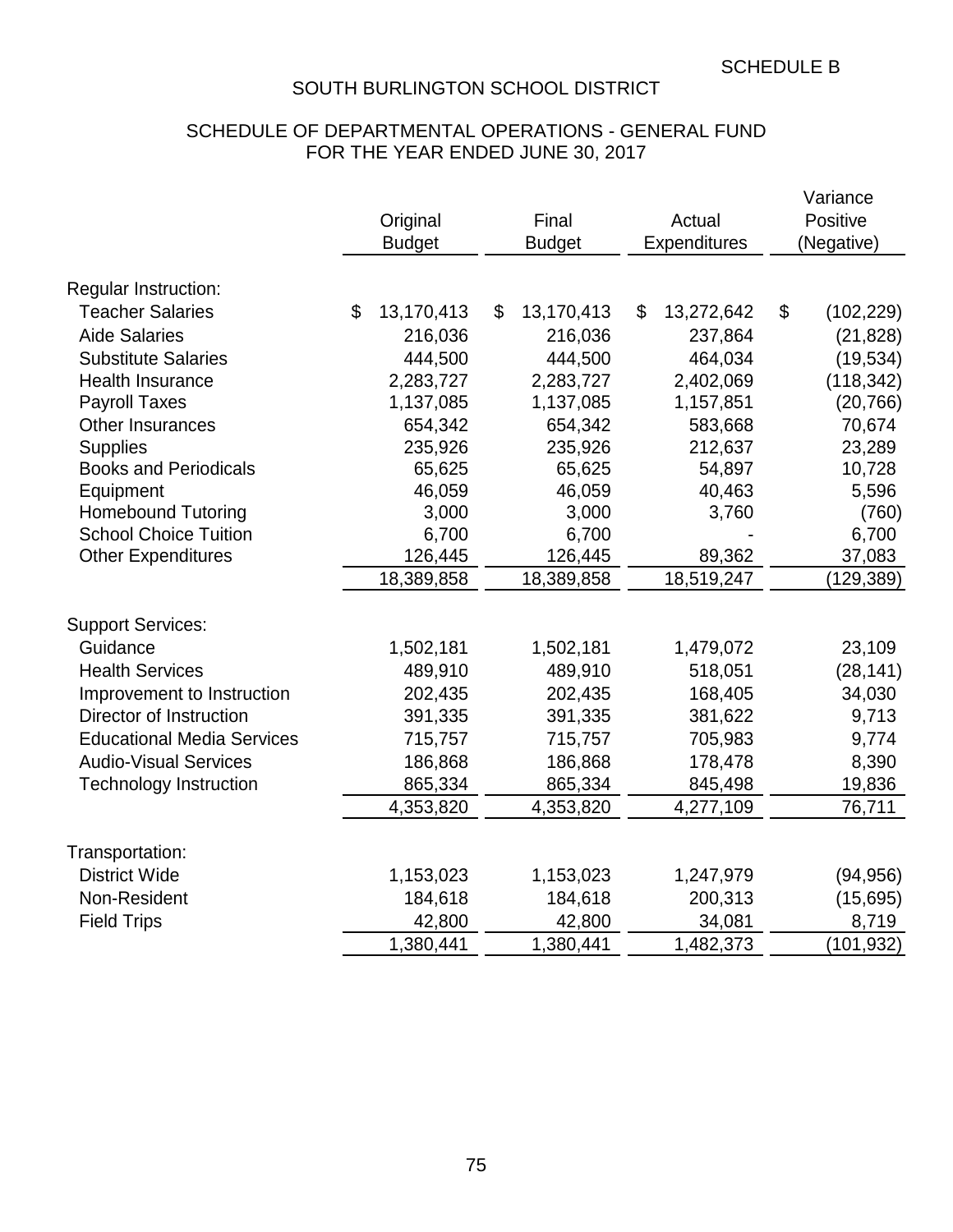SCHEDULE B

# SOUTH BURLINGTON SCHOOL DISTRICT

## SCHEDULE OF DEPARTMENTAL OPERATIONS - GENERAL FUND
## FOR THE YEAR ENDED JUNE 30, 2017

| | Original Budget | Final Budget | Actual Expenditures | Variance Positive (Negative) |
|---|---|---|---|---|
| Regular Instruction: | | | | |
| Teacher Salaries | $ 13,170,413 | $ 13,170,413 | $ 13,272,642 | $ (102,229) |
| Aide Salaries | 216,036 | 216,036 | 237,864 | (21,828) |
| Substitute Salaries | 444,500 | 444,500 | 464,034 | (19,534) |
| Health Insurance | 2,283,727 | 2,283,727 | 2,402,069 | (118,342) |
| Payroll Taxes | 1,137,085 | 1,137,085 | 1,157,851 | (20,766) |
| Other Insurances | 654,342 | 654,342 | 583,668 | 70,674 |
| Supplies | 235,926 | 235,926 | 212,637 | 23,289 |
| Books and Periodicals | 65,625 | 65,625 | 54,897 | 10,728 |
| Equipment | 46,059 | 46,059 | 40,463 | 5,596 |
| Homebound Tutoring | 3,000 | 3,000 | 3,760 | (760) |
| School Choice Tuition | 6,700 | 6,700 | - | 6,700 |
| Other Expenditures | 126,445 | 126,445 | 89,362 | 37,083 |
| | 18,389,858 | 18,389,858 | 18,519,247 | (129,389) |
| Support Services: | | | | |
| Guidance | 1,502,181 | 1,502,181 | 1,479,072 | 23,109 |
| Health Services | 489,910 | 489,910 | 518,051 | (28,141) |
| Improvement to Instruction | 202,435 | 202,435 | 168,405 | 34,030 |
| Director of Instruction | 391,335 | 391,335 | 381,622 | 9,713 |
| Educational Media Services | 715,757 | 715,757 | 705,983 | 9,774 |
| Audio-Visual Services | 186,868 | 186,868 | 178,478 | 8,390 |
| Technology Instruction | 865,334 | 865,334 | 845,498 | 19,836 |
| | 4,353,820 | 4,353,820 | 4,277,109 | 76,711 |
| Transportation: | | | | |
| District Wide | 1,153,023 | 1,153,023 | 1,247,979 | (94,956) |
| Non-Resident | 184,618 | 184,618 | 200,313 | (15,695) |
| Field Trips | 42,800 | 42,800 | 34,081 | 8,719 |
| | 1,380,441 | 1,380,441 | 1,482,373 | (101,932) |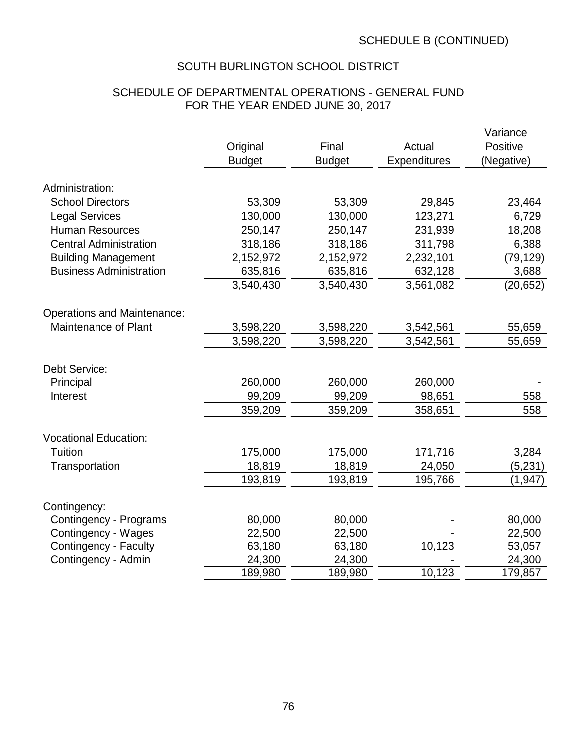SCHEDULE B (CONTINUED)

# SOUTH BURLINGTON SCHOOL DISTRICT

## SCHEDULE OF DEPARTMENTAL OPERATIONS - GENERAL FUND
## FOR THE YEAR ENDED JUNE 30, 2017

| | Original Budget | Final Budget | Actual Expenditures | Variance Positive (Negative) |
|---|---|---|---|---|
| Administration: | | | | |
| School Directors | 53,309 | 53,309 | 29,845 | 23,464 |
| Legal Services | 130,000 | 130,000 | 123,271 | 6,729 |
| Human Resources | 250,147 | 250,147 | 231,939 | 18,208 |
| Central Administration | 318,186 | 318,186 | 311,798 | 6,388 |
| Building Management | 2,152,972 | 2,152,972 | 2,232,101 | (79,129) |
| Business Administration | 635,816 | 635,816 | 632,128 | 3,688 |
| | 3,540,430 | 3,540,430 | 3,561,082 | (20,652) |
| Operations and Maintenance: | | | | |
| Maintenance of Plant | 3,598,220 | 3,598,220 | 3,542,561 | 55,659 |
| | 3,598,220 | 3,598,220 | 3,542,561 | 55,659 |
| Debt Service: | | | | |
| Principal | 260,000 | 260,000 | 260,000 | - |
| Interest | 99,209 | 99,209 | 98,651 | 558 |
| | 359,209 | 359,209 | 358,651 | 558 |
| Vocational Education: | | | | |
| Tuition | 175,000 | 175,000 | 171,716 | 3,284 |
| Transportation | 18,819 | 18,819 | 24,050 | (5,231) |
| | 193,819 | 193,819 | 195,766 | (1,947) |
| Contingency: | | | | |
| Contingency - Programs | 80,000 | 80,000 | - | 80,000 |
| Contingency - Wages | 22,500 | 22,500 | - | 22,500 |
| Contingency - Faculty | 63,180 | 63,180 | 10,123 | 53,057 |
| Contingency - Admin | 24,300 | 24,300 | - | 24,300 |
| | 189,980 | 189,980 | 10,123 | 179,857 |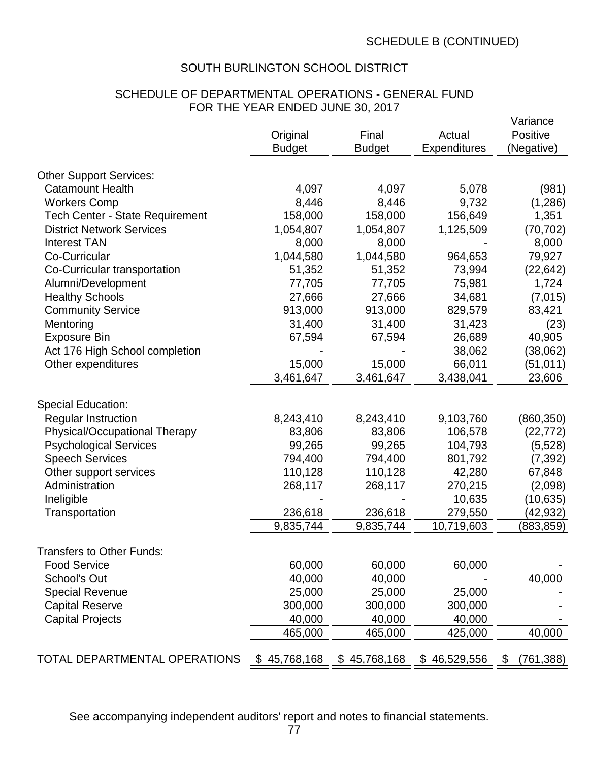SCHEDULE B (CONTINUED)

# SOUTH BURLINGTON SCHOOL DISTRICT

## SCHEDULE OF DEPARTMENTAL OPERATIONS - GENERAL FUND
## FOR THE YEAR ENDED JUNE 30, 2017

| | Original Budget | Final Budget | Actual Expenditures | Variance Positive (Negative) |
|---|---|---|---|---|
| **Other Support Services:** | | | | |
| Catamount Health | 4,097 | 4,097 | 5,078 | (981) |
| Workers Comp | 8,446 | 8,446 | 9,732 | (1,286) |
| Tech Center - State Requirement | 158,000 | 158,000 | 156,649 | 1,351 |
| District Network Services | 1,054,807 | 1,054,807 | 1,125,509 | (70,702) |
| Interest TAN | 8,000 | 8,000 | - | 8,000 |
| Co-Curricular | 1,044,580 | 1,044,580 | 964,653 | 79,927 |
| Co-Curricular transportation | 51,352 | 51,352 | 73,994 | (22,642) |
| Alumni/Development | 77,705 | 77,705 | 75,981 | 1,724 |
| Healthy Schools | 27,666 | 27,666 | 34,681 | (7,015) |
| Community Service | 913,000 | 913,000 | 829,579 | 83,421 |
| Mentoring | 31,400 | 31,400 | 31,423 | (23) |
| Exposure Bin | 67,594 | 67,594 | 26,689 | 40,905 |
| Act 176 High School completion | - | - | 38,062 | (38,062) |
| Other expenditures | 15,000 | 15,000 | 66,011 | (51,011) |
| | 3,461,647 | 3,461,647 | 3,438,041 | 23,606 |
| **Special Education:** | | | | |
| Regular Instruction | 8,243,410 | 8,243,410 | 9,103,760 | (860,350) |
| Physical/Occupational Therapy | 83,806 | 83,806 | 106,578 | (22,772) |
| Psychological Services | 99,265 | 99,265 | 104,793 | (5,528) |
| Speech Services | 794,400 | 794,400 | 801,792 | (7,392) |
| Other support services | 110,128 | 110,128 | 42,280 | 67,848 |
| Administration | 268,117 | 268,117 | 270,215 | (2,098) |
| Ineligible | - | - | 10,635 | (10,635) |
| Transportation | 236,618 | 236,618 | 279,550 | (42,932) |
| | 9,835,744 | 9,835,744 | 10,719,603 | (883,859) |
| **Transfers to Other Funds:** | | | | |
| Food Service | 60,000 | 60,000 | 60,000 | - |
| School's Out | 40,000 | 40,000 | - | 40,000 |
| Special Revenue | 25,000 | 25,000 | 25,000 | - |
| Capital Reserve | 300,000 | 300,000 | 300,000 | - |
| Capital Projects | 40,000 | 40,000 | 40,000 | - |
| | 465,000 | 465,000 | 425,000 | 40,000 |
| TOTAL DEPARTMENTAL OPERATIONS | $ 45,768,168 | $ 45,768,168 | $ 46,529,556 | $ (761,388) |

See accompanying independent auditors' report and notes to financial statements.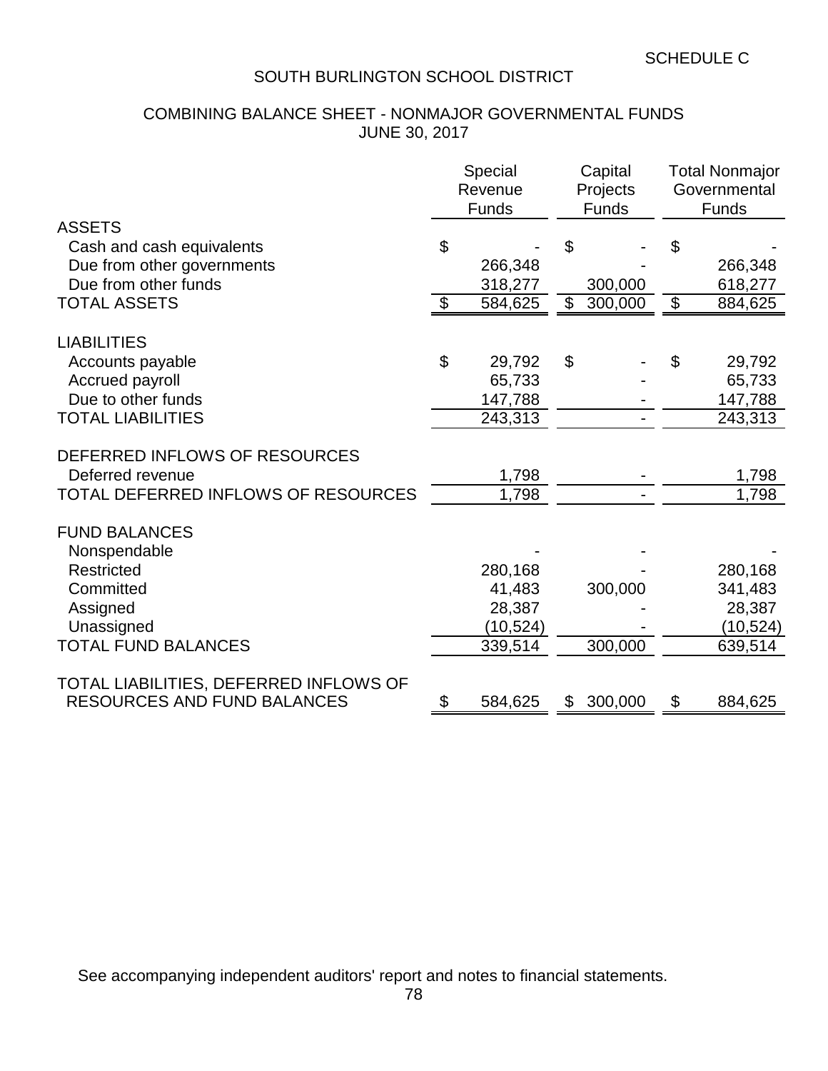SCHEDULE C

# SOUTH BURLINGTON SCHOOL DISTRICT

## COMBINING BALANCE SHEET - NONMAJOR GOVERNMENTAL FUNDS
## JUNE 30, 2017

| | Special Revenue Funds | Capital Projects Funds | Total Nonmajor Governmental Funds |
|---|---|---|---|
| **ASSETS** | | | |
| Cash and cash equivalents | $ - | $ - | $ - |
| Due from other governments | 266,348 | - | 266,348 |
| Due from other funds | 318,277 | 300,000 | 618,277 |
| TOTAL ASSETS | $ 584,625 | $ 300,000 | $ 884,625 |
| **LIABILITIES** | | | |
| Accounts payable | $ 29,792 | $ - | $ 29,792 |
| Accrued payroll | 65,733 | - | 65,733 |
| Due to other funds | 147,788 | - | 147,788 |
| TOTAL LIABILITIES | 243,313 | - | 243,313 |
| **DEFERRED INFLOWS OF RESOURCES** | | | |
| Deferred revenue | 1,798 | - | 1,798 |
| TOTAL DEFERRED INFLOWS OF RESOURCES | 1,798 | - | 1,798 |
| **FUND BALANCES** | | | |
| Nonspendable | - | - | - |
| Restricted | 280,168 | - | 280,168 |
| Committed | 41,483 | 300,000 | 341,483 |
| Assigned | 28,387 | - | 28,387 |
| Unassigned | (10,524) | - | (10,524) |
| TOTAL FUND BALANCES | 339,514 | 300,000 | 639,514 |
| TOTAL LIABILITIES, DEFERRED INFLOWS OF RESOURCES AND FUND BALANCES | $ 584,625 | $ 300,000 | $ 884,625 |

See accompanying independent auditors' report and notes to financial statements.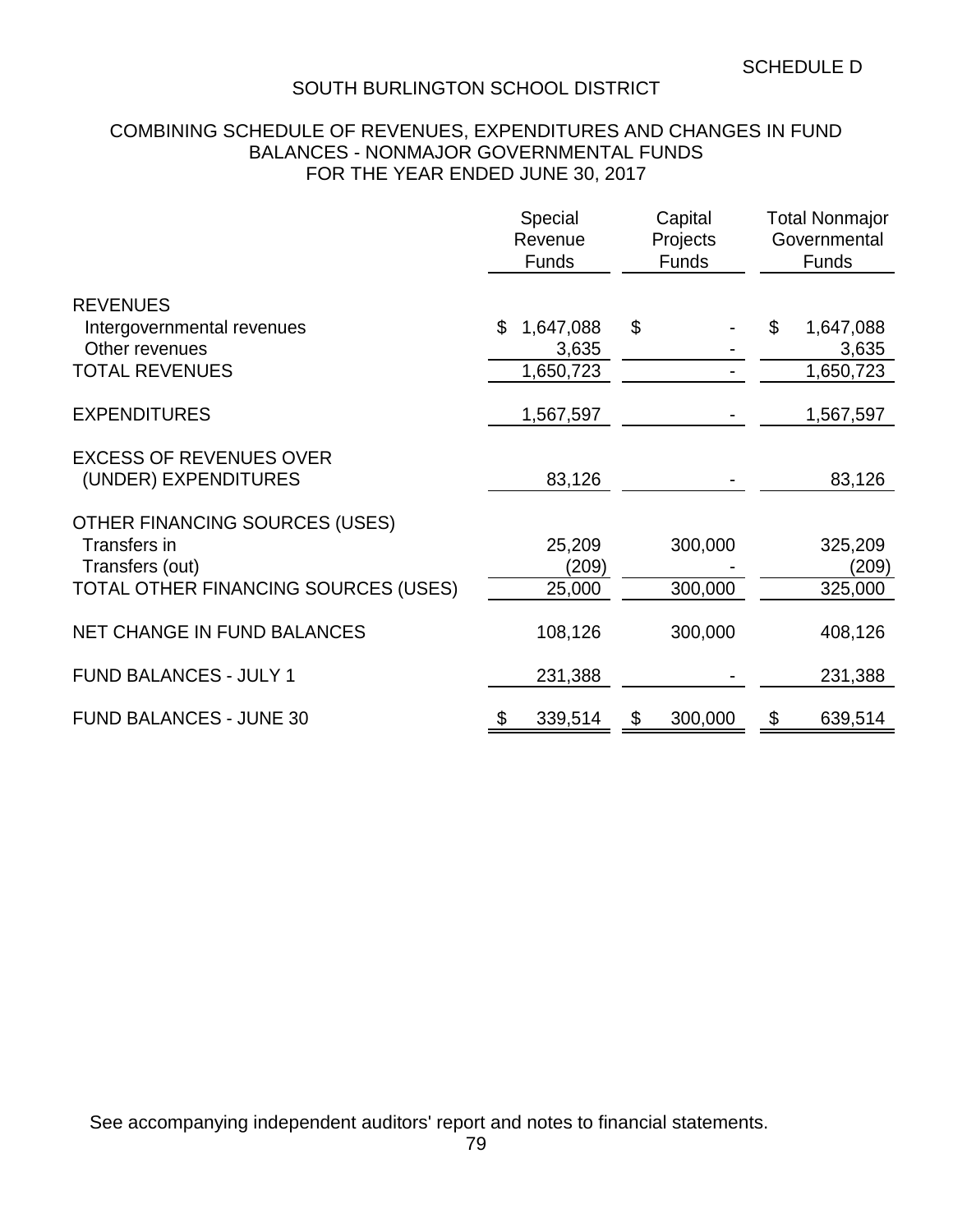SCHEDULE D

# SOUTH BURLINGTON SCHOOL DISTRICT

## COMBINING SCHEDULE OF REVENUES, EXPENDITURES AND CHANGES IN FUND BALANCES - NONMAJOR GOVERNMENTAL FUNDS
## FOR THE YEAR ENDED JUNE 30, 2017

| | Special Revenue Funds | Capital Projects Funds | Total Nonmajor Governmental Funds |
|---|---|---|---|
| REVENUES | | | |
| Intergovernmental revenues | $ 1,647,088 | $ - | $ 1,647,088 |
| Other revenues | 3,635 | - | 3,635 |
| TOTAL REVENUES | 1,650,723 | - | 1,650,723 |
| EXPENDITURES | 1,567,597 | - | 1,567,597 |
| EXCESS OF REVENUES OVER (UNDER) EXPENDITURES | 83,126 | - | 83,126 |
| OTHER FINANCING SOURCES (USES) | | | |
| Transfers in | 25,209 | 300,000 | 325,209 |
| Transfers (out) | (209) | - | (209) |
| TOTAL OTHER FINANCING SOURCES (USES) | 25,000 | 300,000 | 325,000 |
| NET CHANGE IN FUND BALANCES | 108,126 | 300,000 | 408,126 |
| FUND BALANCES - JULY 1 | 231,388 | - | 231,388 |
| FUND BALANCES - JUNE 30 | $ 339,514 | $ 300,000 | $ 639,514 |

See accompanying independent auditors' report and notes to financial statements.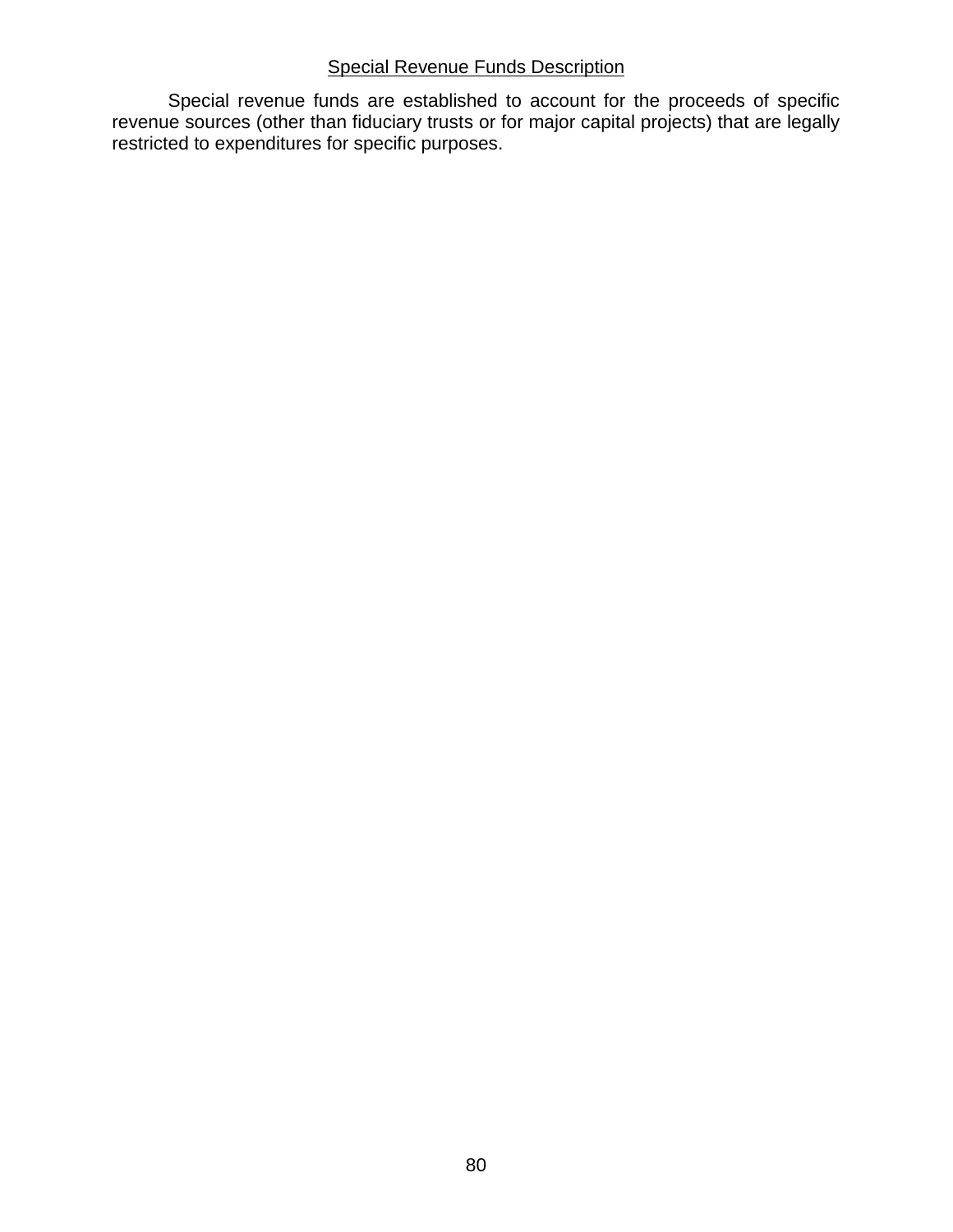## Special Revenue Funds Description

Special revenue funds are established to account for the proceeds of specific revenue sources (other than fiduciary trusts or for major capital projects) that are legally restricted to expenditures for specific purposes.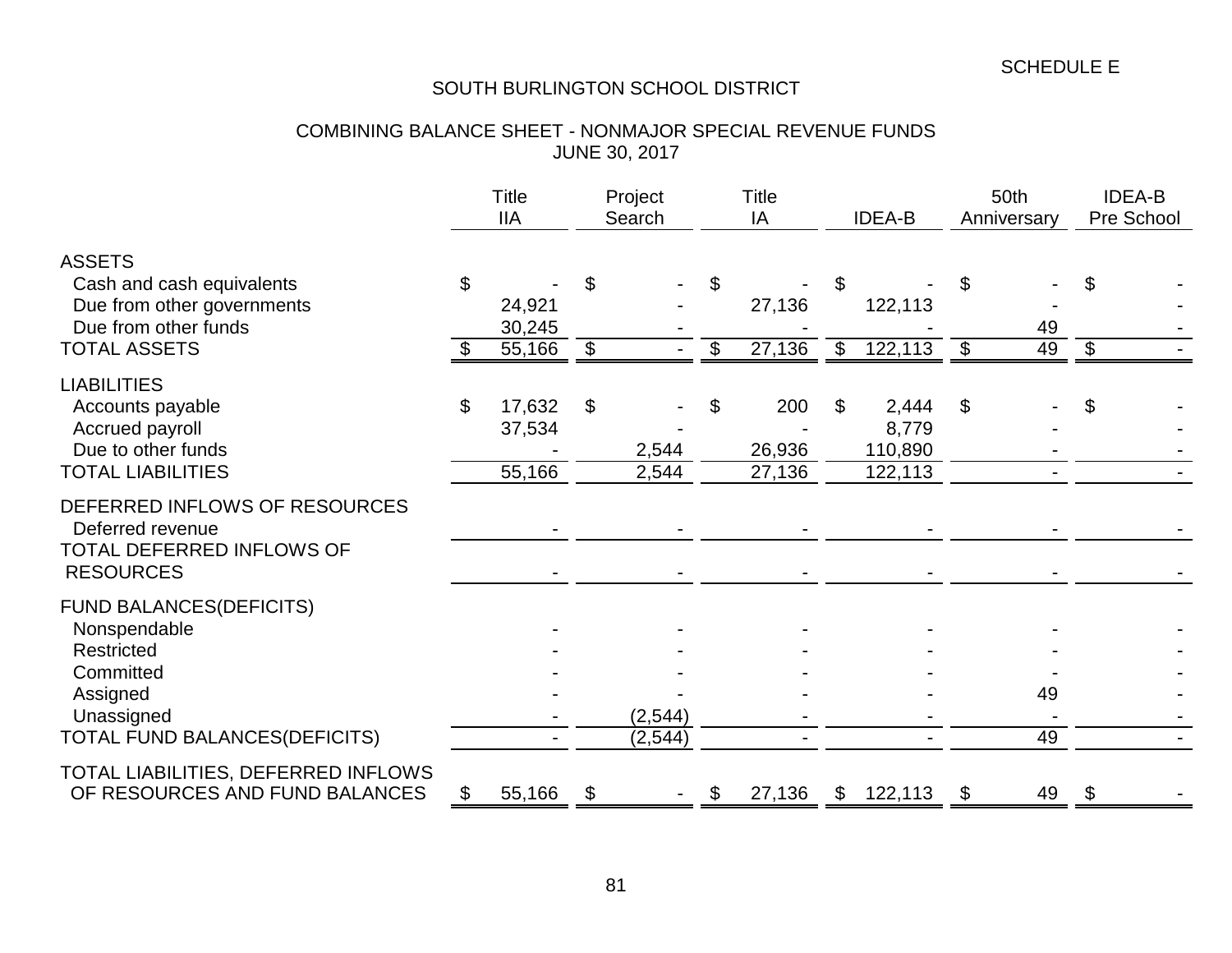SCHEDULE E

# SOUTH BURLINGTON SCHOOL DISTRICT

## COMBINING BALANCE SHEET - NONMAJOR SPECIAL REVENUE FUNDS
## JUNE 30, 2017

| | Title IIA | Project Search | Title IA | IDEA-B | 50th Anniversary | IDEA-B Pre School |
|---|---|---|---|---|---|---|
| **ASSETS** | | | | | | |
| Cash and cash equivalents | $ - | $ - | $ - | $ - | $ - | $ - |
| Due from other governments | 24,921 | - | 27,136 | 122,113 | - | - |
| Due from other funds | 30,245 | - | - | - | 49 | - |
| TOTAL ASSETS | $ 55,166 | $ - | $ 27,136 | $ 122,113 | $ 49 | $ - |
| **LIABILITIES** | | | | | | |
| Accounts payable | $ 17,632 | $ - | $ 200 | $ 2,444 | $ - | $ - |
| Accrued payroll | 37,534 | - | - | 8,779 | - | - |
| Due to other funds | - | 2,544 | 26,936 | 110,890 | - | - |
| TOTAL LIABILITIES | 55,166 | 2,544 | 27,136 | 122,113 | - | - |
| **DEFERRED INFLOWS OF RESOURCES** | | | | | | |
| Deferred revenue | - | - | - | - | - | - |
| TOTAL DEFERRED INFLOWS OF RESOURCES | - | - | - | - | - | - |
| **FUND BALANCES(DEFICITS)** | | | | | | |
| Nonspendable | - | - | - | - | - | - |
| Restricted | - | - | - | - | - | - |
| Committed | - | - | - | - | - | - |
| Assigned | - | - | - | - | 49 | - |
| Unassigned | - | (2,544) | - | - | - | - |
| TOTAL FUND BALANCES(DEFICITS) | - | (2,544) | - | - | 49 | - |
| TOTAL LIABILITIES, DEFERRED INFLOWS OF RESOURCES AND FUND BALANCES | $ 55,166 | $ - | $ 27,136 | $ 122,113 | $ 49 | $ - |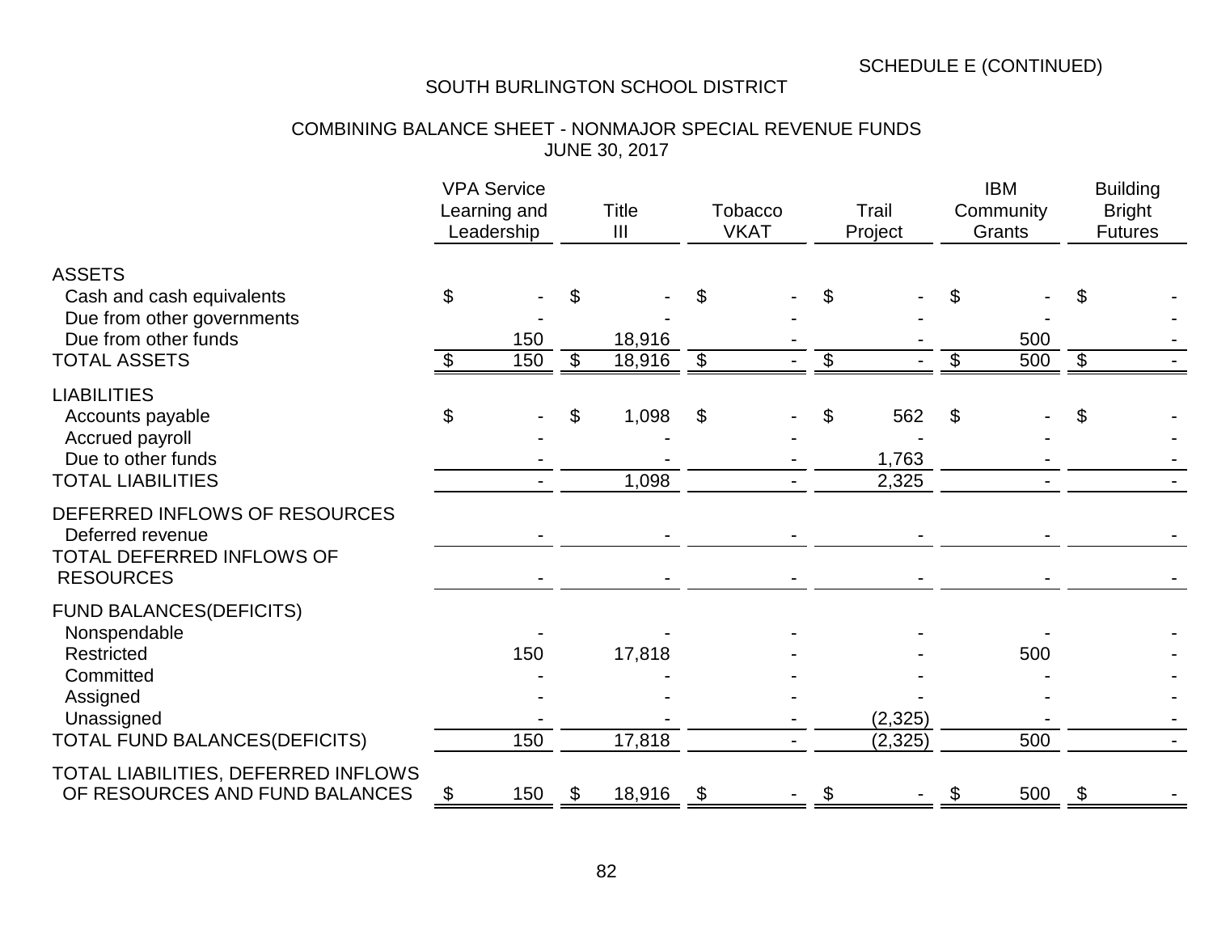SCHEDULE E (CONTINUED)

# SOUTH BURLINGTON SCHOOL DISTRICT

## COMBINING BALANCE SHEET - NONMAJOR SPECIAL REVENUE FUNDS
JUNE 30, 2017

| | VPA Service Learning and Leadership | Title III | Tobacco VKAT | Trail Project | IBM Community Grants | Building Bright Futures |
|---|---|---|---|---|---|---|
| **ASSETS** | | | | | | |
| Cash and cash equivalents | $ - | $ - | $ - | $ - | $ - | $ - |
| Due from other governments | - | - | - | - | - | - |
| Due from other funds | 150 | 18,916 | - | - | 500 | - |
| TOTAL ASSETS | $ 150 | $ 18,916 | $ - | $ - | $ 500 | $ - |
| **LIABILITIES** | | | | | | |
| Accounts payable | $ - | $ 1,098 | $ - | $ 562 | $ - | $ - |
| Accrued payroll | - | - | - | - | - | - |
| Due to other funds | - | - | - | 1,763 | - | - |
| TOTAL LIABILITIES | - | 1,098 | - | 2,325 | - | - |
| **DEFERRED INFLOWS OF RESOURCES** | | | | | | |
| Deferred revenue | - | - | - | - | - | - |
| TOTAL DEFERRED INFLOWS OF RESOURCES | - | - | - | - | - | - |
| **FUND BALANCES(DEFICITS)** | | | | | | |
| Nonspendable | - | - | - | - | - | - |
| Restricted | 150 | 17,818 | - | - | 500 | - |
| Committed | - | - | - | - | - | - |
| Assigned | - | - | - | - | - | - |
| Unassigned | - | - | - | (2,325) | - | - |
| TOTAL FUND BALANCES(DEFICITS) | 150 | 17,818 | - | (2,325) | 500 | - |
| TOTAL LIABILITIES, DEFERRED INFLOWS OF RESOURCES AND FUND BALANCES | $ 150 | $ 18,916 | $ - | $ - | $ 500 | $ - |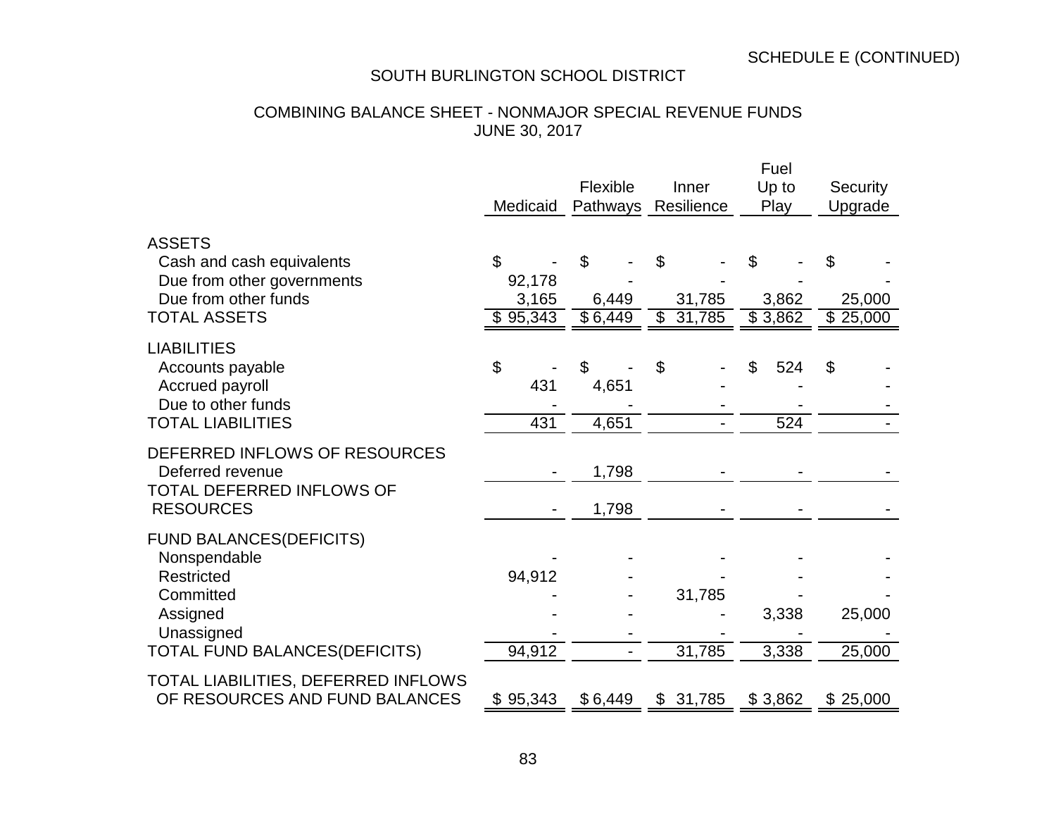SCHEDULE E (CONTINUED)

# SOUTH BURLINGTON SCHOOL DISTRICT

## COMBINING BALANCE SHEET - NONMAJOR SPECIAL REVENUE FUNDS
## JUNE 30, 2017

| | Medicaid | Flexible Pathways | Inner Resilience | Fuel Up to Play | Security Upgrade |
|---|---|---|---|---|---|
| **ASSETS** | | | | | |
| Cash and cash equivalents | $ - | $ - | $ - | $ - | $ - |
| Due from other governments | 92,178 | - | - | - | - |
| Due from other funds | 3,165 | 6,449 | 31,785 | 3,862 | 25,000 |
| TOTAL ASSETS | $ 95,343 | $ 6,449 | $ 31,785 | $ 3,862 | $ 25,000 |
| **LIABILITIES** | | | | | |
| Accounts payable | $ - | $ - | $ - | $ 524 | $ - |
| Accrued payroll | 431 | 4,651 | - | - | - |
| Due to other funds | - | - | - | - | - |
| TOTAL LIABILITIES | 431 | 4,651 | - | 524 | - |
| **DEFERRED INFLOWS OF RESOURCES** | | | | | |
| Deferred revenue | - | 1,798 | - | - | - |
| TOTAL DEFERRED INFLOWS OF RESOURCES | - | 1,798 | - | - | - |
| **FUND BALANCES(DEFICITS)** | | | | | |
| Nonspendable | - | - | - | - | - |
| Restricted | 94,912 | - | - | - | - |
| Committed | - | - | 31,785 | - | - |
| Assigned | - | - | - | 3,338 | 25,000 |
| Unassigned | - | - | - | - | - |
| TOTAL FUND BALANCES(DEFICITS) | 94,912 | - | 31,785 | 3,338 | 25,000 |
| TOTAL LIABILITIES, DEFERRED INFLOWS OF RESOURCES AND FUND BALANCES | $ 95,343 | $ 6,449 | $ 31,785 | $ 3,862 | $ 25,000 |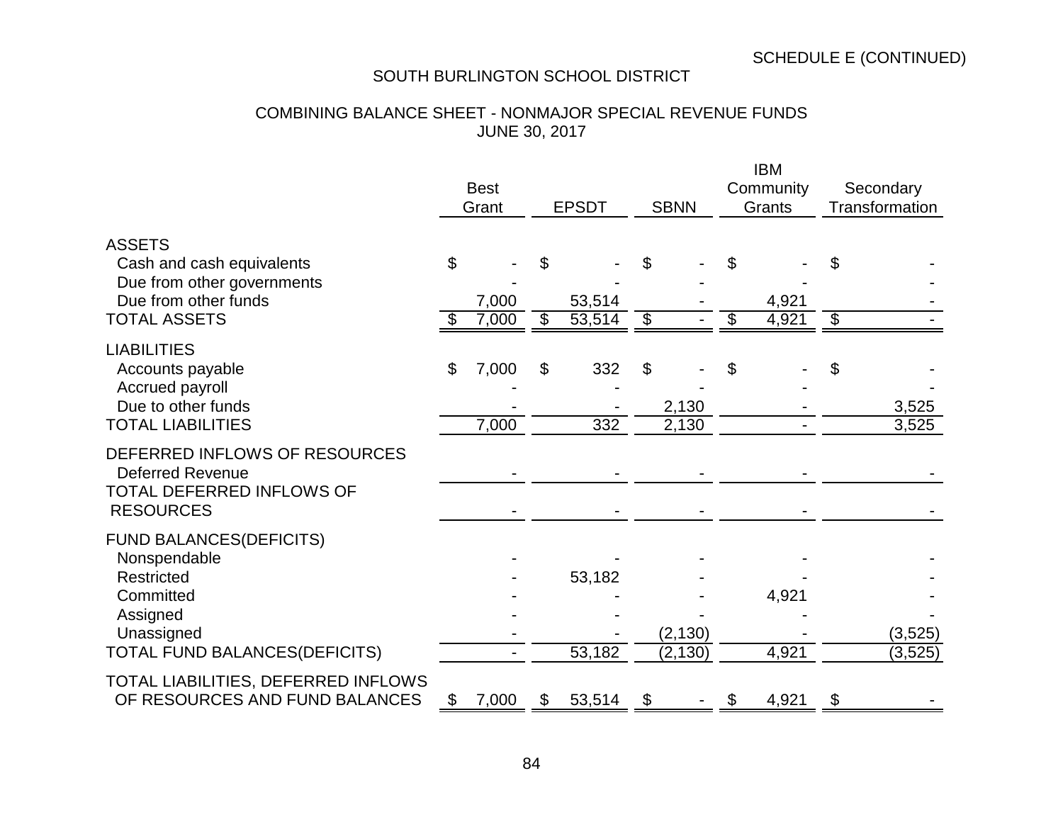SCHEDULE E (CONTINUED)

# SOUTH BURLINGTON SCHOOL DISTRICT

## COMBINING BALANCE SHEET - NONMAJOR SPECIAL REVENUE FUNDS
## JUNE 30, 2017

| | Best Grant | EPSDT | SBNN | IBM Community Grants | Secondary Transformation |
|---|---|---|---|---|---|
| **ASSETS** | | | | | |
| Cash and cash equivalents | $ - | $ - | $ - | $ - | $ - |
| Due from other governments | - | - | - | - | - |
| Due from other funds | 7,000 | 53,514 | - | 4,921 | - |
| TOTAL ASSETS | $ 7,000 | $ 53,514 | $ - | $ 4,921 | $ - |
| **LIABILITIES** | | | | | |
| Accounts payable | $ 7,000 | $ 332 | $ - | $ - | $ - |
| Accrued payroll | - | - | - | - | - |
| Due to other funds | - | - | 2,130 | - | 3,525 |
| TOTAL LIABILITIES | 7,000 | 332 | 2,130 | - | 3,525 |
| **DEFERRED INFLOWS OF RESOURCES** | | | | | |
| Deferred Revenue | - | - | - | - | - |
| TOTAL DEFERRED INFLOWS OF RESOURCES | - | - | - | - | - |
| **FUND BALANCES(DEFICITS)** | | | | | |
| Nonspendable | - | - | - | - | - |
| Restricted | - | 53,182 | - | - | - |
| Committed | - | - | - | 4,921 | - |
| Assigned | - | - | - | - | - |
| Unassigned | - | - | (2,130) | - | (3,525) |
| TOTAL FUND BALANCES(DEFICITS) | - | 53,182 | (2,130) | 4,921 | (3,525) |
| TOTAL LIABILITIES, DEFERRED INFLOWS OF RESOURCES AND FUND BALANCES | $ 7,000 | $ 53,514 | $ - | $ 4,921 | $ - |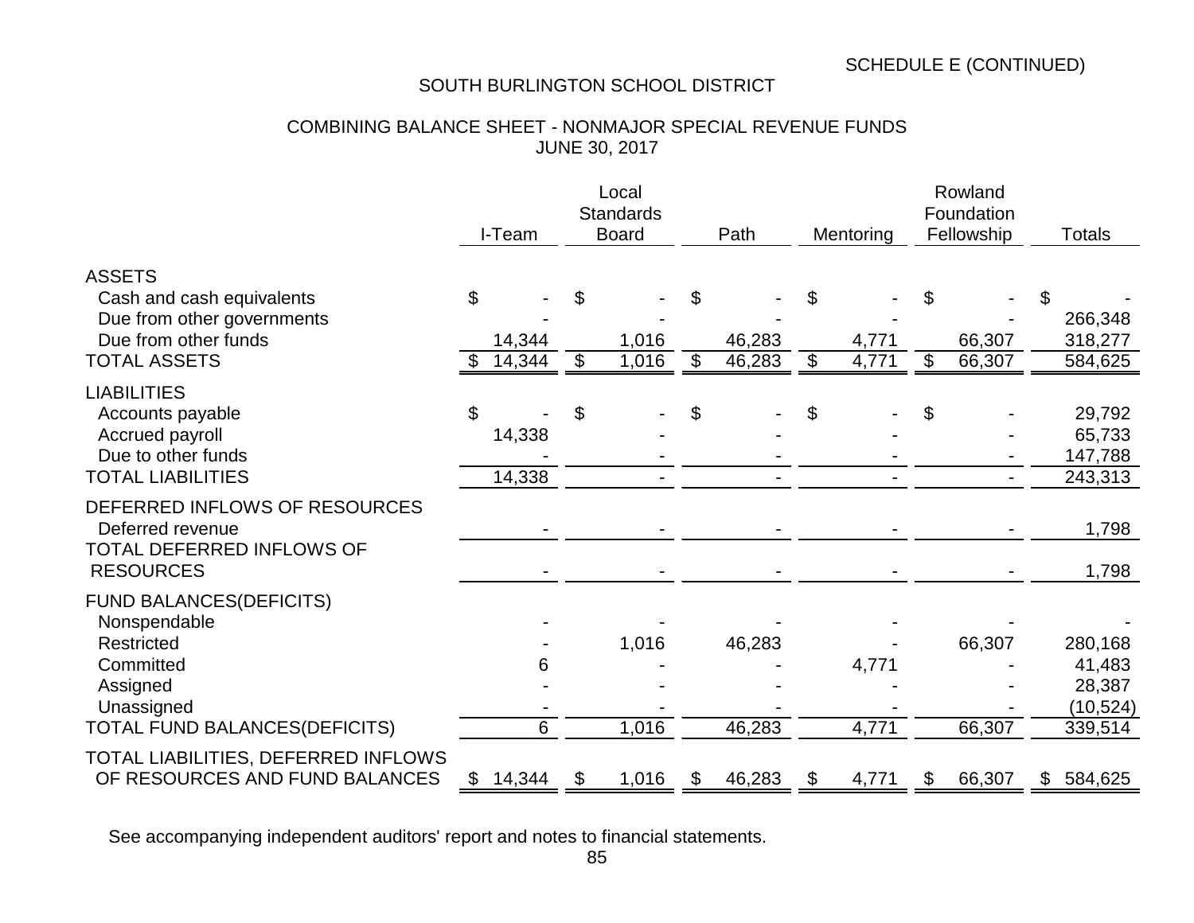SCHEDULE E (CONTINUED)

SOUTH BURLINGTON SCHOOL DISTRICT

COMBINING BALANCE SHEET - NONMAJOR SPECIAL REVENUE FUNDS
JUNE 30, 2017

| | I-Team | Local Standards Board | Path | Mentoring | Rowland Foundation Fellowship | Totals |
|---|---|---|---|---|---|---|
| **ASSETS** | | | | | | |
| Cash and cash equivalents | $ - | $ - | $ - | $ - | $ - | $ - |
| Due from other governments | - | - | - | - | - | 266,348 |
| Due from other funds | 14,344 | 1,016 | 46,283 | 4,771 | 66,307 | 318,277 |
| TOTAL ASSETS | $ 14,344 | $ 1,016 | $ 46,283 | $ 4,771 | $ 66,307 | 584,625 |
| **LIABILITIES** | | | | | | |
| Accounts payable | $ - | $ - | $ - | $ - | $ - | 29,792 |
| Accrued payroll | 14,338 | - | - | - | - | 65,733 |
| Due to other funds | - | - | - | - | - | 147,788 |
| TOTAL LIABILITIES | 14,338 | - | - | - | - | 243,313 |
| **DEFERRED INFLOWS OF RESOURCES** | | | | | | |
| Deferred revenue | - | - | - | - | - | 1,798 |
| TOTAL DEFERRED INFLOWS OF RESOURCES | - | - | - | - | - | 1,798 |
| **FUND BALANCES(DEFICITS)** | | | | | | |
| Nonspendable | - | - | - | - | - | - |
| Restricted | - | 1,016 | 46,283 | - | 66,307 | 280,168 |
| Committed | 6 | - | - | 4,771 | - | 41,483 |
| Assigned | - | - | - | - | - | 28,387 |
| Unassigned | - | - | - | - | - | (10,524) |
| TOTAL FUND BALANCES(DEFICITS) | 6 | 1,016 | 46,283 | 4,771 | 66,307 | 339,514 |
| TOTAL LIABILITIES, DEFERRED INFLOWS OF RESOURCES AND FUND BALANCES | $ 14,344 | $ 1,016 | $ 46,283 | $ 4,771 | $ 66,307 | $ 584,625 |

See accompanying independent auditors' report and notes to financial statements.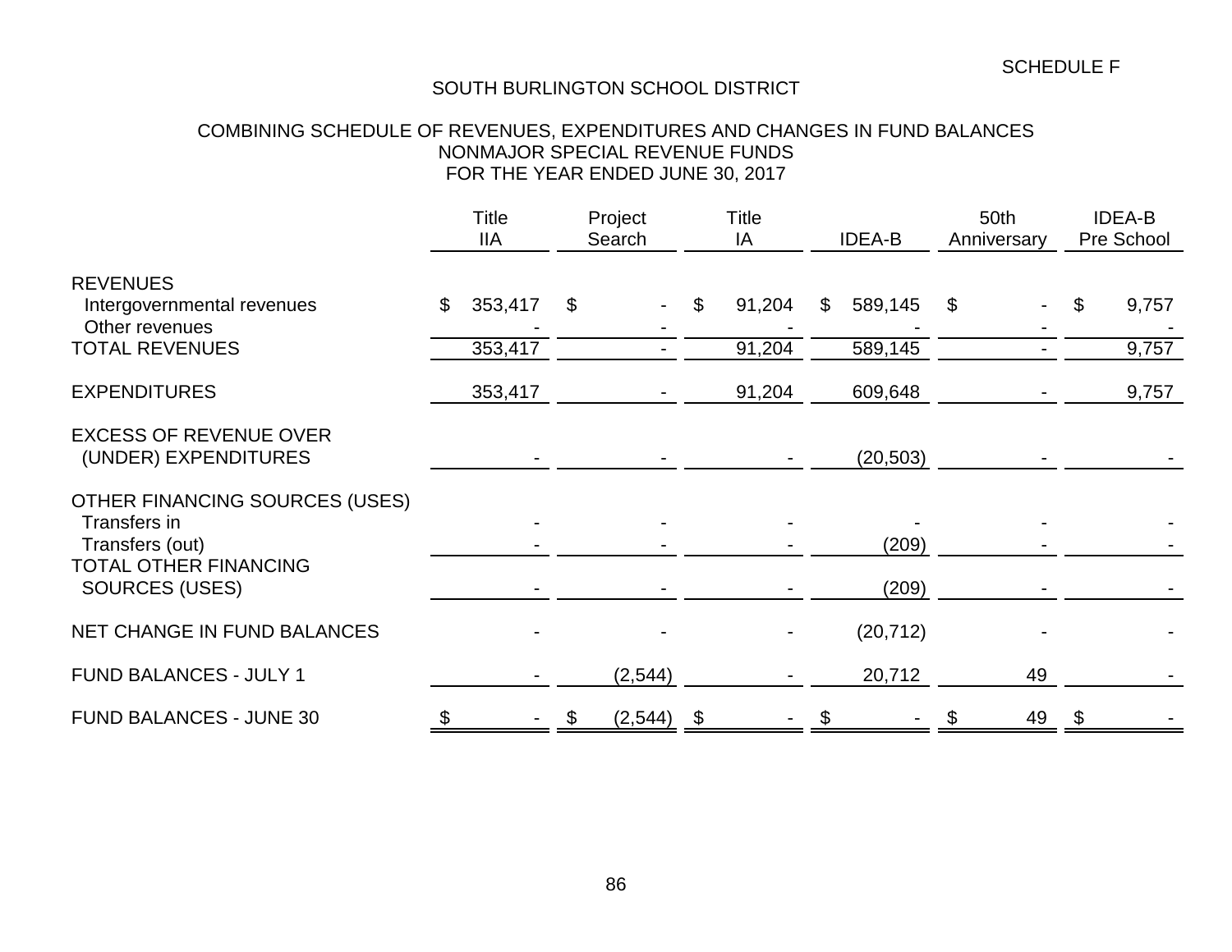SCHEDULE F

# SOUTH BURLINGTON SCHOOL DISTRICT

## COMBINING SCHEDULE OF REVENUES, EXPENDITURES AND CHANGES IN FUND BALANCES
## NONMAJOR SPECIAL REVENUE FUNDS
## FOR THE YEAR ENDED JUNE 30, 2017

| | Title IIA | Project Search | Title IA | IDEA-B | 50th Anniversary | IDEA-B Pre School |
|---|---|---|---|---|---|---|
| REVENUES | | | | | | |
| Intergovernmental revenues | $ 353,417 | $ - | $ 91,204 | $ 589,145 | $ - | $ 9,757 |
| Other revenues | - | - | - | - | - | - |
| TOTAL REVENUES | 353,417 | - | 91,204 | 589,145 | - | 9,757 |
| EXPENDITURES | 353,417 | - | 91,204 | 609,648 | - | 9,757 |
| EXCESS OF REVENUE OVER (UNDER) EXPENDITURES | - | - | - | (20,503) | - | - |
| OTHER FINANCING SOURCES (USES) | | | | | | |
| Transfers in | - | - | - | - | - | - |
| Transfers (out) | - | - | - | (209) | - | - |
| TOTAL OTHER FINANCING SOURCES (USES) | - | - | - | (209) | - | - |
| NET CHANGE IN FUND BALANCES | - | - | - | (20,712) | - | - |
| FUND BALANCES - JULY 1 | - | (2,544) | - | 20,712 | 49 | - |
| FUND BALANCES - JUNE 30 | $ - | $ (2,544) | $ - | $ - | $ 49 | $ - |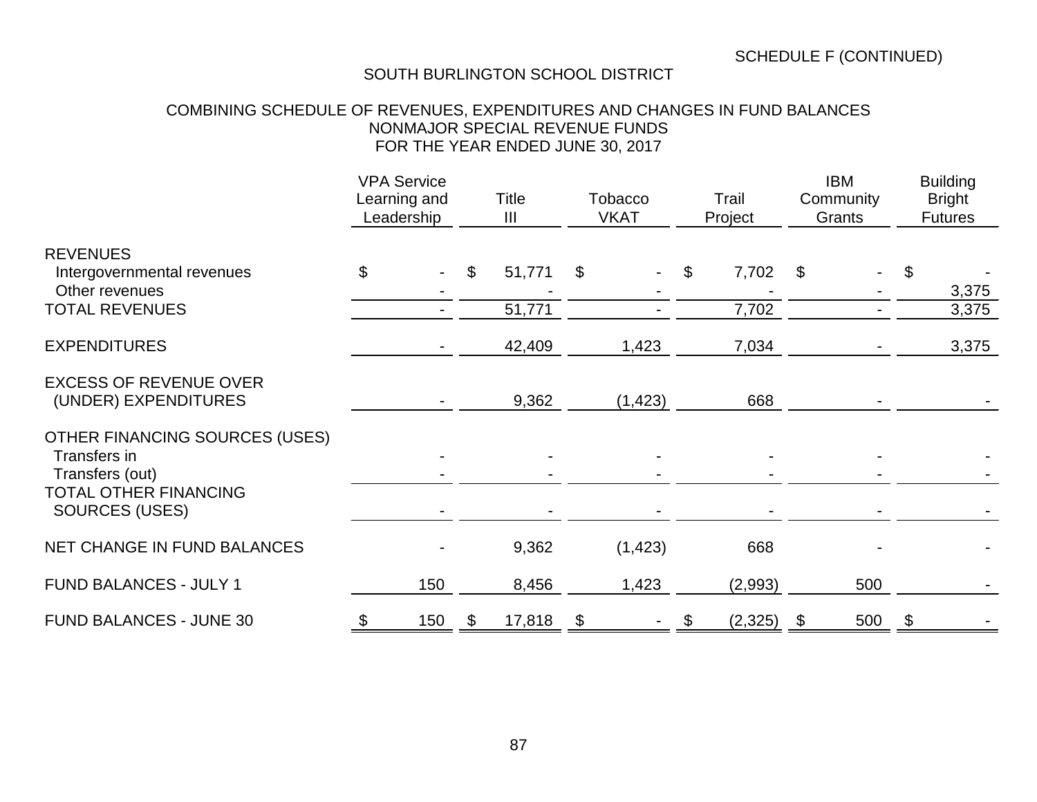SCHEDULE F (CONTINUED)

SOUTH BURLINGTON SCHOOL DISTRICT

COMBINING SCHEDULE OF REVENUES, EXPENDITURES AND CHANGES IN FUND BALANCES
NONMAJOR SPECIAL REVENUE FUNDS
FOR THE YEAR ENDED JUNE 30, 2017

| | VPA Service Learning and Leadership | Title III | Tobacco VKAT | Trail Project | IBM Community Grants | Building Bright Futures |
|---|---|---|---|---|---|---|
| REVENUES | | | | | | |
| Intergovernmental revenues | $ - | $ 51,771 | $ - | $ 7,702 | $ - | $ - |
| Other revenues | - | - | - | - | - | 3,375 |
| TOTAL REVENUES | - | 51,771 | - | 7,702 | - | 3,375 |
| EXPENDITURES | - | 42,409 | 1,423 | 7,034 | - | 3,375 |
| EXCESS OF REVENUE OVER (UNDER) EXPENDITURES | - | 9,362 | (1,423) | 668 | - | - |
| OTHER FINANCING SOURCES (USES) | | | | | | |
| Transfers in | - | - | - | - | - | - |
| Transfers (out) | - | - | - | - | - | - |
| TOTAL OTHER FINANCING SOURCES (USES) | - | - | - | - | - | - |
| NET CHANGE IN FUND BALANCES | - | 9,362 | (1,423) | 668 | - | - |
| FUND BALANCES - JULY 1 | 150 | 8,456 | 1,423 | (2,993) | 500 | - |
| FUND BALANCES - JUNE 30 | $ 150 | $ 17,818 | $ - | $ (2,325) | $ 500 | $ - |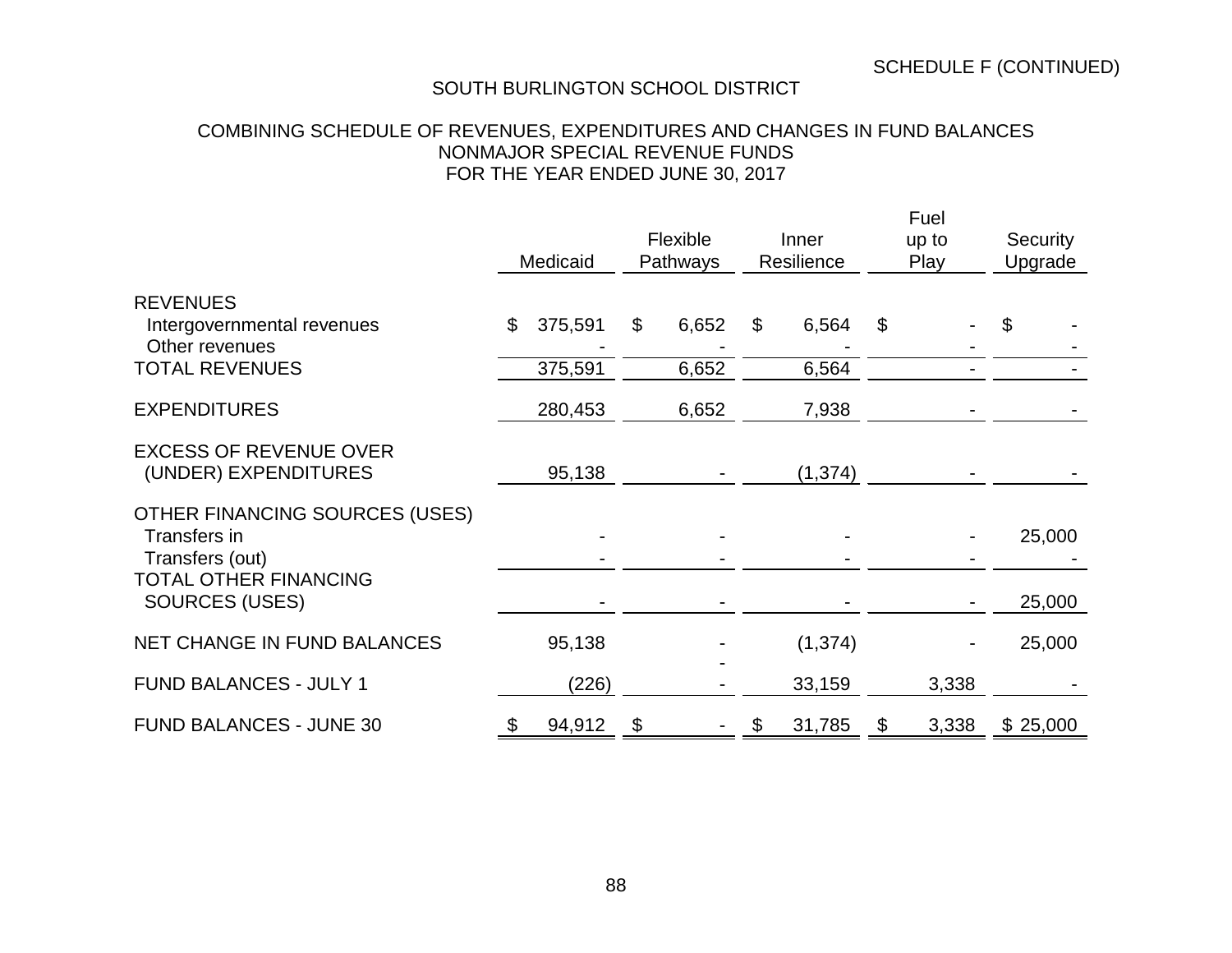SCHEDULE F (CONTINUED)

SOUTH BURLINGTON SCHOOL DISTRICT

COMBINING SCHEDULE OF REVENUES, EXPENDITURES AND CHANGES IN FUND BALANCES
NONMAJOR SPECIAL REVENUE FUNDS
FOR THE YEAR ENDED JUNE 30, 2017

| | Medicaid | Flexible Pathways | Inner Resilience | Fuel up to Play | Security Upgrade |
|---|---|---|---|---|---|
| REVENUES | | | | | |
| Intergovernmental revenues | $ 375,591 | $ 6,652 | $ 6,564 | $ - | $ - |
| Other revenues | - | - | - | - | - |
| TOTAL REVENUES | 375,591 | 6,652 | 6,564 | - | - |
| EXPENDITURES | 280,453 | 6,652 | 7,938 | - | - |
| EXCESS OF REVENUE OVER (UNDER) EXPENDITURES | 95,138 | - | (1,374) | - | - |
| OTHER FINANCING SOURCES (USES) | | | | | |
| Transfers in | - | - | - | - | 25,000 |
| Transfers (out) | - | - | - | - | - |
| TOTAL OTHER FINANCING SOURCES (USES) | - | - | - | - | 25,000 |
| NET CHANGE IN FUND BALANCES | 95,138 | - | (1,374) | - | 25,000 |
| FUND BALANCES - JULY 1 | (226) | - | 33,159 | 3,338 | - |
| FUND BALANCES - JUNE 30 | $ 94,912 | $ - | $ 31,785 | $ 3,338 | $ 25,000 |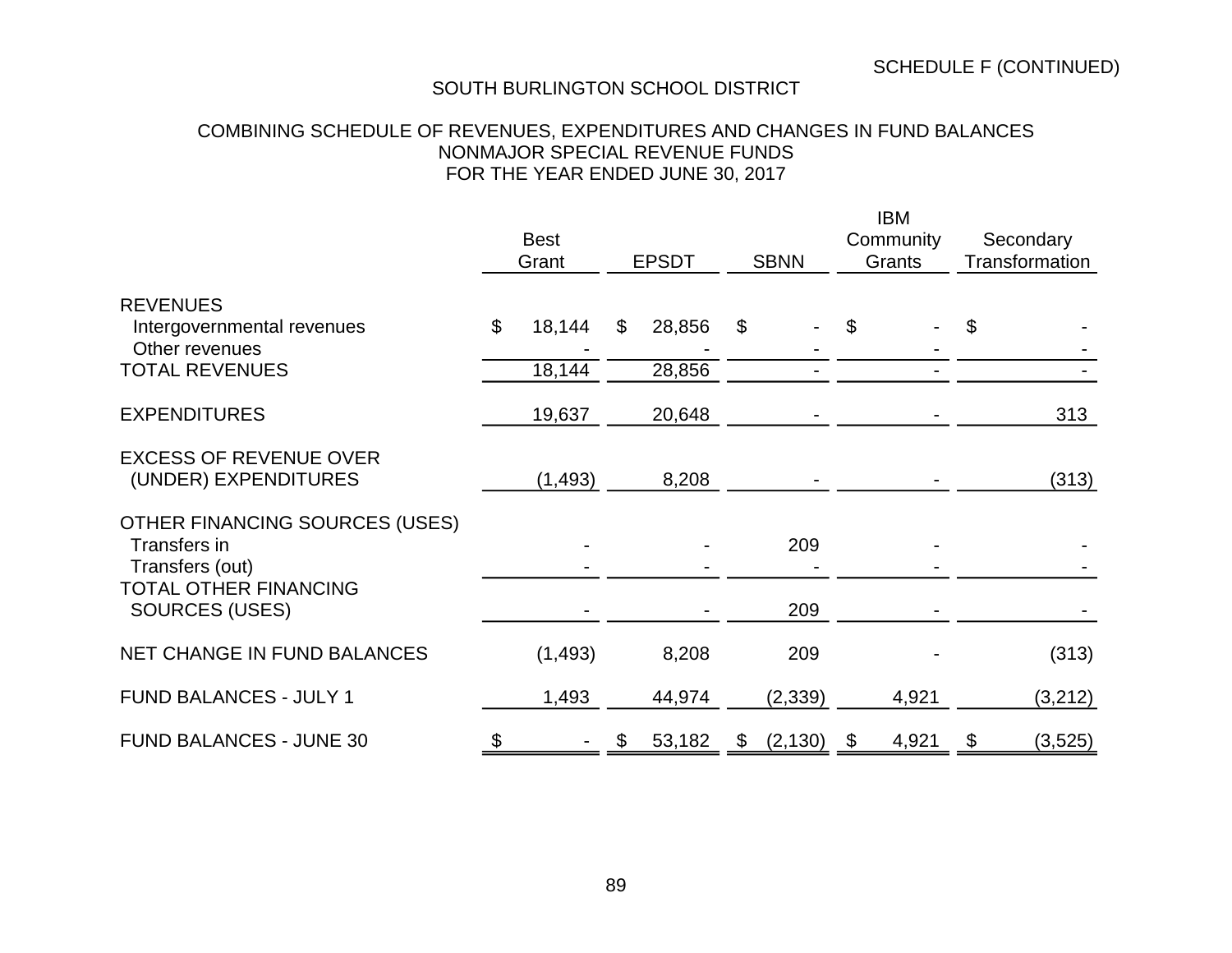SCHEDULE F (CONTINUED)

SOUTH BURLINGTON SCHOOL DISTRICT

COMBINING SCHEDULE OF REVENUES, EXPENDITURES AND CHANGES IN FUND BALANCES
NONMAJOR SPECIAL REVENUE FUNDS
FOR THE YEAR ENDED JUNE 30, 2017

| | Best Grant | EPSDT | SBNN | IBM Community Grants | Secondary Transformation |
|---|---|---|---|---|---|
| REVENUES | | | | | |
| Intergovernmental revenues | $ 18,144 | $ 28,856 | $ - | $ - | $ - |
| Other revenues | - | - | - | - | - |
| TOTAL REVENUES | 18,144 | 28,856 | - | - | - |
| EXPENDITURES | 19,637 | 20,648 | - | - | 313 |
| EXCESS OF REVENUE OVER (UNDER) EXPENDITURES | (1,493) | 8,208 | - | - | (313) |
| OTHER FINANCING SOURCES (USES) | | | | | |
| Transfers in | - | - | 209 | - | - |
| Transfers (out) | - | - | - | - | - |
| TOTAL OTHER FINANCING SOURCES (USES) | - | - | 209 | - | - |
| NET CHANGE IN FUND BALANCES | (1,493) | 8,208 | 209 | - | (313) |
| FUND BALANCES - JULY 1 | 1,493 | 44,974 | (2,339) | 4,921 | (3,212) |
| FUND BALANCES - JUNE 30 | $ - | $ 53,182 | $ (2,130) | $ 4,921 | $ (3,525) |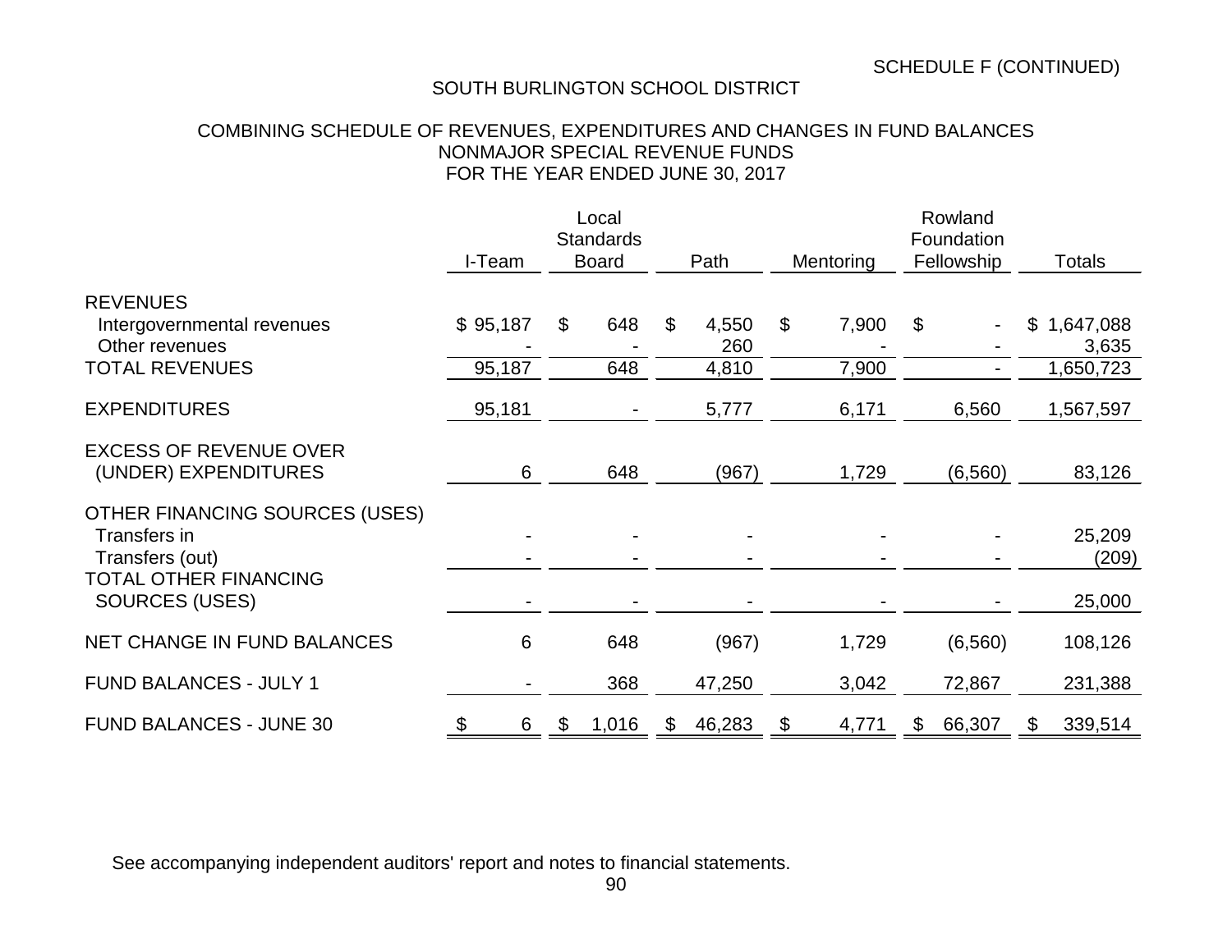SCHEDULE F (CONTINUED)

# SOUTH BURLINGTON SCHOOL DISTRICT

## COMBINING SCHEDULE OF REVENUES, EXPENDITURES AND CHANGES IN FUND BALANCES
## NONMAJOR SPECIAL REVENUE FUNDS
## FOR THE YEAR ENDED JUNE 30, 2017

| | I-Team | Local Standards Board | Path | Mentoring | Rowland Foundation Fellowship | Totals |
|---|---|---|---|---|---|---|
| REVENUES | | | | | | |
| Intergovernmental revenues | $ 95,187 | $ 648 | $ 4,550 | $ 7,900 | $ - | $ 1,647,088 |
| Other revenues | - | - | 260 | - | - | 3,635 |
| TOTAL REVENUES | 95,187 | 648 | 4,810 | 7,900 | - | 1,650,723 |
| EXPENDITURES | 95,181 | - | 5,777 | 6,171 | 6,560 | 1,567,597 |
| EXCESS OF REVENUE OVER (UNDER) EXPENDITURES | 6 | 648 | (967) | 1,729 | (6,560) | 83,126 |
| OTHER FINANCING SOURCES (USES) | | | | | | |
| Transfers in | - | - | - | - | - | 25,209 |
| Transfers (out) | - | - | - | - | - | (209) |
| TOTAL OTHER FINANCING SOURCES (USES) | - | - | - | - | - | 25,000 |
| NET CHANGE IN FUND BALANCES | 6 | 648 | (967) | 1,729 | (6,560) | 108,126 |
| FUND BALANCES - JULY 1 | - | 368 | 47,250 | 3,042 | 72,867 | 231,388 |
| FUND BALANCES - JUNE 30 | $ 6 | $ 1,016 | $ 46,283 | $ 4,771 | $ 66,307 | $ 339,514 |

See accompanying independent auditors' report and notes to financial statements.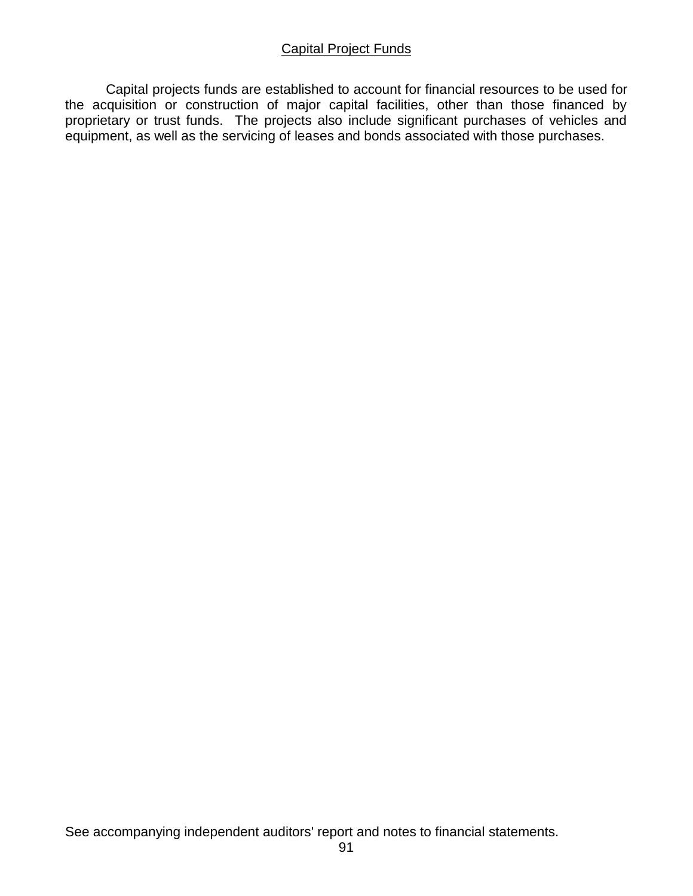## Capital Project Funds

Capital projects funds are established to account for financial resources to be used for the acquisition or construction of major capital facilities, other than those financed by proprietary or trust funds. The projects also include significant purchases of vehicles and equipment, as well as the servicing of leases and bonds associated with those purchases.

See accompanying independent auditors' report and notes to financial statements.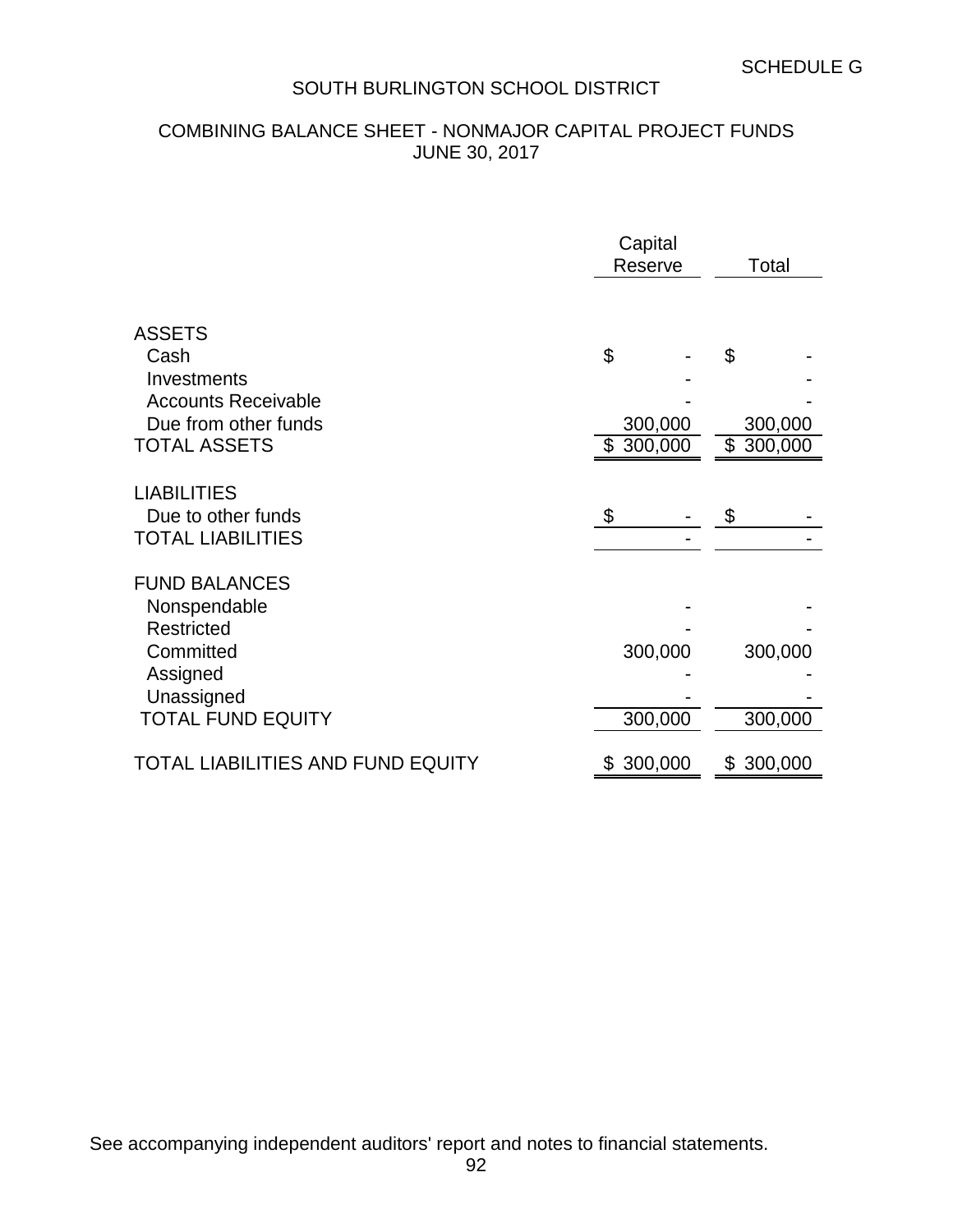SCHEDULE G

# SOUTH BURLINGTON SCHOOL DISTRICT

## COMBINING BALANCE SHEET - NONMAJOR CAPITAL PROJECT FUNDS
## JUNE 30, 2017

| | Capital Reserve | Total |
|---|---|---|
| **ASSETS** | | |
| Cash | $ - | $ - |
| Investments | - | - |
| Accounts Receivable | - | - |
| Due from other funds | 300,000 | 300,000 |
| TOTAL ASSETS | $ 300,000 | $ 300,000 |
| **LIABILITIES** | | |
| Due to other funds | $ - | $ - |
| TOTAL LIABILITIES | - | - |
| **FUND BALANCES** | | |
| Nonspendable | - | - |
| Restricted | - | - |
| Committed | 300,000 | 300,000 |
| Assigned | - | - |
| Unassigned | - | - |
| TOTAL FUND EQUITY | 300,000 | 300,000 |
| TOTAL LIABILITIES AND FUND EQUITY | $ 300,000 | $ 300,000 |

See accompanying independent auditors' report and notes to financial statements.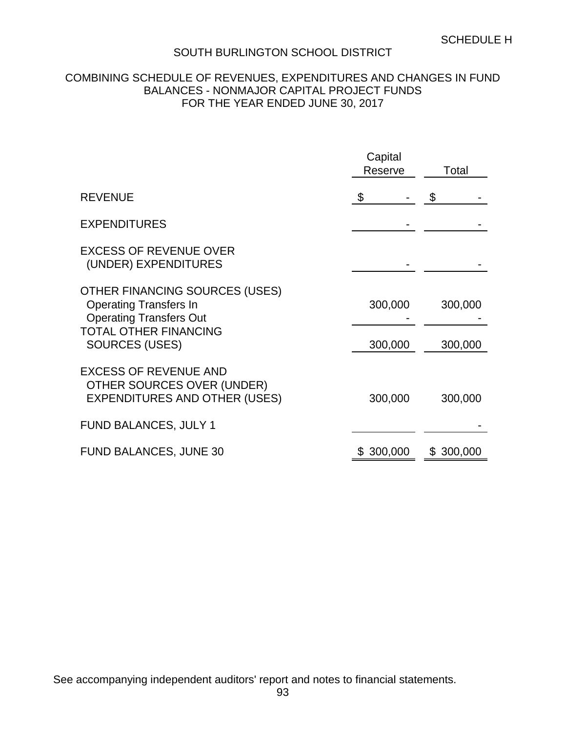SCHEDULE H

# SOUTH BURLINGTON SCHOOL DISTRICT

## COMBINING SCHEDULE OF REVENUES, EXPENDITURES AND CHANGES IN FUND BALANCES - NONMAJOR CAPITAL PROJECT FUNDS
## FOR THE YEAR ENDED JUNE 30, 2017

| | Capital Reserve | Total |
|---|---|---|
| REVENUE | $ - | $ - |
| EXPENDITURES | - | - |
| EXCESS OF REVENUE OVER (UNDER) EXPENDITURES | - | - |
| OTHER FINANCING SOURCES (USES) | | |
| Operating Transfers In | 300,000 | 300,000 |
| Operating Transfers Out | - | - |
| TOTAL OTHER FINANCING SOURCES (USES) | 300,000 | 300,000 |
| EXCESS OF REVENUE AND OTHER SOURCES OVER (UNDER) EXPENDITURES AND OTHER (USES) | 300,000 | 300,000 |
| FUND BALANCES, JULY 1 | | - |
| FUND BALANCES, JUNE 30 | $ 300,000 | $ 300,000 |

See accompanying independent auditors' report and notes to financial statements.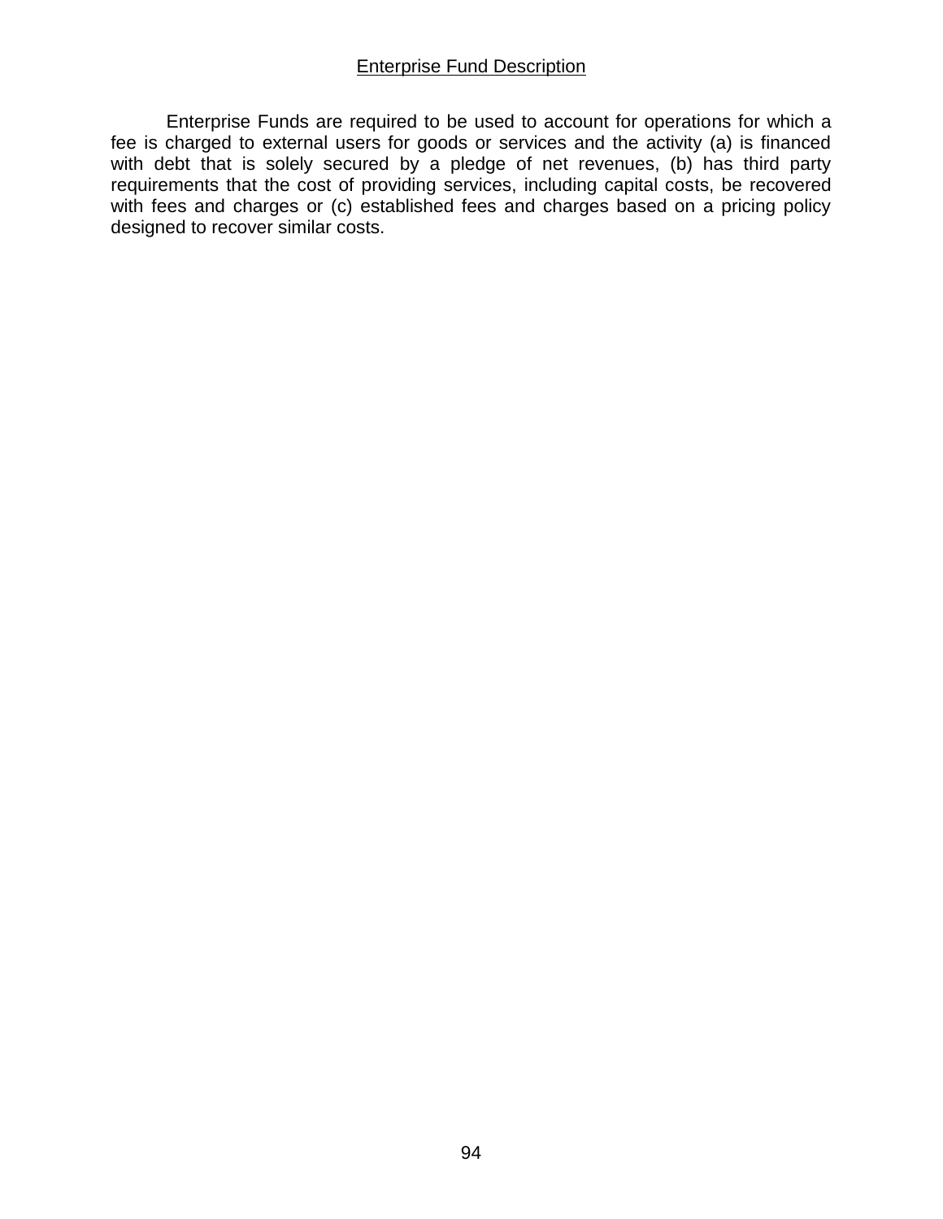## Enterprise Fund Description

Enterprise Funds are required to be used to account for operations for which a fee is charged to external users for goods or services and the activity (a) is financed with debt that is solely secured by a pledge of net revenues, (b) has third party requirements that the cost of providing services, including capital costs, be recovered with fees and charges or (c) established fees and charges based on a pricing policy designed to recover similar costs.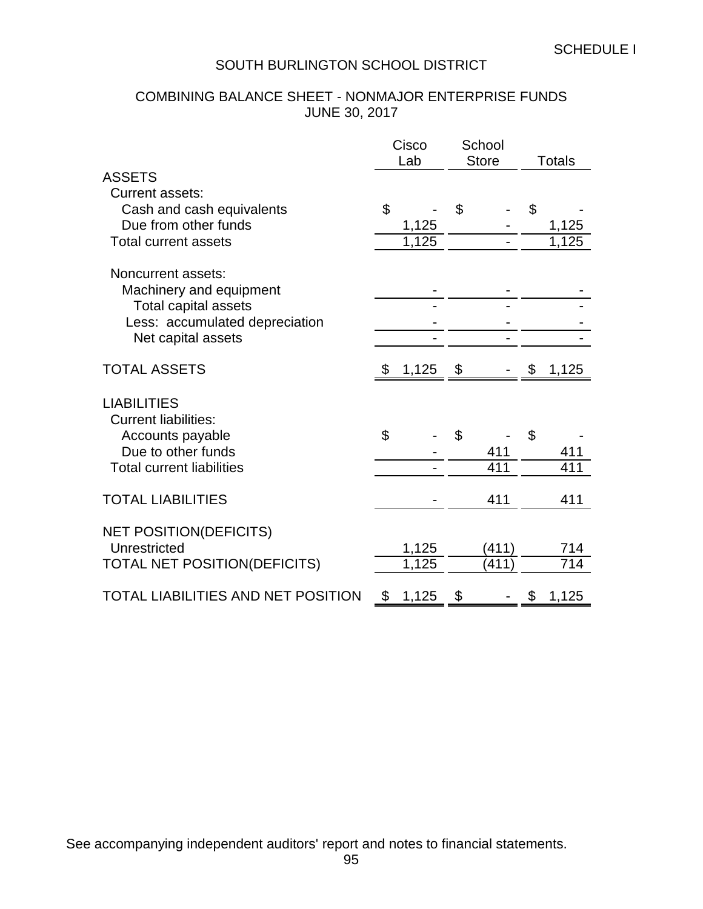SCHEDULE I

# SOUTH BURLINGTON SCHOOL DISTRICT

## COMBINING BALANCE SHEET - NONMAJOR ENTERPRISE FUNDS
## JUNE 30, 2017

| | Cisco Lab | School Store | Totals |
|---|---|---|---|
| **ASSETS** | | | |
| Current assets: | | | |
| Cash and cash equivalents | $ - | $ - | $ - |
| Due from other funds | 1,125 | - | 1,125 |
| Total current assets | 1,125 | - | 1,125 |
| | | | |
| Noncurrent assets: | | | |
| Machinery and equipment | - | - | - |
| Total capital assets | - | - | - |
| Less: accumulated depreciation | - | - | - |
| Net capital assets | - | - | - |
| | | | |
| TOTAL ASSETS | $ 1,125 | $ - | $ 1,125 |
| | | | |
| **LIABILITIES** | | | |
| Current liabilities: | | | |
| Accounts payable | $ - | $ - | $ - |
| Due to other funds | - | 411 | 411 |
| Total current liabilities | - | 411 | 411 |
| | | | |
| TOTAL LIABILITIES | - | 411 | 411 |
| | | | |
| **NET POSITION(DEFICITS)** | | | |
| Unrestricted | 1,125 | (411) | 714 |
| TOTAL NET POSITION(DEFICITS) | 1,125 | (411) | 714 |
| | | | |
| TOTAL LIABILITIES AND NET POSITION | $ 1,125 | $ - | $ 1,125 |

See accompanying independent auditors' report and notes to financial statements.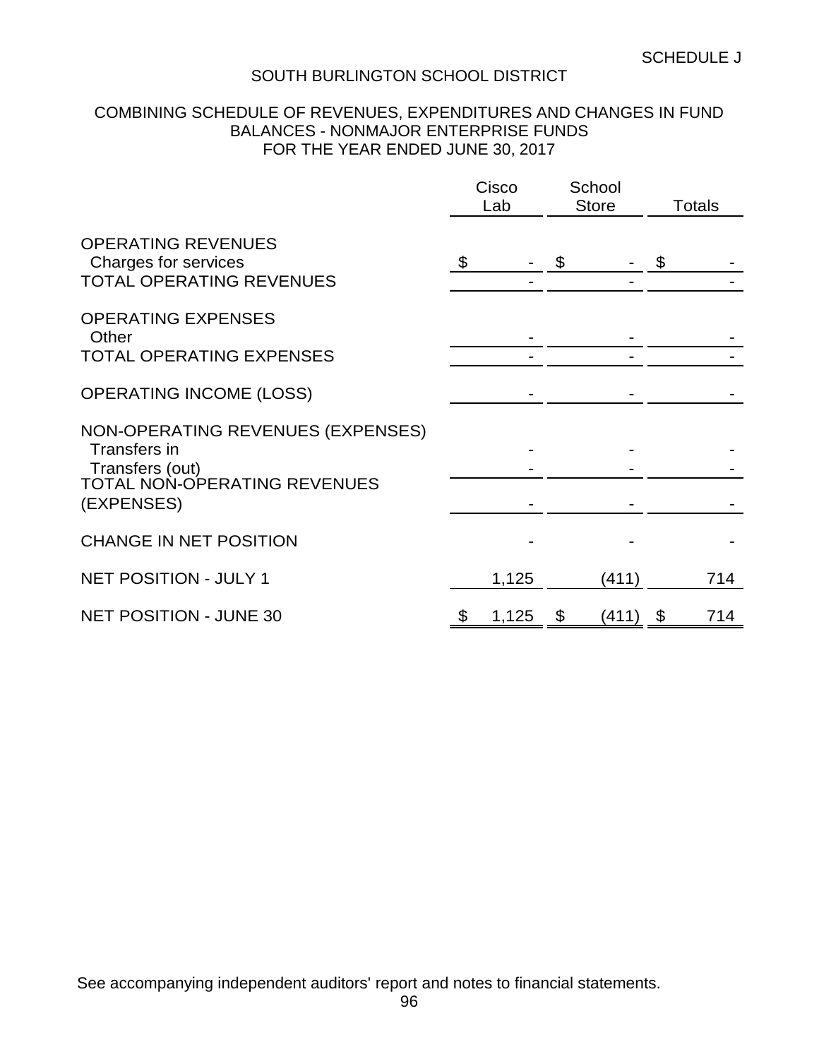SCHEDULE J

# SOUTH BURLINGTON SCHOOL DISTRICT

## COMBINING SCHEDULE OF REVENUES, EXPENDITURES AND CHANGES IN FUND BALANCES - NONMAJOR ENTERPRISE FUNDS
## FOR THE YEAR ENDED JUNE 30, 2017

| | Cisco Lab | School Store | Totals |
|---|---|---|---|
| OPERATING REVENUES | | | |
| Charges for services | $ - | $ - | $ - |
| TOTAL OPERATING REVENUES | - | - | - |
| OPERATING EXPENSES | | | |
| Other | - | - | - |
| TOTAL OPERATING EXPENSES | - | - | - |
| OPERATING INCOME (LOSS) | - | - | - |
| NON-OPERATING REVENUES (EXPENSES) | | | |
| Transfers in | - | - | - |
| Transfers (out) | - | - | - |
| TOTAL NON-OPERATING REVENUES (EXPENSES) | - | - | - |
| CHANGE IN NET POSITION | - | - | - |
| NET POSITION - JULY 1 | 1,125 | (411) | 714 |
| NET POSITION - JUNE 30 | $ 1,125 | $ (411) | $ 714 |

See accompanying independent auditors' report and notes to financial statements.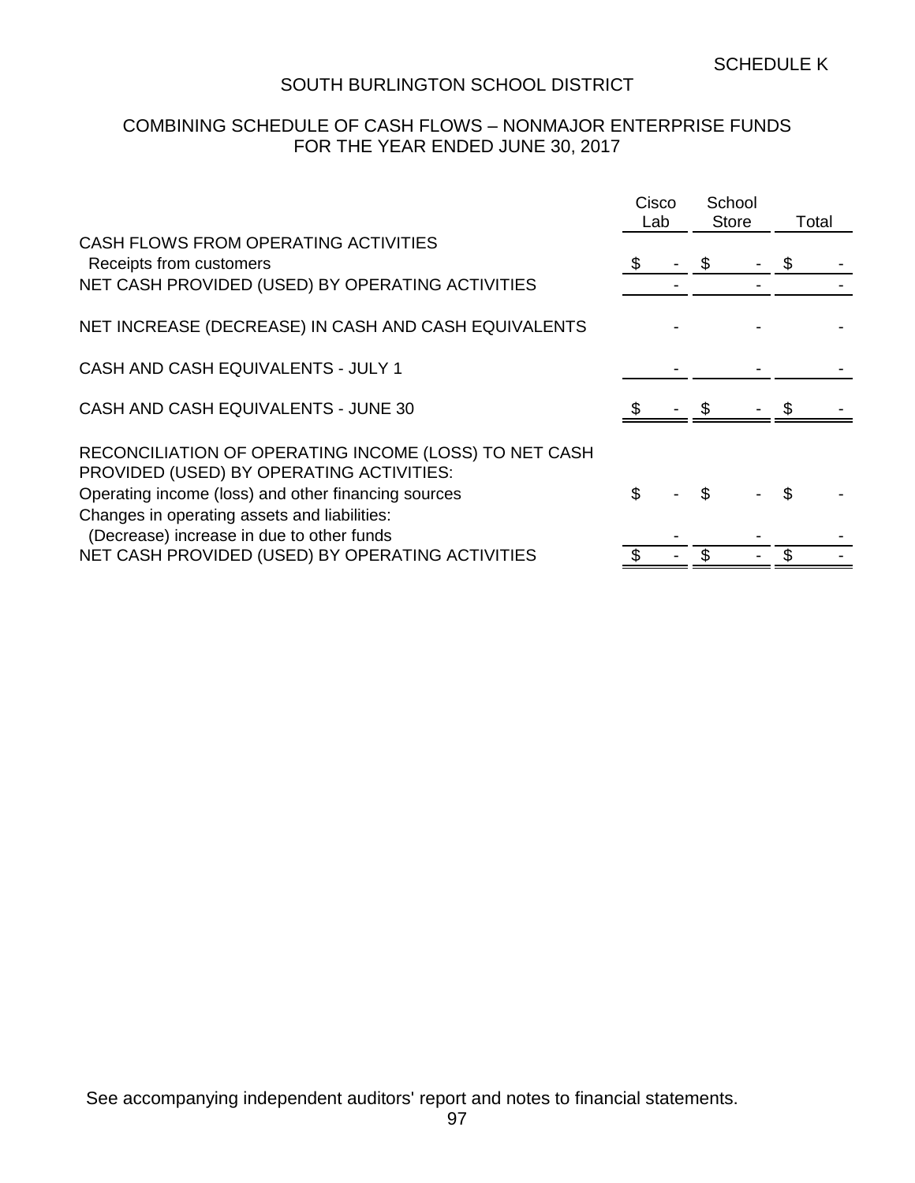SCHEDULE K

# SOUTH BURLINGTON SCHOOL DISTRICT

## COMBINING SCHEDULE OF CASH FLOWS – NONMAJOR ENTERPRISE FUNDS
## FOR THE YEAR ENDED JUNE 30, 2017

| | Cisco Lab | School Store | Total |
|---|---|---|---|
| CASH FLOWS FROM OPERATING ACTIVITIES | | | |
| Receipts from customers | $ - | $ - | $ - |
| NET CASH PROVIDED (USED) BY OPERATING ACTIVITIES | - | - | - |
| NET INCREASE (DECREASE) IN CASH AND CASH EQUIVALENTS | - | - | - |
| CASH AND CASH EQUIVALENTS - JULY 1 | - | - | - |
| CASH AND CASH EQUIVALENTS - JUNE 30 | $ - | $ - | $ - |
| RECONCILIATION OF OPERATING INCOME (LOSS) TO NET CASH PROVIDED (USED) BY OPERATING ACTIVITIES: | | | |
| Operating income (loss) and other financing sources | $ - | $ - | $ - |
| Changes in operating assets and liabilities: | | | |
| (Decrease) increase in due to other funds | - | - | - |
| NET CASH PROVIDED (USED) BY OPERATING ACTIVITIES | $ - | $ - | $ - |

See accompanying independent auditors' report and notes to financial statements.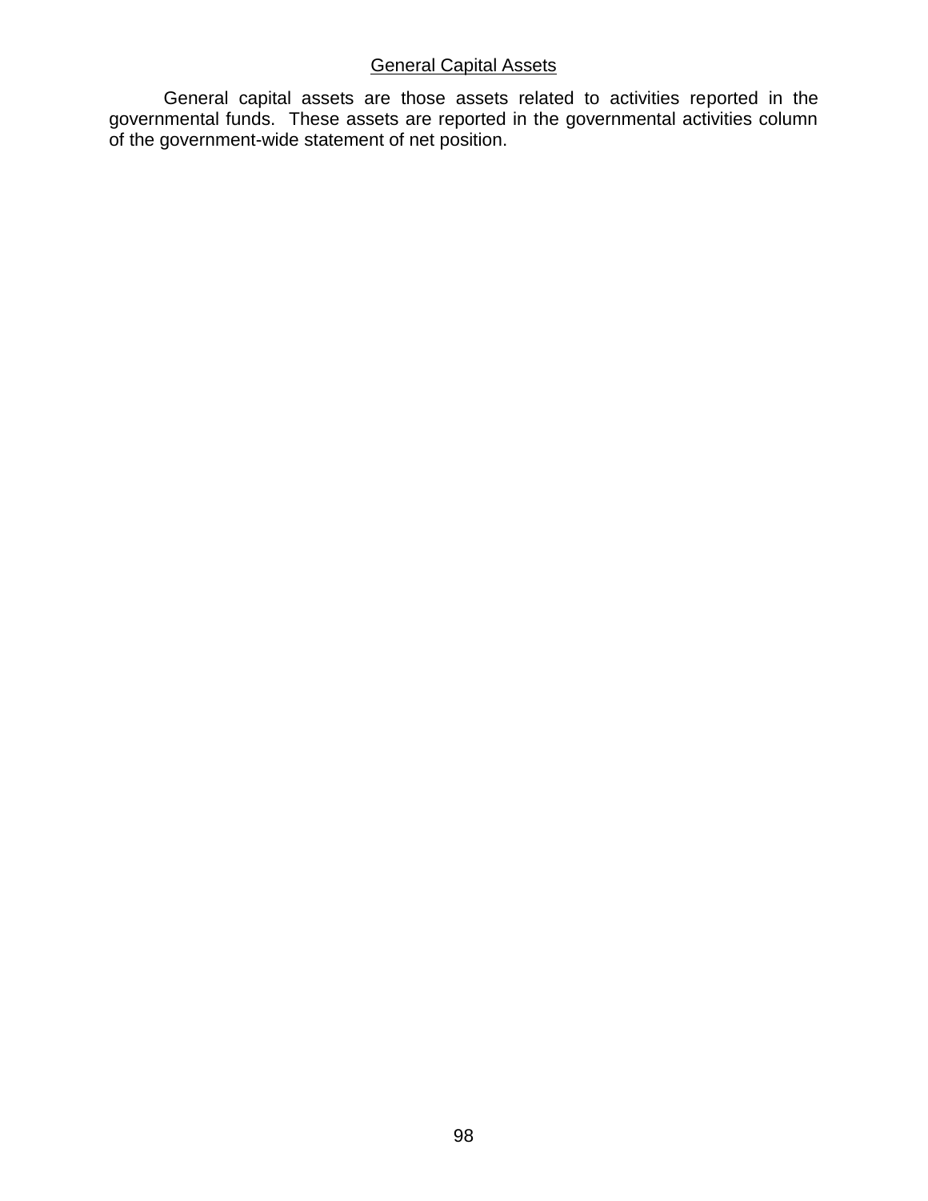## General Capital Assets

General capital assets are those assets related to activities reported in the governmental funds. These assets are reported in the governmental activities column of the government-wide statement of net position.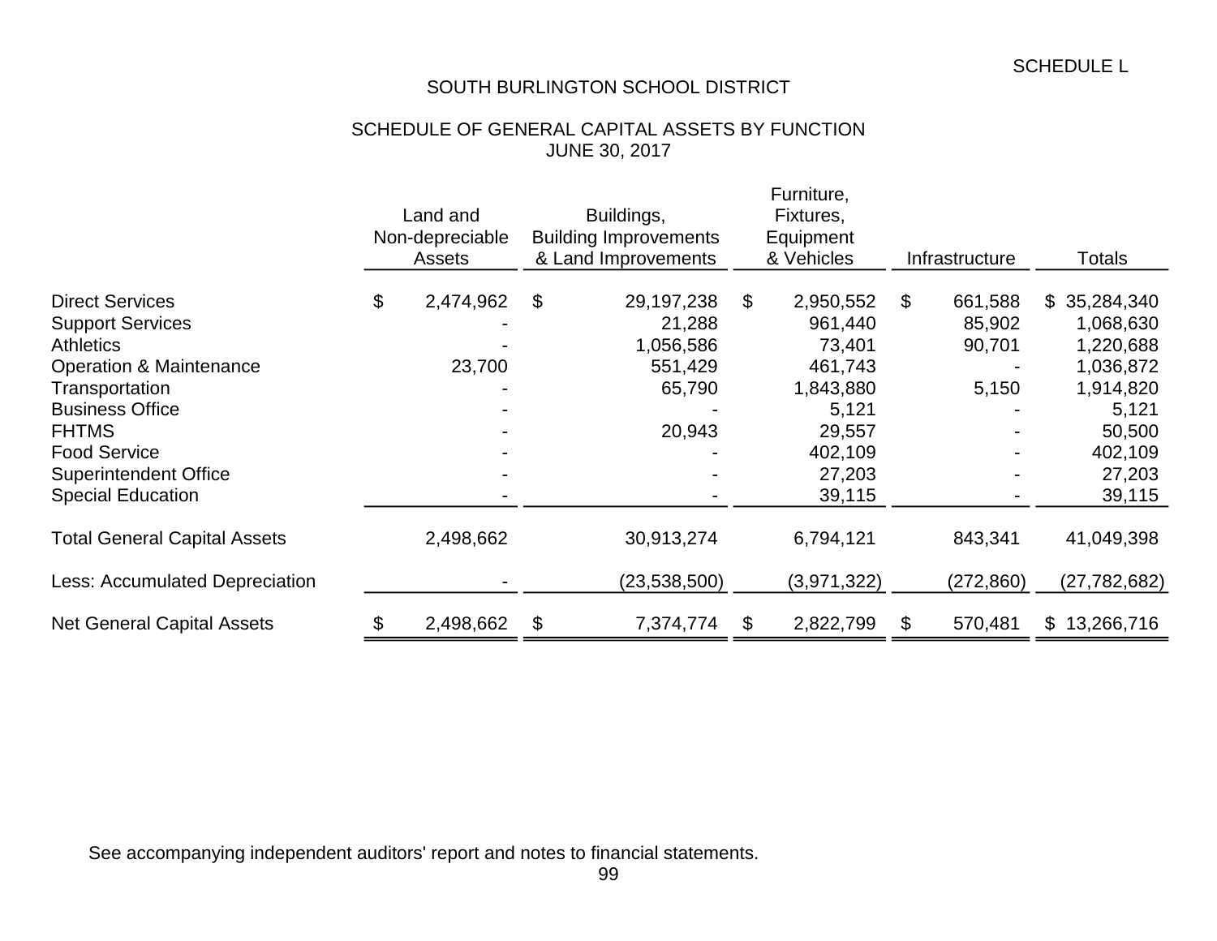SCHEDULE L

# SOUTH BURLINGTON SCHOOL DISTRICT

## SCHEDULE OF GENERAL CAPITAL ASSETS BY FUNCTION
## JUNE 30, 2017

| | Land and Non-depreciable Assets | Buildings, Building Improvements & Land Improvements | Furniture, Fixtures, Equipment & Vehicles | Infrastructure | Totals |
|---|---|---|---|---|---|
| Direct Services | $ 2,474,962 | $ 29,197,238 | $ 2,950,552 | $ 661,588 | $ 35,284,340 |
| Support Services | - | 21,288 | 961,440 | 85,902 | 1,068,630 |
| Athletics | - | 1,056,586 | 73,401 | 90,701 | 1,220,688 |
| Operation & Maintenance | 23,700 | 551,429 | 461,743 | - | 1,036,872 |
| Transportation | - | 65,790 | 1,843,880 | 5,150 | 1,914,820 |
| Business Office | - | - | 5,121 | - | 5,121 |
| FHTMS | - | 20,943 | 29,557 | - | 50,500 |
| Food Service | - | - | 402,109 | - | 402,109 |
| Superintendent Office | - | - | 27,203 | - | 27,203 |
| Special Education | - | - | 39,115 | - | 39,115 |
| Total General Capital Assets | 2,498,662 | 30,913,274 | 6,794,121 | 843,341 | 41,049,398 |
| Less: Accumulated Depreciation | - | (23,538,500) | (3,971,322) | (272,860) | (27,782,682) |
| Net General Capital Assets | $ 2,498,662 | $ 7,374,774 | $ 2,822,799 | $ 570,481 | $ 13,266,716 |

See accompanying independent auditors' report and notes to financial statements.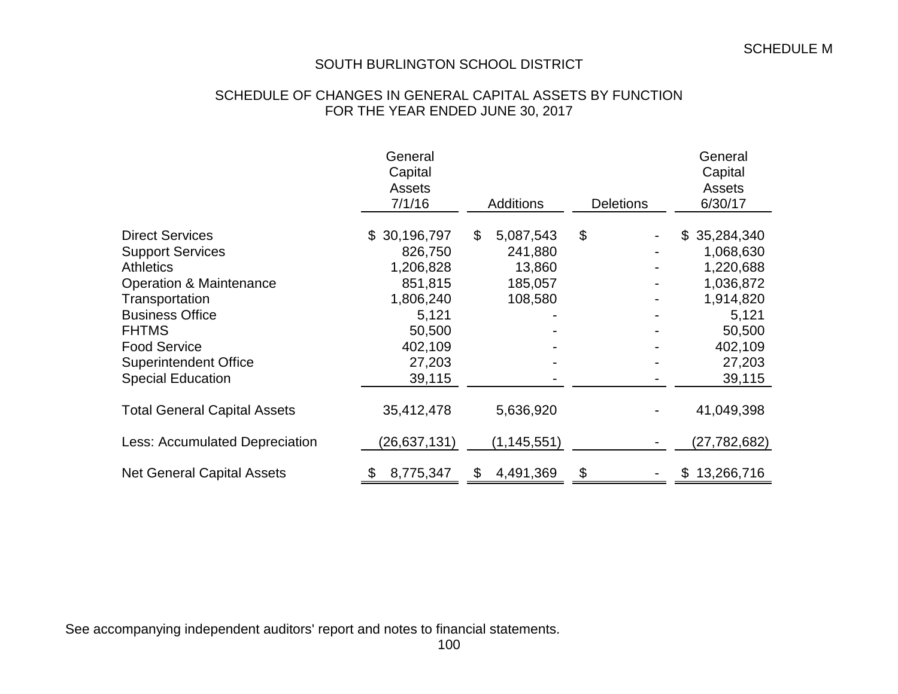SCHEDULE M

# SOUTH BURLINGTON SCHOOL DISTRICT

## SCHEDULE OF CHANGES IN GENERAL CAPITAL ASSETS BY FUNCTION
## FOR THE YEAR ENDED JUNE 30, 2017

| | General Capital Assets 7/1/16 | Additions | Deletions | General Capital Assets 6/30/17 |
|---|---|---|---|---|
| Direct Services | $ 30,196,797 | $ 5,087,543 | $ - | $ 35,284,340 |
| Support Services | 826,750 | 241,880 | - | 1,068,630 |
| Athletics | 1,206,828 | 13,860 | - | 1,220,688 |
| Operation & Maintenance | 851,815 | 185,057 | - | 1,036,872 |
| Transportation | 1,806,240 | 108,580 | - | 1,914,820 |
| Business Office | 5,121 | - | - | 5,121 |
| FHTMS | 50,500 | - | - | 50,500 |
| Food Service | 402,109 | - | - | 402,109 |
| Superintendent Office | 27,203 | - | - | 27,203 |
| Special Education | 39,115 | - | - | 39,115 |
| Total General Capital Assets | 35,412,478 | 5,636,920 | - | 41,049,398 |
| Less: Accumulated Depreciation | (26,637,131) | (1,145,551) | - | (27,782,682) |
| Net General Capital Assets | $ 8,775,347 | $ 4,491,369 | $ - | $ 13,266,716 |

See accompanying independent auditors' report and notes to financial statements.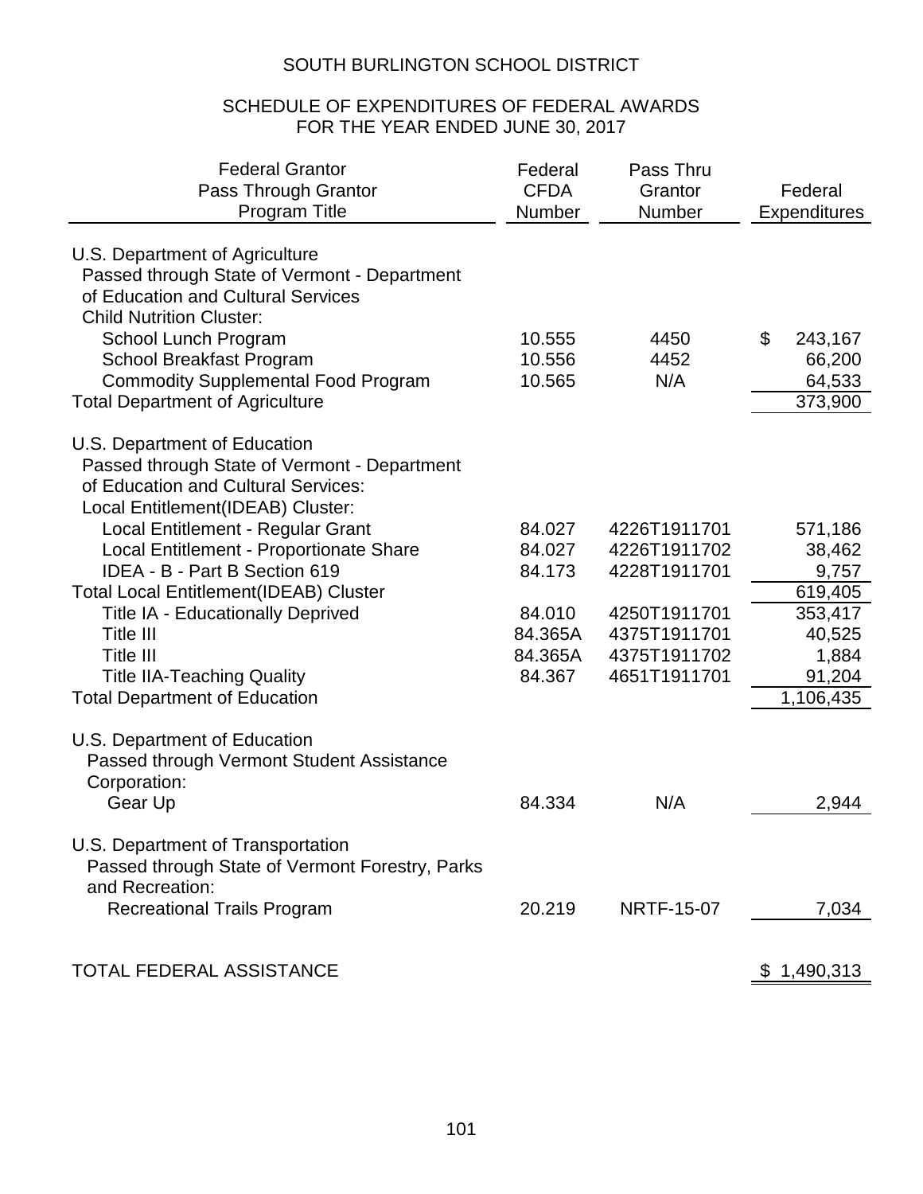# SOUTH BURLINGTON SCHOOL DISTRICT

## SCHEDULE OF EXPENDITURES OF FEDERAL AWARDS
## FOR THE YEAR ENDED JUNE 30, 2017

| Federal Grantor<br>Pass Through Grantor<br>Program Title | Federal CFDA Number | Pass Thru Grantor Number | Federal Expenditures |
|---|---|---|---|
| U.S. Department of Agriculture | | | |
| Passed through State of Vermont - Department of Education and Cultural Services | | | |
| Child Nutrition Cluster: | | | |
| School Lunch Program | 10.555 | 4450 | $ 243,167 |
| School Breakfast Program | 10.556 | 4452 | 66,200 |
| Commodity Supplemental Food Program | 10.565 | N/A | 64,533 |
| Total Department of Agriculture | | | 373,900 |
| U.S. Department of Education | | | |
| Passed through State of Vermont - Department of Education and Cultural Services: | | | |
| Local Entitlement(IDEAB) Cluster: | | | |
| Local Entitlement - Regular Grant | 84.027 | 4226T1911701 | 571,186 |
| Local Entitlement - Proportionate Share | 84.027 | 4226T1911702 | 38,462 |
| IDEA - B - Part B Section 619 | 84.173 | 4228T1911701 | 9,757 |
| Total Local Entitlement(IDEAB) Cluster | | | 619,405 |
| Title IA - Educationally Deprived | 84.010 | 4250T1911701 | 353,417 |
| Title III | 84.365A | 4375T1911701 | 40,525 |
| Title III | 84.365A | 4375T1911702 | 1,884 |
| Title IIA-Teaching Quality | 84.367 | 4651T1911701 | 91,204 |
| Total Department of Education | | | 1,106,435 |
| U.S. Department of Education | | | |
| Passed through Vermont Student Assistance Corporation: | | | |
| Gear Up | 84.334 | N/A | 2,944 |
| U.S. Department of Transportation | | | |
| Passed through State of Vermont Forestry, Parks and Recreation: | | | |
| Recreational Trails Program | 20.219 | NRTF-15-07 | 7,034 |
| TOTAL FEDERAL ASSISTANCE | | | $ 1,490,313 |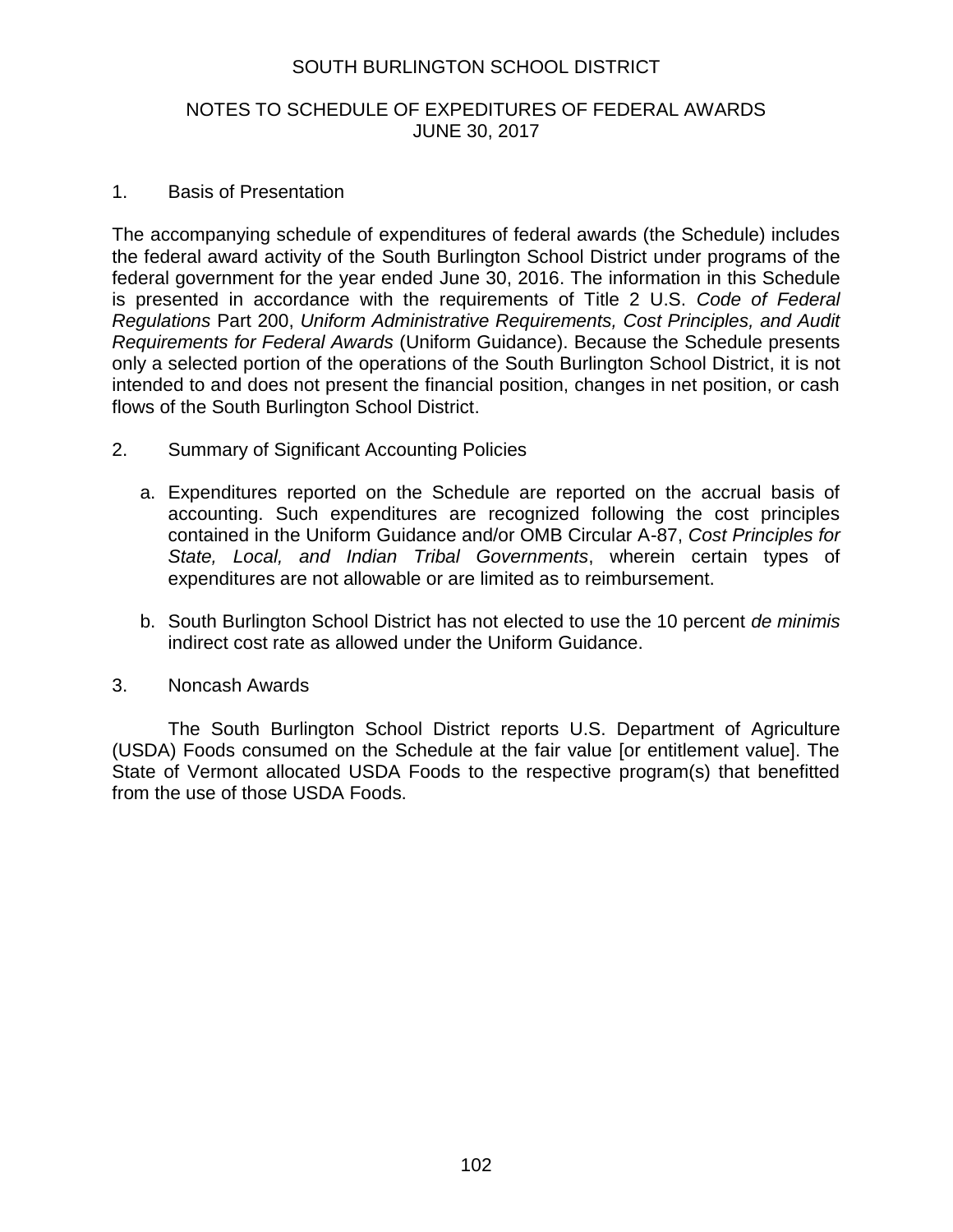# SOUTH BURLINGTON SCHOOL DISTRICT

## NOTES TO SCHEDULE OF EXPEDITURES OF FEDERAL AWARDS
## JUNE 30, 2017

1. Basis of Presentation

The accompanying schedule of expenditures of federal awards (the Schedule) includes the federal award activity of the South Burlington School District under programs of the federal government for the year ended June 30, 2016. The information in this Schedule is presented in accordance with the requirements of Title 2 U.S. *Code of Federal Regulations* Part 200, *Uniform Administrative Requirements, Cost Principles, and Audit Requirements for Federal Awards* (Uniform Guidance). Because the Schedule presents only a selected portion of the operations of the South Burlington School District, it is not intended to and does not present the financial position, changes in net position, or cash flows of the South Burlington School District.

2. Summary of Significant Accounting Policies

   a. Expenditures reported on the Schedule are reported on the accrual basis of accounting. Such expenditures are recognized following the cost principles contained in the Uniform Guidance and/or OMB Circular A-87, *Cost Principles for State, Local, and Indian Tribal Governments*, wherein certain types of expenditures are not allowable or are limited as to reimbursement.

   b. South Burlington School District has not elected to use the 10 percent *de minimis* indirect cost rate as allowed under the Uniform Guidance.

3. Noncash Awards

The South Burlington School District reports U.S. Department of Agriculture (USDA) Foods consumed on the Schedule at the fair value [or entitlement value]. The State of Vermont allocated USDA Foods to the respective program(s) that benefitted from the use of those USDA Foods.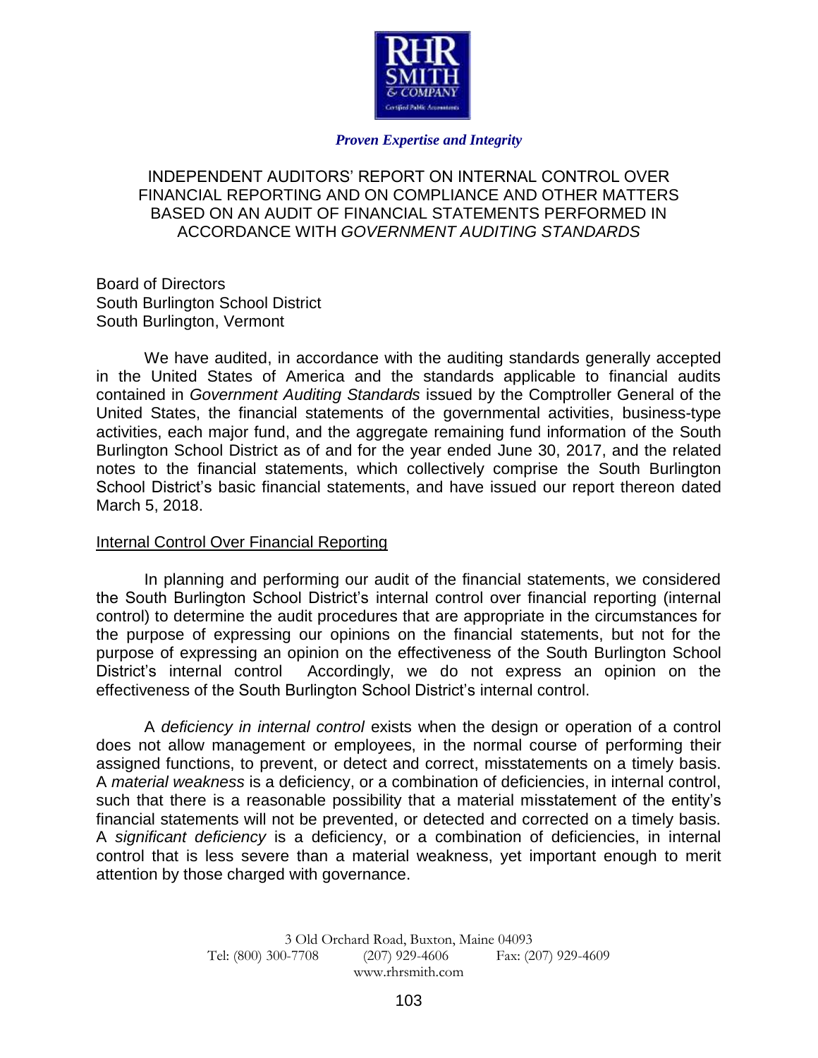*Proven Expertise and Integrity*

# INDEPENDENT AUDITORS' REPORT ON INTERNAL CONTROL OVER FINANCIAL REPORTING AND ON COMPLIANCE AND OTHER MATTERS BASED ON AN AUDIT OF FINANCIAL STATEMENTS PERFORMED IN ACCORDANCE WITH *GOVERNMENT AUDITING STANDARDS*

Board of Directors
South Burlington School District
South Burlington, Vermont

We have audited, in accordance with the auditing standards generally accepted in the United States of America and the standards applicable to financial audits contained in *Government Auditing Standards* issued by the Comptroller General of the United States, the financial statements of the governmental activities, business-type activities, each major fund, and the aggregate remaining fund information of the South Burlington School District as of and for the year ended June 30, 2017, and the related notes to the financial statements, which collectively comprise the South Burlington School District's basic financial statements, and have issued our report thereon dated March 5, 2018.

## Internal Control Over Financial Reporting

In planning and performing our audit of the financial statements, we considered the South Burlington School District's internal control over financial reporting (internal control) to determine the audit procedures that are appropriate in the circumstances for the purpose of expressing our opinions on the financial statements, but not for the purpose of expressing an opinion on the effectiveness of the South Burlington School District's internal control Accordingly, we do not express an opinion on the effectiveness of the South Burlington School District's internal control.

A *deficiency in internal control* exists when the design or operation of a control does not allow management or employees, in the normal course of performing their assigned functions, to prevent, or detect and correct, misstatements on a timely basis. A *material weakness* is a deficiency, or a combination of deficiencies, in internal control, such that there is a reasonable possibility that a material misstatement of the entity's financial statements will not be prevented, or detected and corrected on a timely basis. A *significant deficiency* is a deficiency, or a combination of deficiencies, in internal control that is less severe than a material weakness, yet important enough to merit attention by those charged with governance.

3 Old Orchard Road, Buxton, Maine 04093
Tel: (800) 300-7708 (207) 929-4606 Fax: (207) 929-4609
www.rhrsmith.com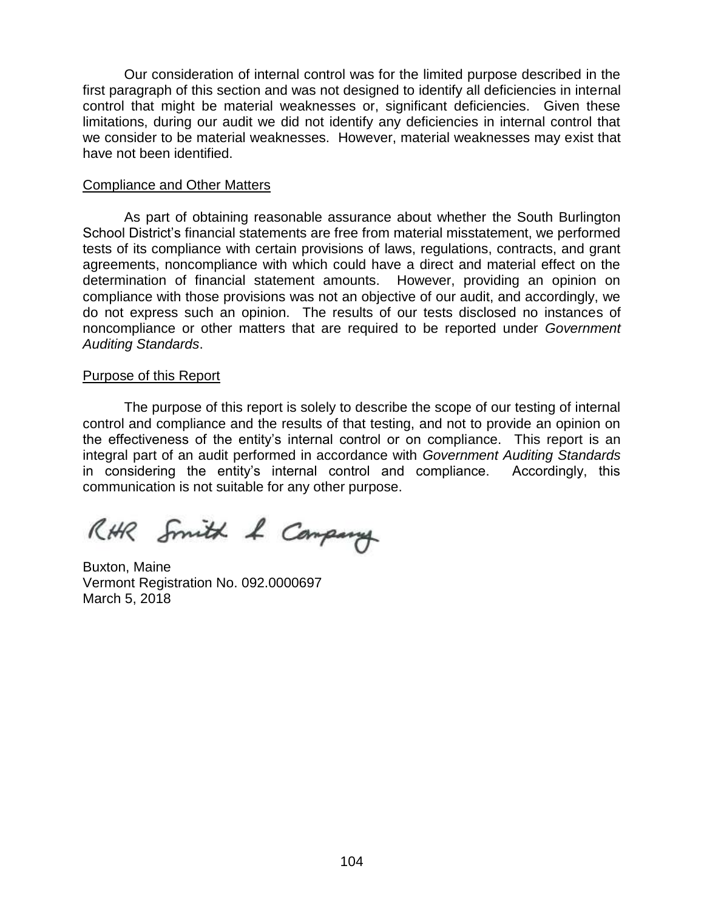Our consideration of internal control was for the limited purpose described in the first paragraph of this section and was not designed to identify all deficiencies in internal control that might be material weaknesses or, significant deficiencies. Given these limitations, during our audit we did not identify any deficiencies in internal control that we consider to be material weaknesses. However, material weaknesses may exist that have not been identified.

## Compliance and Other Matters

As part of obtaining reasonable assurance about whether the South Burlington School District's financial statements are free from material misstatement, we performed tests of its compliance with certain provisions of laws, regulations, contracts, and grant agreements, noncompliance with which could have a direct and material effect on the determination of financial statement amounts. However, providing an opinion on compliance with those provisions was not an objective of our audit, and accordingly, we do not express such an opinion. The results of our tests disclosed no instances of noncompliance or other matters that are required to be reported under *Government Auditing Standards*.

## Purpose of this Report

The purpose of this report is solely to describe the scope of our testing of internal control and compliance and the results of that testing, and not to provide an opinion on the effectiveness of the entity's internal control or on compliance. This report is an integral part of an audit performed in accordance with *Government Auditing Standards* in considering the entity's internal control and compliance. Accordingly, this communication is not suitable for any other purpose.

RHR Smith & Company

Buxton, Maine
Vermont Registration No. 092.0000697
March 5, 2018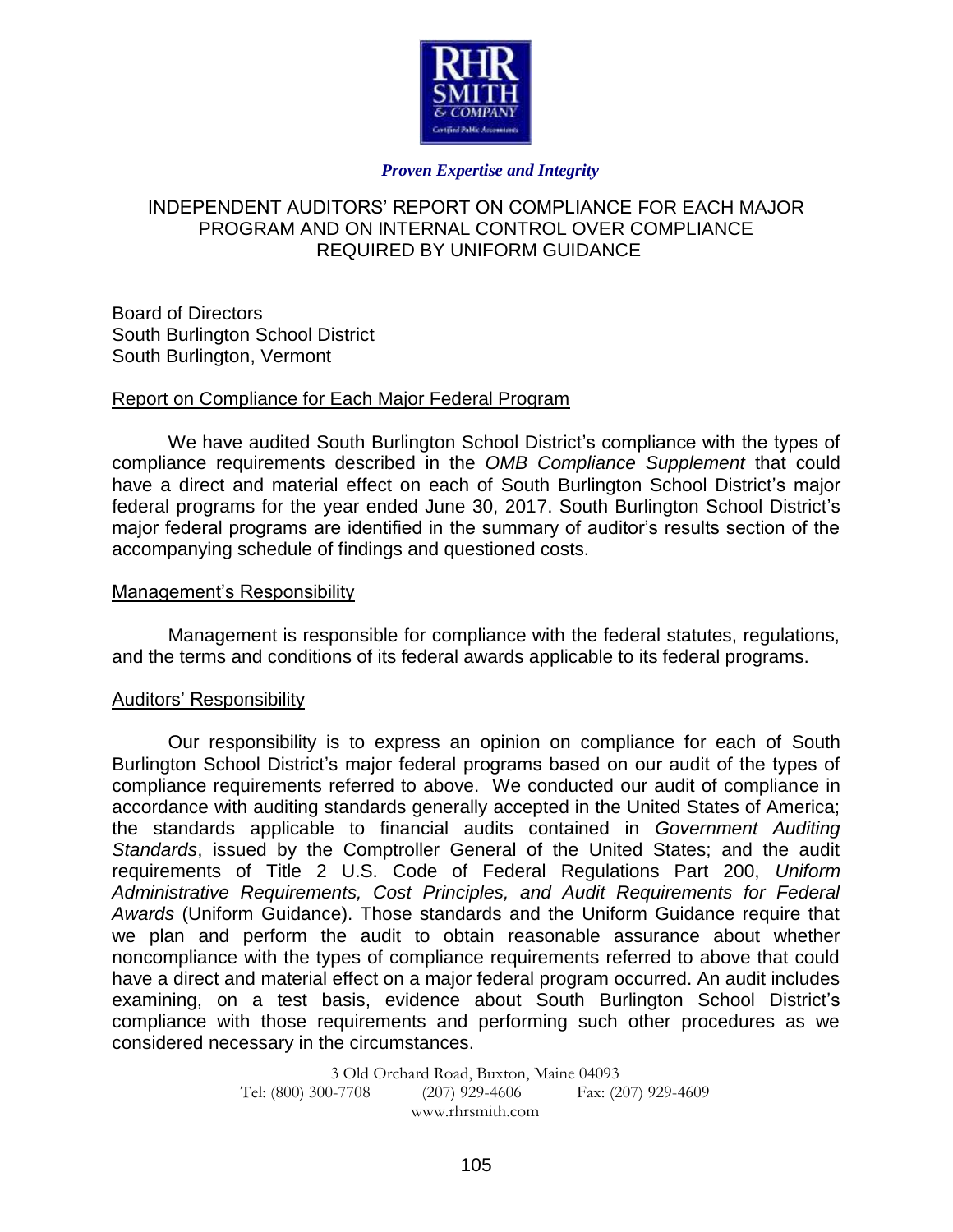*Proven Expertise and Integrity*

# INDEPENDENT AUDITORS' REPORT ON COMPLIANCE FOR EACH MAJOR PROGRAM AND ON INTERNAL CONTROL OVER COMPLIANCE REQUIRED BY UNIFORM GUIDANCE

Board of Directors
South Burlington School District
South Burlington, Vermont

## Report on Compliance for Each Major Federal Program

We have audited South Burlington School District's compliance with the types of compliance requirements described in the *OMB Compliance Supplement* that could have a direct and material effect on each of South Burlington School District's major federal programs for the year ended June 30, 2017. South Burlington School District's major federal programs are identified in the summary of auditor's results section of the accompanying schedule of findings and questioned costs.

## Management's Responsibility

Management is responsible for compliance with the federal statutes, regulations, and the terms and conditions of its federal awards applicable to its federal programs.

## Auditors' Responsibility

Our responsibility is to express an opinion on compliance for each of South Burlington School District's major federal programs based on our audit of the types of compliance requirements referred to above. We conducted our audit of compliance in accordance with auditing standards generally accepted in the United States of America; the standards applicable to financial audits contained in *Government Auditing Standards*, issued by the Comptroller General of the United States; and the audit requirements of Title 2 U.S. Code of Federal Regulations Part 200, *Uniform Administrative Requirements, Cost Principles, and Audit Requirements for Federal Awards* (Uniform Guidance). Those standards and the Uniform Guidance require that we plan and perform the audit to obtain reasonable assurance about whether noncompliance with the types of compliance requirements referred to above that could have a direct and material effect on a major federal program occurred. An audit includes examining, on a test basis, evidence about South Burlington School District's compliance with those requirements and performing such other procedures as we considered necessary in the circumstances.

3 Old Orchard Road, Buxton, Maine 04093
Tel: (800) 300-7708 (207) 929-4606 Fax: (207) 929-4609
www.rhrsmith.com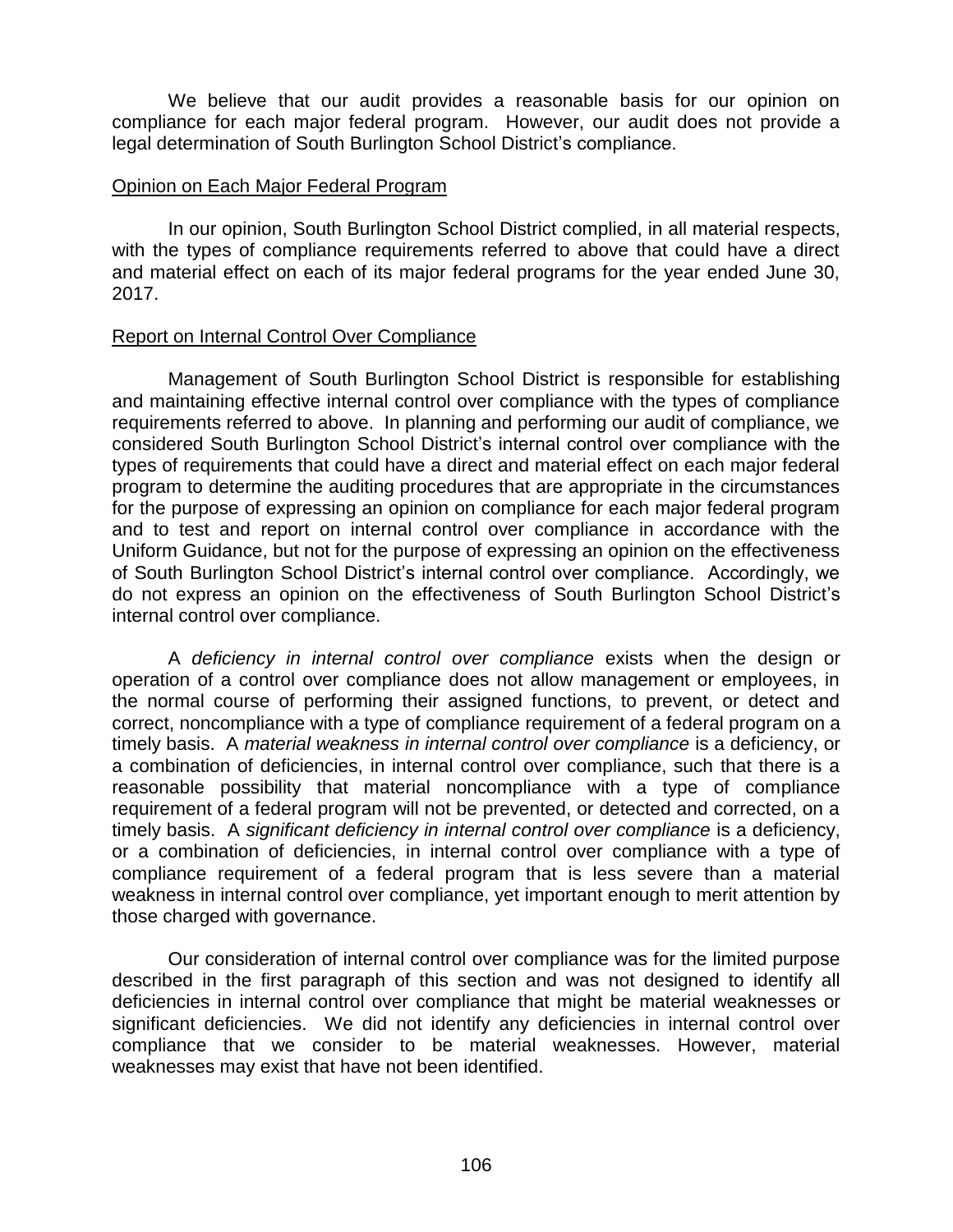We believe that our audit provides a reasonable basis for our opinion on compliance for each major federal program. However, our audit does not provide a legal determination of South Burlington School District's compliance.

## Opinion on Each Major Federal Program

In our opinion, South Burlington School District complied, in all material respects, with the types of compliance requirements referred to above that could have a direct and material effect on each of its major federal programs for the year ended June 30, 2017.

## Report on Internal Control Over Compliance

Management of South Burlington School District is responsible for establishing and maintaining effective internal control over compliance with the types of compliance requirements referred to above. In planning and performing our audit of compliance, we considered South Burlington School District's internal control over compliance with the types of requirements that could have a direct and material effect on each major federal program to determine the auditing procedures that are appropriate in the circumstances for the purpose of expressing an opinion on compliance for each major federal program and to test and report on internal control over compliance in accordance with the Uniform Guidance, but not for the purpose of expressing an opinion on the effectiveness of South Burlington School District's internal control over compliance. Accordingly, we do not express an opinion on the effectiveness of South Burlington School District's internal control over compliance.

A *deficiency in internal control over compliance* exists when the design or operation of a control over compliance does not allow management or employees, in the normal course of performing their assigned functions, to prevent, or detect and correct, noncompliance with a type of compliance requirement of a federal program on a timely basis. A *material weakness in internal control over compliance* is a deficiency, or a combination of deficiencies, in internal control over compliance, such that there is a reasonable possibility that material noncompliance with a type of compliance requirement of a federal program will not be prevented, or detected and corrected, on a timely basis. A *significant deficiency in internal control over compliance* is a deficiency, or a combination of deficiencies, in internal control over compliance with a type of compliance requirement of a federal program that is less severe than a material weakness in internal control over compliance, yet important enough to merit attention by those charged with governance.

Our consideration of internal control over compliance was for the limited purpose described in the first paragraph of this section and was not designed to identify all deficiencies in internal control over compliance that might be material weaknesses or significant deficiencies. We did not identify any deficiencies in internal control over compliance that we consider to be material weaknesses. However, material weaknesses may exist that have not been identified.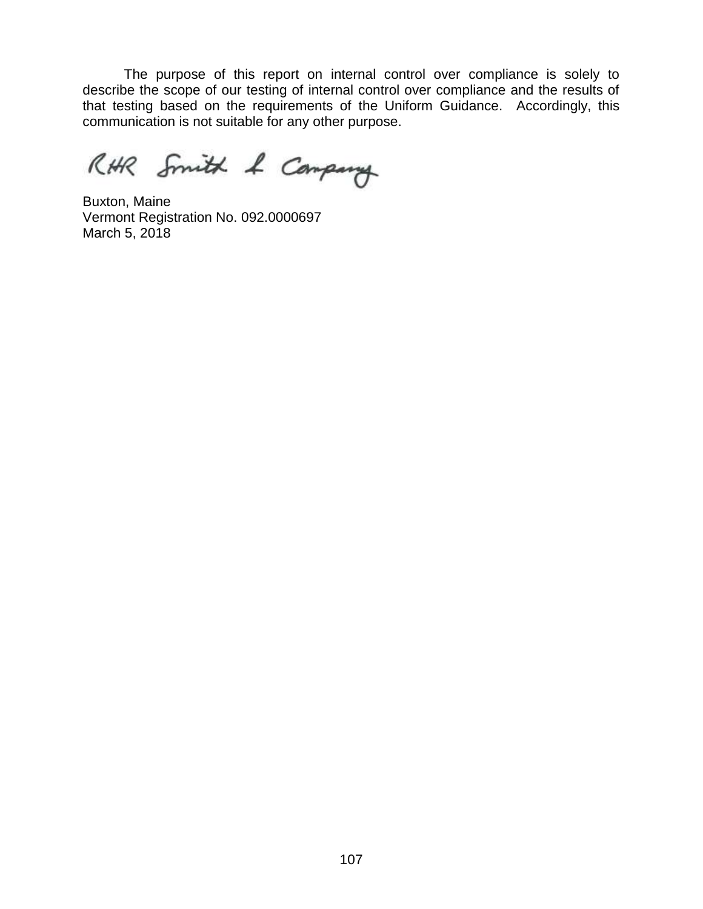The purpose of this report on internal control over compliance is solely to describe the scope of our testing of internal control over compliance and the results of that testing based on the requirements of the Uniform Guidance. Accordingly, this communication is not suitable for any other purpose.

RHR Smith & Company

Buxton, Maine
Vermont Registration No. 092.0000697
March 5, 2018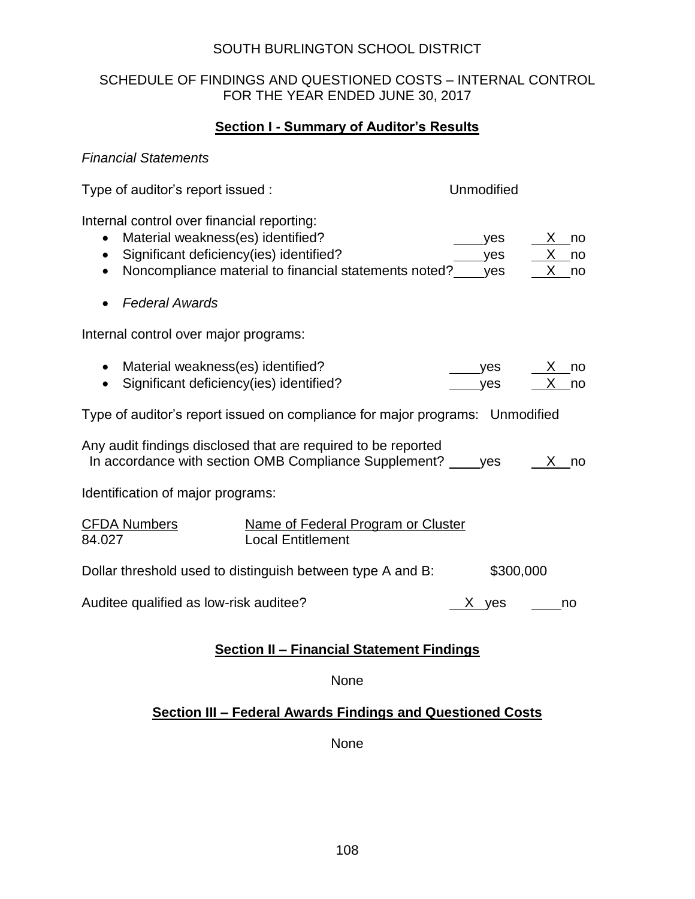SOUTH BURLINGTON SCHOOL DISTRICT

SCHEDULE OF FINDINGS AND QUESTIONED COSTS – INTERNAL CONTROL
FOR THE YEAR ENDED JUNE 30, 2017

## Section I - Summary of Auditor's Results

*Financial Statements*

Type of auditor's report issued : Unmodified

Internal control over financial reporting:

- Material weakness(es) identified? ____yes __X__no
- Significant deficiency(ies) identified? ____yes __X__no
- Noncompliance material to financial statements noted? ____yes __X__no

- *Federal Awards*

Internal control over major programs:

- Material weakness(es) identified? ____yes __X__no
- Significant deficiency(ies) identified? ____yes __X__no

Type of auditor's report issued on compliance for major programs: Unmodified

Any audit findings disclosed that are required to be reported
In accordance with section OMB Compliance Supplement? ____yes __X__no

Identification of major programs:

| CFDA Numbers | Name of Federal Program or Cluster |
|---|---|
| 84.027 | Local Entitlement |

Dollar threshold used to distinguish between type A and B: $300,000

Auditee qualified as low-risk auditee? __X__yes ____no

## Section II – Financial Statement Findings

None

## Section III – Federal Awards Findings and Questioned Costs

None